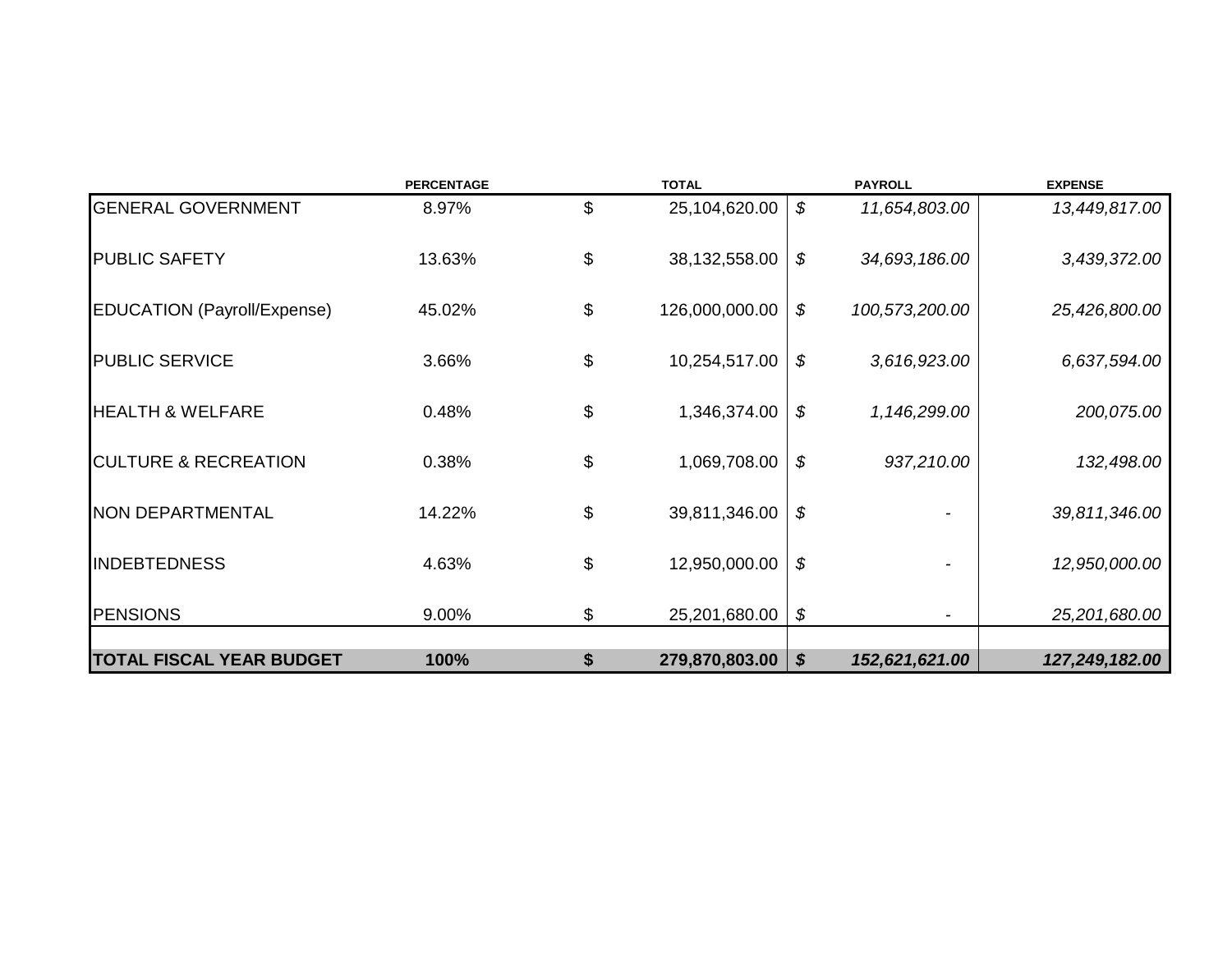| | PERCENTAGE | TOTAL | PAYROLL | EXPENSE |
|---|---|---|---|---|
| GENERAL GOVERNMENT | 8.97% | $ 25,104,620.00 | *$ 11,654,803.00* | *13,449,817.00* |
| PUBLIC SAFETY | 13.63% | $ 38,132,558.00 | *$ 34,693,186.00* | *3,439,372.00* |
| EDUCATION (Payroll/Expense) | 45.02% | $ 126,000,000.00 | *$ 100,573,200.00* | *25,426,800.00* |
| PUBLIC SERVICE | 3.66% | $ 10,254,517.00 | *$ 3,616,923.00* | *6,637,594.00* |
| HEALTH & WELFARE | 0.48% | $ 1,346,374.00 | *$ 1,146,299.00* | *200,075.00* |
| CULTURE & RECREATION | 0.38% | $ 1,069,708.00 | *$ 937,210.00* | *132,498.00* |
| NON DEPARTMENTAL | 14.22% | $ 39,811,346.00 | *$ -* | *39,811,346.00* |
| INDEBTEDNESS | 4.63% | $ 12,950,000.00 | *$ -* | *12,950,000.00* |
| PENSIONS | 9.00% | $ 25,201,680.00 | *$ -* | *25,201,680.00* |
| **TOTAL FISCAL YEAR BUDGET** | **100%** | **$ 279,870,803.00** | ***$ 152,621,621.00*** | ***127,249,182.00*** |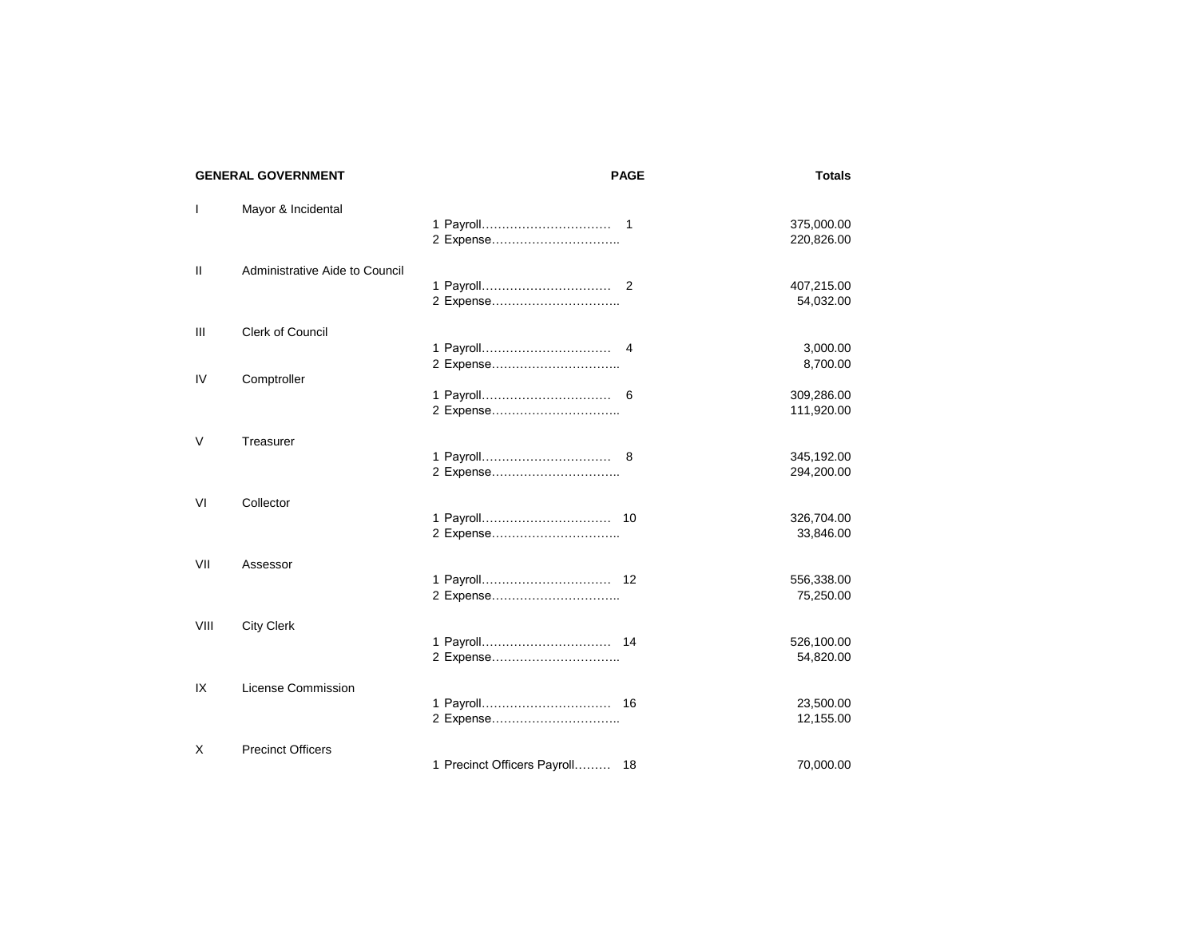| GENERAL GOVERNMENT | | | PAGE | Totals |
|---|---|---|---|---|
| I | Mayor & Incidental | | | |
| | | 1 Payroll……………………………… | 1 | 375,000.00 |
| | | 2 Expense………………………….. | | 220,826.00 |
| II | Administrative Aide to Council | | | |
| | | 1 Payroll……………………………… | 2 | 407,215.00 |
| | | 2 Expense………………………….. | | 54,032.00 |
| III | Clerk of Council | | | |
| | | 1 Payroll……………………………… | 4 | 3,000.00 |
| | | 2 Expense………………………….. | | 8,700.00 |
| IV | Comptroller | | | |
| | | 1 Payroll……………………………… | 6 | 309,286.00 |
| | | 2 Expense………………………….. | | 111,920.00 |
| V | Treasurer | | | |
| | | 1 Payroll……………………………… | 8 | 345,192.00 |
| | | 2 Expense………………………….. | | 294,200.00 |
| VI | Collector | | | |
| | | 1 Payroll……………………………… | 10 | 326,704.00 |
| | | 2 Expense………………………….. | | 33,846.00 |
| VII | Assessor | | | |
| | | 1 Payroll……………………………… | 12 | 556,338.00 |
| | | 2 Expense………………………….. | | 75,250.00 |
| VIII | City Clerk | | | |
| | | 1 Payroll……………………………… | 14 | 526,100.00 |
| | | 2 Expense………………………….. | | 54,820.00 |
| IX | License Commission | | | |
| | | 1 Payroll……………………………… | 16 | 23,500.00 |
| | | 2 Expense………………………….. | | 12,155.00 |
| X | Precinct Officers | | | |
| | | 1 Precinct Officers Payroll……… | 18 | 70,000.00 |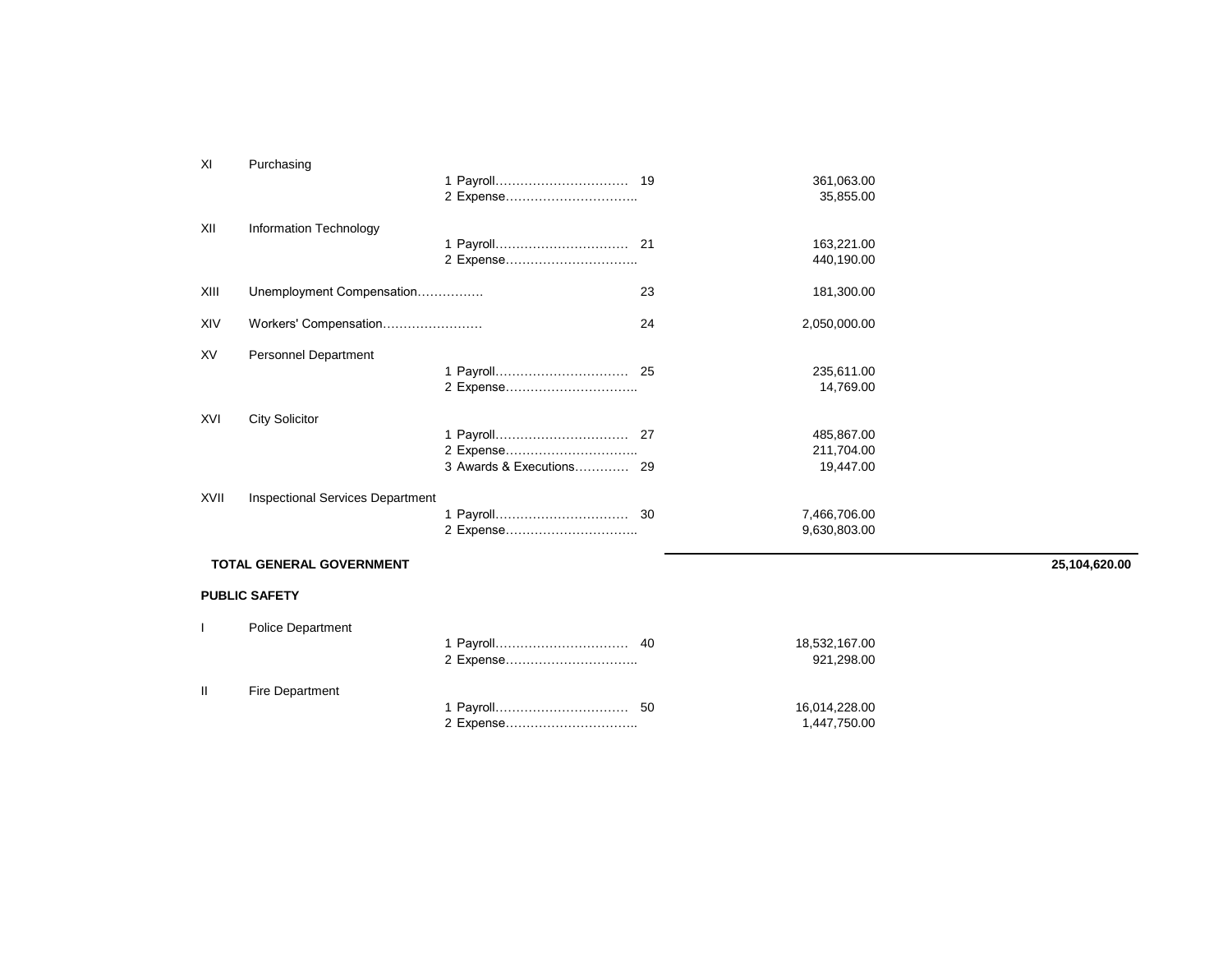| | | | | | |
|---|---|---|---|---|---|
| XI | Purchasing | | | | |
| | | 1 Payroll……………………………… | 19 | 361,063.00 | |
| | | 2 Expense…………………………….. | | 35,855.00 | |
| XII | Information Technology | | | | |
| | | 1 Payroll……………………………… | 21 | 163,221.00 | |
| | | 2 Expense…………………………….. | | 440,190.00 | |
| XIII | Unemployment Compensation……………. | | 23 | 181,300.00 | |
| XIV | Workers' Compensation…………………… | | 24 | 2,050,000.00 | |
| XV | Personnel Department | | | | |
| | | 1 Payroll……………………………… | 25 | 235,611.00 | |
| | | 2 Expense…………………………….. | | 14,769.00 | |
| XVI | City Solicitor | | | | |
| | | 1 Payroll……………………………… | 27 | 485,867.00 | |
| | | 2 Expense…………………………….. | | 211,704.00 | |
| | | 3 Awards & Executions………… | 29 | 19,447.00 | |
| XVII | Inspectional Services Department | | | | |
| | | 1 Payroll……………………………… | 30 | 7,466,706.00 | |
| | | 2 Expense…………………………….. | | 9,630,803.00 | |
| **TOTAL GENERAL GOVERNMENT** | | | | | **25,104,620.00** |
| **PUBLIC SAFETY** | | | | | |
| I | Police Department | | | | |
| | | 1 Payroll……………………………… | 40 | 18,532,167.00 | |
| | | 2 Expense…………………………….. | | 921,298.00 | |
| II | Fire Department | | | | |
| | | 1 Payroll……………………………… | 50 | 16,014,228.00 | |
| | | 2 Expense…………………………….. | | 1,447,750.00 | |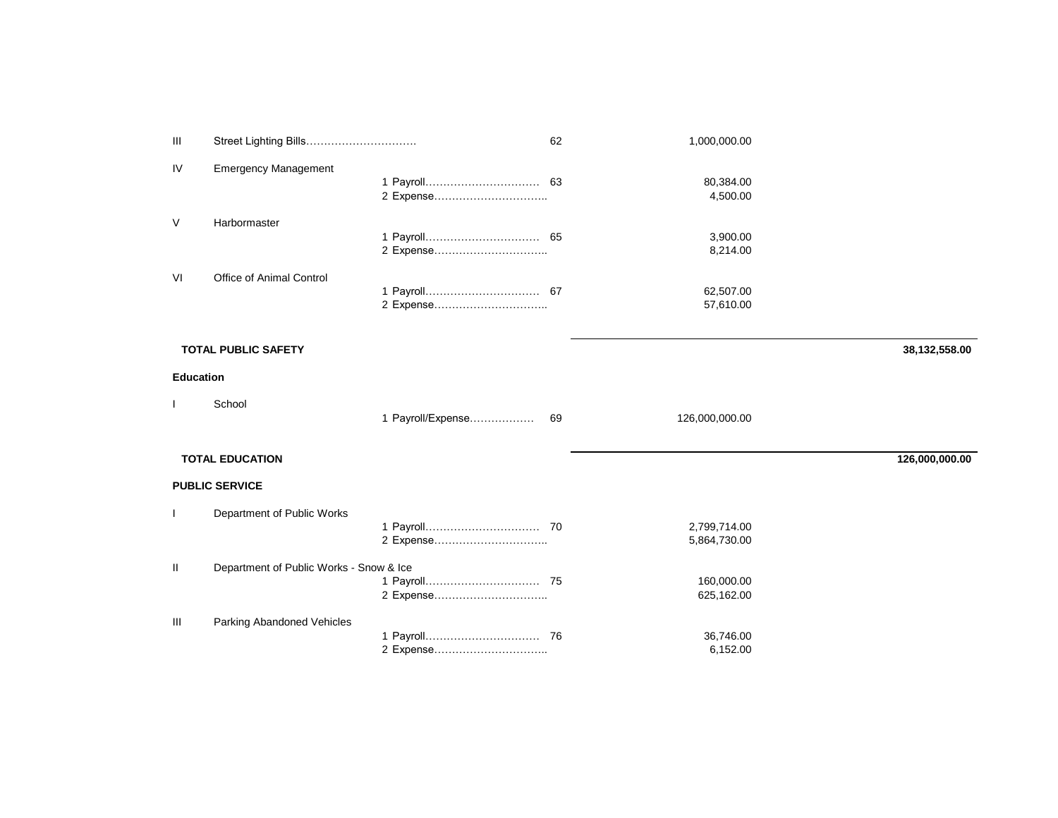| | | | | | |
|---|---|---|---|---|---|
| III | Street Lighting Bills…………………………. | | 62 | 1,000,000.00 | |
| IV | Emergency Management | | | | |
| | | 1 Payroll…………………………… | 63 | 80,384.00 | |
| | | 2 Expense………………………….. | | 4,500.00 | |
| V | Harbormaster | | | | |
| | | 1 Payroll…………………………… | 65 | 3,900.00 | |
| | | 2 Expense………………………….. | | 8,214.00 | |
| VI | Office of Animal Control | | | | |
| | | 1 Payroll…………………………… | 67 | 62,507.00 | |
| | | 2 Expense………………………….. | | 57,610.00 | |
| **TOTAL PUBLIC SAFETY** | | | | | **38,132,558.00** |
| **Education** | | | | | |
| I | School | | | | |
| | | 1 Payroll/Expense……………… | 69 | 126,000,000.00 | |
| **TOTAL EDUCATION** | | | | | **126,000,000.00** |
| **PUBLIC SERVICE** | | | | | |
| I | Department of Public Works | | | | |
| | | 1 Payroll…………………………… | 70 | 2,799,714.00 | |
| | | 2 Expense………………………….. | | 5,864,730.00 | |
| II | Department of Public Works - Snow & Ice | | | | |
| | | 1 Payroll…………………………… | 75 | 160,000.00 | |
| | | 2 Expense………………………….. | | 625,162.00 | |
| III | Parking Abandoned Vehicles | | | | |
| | | 1 Payroll…………………………… | 76 | 36,746.00 | |
| | | 2 Expense………………………….. | | 6,152.00 | |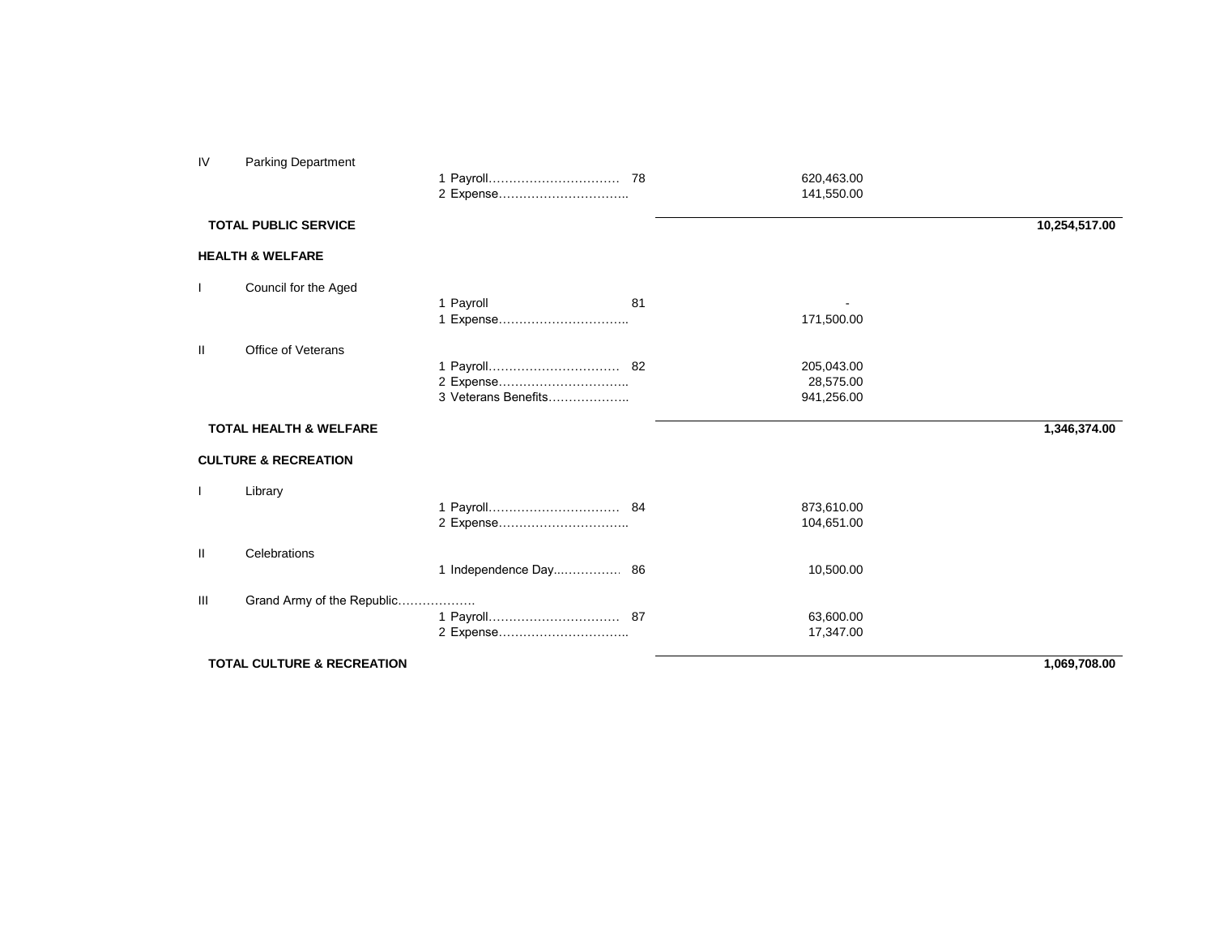| | | | | |
|---|---|---|---|---|
| IV | Parking Department | | | |
| | | 1 Payroll……………………………  78 | 620,463.00 | |
| | | 2 Expense………………………….. | 141,550.00 | |
| **TOTAL PUBLIC SERVICE** | | | | **10,254,517.00** |
| **HEALTH & WELFARE** | | | | |
| I | Council for the Aged | | | |
| | | 1 Payroll  81 | - | |
| | | 1 Expense………………………….. | 171,500.00 | |
| II | Office of Veterans | | | |
| | | 1 Payroll……………………………  82 | 205,043.00 | |
| | | 2 Expense………………………….. | 28,575.00 | |
| | | 3 Veterans Benefits……………….. | 941,256.00 | |
| **TOTAL HEALTH & WELFARE** | | | | **1,346,374.00** |
| **CULTURE & RECREATION** | | | | |
| I | Library | | | |
| | | 1 Payroll……………………………  84 | 873,610.00 | |
| | | 2 Expense………………………….. | 104,651.00 | |
| II | Celebrations | | | |
| | | 1 Independence Day..……………  86 | 10,500.00 | |
| III | Grand Army of the Republic………………. | | | |
| | | 1 Payroll……………………………  87 | 63,600.00 | |
| | | 2 Expense………………………….. | 17,347.00 | |
| **TOTAL CULTURE & RECREATION** | | | | **1,069,708.00** |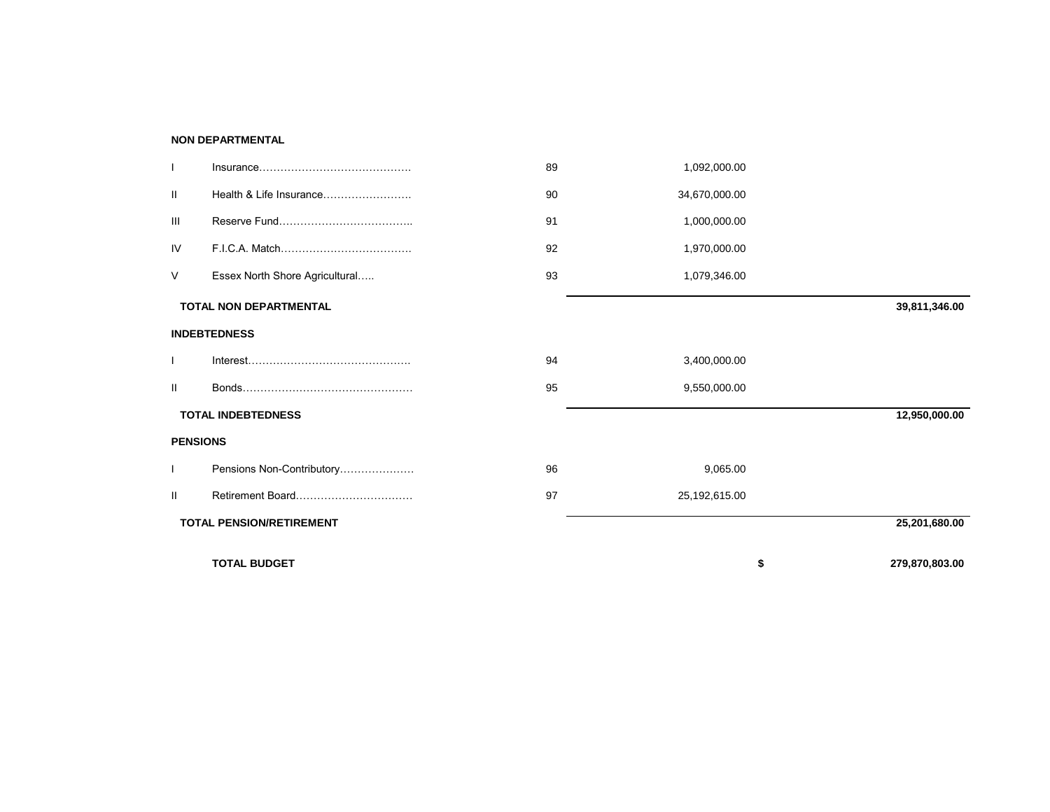| | | | | | |
|---|---|---|---|---|---|
| **NON DEPARTMENTAL** | | | | | |
| I | Insurance………………………………… | 89 | 1,092,000.00 | | |
| II | Health & Life Insurance…………………… | 90 | 34,670,000.00 | | |
| III | Reserve Fund……………………………….. | 91 | 1,000,000.00 | | |
| IV | F.I.C.A. Match………………………………. | 92 | 1,970,000.00 | | |
| V | Essex North Shore Agricultural….. | 93 | 1,079,346.00 | | |
| **TOTAL NON DEPARTMENTAL** | | | | | **39,811,346.00** |
| **INDEBTEDNESS** | | | | | |
| I | Interest……………………………………. | 94 | 3,400,000.00 | | |
| II | Bonds………………………………………. | 95 | 9,550,000.00 | | |
| **TOTAL INDEBTEDNESS** | | | | | **12,950,000.00** |
| **PENSIONS** | | | | | |
| I | Pensions Non-Contributory………………… | 96 | 9,065.00 | | |
| II | Retirement Board…………………………… | 97 | 25,192,615.00 | | |
| **TOTAL PENSION/RETIREMENT** | | | | | **25,201,680.00** |
| | **TOTAL BUDGET** | | | **$** | **279,870,803.00** |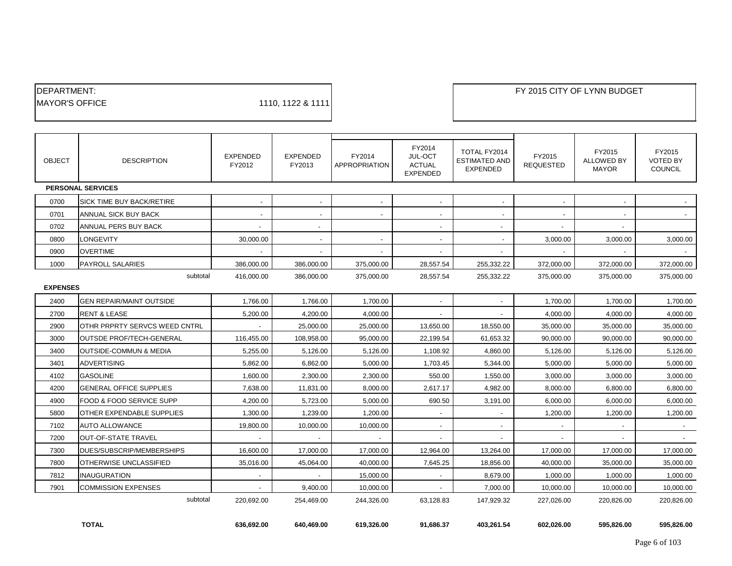| DEPARTMENT: | |
|---|---|
| MAYOR'S OFFICE | 1110, 1122 & 1111 |

**FY 2015 CITY OF LYNN BUDGET**

| OBJECT | DESCRIPTION | EXPENDED FY2012 | EXPENDED FY2013 | FY2014 APPROPRIATION | FY2014 JUL-OCT ACTUAL EXPENDED | TOTAL FY2014 ESTIMATED AND EXPENDED | FY2015 REQUESTED | FY2015 ALLOWED BY MAYOR | FY2015 VOTED BY COUNCIL |
|---|---|---|---|---|---|---|---|---|---|
| **PERSONAL SERVICES** | | | | | | | | | |
| 0700 | SICK TIME BUY BACK/RETIRE | - | - | - | - | - | - | - | - |
| 0701 | ANNUAL SICK BUY BACK | - | - | - | - | - | - | - | - |
| 0702 | ANNUAL PERS BUY BACK | - | - | | - | - | - | - | |
| 0800 | LONGEVITY | 30,000.00 | - | - | - | - | 3,000.00 | 3,000.00 | 3,000.00 |
| 0900 | OVERTIME | - | - | - | - | - | - | - | - |
| 1000 | PAYROLL SALARIES | 386,000.00 | 386,000.00 | 375,000.00 | 28,557.54 | 255,332.22 | 372,000.00 | 372,000.00 | 372,000.00 |
| | subtotal | 416,000.00 | 386,000.00 | 375,000.00 | 28,557.54 | 255,332.22 | 375,000.00 | 375,000.00 | 375,000.00 |
| **EXPENSES** | | | | | | | | | |
| 2400 | GEN REPAIR/MAINT OUTSIDE | 1,766.00 | 1,766.00 | 1,700.00 | - | - | 1,700.00 | 1,700.00 | 1,700.00 |
| 2700 | RENT & LEASE | 5,200.00 | 4,200.00 | 4,000.00 | - | - | 4,000.00 | 4,000.00 | 4,000.00 |
| 2900 | OTHR PRPRTY SERVCS WEED CNTRL | - | 25,000.00 | 25,000.00 | 13,650.00 | 18,550.00 | 35,000.00 | 35,000.00 | 35,000.00 |
| 3000 | OUTSDE PROF/TECH-GENERAL | 116,455.00 | 108,958.00 | 95,000.00 | 22,199.54 | 61,653.32 | 90,000.00 | 90,000.00 | 90,000.00 |
| 3400 | OUTSIDE-COMMUN & MEDIA | 5,255.00 | 5,126.00 | 5,126.00 | 1,108.92 | 4,860.00 | 5,126.00 | 5,126.00 | 5,126.00 |
| 3401 | ADVERTISING | 5,862.00 | 6,862.00 | 5,000.00 | 1,703.45 | 5,344.00 | 5,000.00 | 5,000.00 | 5,000.00 |
| 4102 | GASOLINE | 1,600.00 | 2,300.00 | 2,300.00 | 550.00 | 1,550.00 | 3,000.00 | 3,000.00 | 3,000.00 |
| 4200 | GENERAL OFFICE SUPPLIES | 7,638.00 | 11,831.00 | 8,000.00 | 2,617.17 | 4,982.00 | 8,000.00 | 6,800.00 | 6,800.00 |
| 4900 | FOOD & FOOD SERVICE SUPP | 4,200.00 | 5,723.00 | 5,000.00 | 690.50 | 3,191.00 | 6,000.00 | 6,000.00 | 6,000.00 |
| 5800 | OTHER EXPENDABLE SUPPLIES | 1,300.00 | 1,239.00 | 1,200.00 | - | - | 1,200.00 | 1,200.00 | 1,200.00 |
| 7102 | AUTO ALLOWANCE | 19,800.00 | 10,000.00 | 10,000.00 | - | - | - | - | - |
| 7200 | OUT-OF-STATE TRAVEL | - | - | - | - | - | - | - | - |
| 7300 | DUES/SUBSCRIP/MEMBERSHIPS | 16,600.00 | 17,000.00 | 17,000.00 | 12,964.00 | 13,264.00 | 17,000.00 | 17,000.00 | 17,000.00 |
| 7800 | OTHERWISE UNCLASSIFIED | 35,016.00 | 45,064.00 | 40,000.00 | 7,645.25 | 18,856.00 | 40,000.00 | 35,000.00 | 35,000.00 |
| 7812 | INAUGURATION | - | - | 15,000.00 | - | 8,679.00 | 1,000.00 | 1,000.00 | 1,000.00 |
| 7901 | COMMISSION EXPENSES | - | 9,400.00 | 10,000.00 | - | 7,000.00 | 10,000.00 | 10,000.00 | 10,000.00 |
| | subtotal | 220,692.00 | 254,469.00 | 244,326.00 | 63,128.83 | 147,929.32 | 227,026.00 | 220,826.00 | 220,826.00 |
| | **TOTAL** | **636,692.00** | **640,469.00** | **619,326.00** | **91,686.37** | **403,261.54** | **602,026.00** | **595,826.00** | **595,826.00** |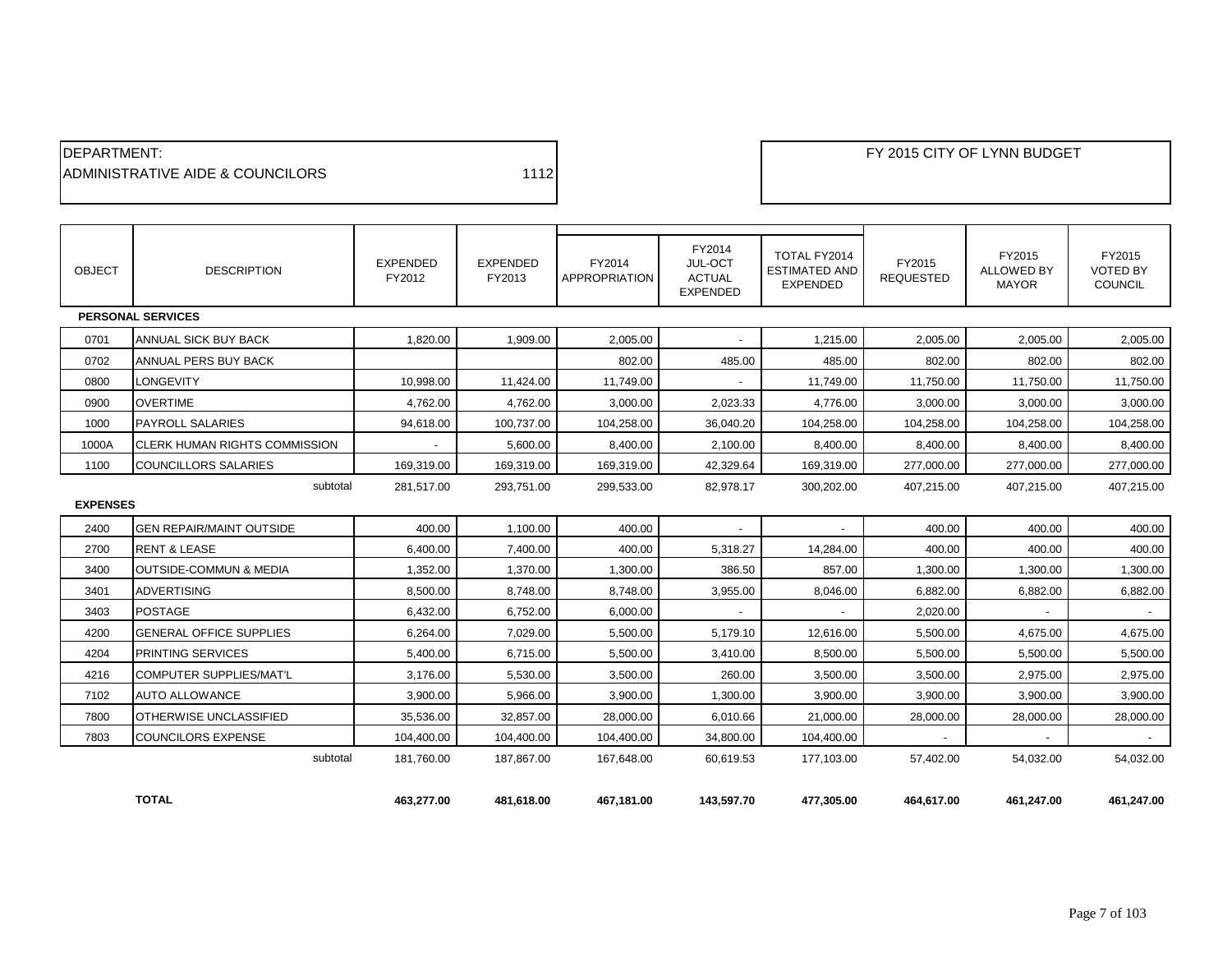DEPARTMENT:
ADMINISTRATIVE AIDE & COUNCILORS 1112

FY 2015 CITY OF LYNN BUDGET

| OBJECT | DESCRIPTION | EXPENDED FY2012 | EXPENDED FY2013 | FY2014 APPROPRIATION | FY2014 JUL-OCT ACTUAL EXPENDED | TOTAL FY2014 ESTIMATED AND EXPENDED | FY2015 REQUESTED | FY2015 ALLOWED BY MAYOR | FY2015 VOTED BY COUNCIL |
|---|---|---|---|---|---|---|---|---|---|
| **PERSONAL SERVICES** | | | | | | | | | |
| 0701 | ANNUAL SICK BUY BACK | 1,820.00 | 1,909.00 | 2,005.00 | - | 1,215.00 | 2,005.00 | 2,005.00 | 2,005.00 |
| 0702 | ANNUAL PERS BUY BACK | | | 802.00 | 485.00 | 485.00 | 802.00 | 802.00 | 802.00 |
| 0800 | LONGEVITY | 10,998.00 | 11,424.00 | 11,749.00 | - | 11,749.00 | 11,750.00 | 11,750.00 | 11,750.00 |
| 0900 | OVERTIME | 4,762.00 | 4,762.00 | 3,000.00 | 2,023.33 | 4,776.00 | 3,000.00 | 3,000.00 | 3,000.00 |
| 1000 | PAYROLL SALARIES | 94,618.00 | 100,737.00 | 104,258.00 | 36,040.20 | 104,258.00 | 104,258.00 | 104,258.00 | 104,258.00 |
| 1000A | CLERK HUMAN RIGHTS COMMISSION | - | 5,600.00 | 8,400.00 | 2,100.00 | 8,400.00 | 8,400.00 | 8,400.00 | 8,400.00 |
| 1100 | COUNCILLORS SALARIES | 169,319.00 | 169,319.00 | 169,319.00 | 42,329.64 | 169,319.00 | 277,000.00 | 277,000.00 | 277,000.00 |
| | subtotal | 281,517.00 | 293,751.00 | 299,533.00 | 82,978.17 | 300,202.00 | 407,215.00 | 407,215.00 | 407,215.00 |
| **EXPENSES** | | | | | | | | | |
| 2400 | GEN REPAIR/MAINT OUTSIDE | 400.00 | 1,100.00 | 400.00 | - | - | 400.00 | 400.00 | 400.00 |
| 2700 | RENT & LEASE | 6,400.00 | 7,400.00 | 400.00 | 5,318.27 | 14,284.00 | 400.00 | 400.00 | 400.00 |
| 3400 | OUTSIDE-COMMUN & MEDIA | 1,352.00 | 1,370.00 | 1,300.00 | 386.50 | 857.00 | 1,300.00 | 1,300.00 | 1,300.00 |
| 3401 | ADVERTISING | 8,500.00 | 8,748.00 | 8,748.00 | 3,955.00 | 8,046.00 | 6,882.00 | 6,882.00 | 6,882.00 |
| 3403 | POSTAGE | 6,432.00 | 6,752.00 | 6,000.00 | - | - | 2,020.00 | - | - |
| 4200 | GENERAL OFFICE SUPPLIES | 6,264.00 | 7,029.00 | 5,500.00 | 5,179.10 | 12,616.00 | 5,500.00 | 4,675.00 | 4,675.00 |
| 4204 | PRINTING SERVICES | 5,400.00 | 6,715.00 | 5,500.00 | 3,410.00 | 8,500.00 | 5,500.00 | 5,500.00 | 5,500.00 |
| 4216 | COMPUTER SUPPLIES/MAT'L | 3,176.00 | 5,530.00 | 3,500.00 | 260.00 | 3,500.00 | 3,500.00 | 2,975.00 | 2,975.00 |
| 7102 | AUTO ALLOWANCE | 3,900.00 | 5,966.00 | 3,900.00 | 1,300.00 | 3,900.00 | 3,900.00 | 3,900.00 | 3,900.00 |
| 7800 | OTHERWISE UNCLASSIFIED | 35,536.00 | 32,857.00 | 28,000.00 | 6,010.66 | 21,000.00 | 28,000.00 | 28,000.00 | 28,000.00 |
| 7803 | COUNCILORS EXPENSE | 104,400.00 | 104,400.00 | 104,400.00 | 34,800.00 | 104,400.00 | - | - | - |
| | subtotal | 181,760.00 | 187,867.00 | 167,648.00 | 60,619.53 | 177,103.00 | 57,402.00 | 54,032.00 | 54,032.00 |
| | **TOTAL** | **463,277.00** | **481,618.00** | **467,181.00** | **143,597.70** | **477,305.00** | **464,617.00** | **461,247.00** | **461,247.00** |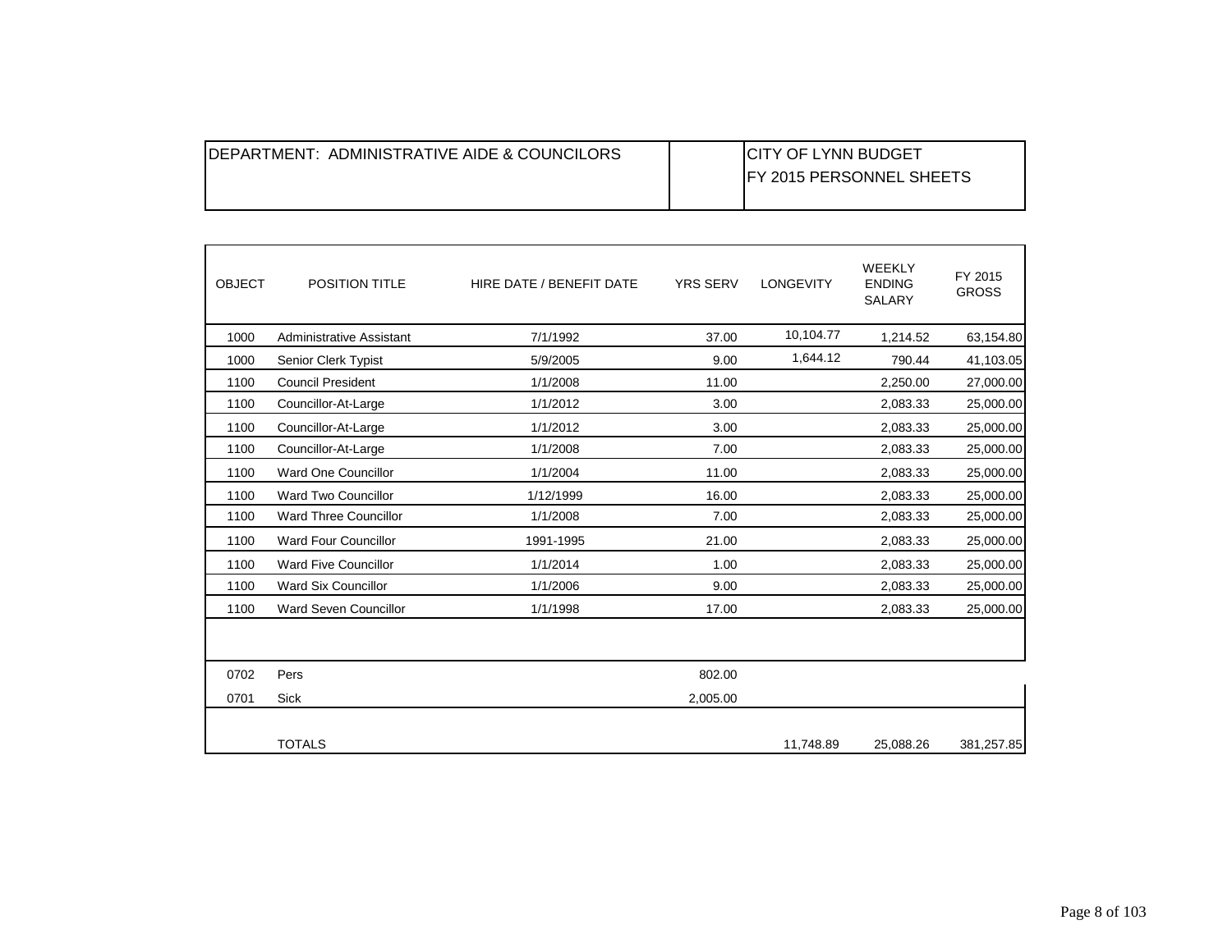| DEPARTMENT: ADMINISTRATIVE AIDE & COUNCILORS | | CITY OF LYNN BUDGET<br>FY 2015 PERSONNEL SHEETS |
|---|---|---|

| OBJECT | POSITION TITLE | HIRE DATE / BENEFIT DATE | YRS SERV | LONGEVITY | WEEKLY ENDING SALARY | FY 2015 GROSS |
|---|---|---|---|---|---|---|
| 1000 | Administrative Assistant | 7/1/1992 | 37.00 | 10,104.77 | 1,214.52 | 63,154.80 |
| 1000 | Senior Clerk Typist | 5/9/2005 | 9.00 | 1,644.12 | 790.44 | 41,103.05 |
| 1100 | Council President | 1/1/2008 | 11.00 | | 2,250.00 | 27,000.00 |
| 1100 | Councillor-At-Large | 1/1/2012 | 3.00 | | 2,083.33 | 25,000.00 |
| 1100 | Councillor-At-Large | 1/1/2012 | 3.00 | | 2,083.33 | 25,000.00 |
| 1100 | Councillor-At-Large | 1/1/2008 | 7.00 | | 2,083.33 | 25,000.00 |
| 1100 | Ward One Councillor | 1/1/2004 | 11.00 | | 2,083.33 | 25,000.00 |
| 1100 | Ward Two Councillor | 1/12/1999 | 16.00 | | 2,083.33 | 25,000.00 |
| 1100 | Ward Three Councillor | 1/1/2008 | 7.00 | | 2,083.33 | 25,000.00 |
| 1100 | Ward Four Councillor | 1991-1995 | 21.00 | | 2,083.33 | 25,000.00 |
| 1100 | Ward Five Councillor | 1/1/2014 | 1.00 | | 2,083.33 | 25,000.00 |
| 1100 | Ward Six Councillor | 1/1/2006 | 9.00 | | 2,083.33 | 25,000.00 |
| 1100 | Ward Seven Councillor | 1/1/1998 | 17.00 | | 2,083.33 | 25,000.00 |
| | | | | | | |
| 0702 | Pers | | 802.00 | | | |
| 0701 | Sick | | 2,005.00 | | | |
| | TOTALS | | | 11,748.89 | 25,088.26 | 381,257.85 |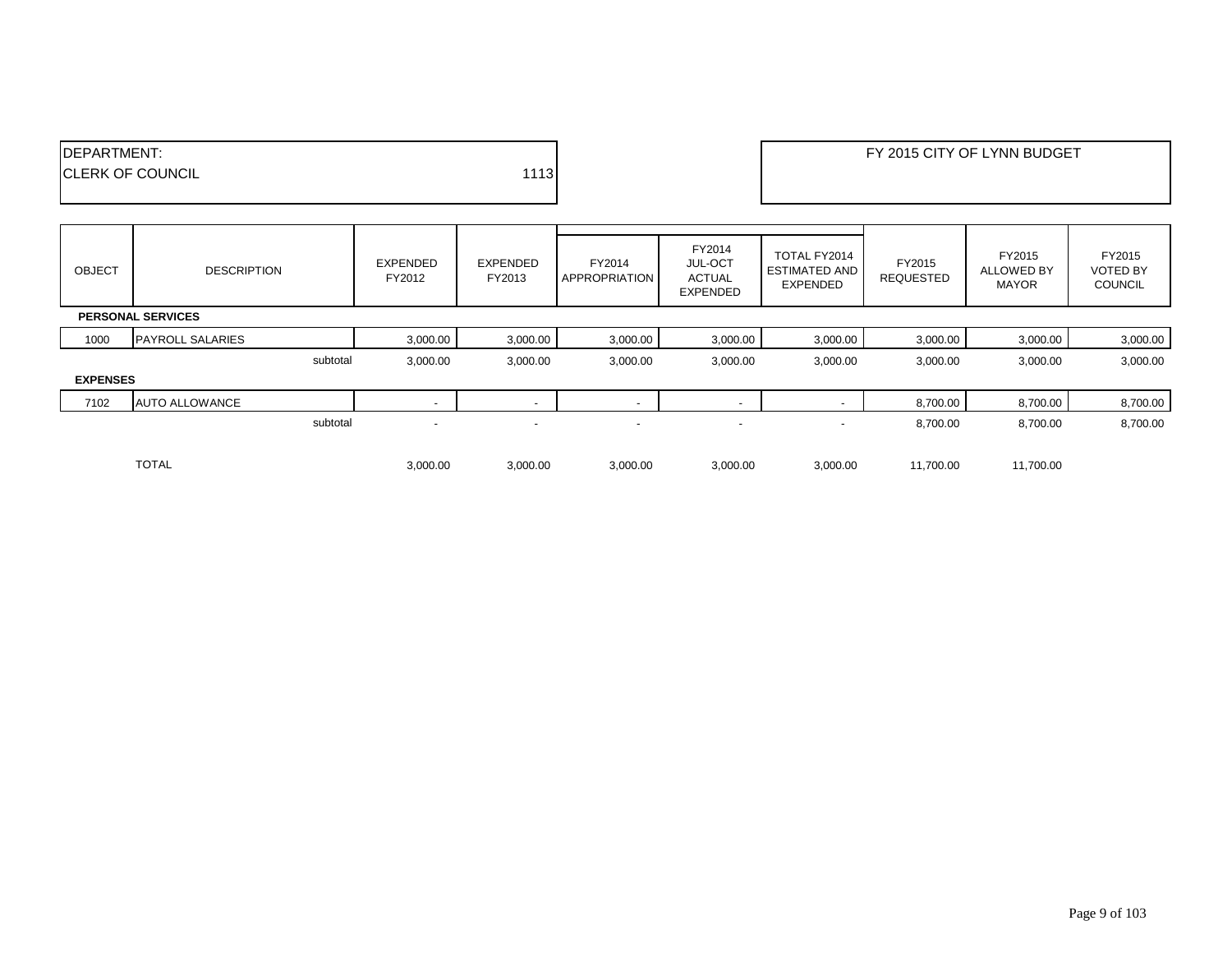| DEPARTMENT: | |
|---|---|
| CLERK OF COUNCIL | 1113 |

FY 2015 CITY OF LYNN BUDGET

| OBJECT | DESCRIPTION | EXPENDED FY2012 | EXPENDED FY2013 | FY2014 APPROPRIATION | FY2014 JUL-OCT ACTUAL EXPENDED | TOTAL FY2014 ESTIMATED AND EXPENDED | FY2015 REQUESTED | FY2015 ALLOWED BY MAYOR | FY2015 VOTED BY COUNCIL |
|---|---|---|---|---|---|---|---|---|---|
| **PERSONAL SERVICES** | | | | | | | | | |
| 1000 | PAYROLL SALARIES | 3,000.00 | 3,000.00 | 3,000.00 | 3,000.00 | 3,000.00 | 3,000.00 | 3,000.00 | 3,000.00 |
| | subtotal | 3,000.00 | 3,000.00 | 3,000.00 | 3,000.00 | 3,000.00 | 3,000.00 | 3,000.00 | 3,000.00 |
| **EXPENSES** | | | | | | | | | |
| 7102 | AUTO ALLOWANCE | - | - | - | - | - | 8,700.00 | 8,700.00 | 8,700.00 |
| | subtotal | - | - | - | - | - | 8,700.00 | 8,700.00 | 8,700.00 |
| | TOTAL | 3,000.00 | 3,000.00 | 3,000.00 | 3,000.00 | 3,000.00 | 11,700.00 | 11,700.00 | |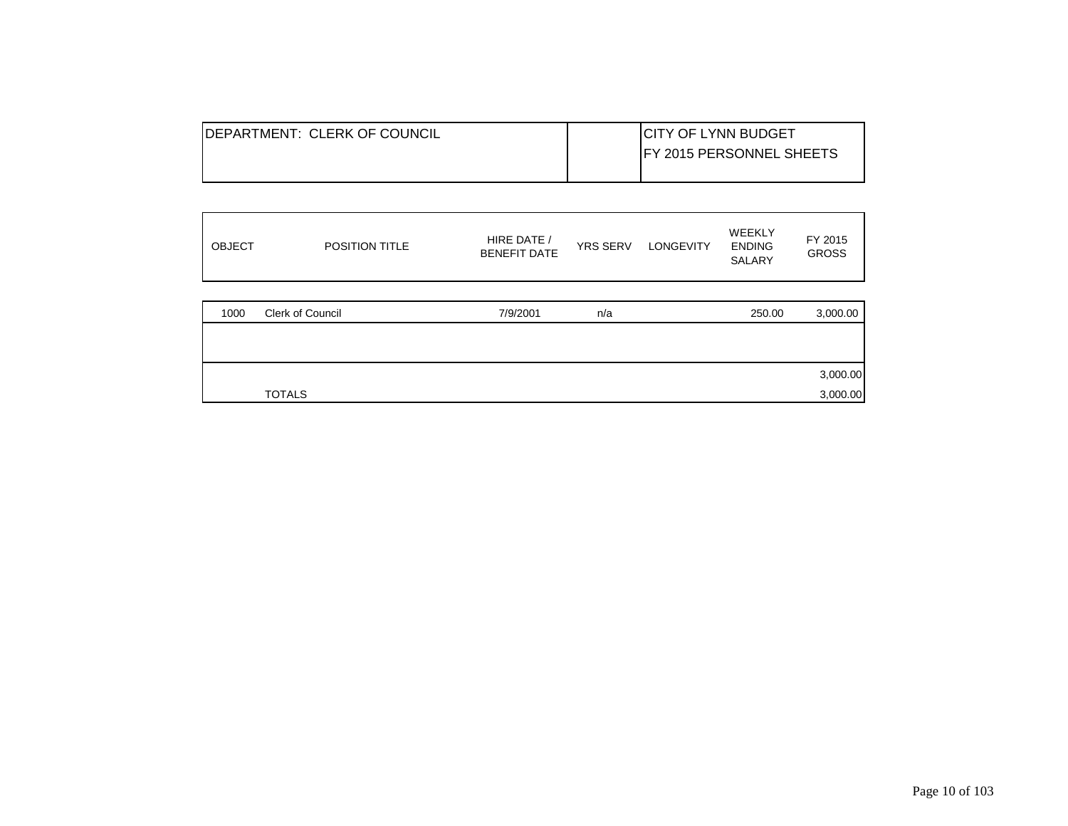| DEPARTMENT: CLERK OF COUNCIL | | CITY OF LYNN BUDGET<br>FY 2015 PERSONNEL SHEETS |
|---|---|---|

| OBJECT | POSITION TITLE | HIRE DATE / BENEFIT DATE | YRS SERV | LONGEVITY | WEEKLY ENDING SALARY | FY 2015 GROSS |
|---|---|---|---|---|---|---|
| 1000 | Clerk of Council | 7/9/2001 | n/a | | 250.00 | 3,000.00 |
| | | | | | | |
| | | | | | | 3,000.00 |
| | TOTALS | | | | | 3,000.00 |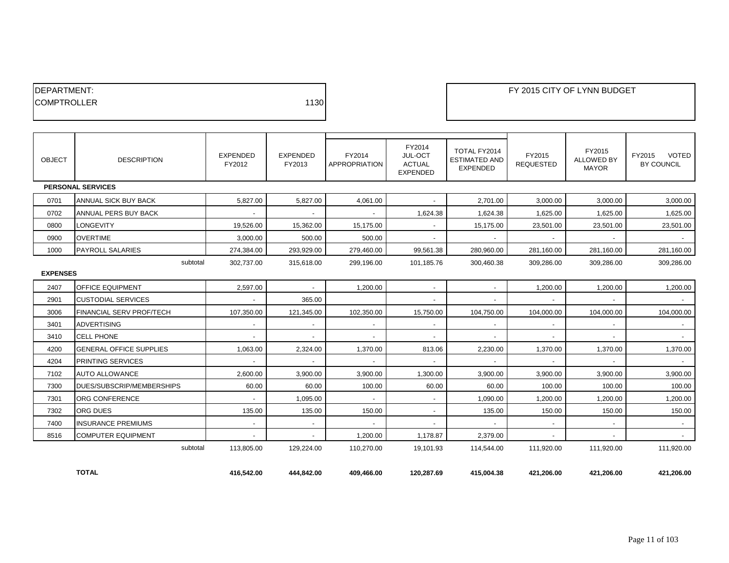DEPARTMENT:
COMPTROLLER 1130

FY 2015 CITY OF LYNN BUDGET

| OBJECT | DESCRIPTION | EXPENDED FY2012 | EXPENDED FY2013 | FY2014 APPROPRIATION | FY2014 JUL-OCT ACTUAL EXPENDED | TOTAL FY2014 ESTIMATED AND EXPENDED | FY2015 REQUESTED | FY2015 ALLOWED BY MAYOR | FY2015 VOTED BY COUNCIL |
|---|---|---|---|---|---|---|---|---|---|
| **PERSONAL SERVICES** | | | | | | | | | |
| 0701 | ANNUAL SICK BUY BACK | 5,827.00 | 5,827.00 | 4,061.00 | - | 2,701.00 | 3,000.00 | 3,000.00 | 3,000.00 |
| 0702 | ANNUAL PERS BUY BACK | - | - | - | 1,624.38 | 1,624.38 | 1,625.00 | 1,625.00 | 1,625.00 |
| 0800 | LONGEVITY | 19,526.00 | 15,362.00 | 15,175.00 | - | 15,175.00 | 23,501.00 | 23,501.00 | 23,501.00 |
| 0900 | OVERTIME | 3,000.00 | 500.00 | 500.00 | - | - | - | - | - |
| 1000 | PAYROLL SALARIES | 274,384.00 | 293,929.00 | 279,460.00 | 99,561.38 | 280,960.00 | 281,160.00 | 281,160.00 | 281,160.00 |
| | subtotal | 302,737.00 | 315,618.00 | 299,196.00 | 101,185.76 | 300,460.38 | 309,286.00 | 309,286.00 | 309,286.00 |
| **EXPENSES** | | | | | | | | | |
| 2407 | OFFICE EQUIPMENT | 2,597.00 | - | 1,200.00 | - | - | 1,200.00 | 1,200.00 | 1,200.00 |
| 2901 | CUSTODIAL SERVICES | - | 365.00 | | - | - | - | - | - |
| 3006 | FINANCIAL SERV PROF/TECH | 107,350.00 | 121,345.00 | 102,350.00 | 15,750.00 | 104,750.00 | 104,000.00 | 104,000.00 | 104,000.00 |
| 3401 | ADVERTISING | - | - | - | - | - | - | - | - |
| 3410 | CELL PHONE | - | - | - | - | - | - | - | - |
| 4200 | GENERAL OFFICE SUPPLIES | 1,063.00 | 2,324.00 | 1,370.00 | 813.06 | 2,230.00 | 1,370.00 | 1,370.00 | 1,370.00 |
| 4204 | PRINTING SERVICES | - | - | - | - | - | - | - | - |
| 7102 | AUTO ALLOWANCE | 2,600.00 | 3,900.00 | 3,900.00 | 1,300.00 | 3,900.00 | 3,900.00 | 3,900.00 | 3,900.00 |
| 7300 | DUES/SUBSCRIP/MEMBERSHIPS | 60.00 | 60.00 | 100.00 | 60.00 | 60.00 | 100.00 | 100.00 | 100.00 |
| 7301 | ORG CONFERENCE | - | 1,095.00 | - | - | 1,090.00 | 1,200.00 | 1,200.00 | 1,200.00 |
| 7302 | ORG DUES | 135.00 | 135.00 | 150.00 | - | 135.00 | 150.00 | 150.00 | 150.00 |
| 7400 | INSURANCE PREMIUMS | - | - | - | - | - | - | - | - |
| 8516 | COMPUTER EQUIPMENT | - | - | 1,200.00 | 1,178.87 | 2,379.00 | - | - | - |
| | subtotal | 113,805.00 | 129,224.00 | 110,270.00 | 19,101.93 | 114,544.00 | 111,920.00 | 111,920.00 | 111,920.00 |
| | **TOTAL** | **416,542.00** | **444,842.00** | **409,466.00** | **120,287.69** | **415,004.38** | **421,206.00** | **421,206.00** | **421,206.00** |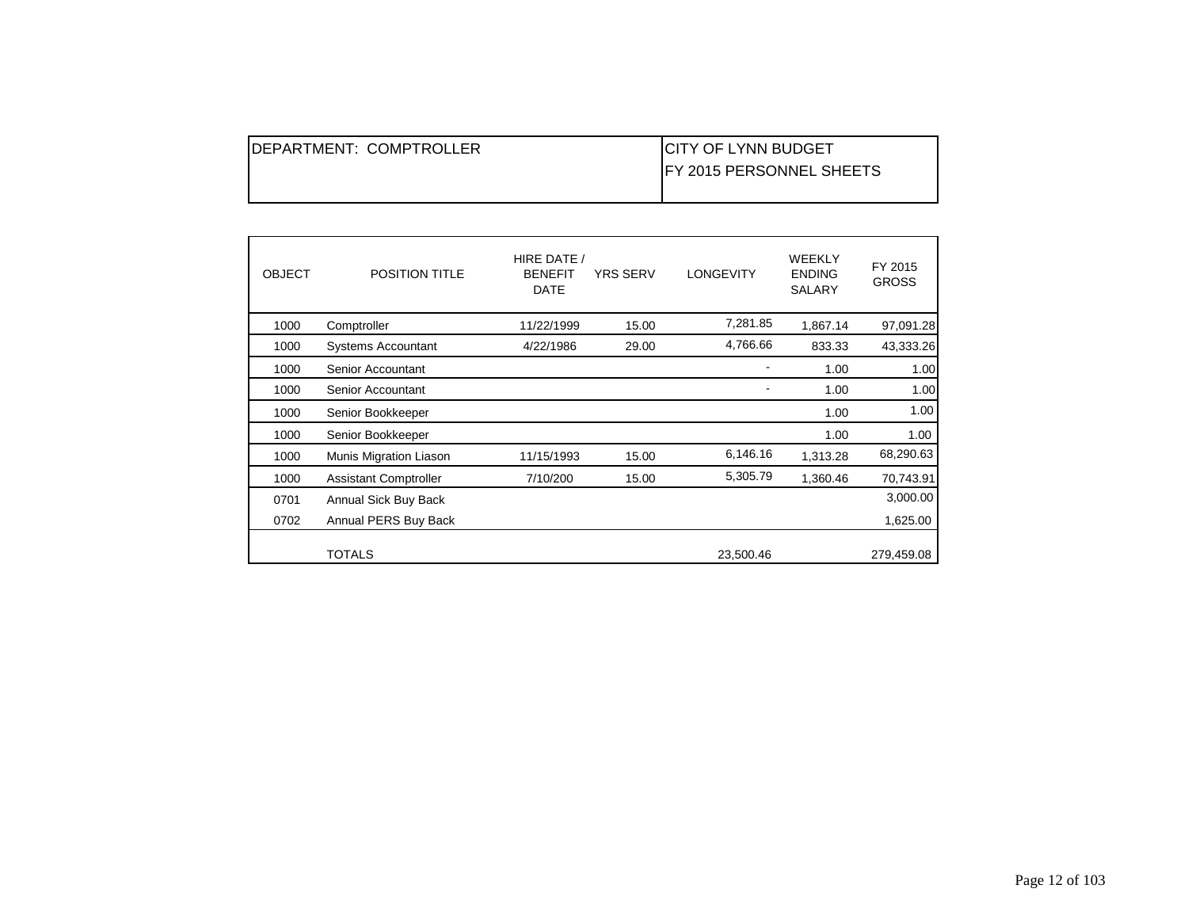| DEPARTMENT: COMPTROLLER | CITY OF LYNN BUDGET<br>FY 2015 PERSONNEL SHEETS |
|---|---|

| OBJECT | POSITION TITLE | HIRE DATE / BENEFIT DATE | YRS SERV | LONGEVITY | WEEKLY ENDING SALARY | FY 2015 GROSS |
|---|---|---|---|---|---|---|
| 1000 | Comptroller | 11/22/1999 | 15.00 | 7,281.85 | 1,867.14 | 97,091.28 |
| 1000 | Systems Accountant | 4/22/1986 | 29.00 | 4,766.66 | 833.33 | 43,333.26 |
| 1000 | Senior Accountant | | | - | 1.00 | 1.00 |
| 1000 | Senior Accountant | | | - | 1.00 | 1.00 |
| 1000 | Senior Bookkeeper | | | | 1.00 | 1.00 |
| 1000 | Senior Bookkeeper | | | | 1.00 | 1.00 |
| 1000 | Munis Migration Liason | 11/15/1993 | 15.00 | 6,146.16 | 1,313.28 | 68,290.63 |
| 1000 | Assistant Comptroller | 7/10/200 | 15.00 | 5,305.79 | 1,360.46 | 70,743.91 |
| 0701 | Annual Sick Buy Back | | | | | 3,000.00 |
| 0702 | Annual PERS Buy Back | | | | | 1,625.00 |
| | TOTALS | | | 23,500.46 | | 279,459.08 |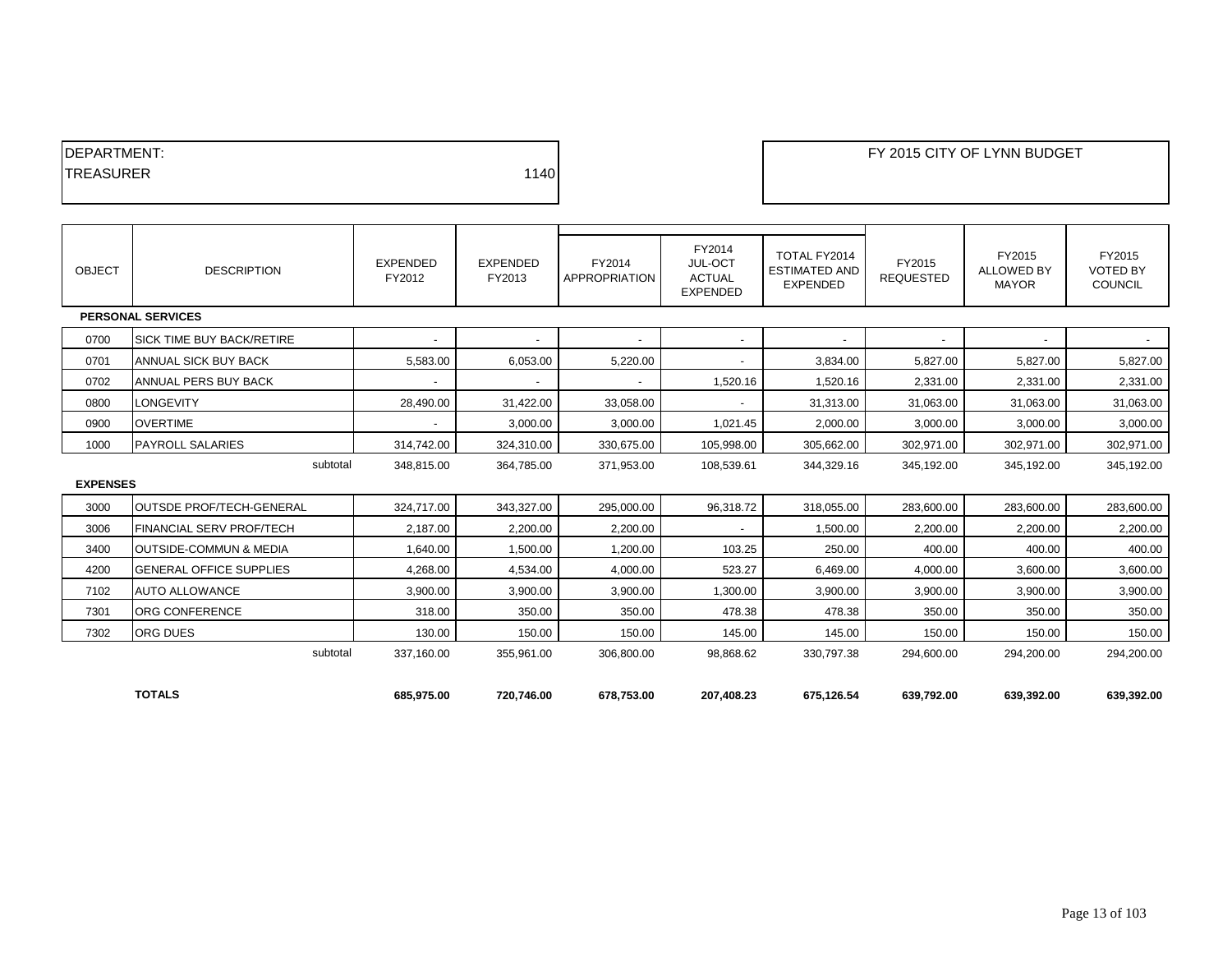| DEPARTMENT: | |
|---|---|
| TREASURER | 1140 |

FY 2015 CITY OF LYNN BUDGET

| OBJECT | DESCRIPTION | EXPENDED FY2012 | EXPENDED FY2013 | FY2014 APPROPRIATION | FY2014 JUL-OCT ACTUAL EXPENDED | TOTAL FY2014 ESTIMATED AND EXPENDED | FY2015 REQUESTED | FY2015 ALLOWED BY MAYOR | FY2015 VOTED BY COUNCIL |
|---|---|---|---|---|---|---|---|---|---|
| **PERSONAL SERVICES** | | | | | | | | | |
| 0700 | SICK TIME BUY BACK/RETIRE | - | - | - | - | - | - | - | - |
| 0701 | ANNUAL SICK BUY BACK | 5,583.00 | 6,053.00 | 5,220.00 | - | 3,834.00 | 5,827.00 | 5,827.00 | 5,827.00 |
| 0702 | ANNUAL PERS BUY BACK | - | - | - | 1,520.16 | 1,520.16 | 2,331.00 | 2,331.00 | 2,331.00 |
| 0800 | LONGEVITY | 28,490.00 | 31,422.00 | 33,058.00 | - | 31,313.00 | 31,063.00 | 31,063.00 | 31,063.00 |
| 0900 | OVERTIME | - | 3,000.00 | 3,000.00 | 1,021.45 | 2,000.00 | 3,000.00 | 3,000.00 | 3,000.00 |
| 1000 | PAYROLL SALARIES | 314,742.00 | 324,310.00 | 330,675.00 | 105,998.00 | 305,662.00 | 302,971.00 | 302,971.00 | 302,971.00 |
| | subtotal | 348,815.00 | 364,785.00 | 371,953.00 | 108,539.61 | 344,329.16 | 345,192.00 | 345,192.00 | 345,192.00 |
| **EXPENSES** | | | | | | | | | |
| 3000 | OUTSDE PROF/TECH-GENERAL | 324,717.00 | 343,327.00 | 295,000.00 | 96,318.72 | 318,055.00 | 283,600.00 | 283,600.00 | 283,600.00 |
| 3006 | FINANCIAL SERV PROF/TECH | 2,187.00 | 2,200.00 | 2,200.00 | - | 1,500.00 | 2,200.00 | 2,200.00 | 2,200.00 |
| 3400 | OUTSIDE-COMMUN & MEDIA | 1,640.00 | 1,500.00 | 1,200.00 | 103.25 | 250.00 | 400.00 | 400.00 | 400.00 |
| 4200 | GENERAL OFFICE SUPPLIES | 4,268.00 | 4,534.00 | 4,000.00 | 523.27 | 6,469.00 | 4,000.00 | 3,600.00 | 3,600.00 |
| 7102 | AUTO ALLOWANCE | 3,900.00 | 3,900.00 | 3,900.00 | 1,300.00 | 3,900.00 | 3,900.00 | 3,900.00 | 3,900.00 |
| 7301 | ORG CONFERENCE | 318.00 | 350.00 | 350.00 | 478.38 | 478.38 | 350.00 | 350.00 | 350.00 |
| 7302 | ORG DUES | 130.00 | 150.00 | 150.00 | 145.00 | 145.00 | 150.00 | 150.00 | 150.00 |
| | subtotal | 337,160.00 | 355,961.00 | 306,800.00 | 98,868.62 | 330,797.38 | 294,600.00 | 294,200.00 | 294,200.00 |
| | **TOTALS** | **685,975.00** | **720,746.00** | **678,753.00** | **207,408.23** | **675,126.54** | **639,792.00** | **639,392.00** | **639,392.00** |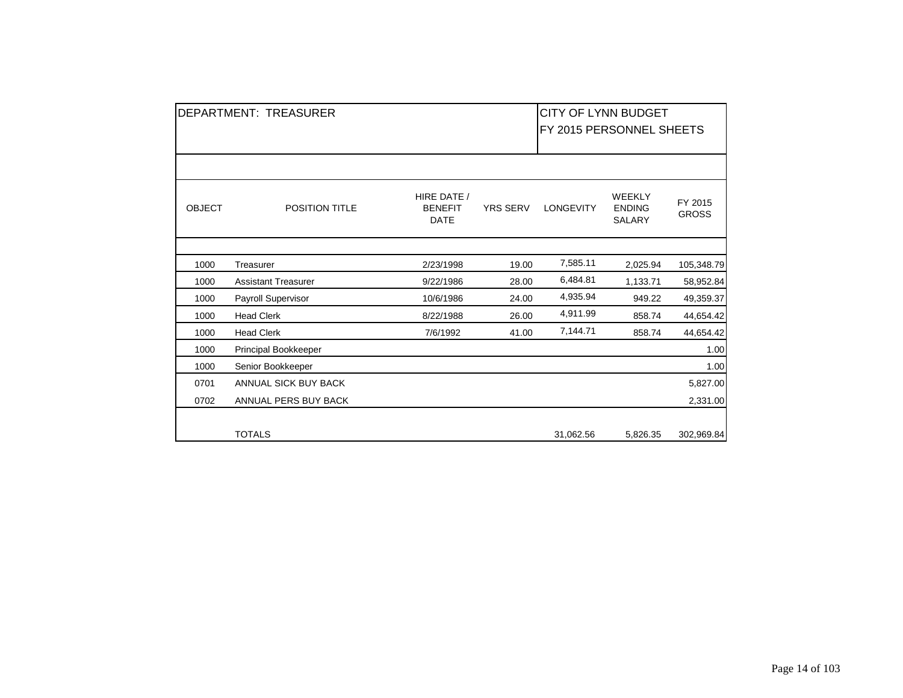DEPARTMENT: TREASURER

CITY OF LYNN BUDGET
FY 2015 PERSONNEL SHEETS

| OBJECT | POSITION TITLE | HIRE DATE / BENEFIT DATE | YRS SERV | LONGEVITY | WEEKLY ENDING SALARY | FY 2015 GROSS |
|---|---|---|---|---|---|---|
| 1000 | Treasurer | 2/23/1998 | 19.00 | 7,585.11 | 2,025.94 | 105,348.79 |
| 1000 | Assistant Treasurer | 9/22/1986 | 28.00 | 6,484.81 | 1,133.71 | 58,952.84 |
| 1000 | Payroll Supervisor | 10/6/1986 | 24.00 | 4,935.94 | 949.22 | 49,359.37 |
| 1000 | Head Clerk | 8/22/1988 | 26.00 | 4,911.99 | 858.74 | 44,654.42 |
| 1000 | Head Clerk | 7/6/1992 | 41.00 | 7,144.71 | 858.74 | 44,654.42 |
| 1000 | Principal Bookkeeper | | | | | 1.00 |
| 1000 | Senior Bookkeeper | | | | | 1.00 |
| 0701 | ANNUAL SICK BUY BACK | | | | | 5,827.00 |
| 0702 | ANNUAL PERS BUY BACK | | | | | 2,331.00 |
| | TOTALS | | | 31,062.56 | 5,826.35 | 302,969.84 |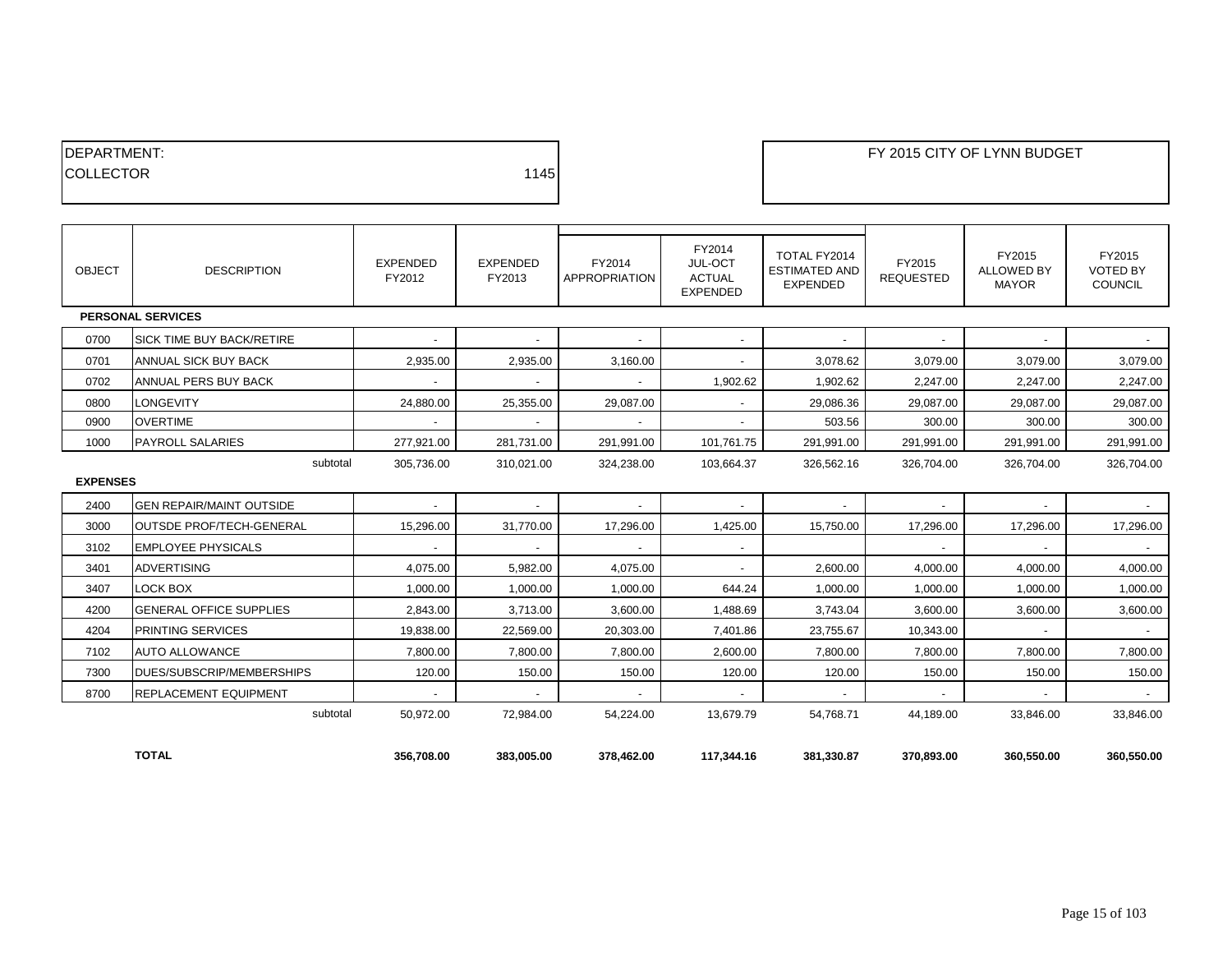| DEPARTMENT: | | FY 2015 CITY OF LYNN BUDGET |
|---|---|---|
| COLLECTOR | 1145 | |

| OBJECT | DESCRIPTION | EXPENDED FY2012 | EXPENDED FY2013 | FY2014 APPROPRIATION | FY2014 JUL-OCT ACTUAL EXPENDED | TOTAL FY2014 ESTIMATED AND EXPENDED | FY2015 REQUESTED | FY2015 ALLOWED BY MAYOR | FY2015 VOTED BY COUNCIL |
|---|---|---|---|---|---|---|---|---|---|
| **PERSONAL SERVICES** | | | | | | | | | |
| 0700 | SICK TIME BUY BACK/RETIRE | - | - | - | - | - | - | - | - |
| 0701 | ANNUAL SICK BUY BACK | 2,935.00 | 2,935.00 | 3,160.00 | - | 3,078.62 | 3,079.00 | 3,079.00 | 3,079.00 |
| 0702 | ANNUAL PERS BUY BACK | - | - | - | 1,902.62 | 1,902.62 | 2,247.00 | 2,247.00 | 2,247.00 |
| 0800 | LONGEVITY | 24,880.00 | 25,355.00 | 29,087.00 | - | 29,086.36 | 29,087.00 | 29,087.00 | 29,087.00 |
| 0900 | OVERTIME | - | - | - | - | 503.56 | 300.00 | 300.00 | 300.00 |
| 1000 | PAYROLL SALARIES | 277,921.00 | 281,731.00 | 291,991.00 | 101,761.75 | 291,991.00 | 291,991.00 | 291,991.00 | 291,991.00 |
| | subtotal | 305,736.00 | 310,021.00 | 324,238.00 | 103,664.37 | 326,562.16 | 326,704.00 | 326,704.00 | 326,704.00 |
| **EXPENSES** | | | | | | | | | |
| 2400 | GEN REPAIR/MAINT OUTSIDE | - | - | - | - | - | - | - | - |
| 3000 | OUTSDE PROF/TECH-GENERAL | 15,296.00 | 31,770.00 | 17,296.00 | 1,425.00 | 15,750.00 | 17,296.00 | 17,296.00 | 17,296.00 |
| 3102 | EMPLOYEE PHYSICALS | - | - | - | - | | - | - | - |
| 3401 | ADVERTISING | 4,075.00 | 5,982.00 | 4,075.00 | - | 2,600.00 | 4,000.00 | 4,000.00 | 4,000.00 |
| 3407 | LOCK BOX | 1,000.00 | 1,000.00 | 1,000.00 | 644.24 | 1,000.00 | 1,000.00 | 1,000.00 | 1,000.00 |
| 4200 | GENERAL OFFICE SUPPLIES | 2,843.00 | 3,713.00 | 3,600.00 | 1,488.69 | 3,743.04 | 3,600.00 | 3,600.00 | 3,600.00 |
| 4204 | PRINTING SERVICES | 19,838.00 | 22,569.00 | 20,303.00 | 7,401.86 | 23,755.67 | 10,343.00 | - | - |
| 7102 | AUTO ALLOWANCE | 7,800.00 | 7,800.00 | 7,800.00 | 2,600.00 | 7,800.00 | 7,800.00 | 7,800.00 | 7,800.00 |
| 7300 | DUES/SUBSCRIP/MEMBERSHIPS | 120.00 | 150.00 | 150.00 | 120.00 | 120.00 | 150.00 | 150.00 | 150.00 |
| 8700 | REPLACEMENT EQUIPMENT | - | - | - | - | - | - | - | - |
| | subtotal | 50,972.00 | 72,984.00 | 54,224.00 | 13,679.79 | 54,768.71 | 44,189.00 | 33,846.00 | 33,846.00 |
| | **TOTAL** | **356,708.00** | **383,005.00** | **378,462.00** | **117,344.16** | **381,330.87** | **370,893.00** | **360,550.00** | **360,550.00** |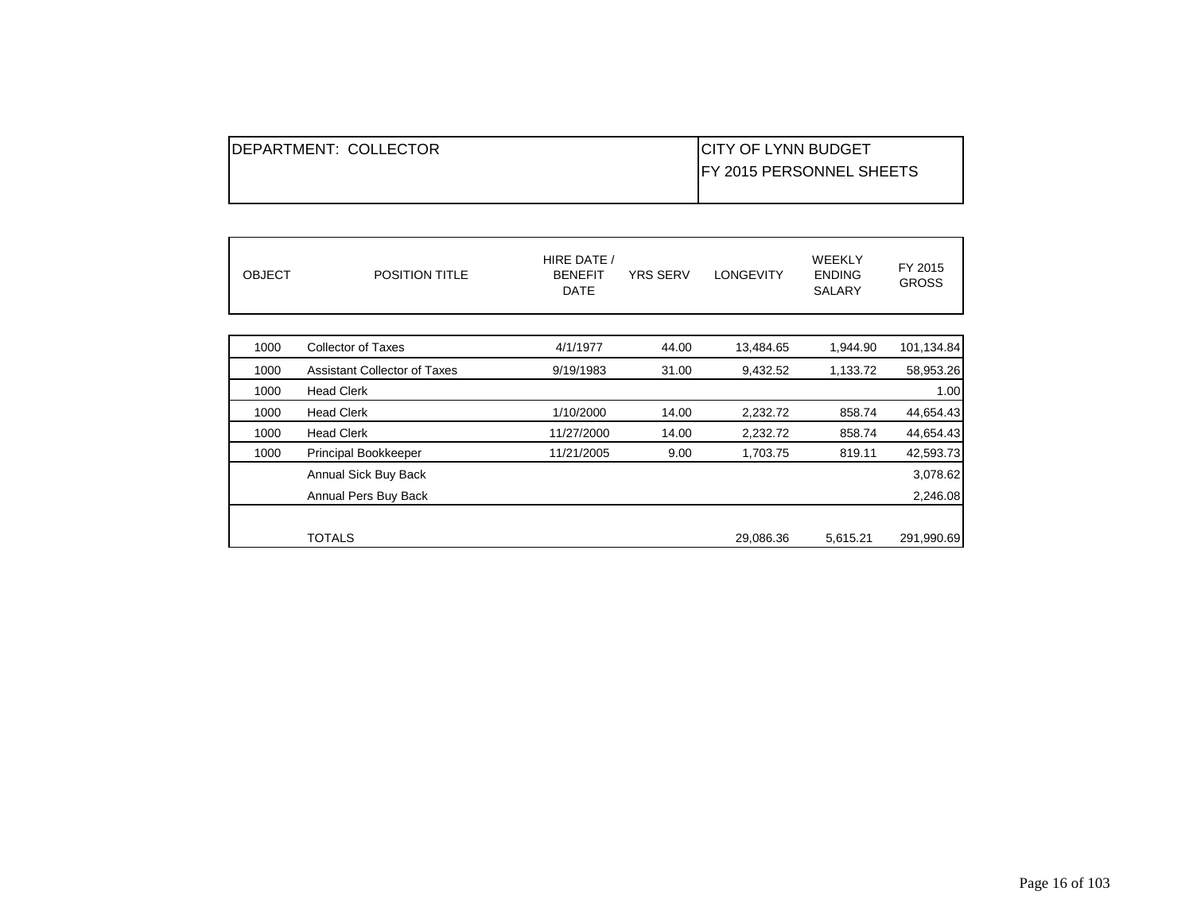| DEPARTMENT: COLLECTOR | CITY OF LYNN BUDGET<br>FY 2015 PERSONNEL SHEETS |
|---|---|

| OBJECT | POSITION TITLE | HIRE DATE / BENEFIT DATE | YRS SERV | LONGEVITY | WEEKLY ENDING SALARY | FY 2015 GROSS |
|---|---|---|---|---|---|---|
| 1000 | Collector of Taxes | 4/1/1977 | 44.00 | 13,484.65 | 1,944.90 | 101,134.84 |
| 1000 | Assistant Collector of Taxes | 9/19/1983 | 31.00 | 9,432.52 | 1,133.72 | 58,953.26 |
| 1000 | Head Clerk | | | | | 1.00 |
| 1000 | Head Clerk | 1/10/2000 | 14.00 | 2,232.72 | 858.74 | 44,654.43 |
| 1000 | Head Clerk | 11/27/2000 | 14.00 | 2,232.72 | 858.74 | 44,654.43 |
| 1000 | Principal Bookkeeper | 11/21/2005 | 9.00 | 1,703.75 | 819.11 | 42,593.73 |
| | Annual Sick Buy Back | | | | | 3,078.62 |
| | Annual Pers Buy Back | | | | | 2,246.08 |
| | TOTALS | | | 29,086.36 | 5,615.21 | 291,990.69 |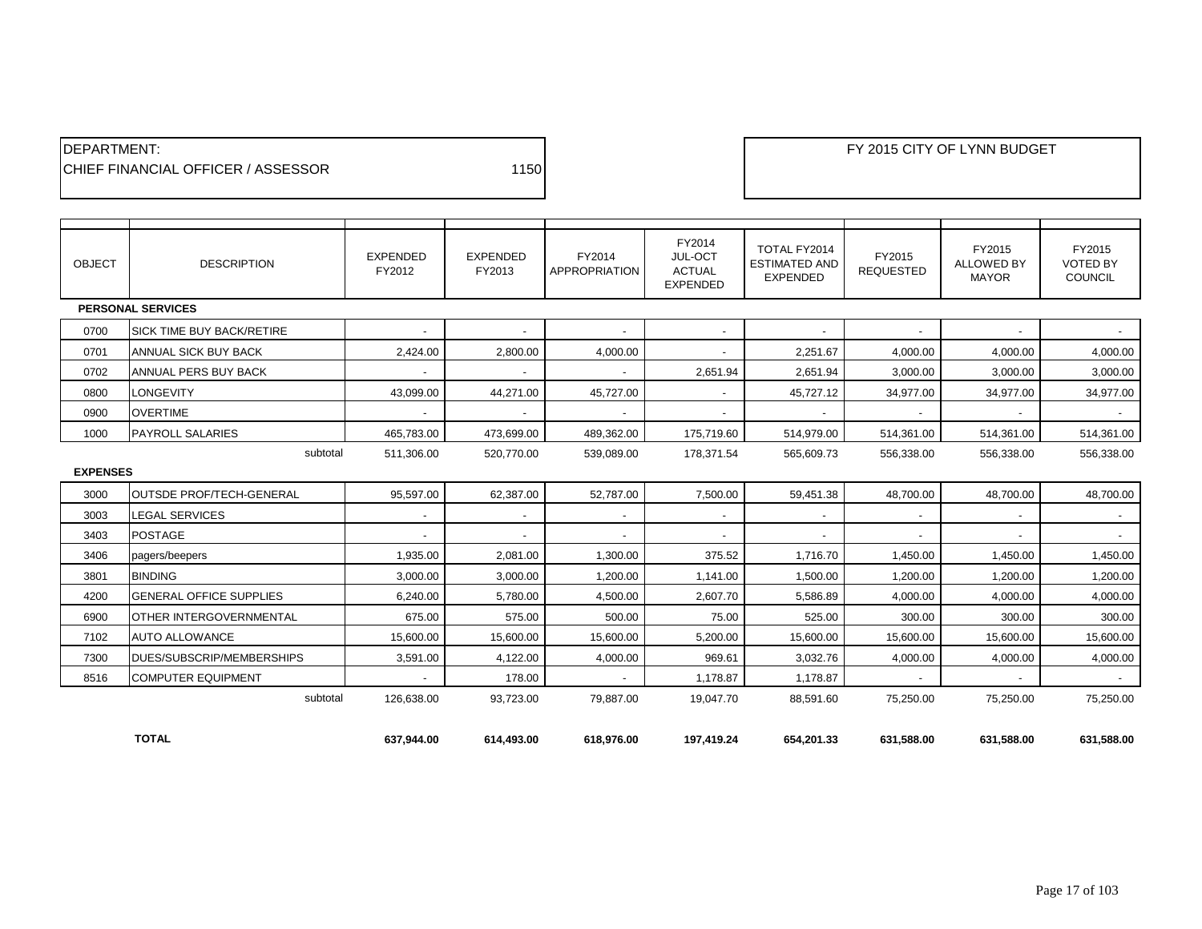DEPARTMENT:
CHIEF FINANCIAL OFFICER / ASSESSOR 1150

FY 2015 CITY OF LYNN BUDGET

| OBJECT | DESCRIPTION | EXPENDED FY2012 | EXPENDED FY2013 | FY2014 APPROPRIATION | FY2014 JUL-OCT ACTUAL EXPENDED | TOTAL FY2014 ESTIMATED AND EXPENDED | FY2015 REQUESTED | FY2015 ALLOWED BY MAYOR | FY2015 VOTED BY COUNCIL |
|---|---|---|---|---|---|---|---|---|---|
| **PERSONAL SERVICES** | | | | | | | | | |
| 0700 | SICK TIME BUY BACK/RETIRE | - | - | - | - | - | - | - | - |
| 0701 | ANNUAL SICK BUY BACK | 2,424.00 | 2,800.00 | 4,000.00 | - | 2,251.67 | 4,000.00 | 4,000.00 | 4,000.00 |
| 0702 | ANNUAL PERS BUY BACK | - | - | - | 2,651.94 | 2,651.94 | 3,000.00 | 3,000.00 | 3,000.00 |
| 0800 | LONGEVITY | 43,099.00 | 44,271.00 | 45,727.00 | - | 45,727.12 | 34,977.00 | 34,977.00 | 34,977.00 |
| 0900 | OVERTIME | - | - | - | - | - | - | - | - |
| 1000 | PAYROLL SALARIES | 465,783.00 | 473,699.00 | 489,362.00 | 175,719.60 | 514,979.00 | 514,361.00 | 514,361.00 | 514,361.00 |
| | subtotal | 511,306.00 | 520,770.00 | 539,089.00 | 178,371.54 | 565,609.73 | 556,338.00 | 556,338.00 | 556,338.00 |
| **EXPENSES** | | | | | | | | | |
| 3000 | OUTSDE PROF/TECH-GENERAL | 95,597.00 | 62,387.00 | 52,787.00 | 7,500.00 | 59,451.38 | 48,700.00 | 48,700.00 | 48,700.00 |
| 3003 | LEGAL SERVICES | - | - | - | - | - | - | - | - |
| 3403 | POSTAGE | - | - | - | - | - | - | - | - |
| 3406 | pagers/beepers | 1,935.00 | 2,081.00 | 1,300.00 | 375.52 | 1,716.70 | 1,450.00 | 1,450.00 | 1,450.00 |
| 3801 | BINDING | 3,000.00 | 3,000.00 | 1,200.00 | 1,141.00 | 1,500.00 | 1,200.00 | 1,200.00 | 1,200.00 |
| 4200 | GENERAL OFFICE SUPPLIES | 6,240.00 | 5,780.00 | 4,500.00 | 2,607.70 | 5,586.89 | 4,000.00 | 4,000.00 | 4,000.00 |
| 6900 | OTHER INTERGOVERNMENTAL | 675.00 | 575.00 | 500.00 | 75.00 | 525.00 | 300.00 | 300.00 | 300.00 |
| 7102 | AUTO ALLOWANCE | 15,600.00 | 15,600.00 | 15,600.00 | 5,200.00 | 15,600.00 | 15,600.00 | 15,600.00 | 15,600.00 |
| 7300 | DUES/SUBSCRIP/MEMBERSHIPS | 3,591.00 | 4,122.00 | 4,000.00 | 969.61 | 3,032.76 | 4,000.00 | 4,000.00 | 4,000.00 |
| 8516 | COMPUTER EQUIPMENT | - | 178.00 | - | 1,178.87 | 1,178.87 | - | - | - |
| | subtotal | 126,638.00 | 93,723.00 | 79,887.00 | 19,047.70 | 88,591.60 | 75,250.00 | 75,250.00 | 75,250.00 |
| | **TOTAL** | **637,944.00** | **614,493.00** | **618,976.00** | **197,419.24** | **654,201.33** | **631,588.00** | **631,588.00** | **631,588.00** |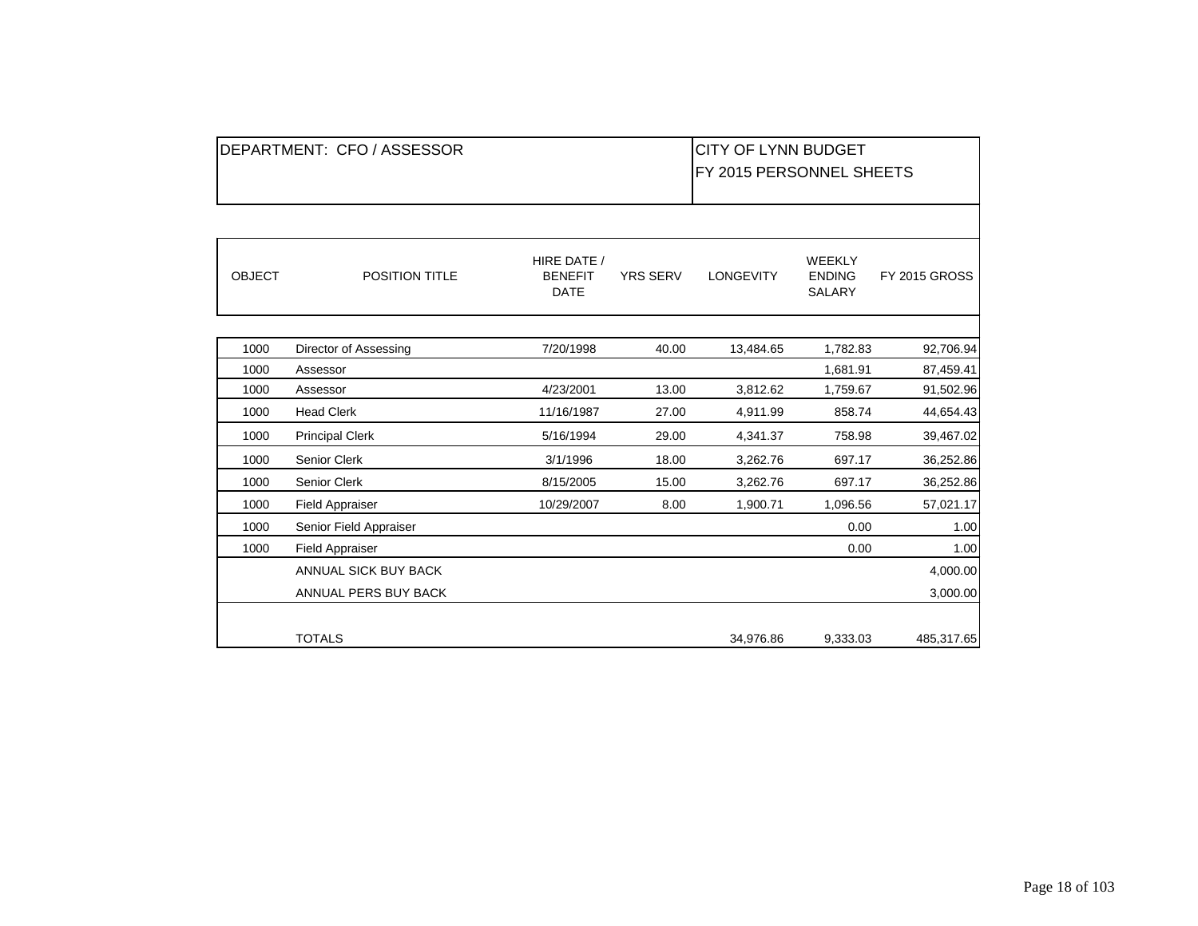| DEPARTMENT: CFO / ASSESSOR | | | | CITY OF LYNN BUDGET<br>FY 2015 PERSONNEL SHEETS | | |
|---|---|---|---|---|---|---|
| OBJECT | POSITION TITLE | HIRE DATE / BENEFIT DATE | YRS SERV | LONGEVITY | WEEKLY ENDING SALARY | FY 2015 GROSS |
| 1000 | Director of Assessing | 7/20/1998 | 40.00 | 13,484.65 | 1,782.83 | 92,706.94 |
| 1000 | Assessor | | | | 1,681.91 | 87,459.41 |
| 1000 | Assessor | 4/23/2001 | 13.00 | 3,812.62 | 1,759.67 | 91,502.96 |
| 1000 | Head Clerk | 11/16/1987 | 27.00 | 4,911.99 | 858.74 | 44,654.43 |
| 1000 | Principal Clerk | 5/16/1994 | 29.00 | 4,341.37 | 758.98 | 39,467.02 |
| 1000 | Senior Clerk | 3/1/1996 | 18.00 | 3,262.76 | 697.17 | 36,252.86 |
| 1000 | Senior Clerk | 8/15/2005 | 15.00 | 3,262.76 | 697.17 | 36,252.86 |
| 1000 | Field Appraiser | 10/29/2007 | 8.00 | 1,900.71 | 1,096.56 | 57,021.17 |
| 1000 | Senior Field Appraiser | | | | 0.00 | 1.00 |
| 1000 | Field Appraiser | | | | 0.00 | 1.00 |
| | ANNUAL SICK BUY BACK | | | | | 4,000.00 |
| | ANNUAL PERS BUY BACK | | | | | 3,000.00 |
| | TOTALS | | | 34,976.86 | 9,333.03 | 485,317.65 |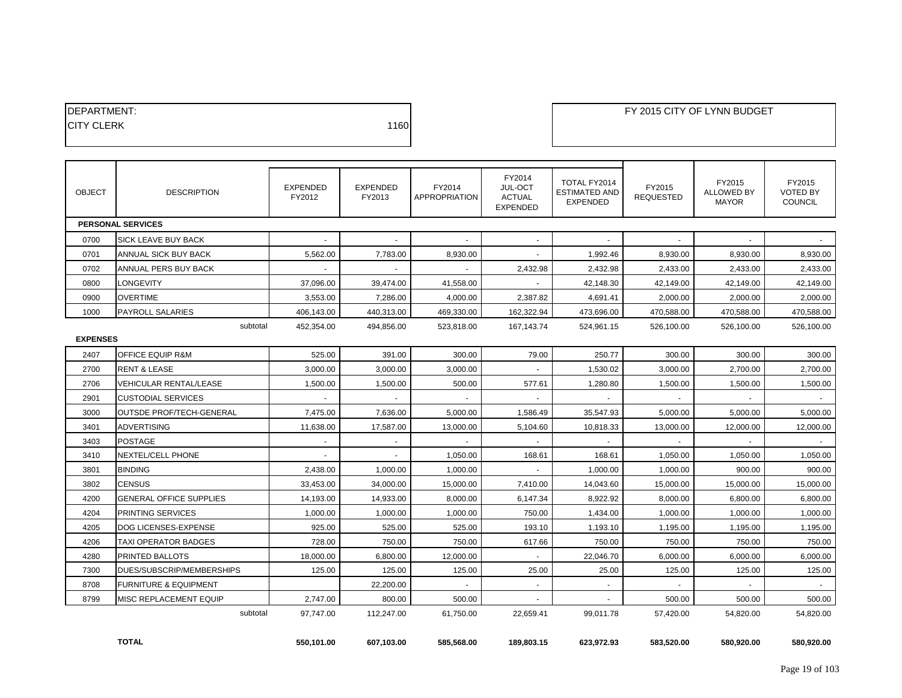DEPARTMENT:
CITY CLERK 1160

FY 2015 CITY OF LYNN BUDGET

| OBJECT | DESCRIPTION | EXPENDED FY2012 | EXPENDED FY2013 | FY2014 APPROPRIATION | FY2014 JUL-OCT ACTUAL EXPENDED | TOTAL FY2014 ESTIMATED AND EXPENDED | FY2015 REQUESTED | FY2015 ALLOWED BY MAYOR | FY2015 VOTED BY COUNCIL |
|---|---|---|---|---|---|---|---|---|---|
| **PERSONAL SERVICES** | | | | | | | | | |
| 0700 | SICK LEAVE BUY BACK | - | - | - | - | - | - | - | - |
| 0701 | ANNUAL SICK BUY BACK | 5,562.00 | 7,783.00 | 8,930.00 | - | 1,992.46 | 8,930.00 | 8,930.00 | 8,930.00 |
| 0702 | ANNUAL PERS BUY BACK | - | - | - | 2,432.98 | 2,432.98 | 2,433.00 | 2,433.00 | 2,433.00 |
| 0800 | LONGEVITY | 37,096.00 | 39,474.00 | 41,558.00 | - | 42,148.30 | 42,149.00 | 42,149.00 | 42,149.00 |
| 0900 | OVERTIME | 3,553.00 | 7,286.00 | 4,000.00 | 2,387.82 | 4,691.41 | 2,000.00 | 2,000.00 | 2,000.00 |
| 1000 | PAYROLL SALARIES | 406,143.00 | 440,313.00 | 469,330.00 | 162,322.94 | 473,696.00 | 470,588.00 | 470,588.00 | 470,588.00 |
| | subtotal | 452,354.00 | 494,856.00 | 523,818.00 | 167,143.74 | 524,961.15 | 526,100.00 | 526,100.00 | 526,100.00 |
| **EXPENSES** | | | | | | | | | |
| 2407 | OFFICE EQUIP R&M | 525.00 | 391.00 | 300.00 | 79.00 | 250.77 | 300.00 | 300.00 | 300.00 |
| 2700 | RENT & LEASE | 3,000.00 | 3,000.00 | 3,000.00 | - | 1,530.02 | 3,000.00 | 2,700.00 | 2,700.00 |
| 2706 | VEHICULAR RENTAL/LEASE | 1,500.00 | 1,500.00 | 500.00 | 577.61 | 1,280.80 | 1,500.00 | 1,500.00 | 1,500.00 |
| 2901 | CUSTODIAL SERVICES | - | - | - | - | - | - | - | - |
| 3000 | OUTSDE PROF/TECH-GENERAL | 7,475.00 | 7,636.00 | 5,000.00 | 1,586.49 | 35,547.93 | 5,000.00 | 5,000.00 | 5,000.00 |
| 3401 | ADVERTISING | 11,638.00 | 17,587.00 | 13,000.00 | 5,104.60 | 10,818.33 | 13,000.00 | 12,000.00 | 12,000.00 |
| 3403 | POSTAGE | - | - | - | - | - | - | - | - |
| 3410 | NEXTEL/CELL PHONE | - | - | 1,050.00 | 168.61 | 168.61 | 1,050.00 | 1,050.00 | 1,050.00 |
| 3801 | BINDING | 2,438.00 | 1,000.00 | 1,000.00 | - | 1,000.00 | 1,000.00 | 900.00 | 900.00 |
| 3802 | CENSUS | 33,453.00 | 34,000.00 | 15,000.00 | 7,410.00 | 14,043.60 | 15,000.00 | 15,000.00 | 15,000.00 |
| 4200 | GENERAL OFFICE SUPPLIES | 14,193.00 | 14,933.00 | 8,000.00 | 6,147.34 | 8,922.92 | 8,000.00 | 6,800.00 | 6,800.00 |
| 4204 | PRINTING SERVICES | 1,000.00 | 1,000.00 | 1,000.00 | 750.00 | 1,434.00 | 1,000.00 | 1,000.00 | 1,000.00 |
| 4205 | DOG LICENSES-EXPENSE | 925.00 | 525.00 | 525.00 | 193.10 | 1,193.10 | 1,195.00 | 1,195.00 | 1,195.00 |
| 4206 | TAXI OPERATOR BADGES | 728.00 | 750.00 | 750.00 | 617.66 | 750.00 | 750.00 | 750.00 | 750.00 |
| 4280 | PRINTED BALLOTS | 18,000.00 | 6,800.00 | 12,000.00 | - | 22,046.70 | 6,000.00 | 6,000.00 | 6,000.00 |
| 7300 | DUES/SUBSCRIP/MEMBERSHIPS | 125.00 | 125.00 | 125.00 | 25.00 | 25.00 | 125.00 | 125.00 | 125.00 |
| 8708 | FURNITURE & EQUIPMENT | | 22,200.00 | - | - | - | - | - | - |
| 8799 | MISC REPLACEMENT EQUIP | 2,747.00 | 800.00 | 500.00 | - | - | 500.00 | 500.00 | 500.00 |
| | subtotal | 97,747.00 | 112,247.00 | 61,750.00 | 22,659.41 | 99,011.78 | 57,420.00 | 54,820.00 | 54,820.00 |
| | **TOTAL** | **550,101.00** | **607,103.00** | **585,568.00** | **189,803.15** | **623,972.93** | **583,520.00** | **580,920.00** | **580,920.00** |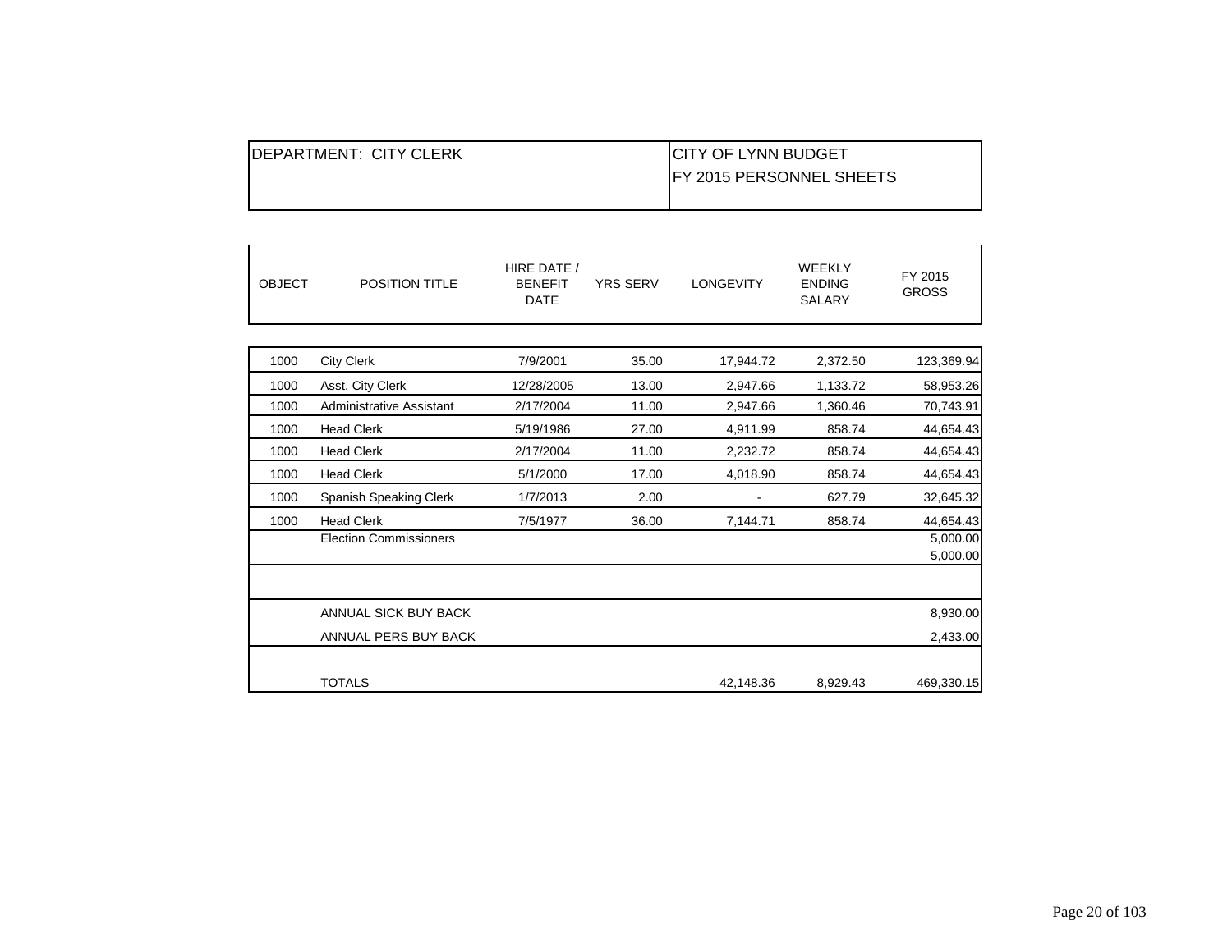| DEPARTMENT: CITY CLERK | CITY OF LYNN BUDGET<br>FY 2015 PERSONNEL SHEETS |
|---|---|

| OBJECT | POSITION TITLE | HIRE DATE / BENEFIT DATE | YRS SERV | LONGEVITY | WEEKLY ENDING SALARY | FY 2015 GROSS |
|---|---|---|---|---|---|---|
| 1000 | City Clerk | 7/9/2001 | 35.00 | 17,944.72 | 2,372.50 | 123,369.94 |
| 1000 | Asst. City Clerk | 12/28/2005 | 13.00 | 2,947.66 | 1,133.72 | 58,953.26 |
| 1000 | Administrative Assistant | 2/17/2004 | 11.00 | 2,947.66 | 1,360.46 | 70,743.91 |
| 1000 | Head Clerk | 5/19/1986 | 27.00 | 4,911.99 | 858.74 | 44,654.43 |
| 1000 | Head Clerk | 2/17/2004 | 11.00 | 2,232.72 | 858.74 | 44,654.43 |
| 1000 | Head Clerk | 5/1/2000 | 17.00 | 4,018.90 | 858.74 | 44,654.43 |
| 1000 | Spanish Speaking Clerk | 1/7/2013 | 2.00 | - | 627.79 | 32,645.32 |
| 1000 | Head Clerk | 7/5/1977 | 36.00 | 7,144.71 | 858.74 | 44,654.43 |
| | Election Commissioners | | | | | 5,000.00 |
| | | | | | | 5,000.00 |
| | ANNUAL SICK BUY BACK | | | | | 8,930.00 |
| | ANNUAL PERS BUY BACK | | | | | 2,433.00 |
| | TOTALS | | | 42,148.36 | 8,929.43 | 469,330.15 |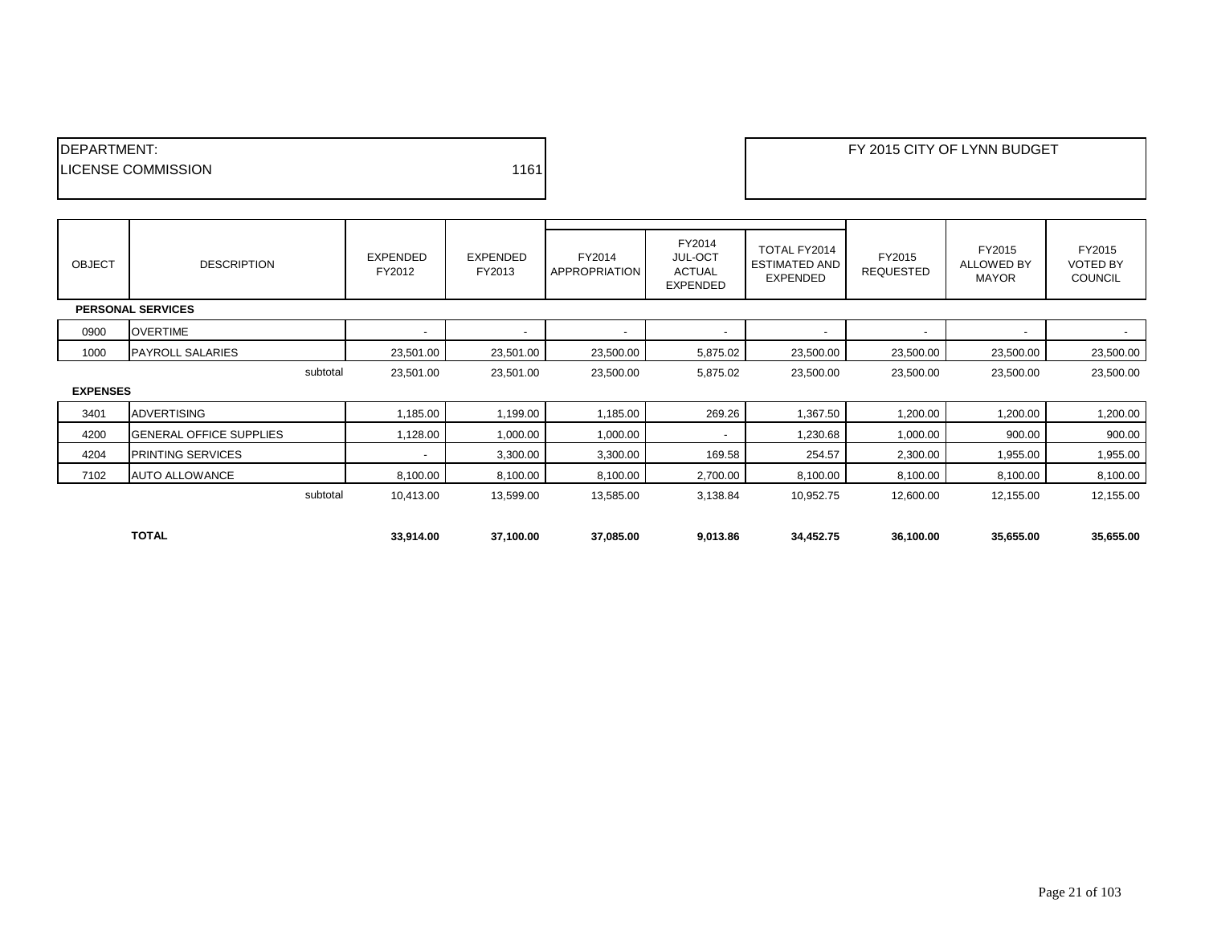DEPARTMENT:
LICENSE COMMISSION 1161

FY 2015 CITY OF LYNN BUDGET

| OBJECT | DESCRIPTION | EXPENDED FY2012 | EXPENDED FY2013 | FY2014 APPROPRIATION | FY2014 JUL-OCT ACTUAL EXPENDED | TOTAL FY2014 ESTIMATED AND EXPENDED | FY2015 REQUESTED | FY2015 ALLOWED BY MAYOR | FY2015 VOTED BY COUNCIL |
|---|---|---|---|---|---|---|---|---|---|
| **PERSONAL SERVICES** | | | | | | | | | |
| 0900 | OVERTIME | - | - | - | - | - | - | - | - |
| 1000 | PAYROLL SALARIES | 23,501.00 | 23,501.00 | 23,500.00 | 5,875.02 | 23,500.00 | 23,500.00 | 23,500.00 | 23,500.00 |
| | subtotal | 23,501.00 | 23,501.00 | 23,500.00 | 5,875.02 | 23,500.00 | 23,500.00 | 23,500.00 | 23,500.00 |
| **EXPENSES** | | | | | | | | | |
| 3401 | ADVERTISING | 1,185.00 | 1,199.00 | 1,185.00 | 269.26 | 1,367.50 | 1,200.00 | 1,200.00 | 1,200.00 |
| 4200 | GENERAL OFFICE SUPPLIES | 1,128.00 | 1,000.00 | 1,000.00 | - | 1,230.68 | 1,000.00 | 900.00 | 900.00 |
| 4204 | PRINTING SERVICES | - | 3,300.00 | 3,300.00 | 169.58 | 254.57 | 2,300.00 | 1,955.00 | 1,955.00 |
| 7102 | AUTO ALLOWANCE | 8,100.00 | 8,100.00 | 8,100.00 | 2,700.00 | 8,100.00 | 8,100.00 | 8,100.00 | 8,100.00 |
| | subtotal | 10,413.00 | 13,599.00 | 13,585.00 | 3,138.84 | 10,952.75 | 12,600.00 | 12,155.00 | 12,155.00 |
| | **TOTAL** | **33,914.00** | **37,100.00** | **37,085.00** | **9,013.86** | **34,452.75** | **36,100.00** | **35,655.00** | **35,655.00** |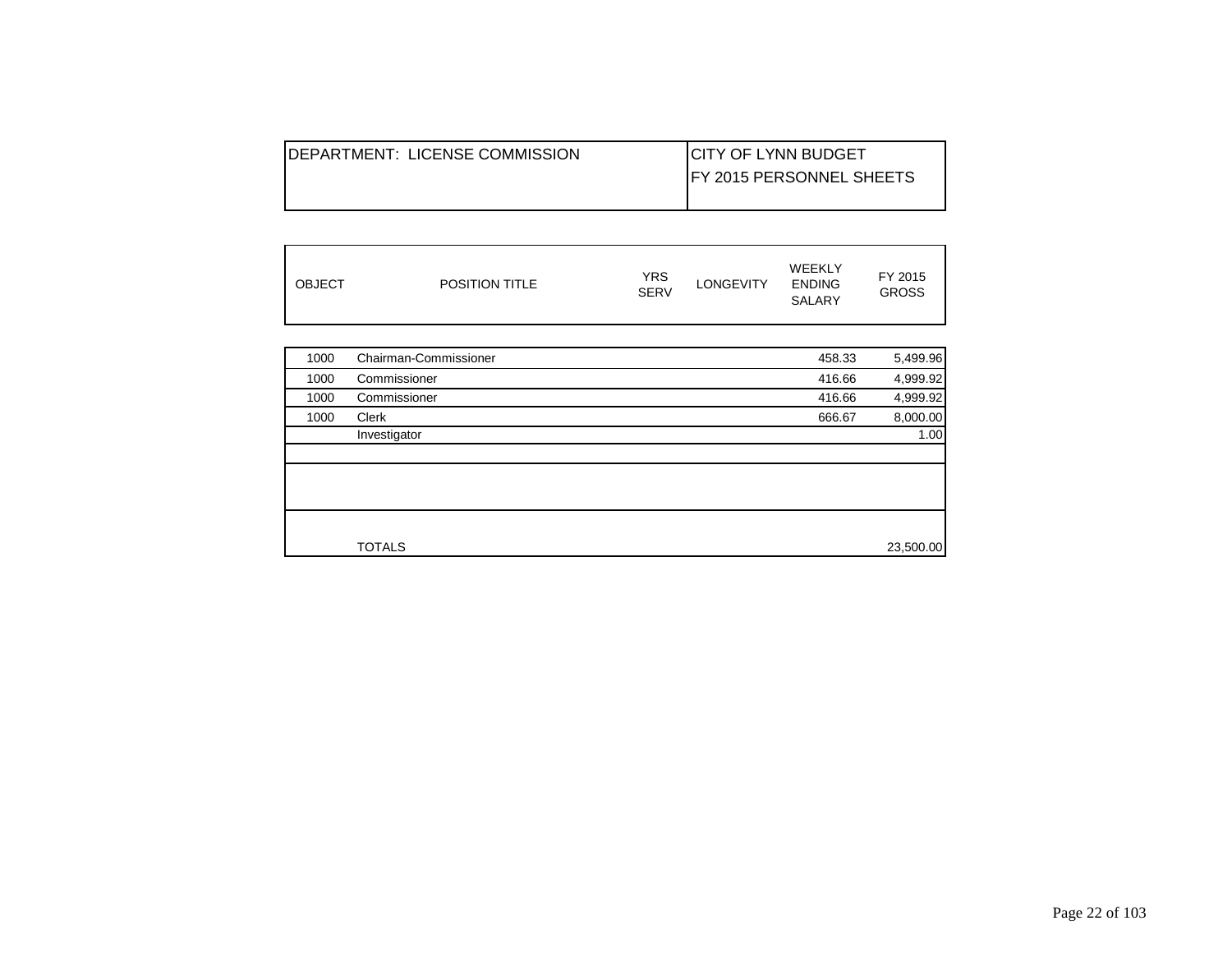| DEPARTMENT: LICENSE COMMISSION | CITY OF LYNN BUDGET<br>FY 2015 PERSONNEL SHEETS |
|---|---|

| OBJECT | POSITION TITLE | YRS SERV | LONGEVITY | WEEKLY ENDING SALARY | FY 2015 GROSS |
|---|---|---|---|---|---|
| 1000 | Chairman-Commissioner | | | 458.33 | 5,499.96 |
| 1000 | Commissioner | | | 416.66 | 4,999.92 |
| 1000 | Commissioner | | | 416.66 | 4,999.92 |
| 1000 | Clerk | | | 666.67 | 8,000.00 |
| | Investigator | | | | 1.00 |
| | | | | | |
| | | | | | |
| | TOTALS | | | | 23,500.00 |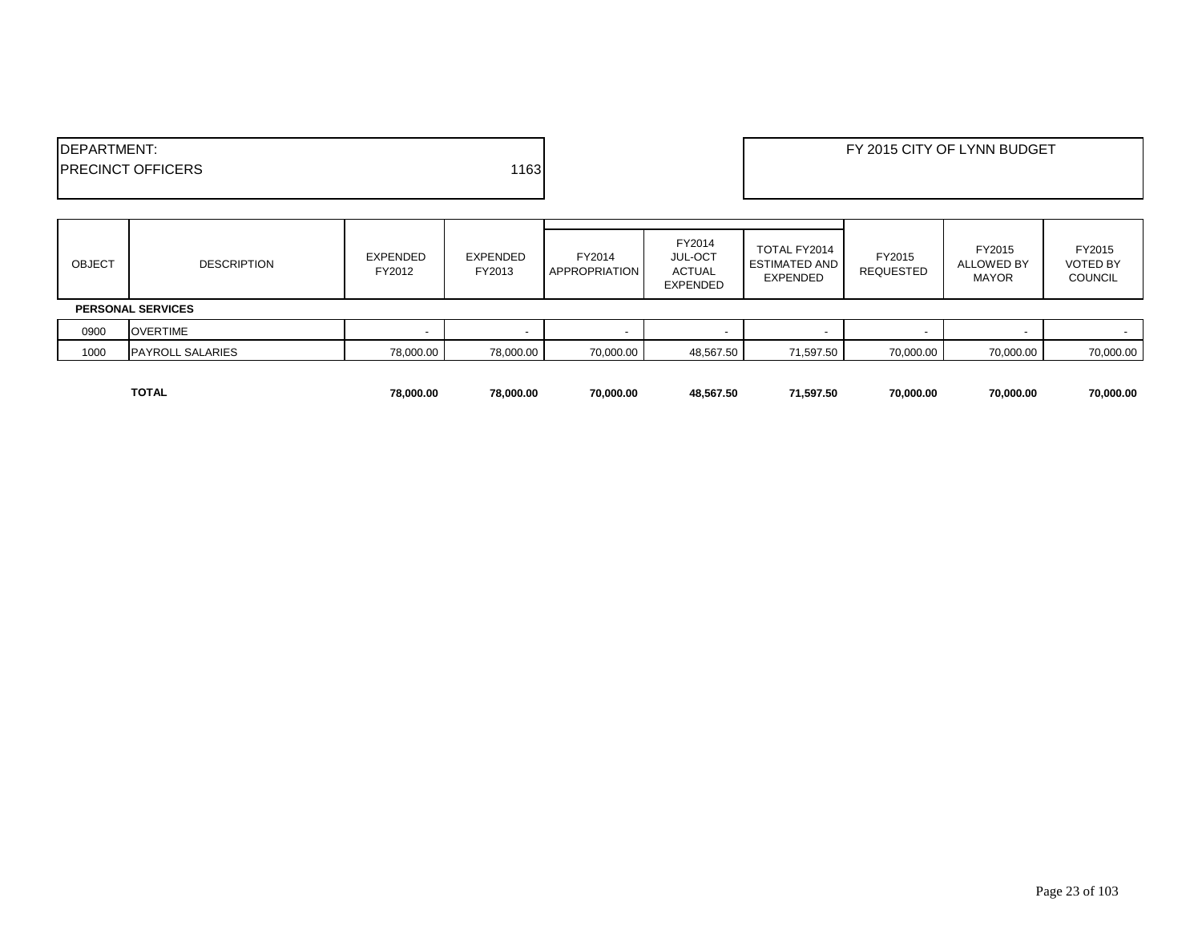| DEPARTMENT: | | FY 2015 CITY OF LYNN BUDGET |
|---|---|---|
| PRECINCT OFFICERS | 1163 | |

| OBJECT | DESCRIPTION | EXPENDED FY2012 | EXPENDED FY2013 | FY2014 APPROPRIATION | FY2014 JUL-OCT ACTUAL EXPENDED | TOTAL FY2014 ESTIMATED AND EXPENDED | FY2015 REQUESTED | FY2015 ALLOWED BY MAYOR | FY2015 VOTED BY COUNCIL |
|---|---|---|---|---|---|---|---|---|---|
| **PERSONAL SERVICES** | | | | | | | | | |
| 0900 | OVERTIME | - | - | - | - | - | - | - | - |
| 1000 | PAYROLL SALARIES | 78,000.00 | 78,000.00 | 70,000.00 | 48,567.50 | 71,597.50 | 70,000.00 | 70,000.00 | 70,000.00 |
| | **TOTAL** | **78,000.00** | **78,000.00** | **70,000.00** | **48,567.50** | **71,597.50** | **70,000.00** | **70,000.00** | **70,000.00** |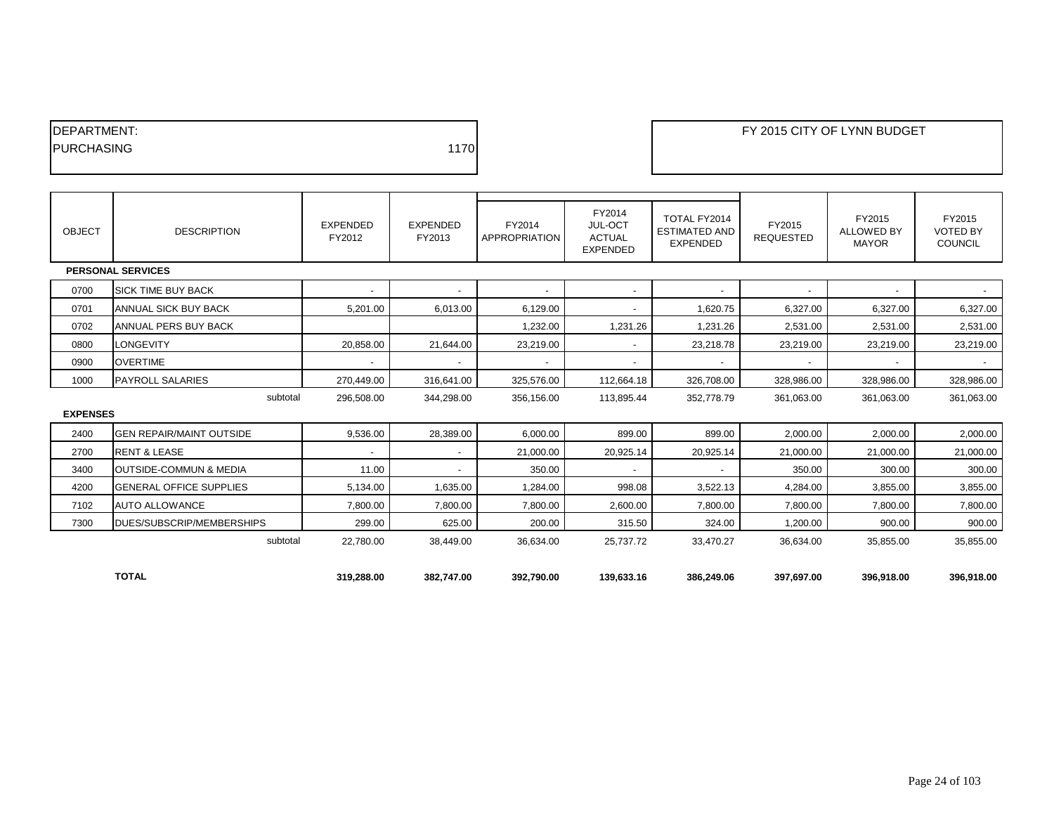| DEPARTMENT: | |
|---|---|
| PURCHASING | 1170 |

**FY 2015 CITY OF LYNN BUDGET**

| OBJECT | DESCRIPTION | EXPENDED FY2012 | EXPENDED FY2013 | FY2014 APPROPRIATION | FY2014 JUL-OCT ACTUAL EXPENDED | TOTAL FY2014 ESTIMATED AND EXPENDED | FY2015 REQUESTED | FY2015 ALLOWED BY MAYOR | FY2015 VOTED BY COUNCIL |
|---|---|---|---|---|---|---|---|---|---|
| **PERSONAL SERVICES** | | | | | | | | | |
| 0700 | SICK TIME BUY BACK | - | - | - | - | - | - | - | - |
| 0701 | ANNUAL SICK BUY BACK | 5,201.00 | 6,013.00 | 6,129.00 | - | 1,620.75 | 6,327.00 | 6,327.00 | 6,327.00 |
| 0702 | ANNUAL PERS BUY BACK | | | 1,232.00 | 1,231.26 | 1,231.26 | 2,531.00 | 2,531.00 | 2,531.00 |
| 0800 | LONGEVITY | 20,858.00 | 21,644.00 | 23,219.00 | - | 23,218.78 | 23,219.00 | 23,219.00 | 23,219.00 |
| 0900 | OVERTIME | - | - | - | - | - | - | - | - |
| 1000 | PAYROLL SALARIES | 270,449.00 | 316,641.00 | 325,576.00 | 112,664.18 | 326,708.00 | 328,986.00 | 328,986.00 | 328,986.00 |
| | subtotal | 296,508.00 | 344,298.00 | 356,156.00 | 113,895.44 | 352,778.79 | 361,063.00 | 361,063.00 | 361,063.00 |
| **EXPENSES** | | | | | | | | | |
| 2400 | GEN REPAIR/MAINT OUTSIDE | 9,536.00 | 28,389.00 | 6,000.00 | 899.00 | 899.00 | 2,000.00 | 2,000.00 | 2,000.00 |
| 2700 | RENT & LEASE | - | - | 21,000.00 | 20,925.14 | 20,925.14 | 21,000.00 | 21,000.00 | 21,000.00 |
| 3400 | OUTSIDE-COMMUN & MEDIA | 11.00 | - | 350.00 | - | - | 350.00 | 300.00 | 300.00 |
| 4200 | GENERAL OFFICE SUPPLIES | 5,134.00 | 1,635.00 | 1,284.00 | 998.08 | 3,522.13 | 4,284.00 | 3,855.00 | 3,855.00 |
| 7102 | AUTO ALLOWANCE | 7,800.00 | 7,800.00 | 7,800.00 | 2,600.00 | 7,800.00 | 7,800.00 | 7,800.00 | 7,800.00 |
| 7300 | DUES/SUBSCRIP/MEMBERSHIPS | 299.00 | 625.00 | 200.00 | 315.50 | 324.00 | 1,200.00 | 900.00 | 900.00 |
| | subtotal | 22,780.00 | 38,449.00 | 36,634.00 | 25,737.72 | 33,470.27 | 36,634.00 | 35,855.00 | 35,855.00 |
| | **TOTAL** | **319,288.00** | **382,747.00** | **392,790.00** | **139,633.16** | **386,249.06** | **397,697.00** | **396,918.00** | **396,918.00** |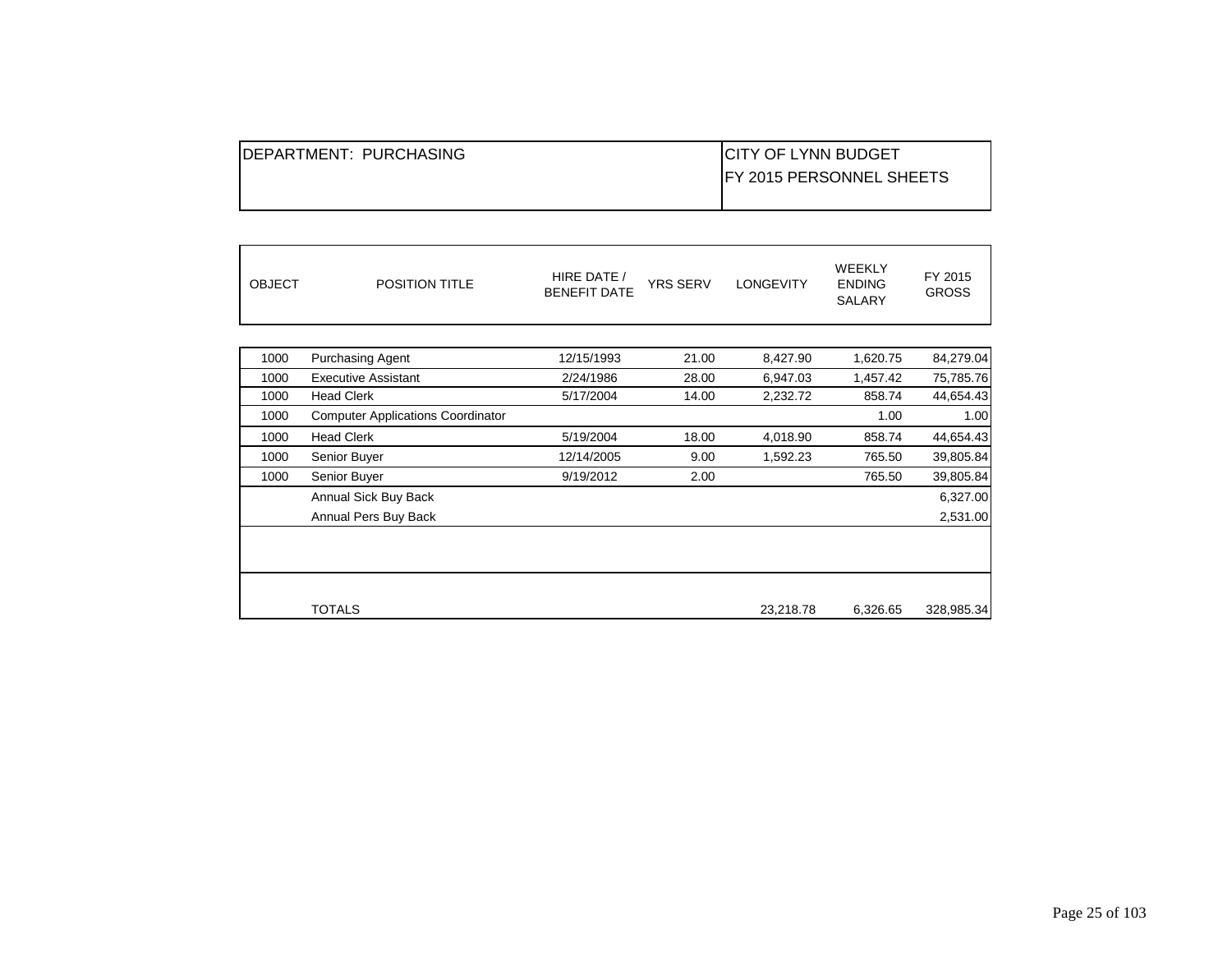| DEPARTMENT: PURCHASING | CITY OF LYNN BUDGET<br>FY 2015 PERSONNEL SHEETS |
|---|---|

| OBJECT | POSITION TITLE | HIRE DATE / BENEFIT DATE | YRS SERV | LONGEVITY | WEEKLY ENDING SALARY | FY 2015 GROSS |
|---|---|---|---|---|---|---|
| 1000 | Purchasing Agent | 12/15/1993 | 21.00 | 8,427.90 | 1,620.75 | 84,279.04 |
| 1000 | Executive Assistant | 2/24/1986 | 28.00 | 6,947.03 | 1,457.42 | 75,785.76 |
| 1000 | Head Clerk | 5/17/2004 | 14.00 | 2,232.72 | 858.74 | 44,654.43 |
| 1000 | Computer Applications Coordinator | | | | 1.00 | 1.00 |
| 1000 | Head Clerk | 5/19/2004 | 18.00 | 4,018.90 | 858.74 | 44,654.43 |
| 1000 | Senior Buyer | 12/14/2005 | 9.00 | 1,592.23 | 765.50 | 39,805.84 |
| 1000 | Senior Buyer | 9/19/2012 | 2.00 | | 765.50 | 39,805.84 |
| | Annual Sick Buy Back | | | | | 6,327.00 |
| | Annual Pers Buy Back | | | | | 2,531.00 |
| | TOTALS | | | 23,218.78 | 6,326.65 | 328,985.34 |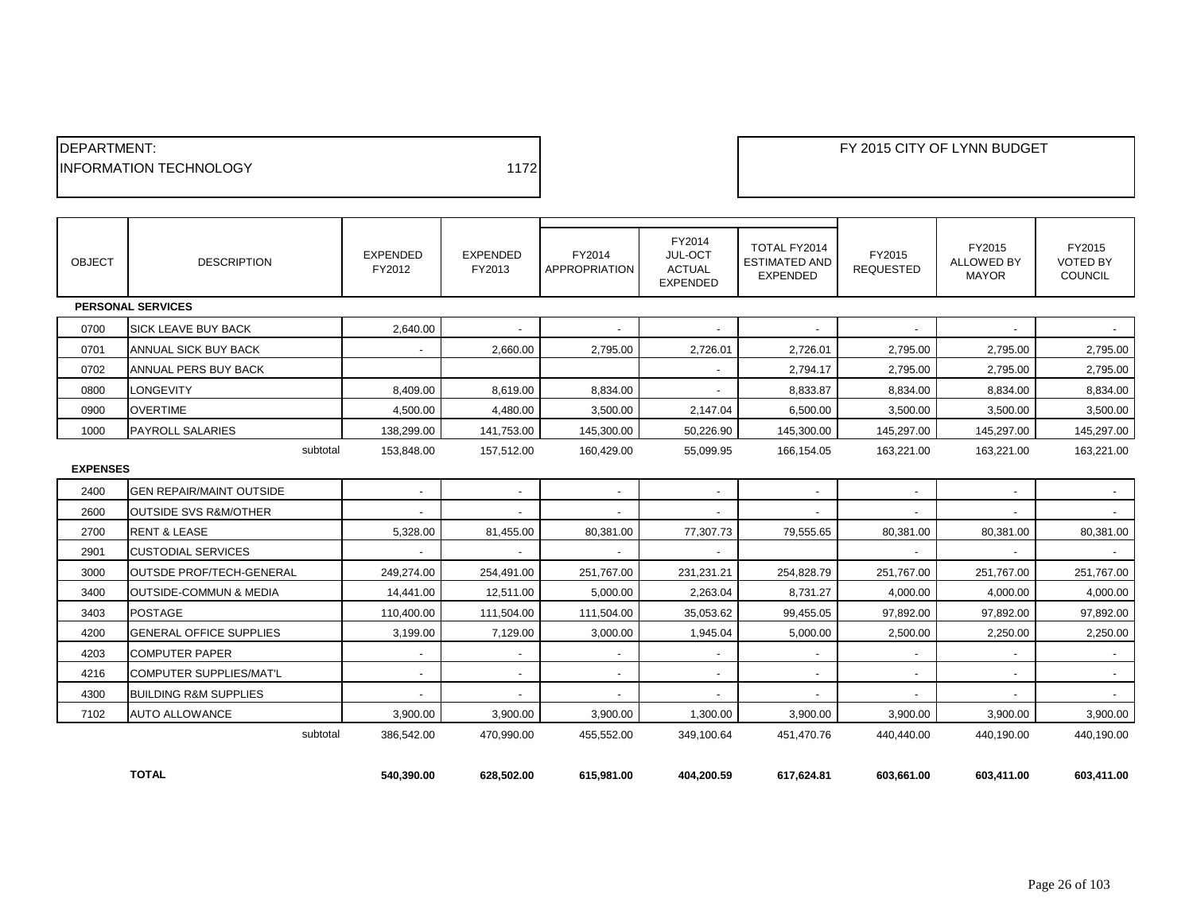DEPARTMENT:
INFORMATION TECHNOLOGY 1172

FY 2015 CITY OF LYNN BUDGET

| OBJECT | DESCRIPTION | EXPENDED FY2012 | EXPENDED FY2013 | FY2014 APPROPRIATION | FY2014 JUL-OCT ACTUAL EXPENDED | TOTAL FY2014 ESTIMATED AND EXPENDED | FY2015 REQUESTED | FY2015 ALLOWED BY MAYOR | FY2015 VOTED BY COUNCIL |
|---|---|---|---|---|---|---|---|---|---|
| **PERSONAL SERVICES** | | | | | | | | | |
| 0700 | SICK LEAVE BUY BACK | 2,640.00 | - | - | - | - | - | - | - |
| 0701 | ANNUAL SICK BUY BACK | - | 2,660.00 | 2,795.00 | 2,726.01 | 2,726.01 | 2,795.00 | 2,795.00 | 2,795.00 |
| 0702 | ANNUAL PERS BUY BACK | | | | - | 2,794.17 | 2,795.00 | 2,795.00 | 2,795.00 |
| 0800 | LONGEVITY | 8,409.00 | 8,619.00 | 8,834.00 | - | 8,833.87 | 8,834.00 | 8,834.00 | 8,834.00 |
| 0900 | OVERTIME | 4,500.00 | 4,480.00 | 3,500.00 | 2,147.04 | 6,500.00 | 3,500.00 | 3,500.00 | 3,500.00 |
| 1000 | PAYROLL SALARIES | 138,299.00 | 141,753.00 | 145,300.00 | 50,226.90 | 145,300.00 | 145,297.00 | 145,297.00 | 145,297.00 |
| | subtotal | 153,848.00 | 157,512.00 | 160,429.00 | 55,099.95 | 166,154.05 | 163,221.00 | 163,221.00 | 163,221.00 |
| **EXPENSES** | | | | | | | | | |
| 2400 | GEN REPAIR/MAINT OUTSIDE | - | - | - | - | - | - | - | - |
| 2600 | OUTSIDE SVS R&M/OTHER | - | - | - | - | - | - | - | - |
| 2700 | RENT & LEASE | 5,328.00 | 81,455.00 | 80,381.00 | 77,307.73 | 79,555.65 | 80,381.00 | 80,381.00 | 80,381.00 |
| 2901 | CUSTODIAL SERVICES | - | - | - | - | | - | - | - |
| 3000 | OUTSDE PROF/TECH-GENERAL | 249,274.00 | 254,491.00 | 251,767.00 | 231,231.21 | 254,828.79 | 251,767.00 | 251,767.00 | 251,767.00 |
| 3400 | OUTSIDE-COMMUN & MEDIA | 14,441.00 | 12,511.00 | 5,000.00 | 2,263.04 | 8,731.27 | 4,000.00 | 4,000.00 | 4,000.00 |
| 3403 | POSTAGE | 110,400.00 | 111,504.00 | 111,504.00 | 35,053.62 | 99,455.05 | 97,892.00 | 97,892.00 | 97,892.00 |
| 4200 | GENERAL OFFICE SUPPLIES | 3,199.00 | 7,129.00 | 3,000.00 | 1,945.04 | 5,000.00 | 2,500.00 | 2,250.00 | 2,250.00 |
| 4203 | COMPUTER PAPER | - | - | - | - | - | - | - | - |
| 4216 | COMPUTER SUPPLIES/MAT'L | - | - | - | - | - | - | - | - |
| 4300 | BUILDING R&M SUPPLIES | - | - | - | - | - | - | - | - |
| 7102 | AUTO ALLOWANCE | 3,900.00 | 3,900.00 | 3,900.00 | 1,300.00 | 3,900.00 | 3,900.00 | 3,900.00 | 3,900.00 |
| | subtotal | 386,542.00 | 470,990.00 | 455,552.00 | 349,100.64 | 451,470.76 | 440,440.00 | 440,190.00 | 440,190.00 |
| | **TOTAL** | **540,390.00** | **628,502.00** | **615,981.00** | **404,200.59** | **617,624.81** | **603,661.00** | **603,411.00** | **603,411.00** |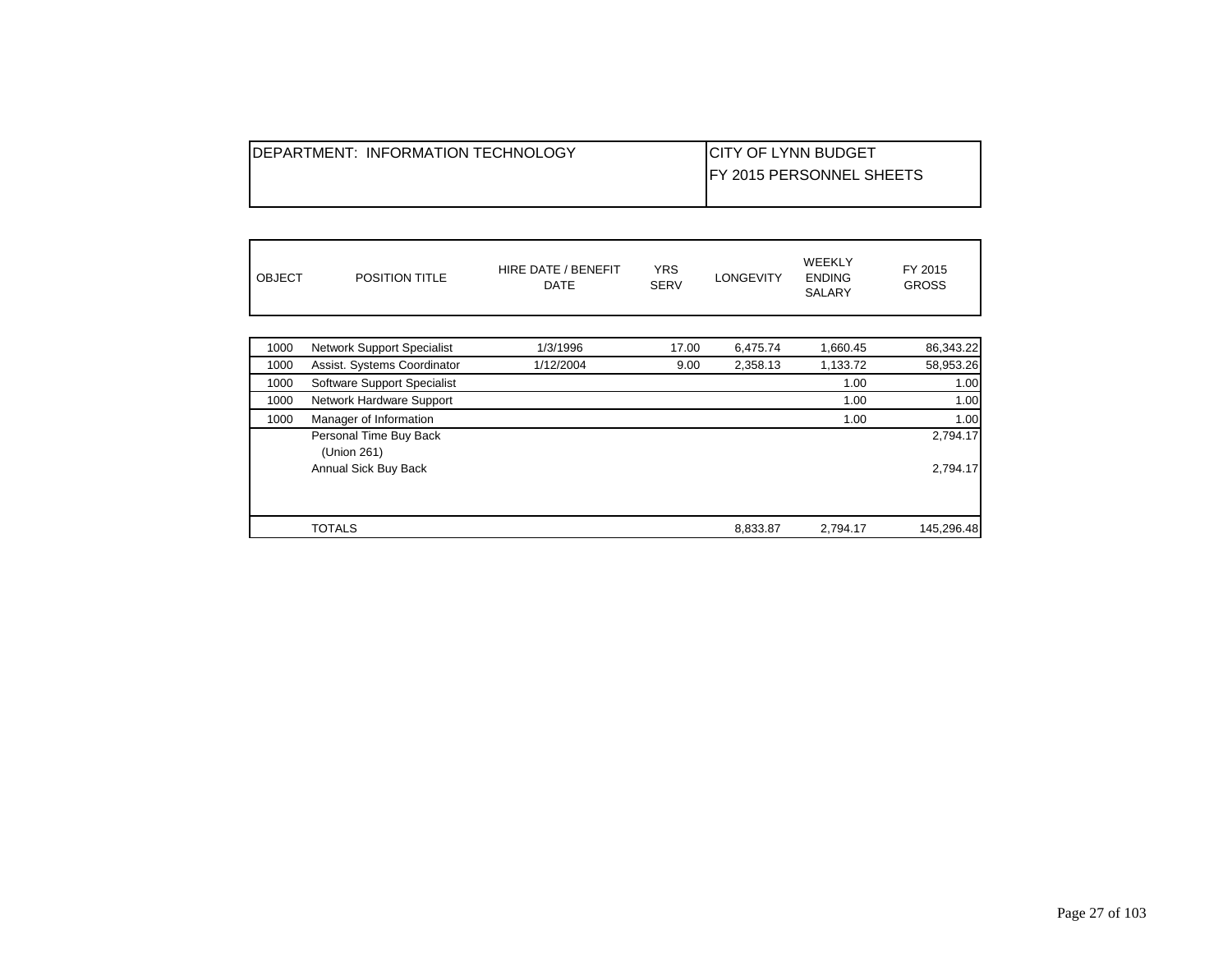| DEPARTMENT: INFORMATION TECHNOLOGY | CITY OF LYNN BUDGET<br>FY 2015 PERSONNEL SHEETS |
|---|---|

| OBJECT | POSITION TITLE | HIRE DATE / BENEFIT DATE | YRS SERV | LONGEVITY | WEEKLY ENDING SALARY | FY 2015 GROSS |
|---|---|---|---|---|---|---|
| 1000 | Network Support Specialist | 1/3/1996 | 17.00 | 6,475.74 | 1,660.45 | 86,343.22 |
| 1000 | Assist. Systems Coordinator | 1/12/2004 | 9.00 | 2,358.13 | 1,133.72 | 58,953.26 |
| 1000 | Software Support Specialist | | | | 1.00 | 1.00 |
| 1000 | Network Hardware Support | | | | 1.00 | 1.00 |
| 1000 | Manager of Information | | | | 1.00 | 1.00 |
| | Personal Time Buy Back (Union 261) | | | | | 2,794.17 |
| | Annual Sick Buy Back | | | | | 2,794.17 |
| | TOTALS | | | 8,833.87 | 2,794.17 | 145,296.48 |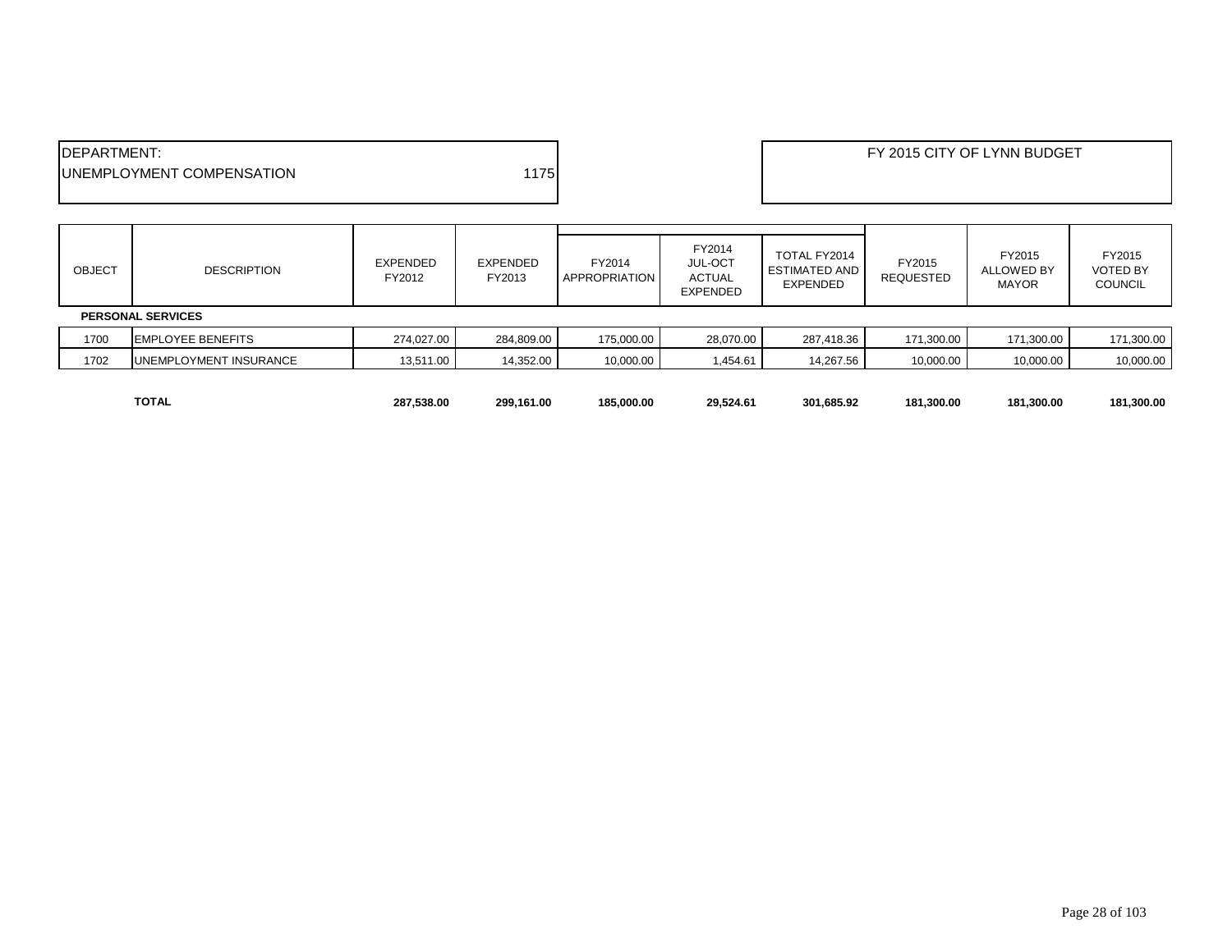DEPARTMENT:
UNEMPLOYMENT COMPENSATION 1175

FY 2015 CITY OF LYNN BUDGET

| OBJECT | DESCRIPTION | EXPENDED FY2012 | EXPENDED FY2013 | FY2014 APPROPRIATION | FY2014 JUL-OCT ACTUAL EXPENDED | TOTAL FY2014 ESTIMATED AND EXPENDED | FY2015 REQUESTED | FY2015 ALLOWED BY MAYOR | FY2015 VOTED BY COUNCIL |
|---|---|---|---|---|---|---|---|---|---|
| **PERSONAL SERVICES** | | | | | | | | | |
| 1700 | EMPLOYEE BENEFITS | 274,027.00 | 284,809.00 | 175,000.00 | 28,070.00 | 287,418.36 | 171,300.00 | 171,300.00 | 171,300.00 |
| 1702 | UNEMPLOYMENT INSURANCE | 13,511.00 | 14,352.00 | 10,000.00 | 1,454.61 | 14,267.56 | 10,000.00 | 10,000.00 | 10,000.00 |
| | **TOTAL** | **287,538.00** | **299,161.00** | **185,000.00** | **29,524.61** | **301,685.92** | **181,300.00** | **181,300.00** | **181,300.00** |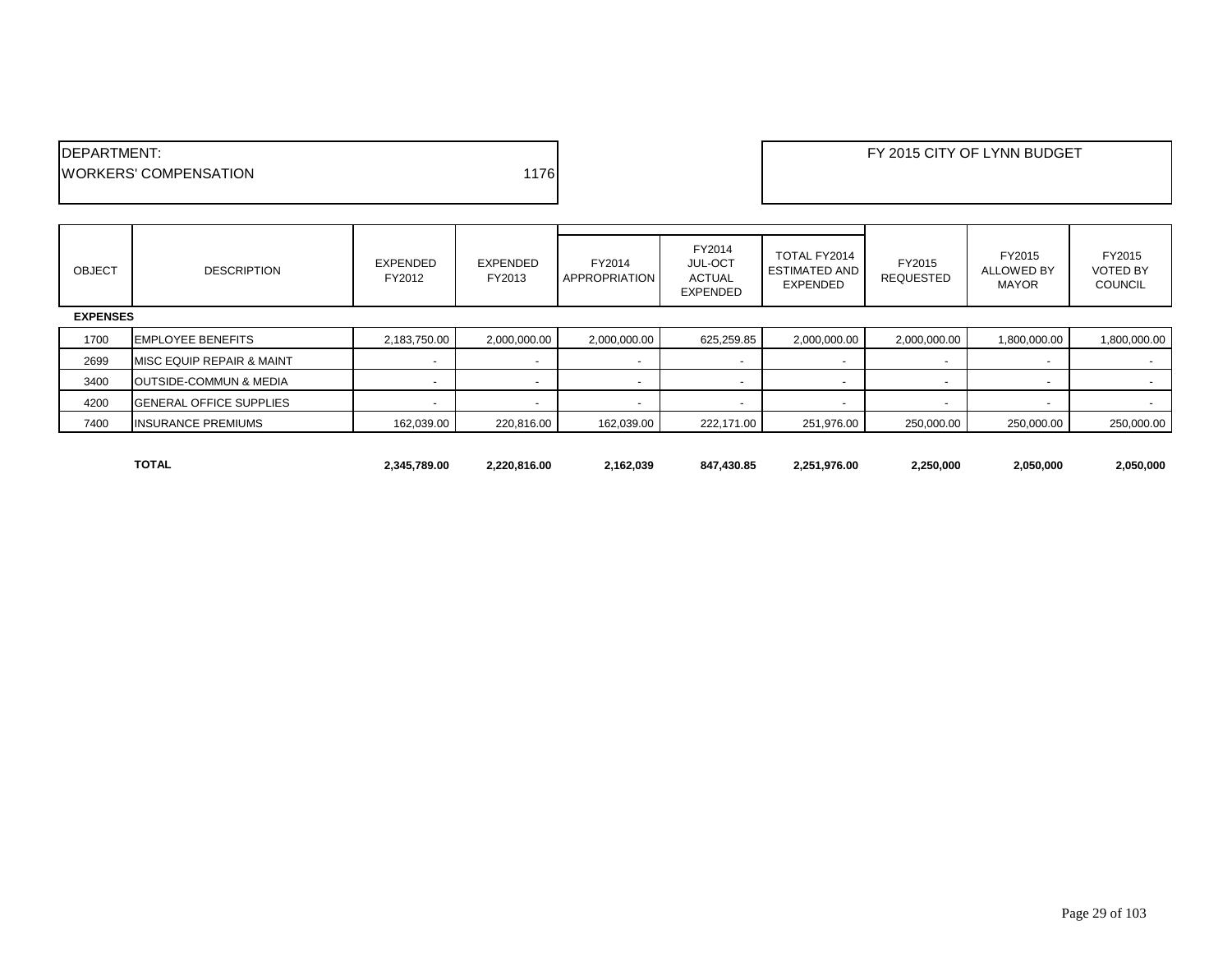DEPARTMENT:
WORKERS' COMPENSATION 1176

FY 2015 CITY OF LYNN BUDGET

| OBJECT | DESCRIPTION | EXPENDED FY2012 | EXPENDED FY2013 | FY2014 APPROPRIATION | FY2014 JUL-OCT ACTUAL EXPENDED | TOTAL FY2014 ESTIMATED AND EXPENDED | FY2015 REQUESTED | FY2015 ALLOWED BY MAYOR | FY2015 VOTED BY COUNCIL |
|---|---|---|---|---|---|---|---|---|---|
| **EXPENSES** | | | | | | | | | |
| 1700 | EMPLOYEE BENEFITS | 2,183,750.00 | 2,000,000.00 | 2,000,000.00 | 625,259.85 | 2,000,000.00 | 2,000,000.00 | 1,800,000.00 | 1,800,000.00 |
| 2699 | MISC EQUIP REPAIR & MAINT | - | - | - | - | - | - | - | - |
| 3400 | OUTSIDE-COMMUN & MEDIA | - | - | - | - | - | - | - | - |
| 4200 | GENERAL OFFICE SUPPLIES | - | - | - | - | - | - | - | - |
| 7400 | INSURANCE PREMIUMS | 162,039.00 | 220,816.00 | 162,039.00 | 222,171.00 | 251,976.00 | 250,000.00 | 250,000.00 | 250,000.00 |
| | **TOTAL** | **2,345,789.00** | **2,220,816.00** | **2,162,039** | **847,430.85** | **2,251,976.00** | **2,250,000** | **2,050,000** | **2,050,000** |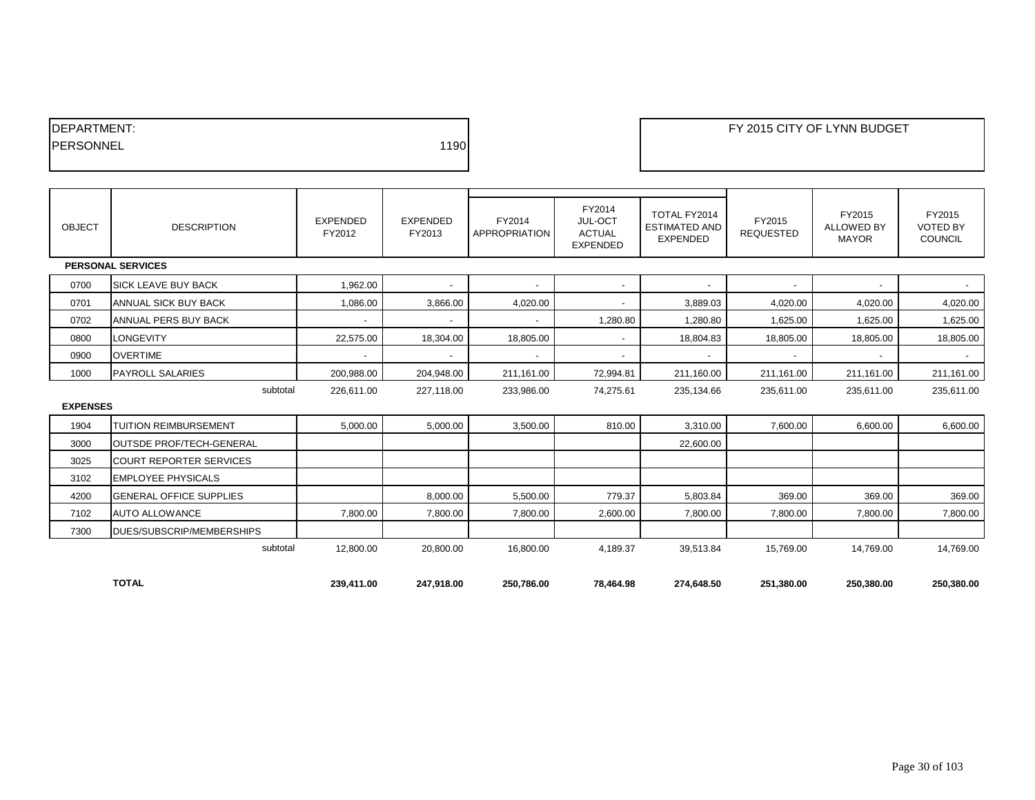DEPARTMENT:
PERSONNEL 1190

FY 2015 CITY OF LYNN BUDGET

| OBJECT | DESCRIPTION | EXPENDED FY2012 | EXPENDED FY2013 | FY2014 APPROPRIATION | FY2014 JUL-OCT ACTUAL EXPENDED | TOTAL FY2014 ESTIMATED AND EXPENDED | FY2015 REQUESTED | FY2015 ALLOWED BY MAYOR | FY2015 VOTED BY COUNCIL |
|---|---|---|---|---|---|---|---|---|---|
| **PERSONAL SERVICES** | | | | | | | | | |
| 0700 | SICK LEAVE BUY BACK | 1,962.00 | - | - | - | - | - | - | - |
| 0701 | ANNUAL SICK BUY BACK | 1,086.00 | 3,866.00 | 4,020.00 | - | 3,889.03 | 4,020.00 | 4,020.00 | 4,020.00 |
| 0702 | ANNUAL PERS BUY BACK | - | - | - | 1,280.80 | 1,280.80 | 1,625.00 | 1,625.00 | 1,625.00 |
| 0800 | LONGEVITY | 22,575.00 | 18,304.00 | 18,805.00 | - | 18,804.83 | 18,805.00 | 18,805.00 | 18,805.00 |
| 0900 | OVERTIME | - | - | - | - | - | - | - | - |
| 1000 | PAYROLL SALARIES | 200,988.00 | 204,948.00 | 211,161.00 | 72,994.81 | 211,160.00 | 211,161.00 | 211,161.00 | 211,161.00 |
| | subtotal | 226,611.00 | 227,118.00 | 233,986.00 | 74,275.61 | 235,134.66 | 235,611.00 | 235,611.00 | 235,611.00 |
| **EXPENSES** | | | | | | | | | |
| 1904 | TUITION REIMBURSEMENT | 5,000.00 | 5,000.00 | 3,500.00 | 810.00 | 3,310.00 | 7,600.00 | 6,600.00 | 6,600.00 |
| 3000 | OUTSDE PROF/TECH-GENERAL | | | | | 22,600.00 | | | |
| 3025 | COURT REPORTER SERVICES | | | | | | | | |
| 3102 | EMPLOYEE PHYSICALS | | | | | | | | |
| 4200 | GENERAL OFFICE SUPPLIES | | 8,000.00 | 5,500.00 | 779.37 | 5,803.84 | 369.00 | 369.00 | 369.00 |
| 7102 | AUTO ALLOWANCE | 7,800.00 | 7,800.00 | 7,800.00 | 2,600.00 | 7,800.00 | 7,800.00 | 7,800.00 | 7,800.00 |
| 7300 | DUES/SUBSCRIP/MEMBERSHIPS | | | | | | | | |
| | subtotal | 12,800.00 | 20,800.00 | 16,800.00 | 4,189.37 | 39,513.84 | 15,769.00 | 14,769.00 | 14,769.00 |
| | **TOTAL** | **239,411.00** | **247,918.00** | **250,786.00** | **78,464.98** | **274,648.50** | **251,380.00** | **250,380.00** | **250,380.00** |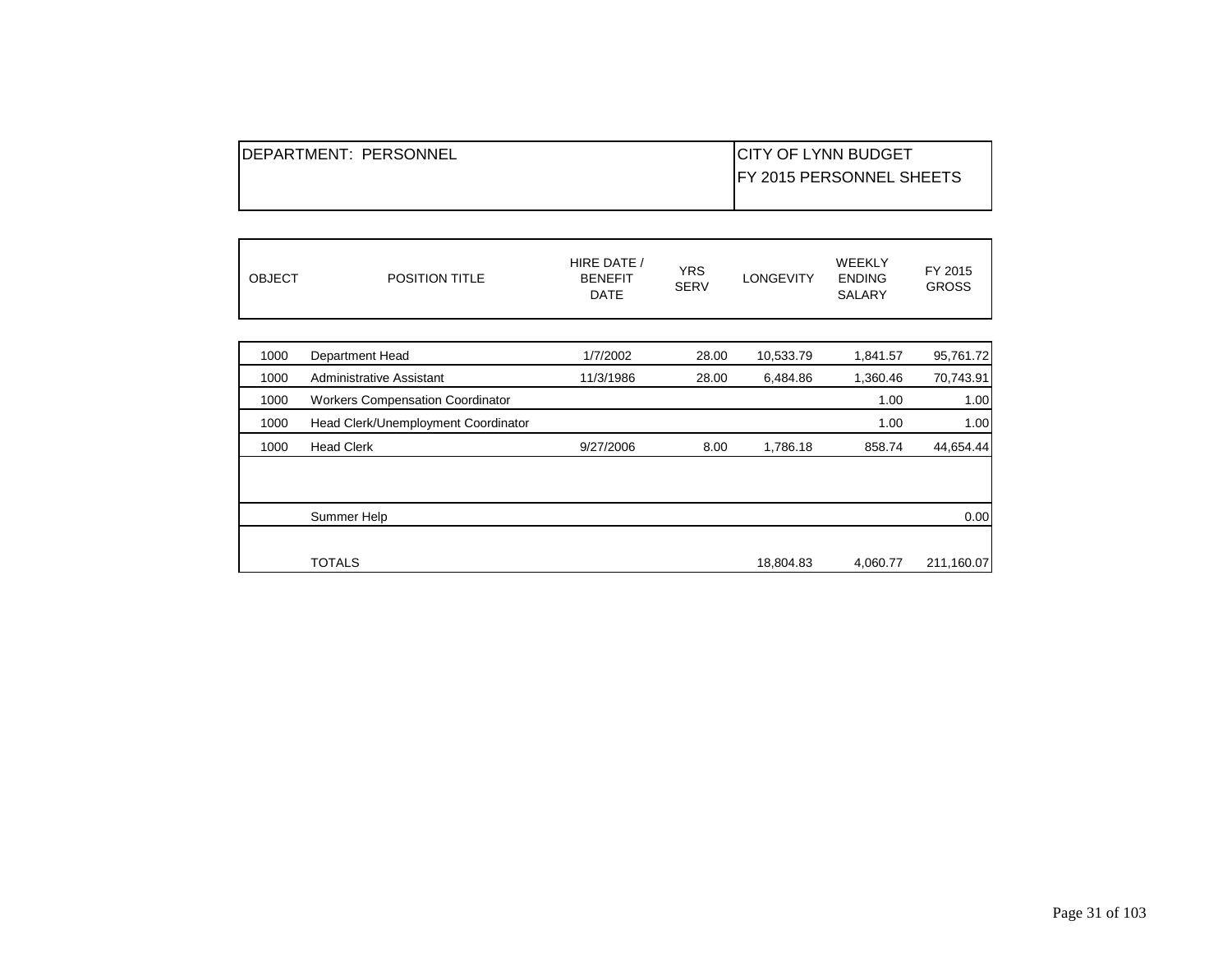| DEPARTMENT: PERSONNEL | CITY OF LYNN BUDGET<br>FY 2015 PERSONNEL SHEETS |
|---|---|

| OBJECT | POSITION TITLE | HIRE DATE / BENEFIT DATE | YRS SERV | LONGEVITY | WEEKLY ENDING SALARY | FY 2015 GROSS |
|---|---|---|---|---|---|---|
| 1000 | Department Head | 1/7/2002 | 28.00 | 10,533.79 | 1,841.57 | 95,761.72 |
| 1000 | Administrative Assistant | 11/3/1986 | 28.00 | 6,484.86 | 1,360.46 | 70,743.91 |
| 1000 | Workers Compensation Coordinator | | | | 1.00 | 1.00 |
| 1000 | Head Clerk/Unemployment Coordinator | | | | 1.00 | 1.00 |
| 1000 | Head Clerk | 9/27/2006 | 8.00 | 1,786.18 | 858.74 | 44,654.44 |
| | | | | | | |
| | Summer Help | | | | | 0.00 |
| | TOTALS | | | 18,804.83 | 4,060.77 | 211,160.07 |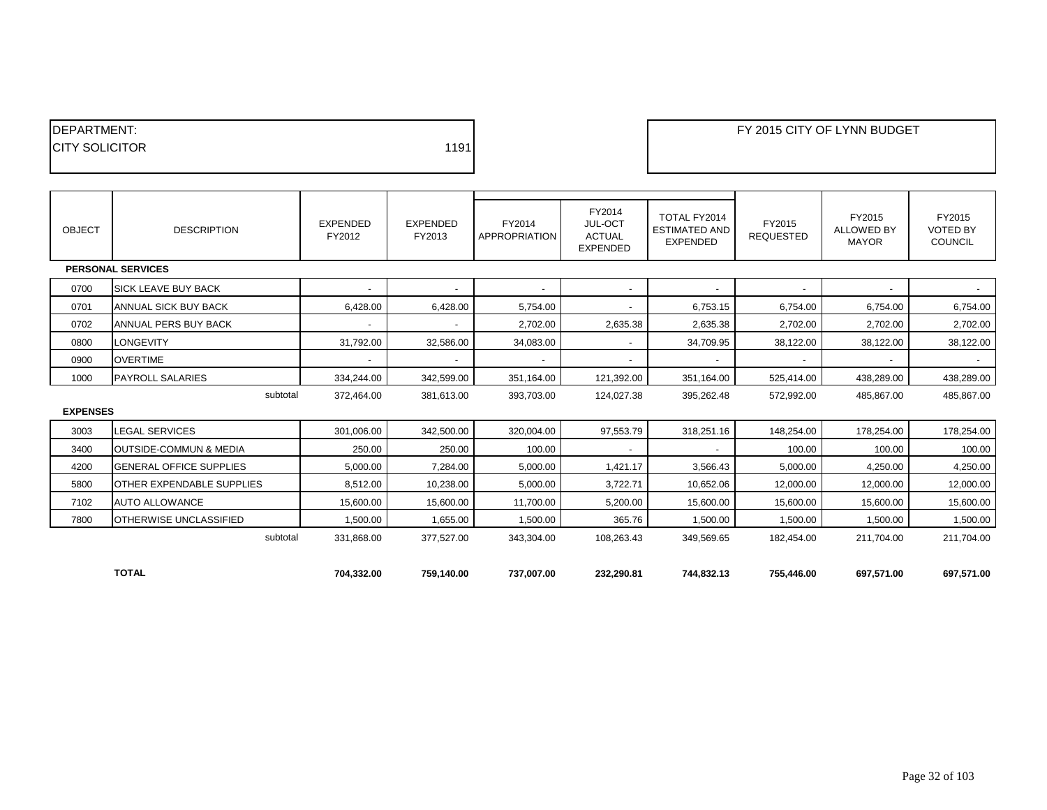| DEPARTMENT: | | FY 2015 CITY OF LYNN BUDGET |
|---|---|---|
| CITY SOLICITOR | 1191 | |

| OBJECT | DESCRIPTION | EXPENDED FY2012 | EXPENDED FY2013 | FY2014 APPROPRIATION | FY2014 JUL-OCT ACTUAL EXPENDED | TOTAL FY2014 ESTIMATED AND EXPENDED | FY2015 REQUESTED | FY2015 ALLOWED BY MAYOR | FY2015 VOTED BY COUNCIL |
|---|---|---|---|---|---|---|---|---|---|
| **PERSONAL SERVICES** | | | | | | | | | |
| 0700 | SICK LEAVE BUY BACK | - | - | - | - | - | - | - | - |
| 0701 | ANNUAL SICK BUY BACK | 6,428.00 | 6,428.00 | 5,754.00 | - | 6,753.15 | 6,754.00 | 6,754.00 | 6,754.00 |
| 0702 | ANNUAL PERS BUY BACK | - | - | 2,702.00 | 2,635.38 | 2,635.38 | 2,702.00 | 2,702.00 | 2,702.00 |
| 0800 | LONGEVITY | 31,792.00 | 32,586.00 | 34,083.00 | - | 34,709.95 | 38,122.00 | 38,122.00 | 38,122.00 |
| 0900 | OVERTIME | - | - | - | - | - | - | - | - |
| 1000 | PAYROLL SALARIES | 334,244.00 | 342,599.00 | 351,164.00 | 121,392.00 | 351,164.00 | 525,414.00 | 438,289.00 | 438,289.00 |
| | subtotal | 372,464.00 | 381,613.00 | 393,703.00 | 124,027.38 | 395,262.48 | 572,992.00 | 485,867.00 | 485,867.00 |
| **EXPENSES** | | | | | | | | | |
| 3003 | LEGAL SERVICES | 301,006.00 | 342,500.00 | 320,004.00 | 97,553.79 | 318,251.16 | 148,254.00 | 178,254.00 | 178,254.00 |
| 3400 | OUTSIDE-COMMUN & MEDIA | 250.00 | 250.00 | 100.00 | - | - | 100.00 | 100.00 | 100.00 |
| 4200 | GENERAL OFFICE SUPPLIES | 5,000.00 | 7,284.00 | 5,000.00 | 1,421.17 | 3,566.43 | 5,000.00 | 4,250.00 | 4,250.00 |
| 5800 | OTHER EXPENDABLE SUPPLIES | 8,512.00 | 10,238.00 | 5,000.00 | 3,722.71 | 10,652.06 | 12,000.00 | 12,000.00 | 12,000.00 |
| 7102 | AUTO ALLOWANCE | 15,600.00 | 15,600.00 | 11,700.00 | 5,200.00 | 15,600.00 | 15,600.00 | 15,600.00 | 15,600.00 |
| 7800 | OTHERWISE UNCLASSIFIED | 1,500.00 | 1,655.00 | 1,500.00 | 365.76 | 1,500.00 | 1,500.00 | 1,500.00 | 1,500.00 |
| | subtotal | 331,868.00 | 377,527.00 | 343,304.00 | 108,263.43 | 349,569.65 | 182,454.00 | 211,704.00 | 211,704.00 |
| | **TOTAL** | **704,332.00** | **759,140.00** | **737,007.00** | **232,290.81** | **744,832.13** | **755,446.00** | **697,571.00** | **697,571.00** |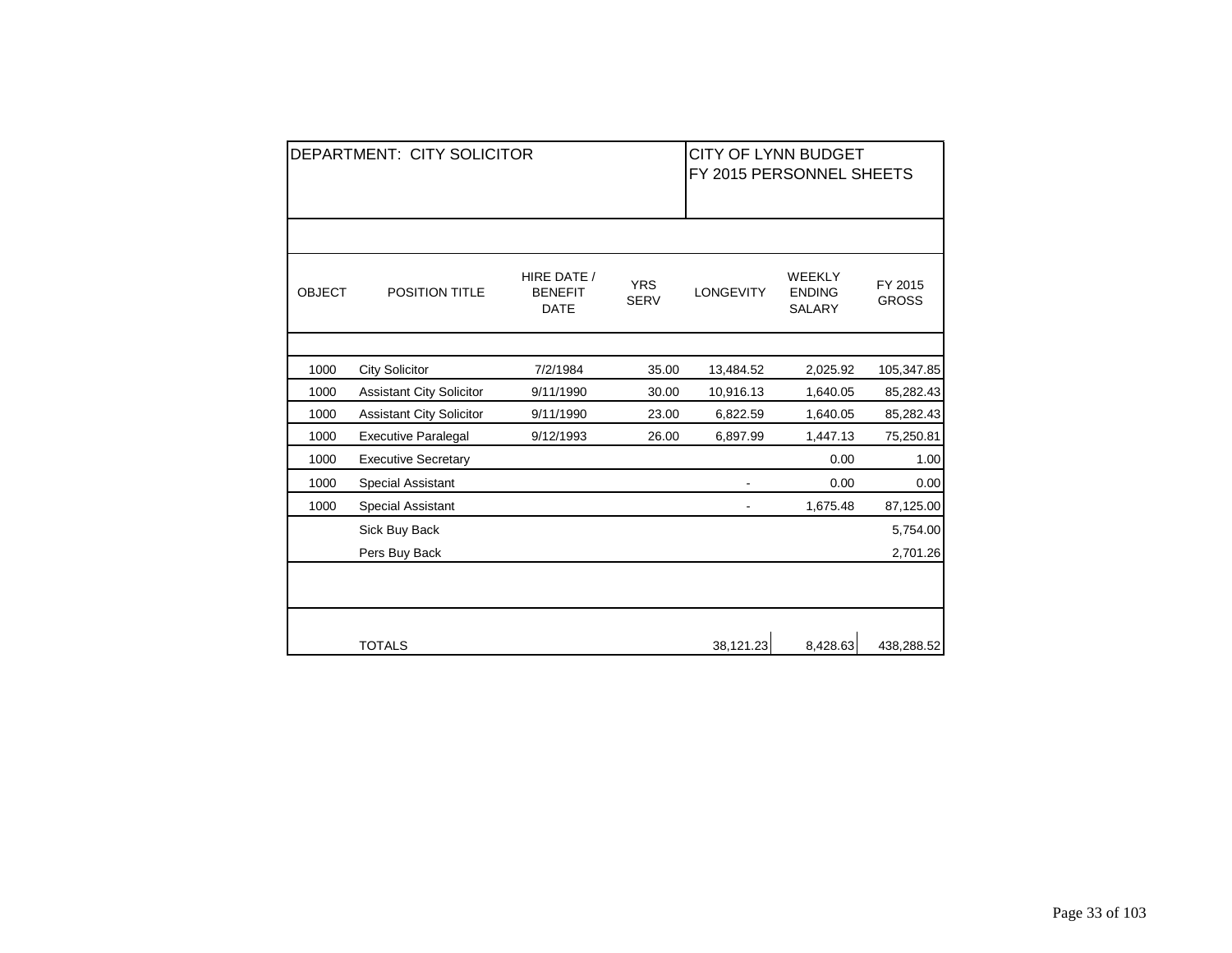| DEPARTMENT: CITY SOLICITOR | | | | CITY OF LYNN BUDGET FY 2015 PERSONNEL SHEETS | | |
|---|---|---|---|---|---|---|
| OBJECT | POSITION TITLE | HIRE DATE / BENEFIT DATE | YRS SERV | LONGEVITY | WEEKLY ENDING SALARY | FY 2015 GROSS |
| 1000 | City Solicitor | 7/2/1984 | 35.00 | 13,484.52 | 2,025.92 | 105,347.85 |
| 1000 | Assistant City Solicitor | 9/11/1990 | 30.00 | 10,916.13 | 1,640.05 | 85,282.43 |
| 1000 | Assistant City Solicitor | 9/11/1990 | 23.00 | 6,822.59 | 1,640.05 | 85,282.43 |
| 1000 | Executive Paralegal | 9/12/1993 | 26.00 | 6,897.99 | 1,447.13 | 75,250.81 |
| 1000 | Executive Secretary | | | | 0.00 | 1.00 |
| 1000 | Special Assistant | | | - | 0.00 | 0.00 |
| 1000 | Special Assistant | | | - | 1,675.48 | 87,125.00 |
| | Sick Buy Back | | | | | 5,754.00 |
| | Pers Buy Back | | | | | 2,701.26 |
| | TOTALS | | | 38,121.23 | 8,428.63 | 438,288.52 |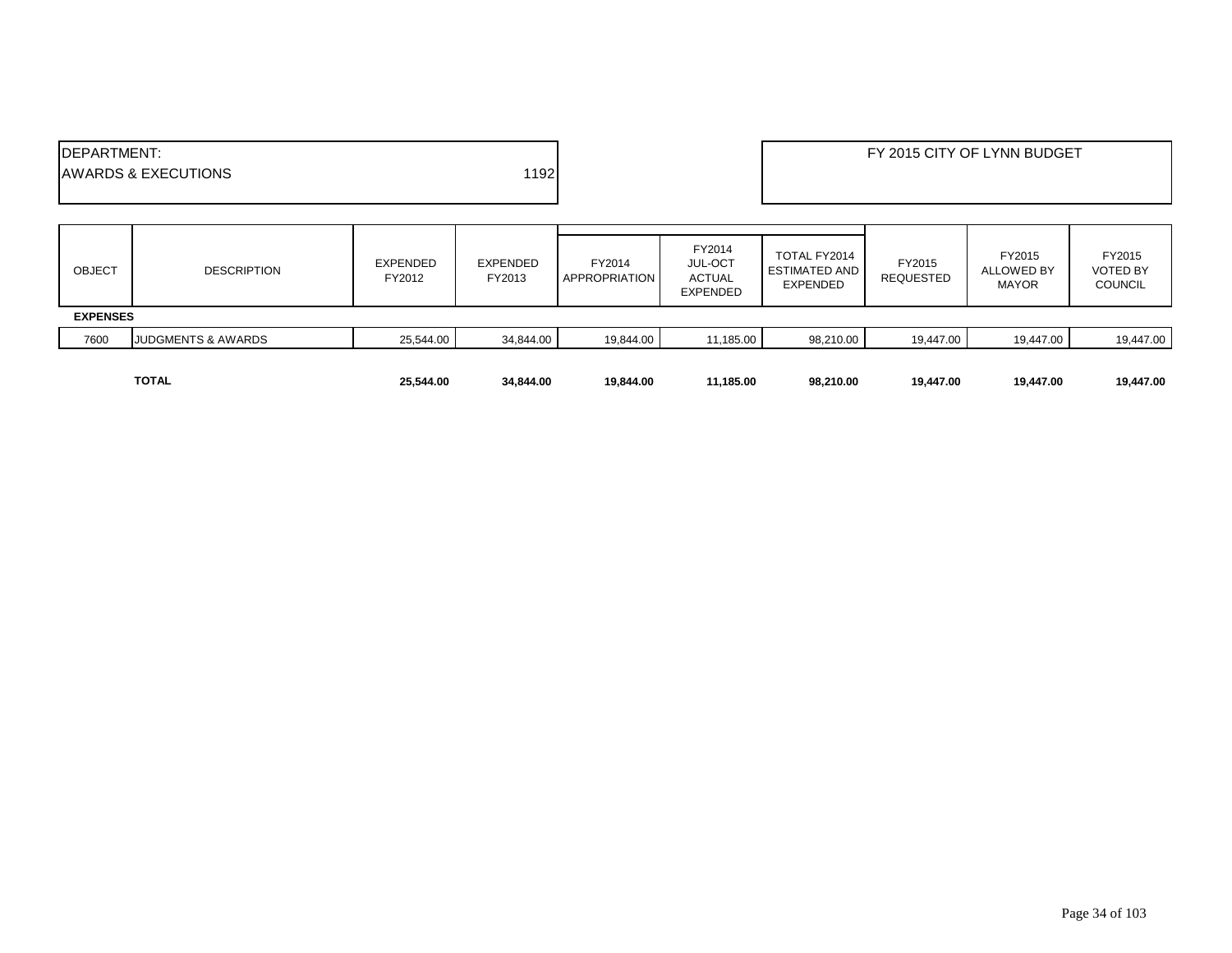DEPARTMENT:
AWARDS & EXECUTIONS 1192

FY 2015 CITY OF LYNN BUDGET

| OBJECT | DESCRIPTION | EXPENDED FY2012 | EXPENDED FY2013 | FY2014 APPROPRIATION | FY2014 JUL-OCT ACTUAL EXPENDED | TOTAL FY2014 ESTIMATED AND EXPENDED | FY2015 REQUESTED | FY2015 ALLOWED BY MAYOR | FY2015 VOTED BY COUNCIL |
|---|---|---|---|---|---|---|---|---|---|
| **EXPENSES** | | | | | | | | | |
| 7600 | JUDGMENTS & AWARDS | 25,544.00 | 34,844.00 | 19,844.00 | 11,185.00 | 98,210.00 | 19,447.00 | 19,447.00 | 19,447.00 |
| | **TOTAL** | **25,544.00** | **34,844.00** | **19,844.00** | **11,185.00** | **98,210.00** | **19,447.00** | **19,447.00** | **19,447.00** |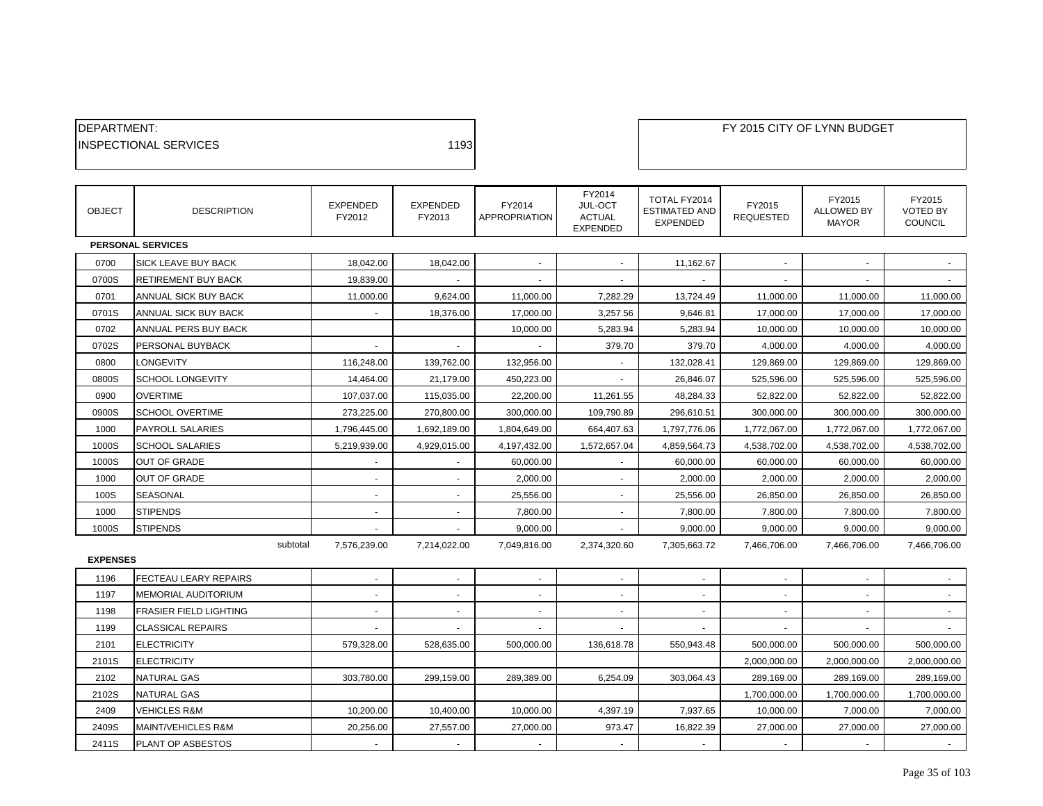| DEPARTMENT: | | FY 2015 CITY OF LYNN BUDGET |
|---|---|---|
| INSPECTIONAL SERVICES | 1193 | |

| OBJECT | DESCRIPTION | EXPENDED FY2012 | EXPENDED FY2013 | FY2014 APPROPRIATION | FY2014 JUL-OCT ACTUAL EXPENDED | TOTAL FY2014 ESTIMATED AND EXPENDED | FY2015 REQUESTED | FY2015 ALLOWED BY MAYOR | FY2015 VOTED BY COUNCIL |
|---|---|---|---|---|---|---|---|---|---|
| **PERSONAL SERVICES** | | | | | | | | | |
| 0700 | SICK LEAVE BUY BACK | 18,042.00 | 18,042.00 | - | - | 11,162.67 | - | - | - |
| 0700S | RETIREMENT BUY BACK | 19,839.00 | - | - | - | - | - | - | - |
| 0701 | ANNUAL SICK BUY BACK | 11,000.00 | 9,624.00 | 11,000.00 | 7,282.29 | 13,724.49 | 11,000.00 | 11,000.00 | 11,000.00 |
| 0701S | ANNUAL SICK BUY BACK | - | 18,376.00 | 17,000.00 | 3,257.56 | 9,646.81 | 17,000.00 | 17,000.00 | 17,000.00 |
| 0702 | ANNUAL PERS BUY BACK | | | 10,000.00 | 5,283.94 | 5,283.94 | 10,000.00 | 10,000.00 | 10,000.00 |
| 0702S | PERSONAL BUYBACK | - | - | - | 379.70 | 379.70 | 4,000.00 | 4,000.00 | 4,000.00 |
| 0800 | LONGEVITY | 116,248.00 | 139,762.00 | 132,956.00 | - | 132,028.41 | 129,869.00 | 129,869.00 | 129,869.00 |
| 0800S | SCHOOL LONGEVITY | 14,464.00 | 21,179.00 | 450,223.00 | - | 26,846.07 | 525,596.00 | 525,596.00 | 525,596.00 |
| 0900 | OVERTIME | 107,037.00 | 115,035.00 | 22,200.00 | 11,261.55 | 48,284.33 | 52,822.00 | 52,822.00 | 52,822.00 |
| 0900S | SCHOOL OVERTIME | 273,225.00 | 270,800.00 | 300,000.00 | 109,790.89 | 296,610.51 | 300,000.00 | 300,000.00 | 300,000.00 |
| 1000 | PAYROLL SALARIES | 1,796,445.00 | 1,692,189.00 | 1,804,649.00 | 664,407.63 | 1,797,776.06 | 1,772,067.00 | 1,772,067.00 | 1,772,067.00 |
| 1000S | SCHOOL SALARIES | 5,219,939.00 | 4,929,015.00 | 4,197,432.00 | 1,572,657.04 | 4,859,564.73 | 4,538,702.00 | 4,538,702.00 | 4,538,702.00 |
| 1000S | OUT OF GRADE | - | - | 60,000.00 | - | 60,000.00 | 60,000.00 | 60,000.00 | 60,000.00 |
| 1000 | OUT OF GRADE | - | - | 2,000.00 | - | 2,000.00 | 2,000.00 | 2,000.00 | 2,000.00 |
| 100S | SEASONAL | - | - | 25,556.00 | - | 25,556.00 | 26,850.00 | 26,850.00 | 26,850.00 |
| 1000 | STIPENDS | - | - | 7,800.00 | - | 7,800.00 | 7,800.00 | 7,800.00 | 7,800.00 |
| 1000S | STIPENDS | - | - | 9,000.00 | - | 9,000.00 | 9,000.00 | 9,000.00 | 9,000.00 |
| | subtotal | 7,576,239.00 | 7,214,022.00 | 7,049,816.00 | 2,374,320.60 | 7,305,663.72 | 7,466,706.00 | 7,466,706.00 | 7,466,706.00 |
| **EXPENSES** | | | | | | | | | |
| 1196 | FECTEAU LEARY REPAIRS | - | - | - | - | - | - | - | - |
| 1197 | MEMORIAL AUDITORIUM | - | - | - | - | - | - | - | - |
| 1198 | FRASIER FIELD LIGHTING | - | - | - | - | - | - | - | - |
| 1199 | CLASSICAL REPAIRS | - | - | - | - | - | - | - | - |
| 2101 | ELECTRICITY | 579,328.00 | 528,635.00 | 500,000.00 | 136,618.78 | 550,943.48 | 500,000.00 | 500,000.00 | 500,000.00 |
| 2101S | ELECTRICITY | | | | | | 2,000,000.00 | 2,000,000.00 | 2,000,000.00 |
| 2102 | NATURAL GAS | 303,780.00 | 299,159.00 | 289,389.00 | 6,254.09 | 303,064.43 | 289,169.00 | 289,169.00 | 289,169.00 |
| 2102S | NATURAL GAS | | | | | | 1,700,000.00 | 1,700,000.00 | 1,700,000.00 |
| 2409 | VEHICLES R&M | 10,200.00 | 10,400.00 | 10,000.00 | 4,397.19 | 7,937.65 | 10,000.00 | 7,000.00 | 7,000.00 |
| 2409S | MAINT/VEHICLES R&M | 20,256.00 | 27,557.00 | 27,000.00 | 973.47 | 16,822.39 | 27,000.00 | 27,000.00 | 27,000.00 |
| 2411S | PLANT OP ASBESTOS | - | - | - | - | - | - | - | - |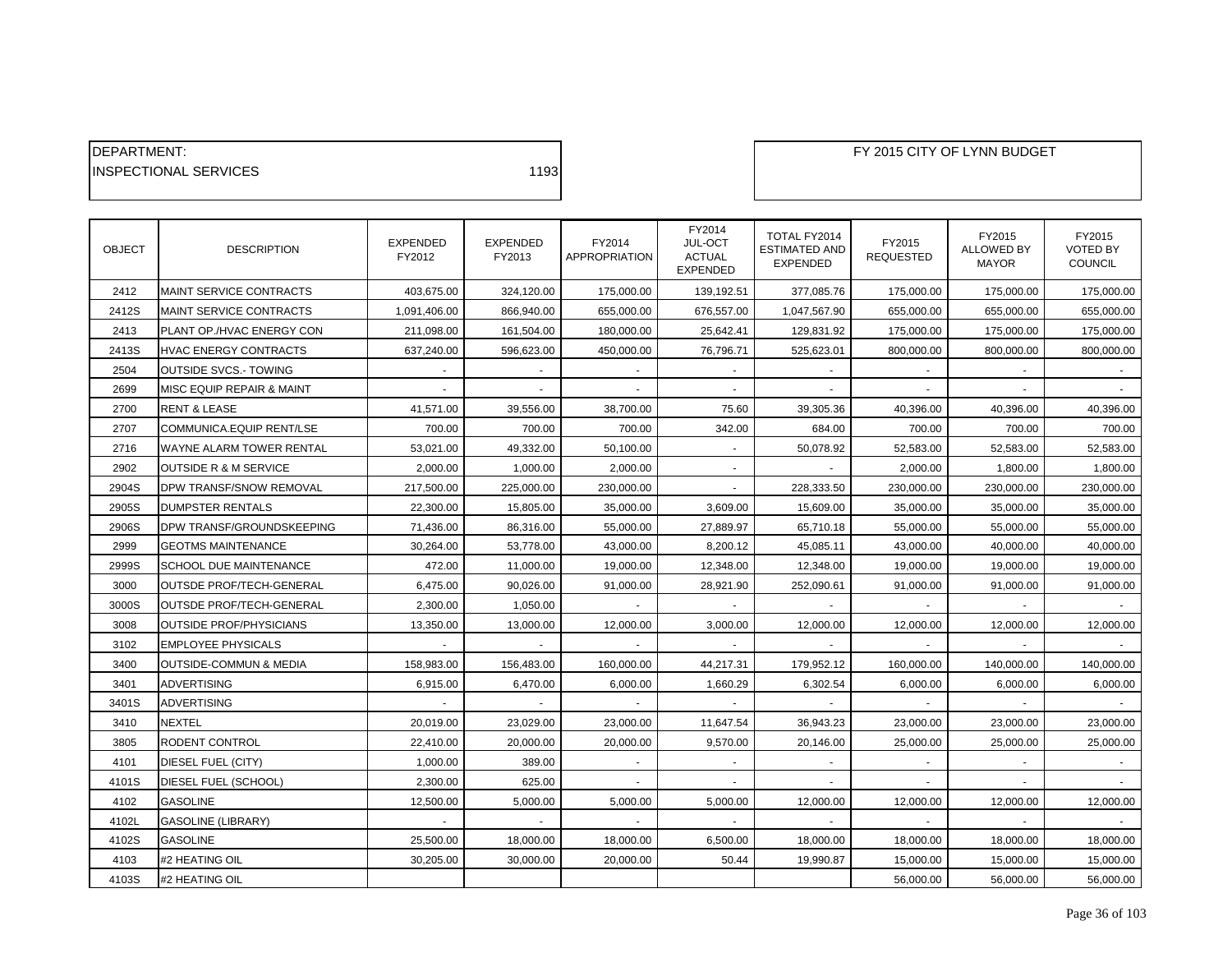DEPARTMENT:
INSPECTIONAL SERVICES 1193

FY 2015 CITY OF LYNN BUDGET

| OBJECT | DESCRIPTION | EXPENDED FY2012 | EXPENDED FY2013 | FY2014 APPROPRIATION | FY2014 JUL-OCT ACTUAL EXPENDED | TOTAL FY2014 ESTIMATED AND EXPENDED | FY2015 REQUESTED | FY2015 ALLOWED BY MAYOR | FY2015 VOTED BY COUNCIL |
|---|---|---|---|---|---|---|---|---|---|
| 2412 | MAINT SERVICE CONTRACTS | 403,675.00 | 324,120.00 | 175,000.00 | 139,192.51 | 377,085.76 | 175,000.00 | 175,000.00 | 175,000.00 |
| 2412S | MAINT SERVICE CONTRACTS | 1,091,406.00 | 866,940.00 | 655,000.00 | 676,557.00 | 1,047,567.90 | 655,000.00 | 655,000.00 | 655,000.00 |
| 2413 | PLANT OP./HVAC ENERGY CON | 211,098.00 | 161,504.00 | 180,000.00 | 25,642.41 | 129,831.92 | 175,000.00 | 175,000.00 | 175,000.00 |
| 2413S | HVAC ENERGY CONTRACTS | 637,240.00 | 596,623.00 | 450,000.00 | 76,796.71 | 525,623.01 | 800,000.00 | 800,000.00 | 800,000.00 |
| 2504 | OUTSIDE SVCS.- TOWING | - | - | - | - | - | - | - | - |
| 2699 | MISC EQUIP REPAIR & MAINT | - | - | - | - | - | - | - | - |
| 2700 | RENT & LEASE | 41,571.00 | 39,556.00 | 38,700.00 | 75.60 | 39,305.36 | 40,396.00 | 40,396.00 | 40,396.00 |
| 2707 | COMMUNICA.EQUIP RENT/LSE | 700.00 | 700.00 | 700.00 | 342.00 | 684.00 | 700.00 | 700.00 | 700.00 |
| 2716 | WAYNE ALARM TOWER RENTAL | 53,021.00 | 49,332.00 | 50,100.00 | - | 50,078.92 | 52,583.00 | 52,583.00 | 52,583.00 |
| 2902 | OUTSIDE R & M SERVICE | 2,000.00 | 1,000.00 | 2,000.00 | - | - | 2,000.00 | 1,800.00 | 1,800.00 |
| 2904S | DPW TRANSF/SNOW REMOVAL | 217,500.00 | 225,000.00 | 230,000.00 | - | 228,333.50 | 230,000.00 | 230,000.00 | 230,000.00 |
| 2905S | DUMPSTER RENTALS | 22,300.00 | 15,805.00 | 35,000.00 | 3,609.00 | 15,609.00 | 35,000.00 | 35,000.00 | 35,000.00 |
| 2906S | DPW TRANSF/GROUNDSKEEPING | 71,436.00 | 86,316.00 | 55,000.00 | 27,889.97 | 65,710.18 | 55,000.00 | 55,000.00 | 55,000.00 |
| 2999 | GEOTMS MAINTENANCE | 30,264.00 | 53,778.00 | 43,000.00 | 8,200.12 | 45,085.11 | 43,000.00 | 40,000.00 | 40,000.00 |
| 2999S | SCHOOL DUE MAINTENANCE | 472.00 | 11,000.00 | 19,000.00 | 12,348.00 | 12,348.00 | 19,000.00 | 19,000.00 | 19,000.00 |
| 3000 | OUTSDE PROF/TECH-GENERAL | 6,475.00 | 90,026.00 | 91,000.00 | 28,921.90 | 252,090.61 | 91,000.00 | 91,000.00 | 91,000.00 |
| 3000S | OUTSDE PROF/TECH-GENERAL | 2,300.00 | 1,050.00 | - | - | - | - | - | - |
| 3008 | OUTSIDE PROF/PHYSICIANS | 13,350.00 | 13,000.00 | 12,000.00 | 3,000.00 | 12,000.00 | 12,000.00 | 12,000.00 | 12,000.00 |
| 3102 | EMPLOYEE PHYSICALS | - | - | - | - | - | - | - | - |
| 3400 | OUTSIDE-COMMUN & MEDIA | 158,983.00 | 156,483.00 | 160,000.00 | 44,217.31 | 179,952.12 | 160,000.00 | 140,000.00 | 140,000.00 |
| 3401 | ADVERTISING | 6,915.00 | 6,470.00 | 6,000.00 | 1,660.29 | 6,302.54 | 6,000.00 | 6,000.00 | 6,000.00 |
| 3401S | ADVERTISING | - | - | - | - | - | - | - | - |
| 3410 | NEXTEL | 20,019.00 | 23,029.00 | 23,000.00 | 11,647.54 | 36,943.23 | 23,000.00 | 23,000.00 | 23,000.00 |
| 3805 | RODENT CONTROL | 22,410.00 | 20,000.00 | 20,000.00 | 9,570.00 | 20,146.00 | 25,000.00 | 25,000.00 | 25,000.00 |
| 4101 | DIESEL FUEL (CITY) | 1,000.00 | 389.00 | - | - | - | - | - | - |
| 4101S | DIESEL FUEL (SCHOOL) | 2,300.00 | 625.00 | - | - | - | - | - | - |
| 4102 | GASOLINE | 12,500.00 | 5,000.00 | 5,000.00 | 5,000.00 | 12,000.00 | 12,000.00 | 12,000.00 | 12,000.00 |
| 4102L | GASOLINE (LIBRARY) | - | - | - | - | - | - | - | - |
| 4102S | GASOLINE | 25,500.00 | 18,000.00 | 18,000.00 | 6,500.00 | 18,000.00 | 18,000.00 | 18,000.00 | 18,000.00 |
| 4103 | #2 HEATING OIL | 30,205.00 | 30,000.00 | 20,000.00 | 50.44 | 19,990.87 | 15,000.00 | 15,000.00 | 15,000.00 |
| 4103S | #2 HEATING OIL | | | | | | 56,000.00 | 56,000.00 | 56,000.00 |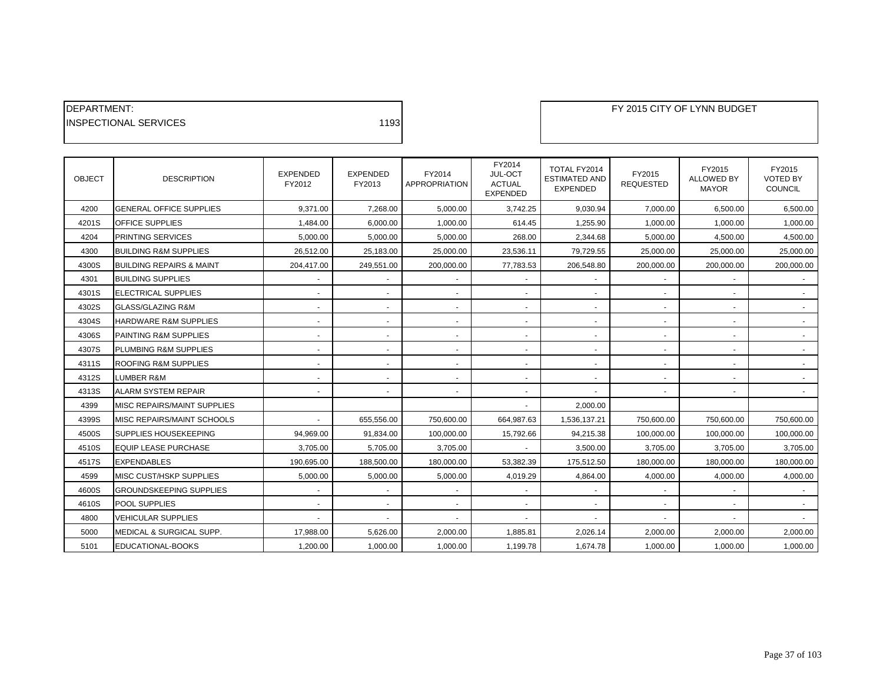DEPARTMENT:
INSPECTIONAL SERVICES 1193

FY 2015 CITY OF LYNN BUDGET

| OBJECT | DESCRIPTION | EXPENDED FY2012 | EXPENDED FY2013 | FY2014 APPROPRIATION | FY2014 JUL-OCT ACTUAL EXPENDED | TOTAL FY2014 ESTIMATED AND EXPENDED | FY2015 REQUESTED | FY2015 ALLOWED BY MAYOR | FY2015 VOTED BY COUNCIL |
|---|---|---|---|---|---|---|---|---|---|
| 4200 | GENERAL OFFICE SUPPLIES | 9,371.00 | 7,268.00 | 5,000.00 | 3,742.25 | 9,030.94 | 7,000.00 | 6,500.00 | 6,500.00 |
| 4201S | OFFICE SUPPLIES | 1,484.00 | 6,000.00 | 1,000.00 | 614.45 | 1,255.90 | 1,000.00 | 1,000.00 | 1,000.00 |
| 4204 | PRINTING SERVICES | 5,000.00 | 5,000.00 | 5,000.00 | 268.00 | 2,344.68 | 5,000.00 | 4,500.00 | 4,500.00 |
| 4300 | BUILDING R&M SUPPLIES | 26,512.00 | 25,183.00 | 25,000.00 | 23,536.11 | 79,729.55 | 25,000.00 | 25,000.00 | 25,000.00 |
| 4300S | BUILDING REPAIRS & MAINT | 204,417.00 | 249,551.00 | 200,000.00 | 77,783.53 | 206,548.80 | 200,000.00 | 200,000.00 | 200,000.00 |
| 4301 | BUILDING SUPPLIES | - | - | - | - | - | - | - | - |
| 4301S | ELECTRICAL SUPPLIES | - | - | - | - | - | - | - | - |
| 4302S | GLASS/GLAZING R&M | - | - | - | - | - | - | - | - |
| 4304S | HARDWARE R&M SUPPLIES | - | - | - | - | - | - | - | - |
| 4306S | PAINTING R&M SUPPLIES | - | - | - | - | - | - | - | - |
| 4307S | PLUMBING R&M SUPPLIES | - | - | - | - | - | - | - | - |
| 4311S | ROOFING R&M SUPPLIES | - | - | - | - | - | - | - | - |
| 4312S | LUMBER R&M | - | - | - | - | - | - | - | - |
| 4313S | ALARM SYSTEM REPAIR | - | - | - | - | - | - | - | - |
| 4399 | MISC REPAIRS/MAINT SUPPLIES | | | | - | 2,000.00 | | | |
| 4399S | MISC REPAIRS/MAINT SCHOOLS | - | 655,556.00 | 750,600.00 | 664,987.63 | 1,536,137.21 | 750,600.00 | 750,600.00 | 750,600.00 |
| 4500S | SUPPLIES HOUSEKEEPING | 94,969.00 | 91,834.00 | 100,000.00 | 15,792.66 | 94,215.38 | 100,000.00 | 100,000.00 | 100,000.00 |
| 4510S | EQUIP LEASE PURCHASE | 3,705.00 | 5,705.00 | 3,705.00 | - | 3,500.00 | 3,705.00 | 3,705.00 | 3,705.00 |
| 4517S | EXPENDABLES | 190,695.00 | 188,500.00 | 180,000.00 | 53,382.39 | 175,512.50 | 180,000.00 | 180,000.00 | 180,000.00 |
| 4599 | MISC CUST/HSKP SUPPLIES | 5,000.00 | 5,000.00 | 5,000.00 | 4,019.29 | 4,864.00 | 4,000.00 | 4,000.00 | 4,000.00 |
| 4600S | GROUNDSKEEPING SUPPLIES | - | - | - | - | - | - | - | - |
| 4610S | POOL SUPPLIES | - | - | - | - | - | - | - | - |
| 4800 | VEHICULAR SUPPLIES | - | - | - | - | - | - | - | - |
| 5000 | MEDICAL & SURGICAL SUPP. | 17,988.00 | 5,626.00 | 2,000.00 | 1,885.81 | 2,026.14 | 2,000.00 | 2,000.00 | 2,000.00 |
| 5101 | EDUCATIONAL-BOOKS | 1,200.00 | 1,000.00 | 1,000.00 | 1,199.78 | 1,674.78 | 1,000.00 | 1,000.00 | 1,000.00 |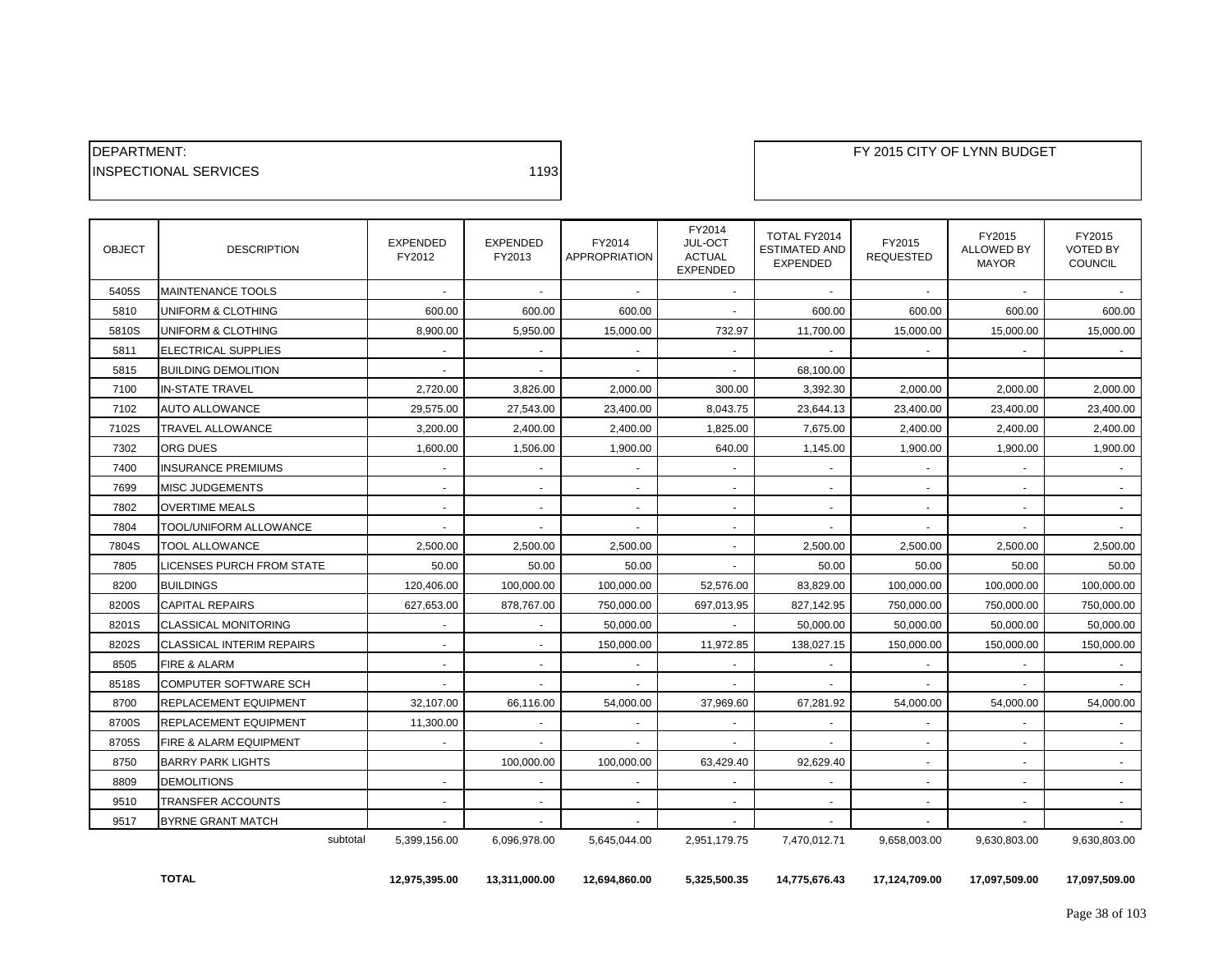DEPARTMENT:
INSPECTIONAL SERVICES 1193

FY 2015 CITY OF LYNN BUDGET

| OBJECT | DESCRIPTION | EXPENDED FY2012 | EXPENDED FY2013 | FY2014 APPROPRIATION | FY2014 JUL-OCT ACTUAL EXPENDED | TOTAL FY2014 ESTIMATED AND EXPENDED | FY2015 REQUESTED | FY2015 ALLOWED BY MAYOR | FY2015 VOTED BY COUNCIL |
|---|---|---|---|---|---|---|---|---|---|
| 5405S | MAINTENANCE TOOLS | - | - | - | - | - | - | - | - |
| 5810 | UNIFORM & CLOTHING | 600.00 | 600.00 | 600.00 | - | 600.00 | 600.00 | 600.00 | 600.00 |
| 5810S | UNIFORM & CLOTHING | 8,900.00 | 5,950.00 | 15,000.00 | 732.97 | 11,700.00 | 15,000.00 | 15,000.00 | 15,000.00 |
| 5811 | ELECTRICAL SUPPLIES | - | - | - | - | - | - | - | - |
| 5815 | BUILDING DEMOLITION | - | - | - | - | 68,100.00 | | | |
| 7100 | IN-STATE TRAVEL | 2,720.00 | 3,826.00 | 2,000.00 | 300.00 | 3,392.30 | 2,000.00 | 2,000.00 | 2,000.00 |
| 7102 | AUTO ALLOWANCE | 29,575.00 | 27,543.00 | 23,400.00 | 8,043.75 | 23,644.13 | 23,400.00 | 23,400.00 | 23,400.00 |
| 7102S | TRAVEL ALLOWANCE | 3,200.00 | 2,400.00 | 2,400.00 | 1,825.00 | 7,675.00 | 2,400.00 | 2,400.00 | 2,400.00 |
| 7302 | ORG DUES | 1,600.00 | 1,506.00 | 1,900.00 | 640.00 | 1,145.00 | 1,900.00 | 1,900.00 | 1,900.00 |
| 7400 | INSURANCE PREMIUMS | - | - | - | - | - | - | - | - |
| 7699 | MISC JUDGEMENTS | - | - | - | - | - | - | - | - |
| 7802 | OVERTIME MEALS | - | - | - | - | - | - | - | - |
| 7804 | TOOL/UNIFORM ALLOWANCE | - | - | - | - | - | - | - | - |
| 7804S | TOOL ALLOWANCE | 2,500.00 | 2,500.00 | 2,500.00 | - | 2,500.00 | 2,500.00 | 2,500.00 | 2,500.00 |
| 7805 | LICENSES PURCH FROM STATE | 50.00 | 50.00 | 50.00 | - | 50.00 | 50.00 | 50.00 | 50.00 |
| 8200 | BUILDINGS | 120,406.00 | 100,000.00 | 100,000.00 | 52,576.00 | 83,829.00 | 100,000.00 | 100,000.00 | 100,000.00 |
| 8200S | CAPITAL REPAIRS | 627,653.00 | 878,767.00 | 750,000.00 | 697,013.95 | 827,142.95 | 750,000.00 | 750,000.00 | 750,000.00 |
| 8201S | CLASSICAL MONITORING | - | - | 50,000.00 | - | 50,000.00 | 50,000.00 | 50,000.00 | 50,000.00 |
| 8202S | CLASSICAL INTERIM REPAIRS | - | - | 150,000.00 | 11,972.85 | 138,027.15 | 150,000.00 | 150,000.00 | 150,000.00 |
| 8505 | FIRE & ALARM | - | - | - | - | - | - | - | - |
| 8518S | COMPUTER SOFTWARE SCH | - | - | - | - | - | - | - | - |
| 8700 | REPLACEMENT EQUIPMENT | 32,107.00 | 66,116.00 | 54,000.00 | 37,969.60 | 67,281.92 | 54,000.00 | 54,000.00 | 54,000.00 |
| 8700S | REPLACEMENT EQUIPMENT | 11,300.00 | - | - | - | - | - | - | - |
| 8705S | FIRE & ALARM EQUIPMENT | - | - | - | - | - | - | - | - |
| 8750 | BARRY PARK LIGHTS | | 100,000.00 | 100,000.00 | 63,429.40 | 92,629.40 | - | - | - |
| 8809 | DEMOLITIONS | - | - | - | - | - | - | - | - |
| 9510 | TRANSFER ACCOUNTS | - | - | - | - | - | - | - | - |
| 9517 | BYRNE GRANT MATCH | - | - | - | - | - | - | - | - |
| | subtotal | 5,399,156.00 | 6,096,978.00 | 5,645,044.00 | 2,951,179.75 | 7,470,012.71 | 9,658,003.00 | 9,630,803.00 | 9,630,803.00 |
| | **TOTAL** | **12,975,395.00** | **13,311,000.00** | **12,694,860.00** | **5,325,500.35** | **14,775,676.43** | **17,124,709.00** | **17,097,509.00** | **17,097,509.00** |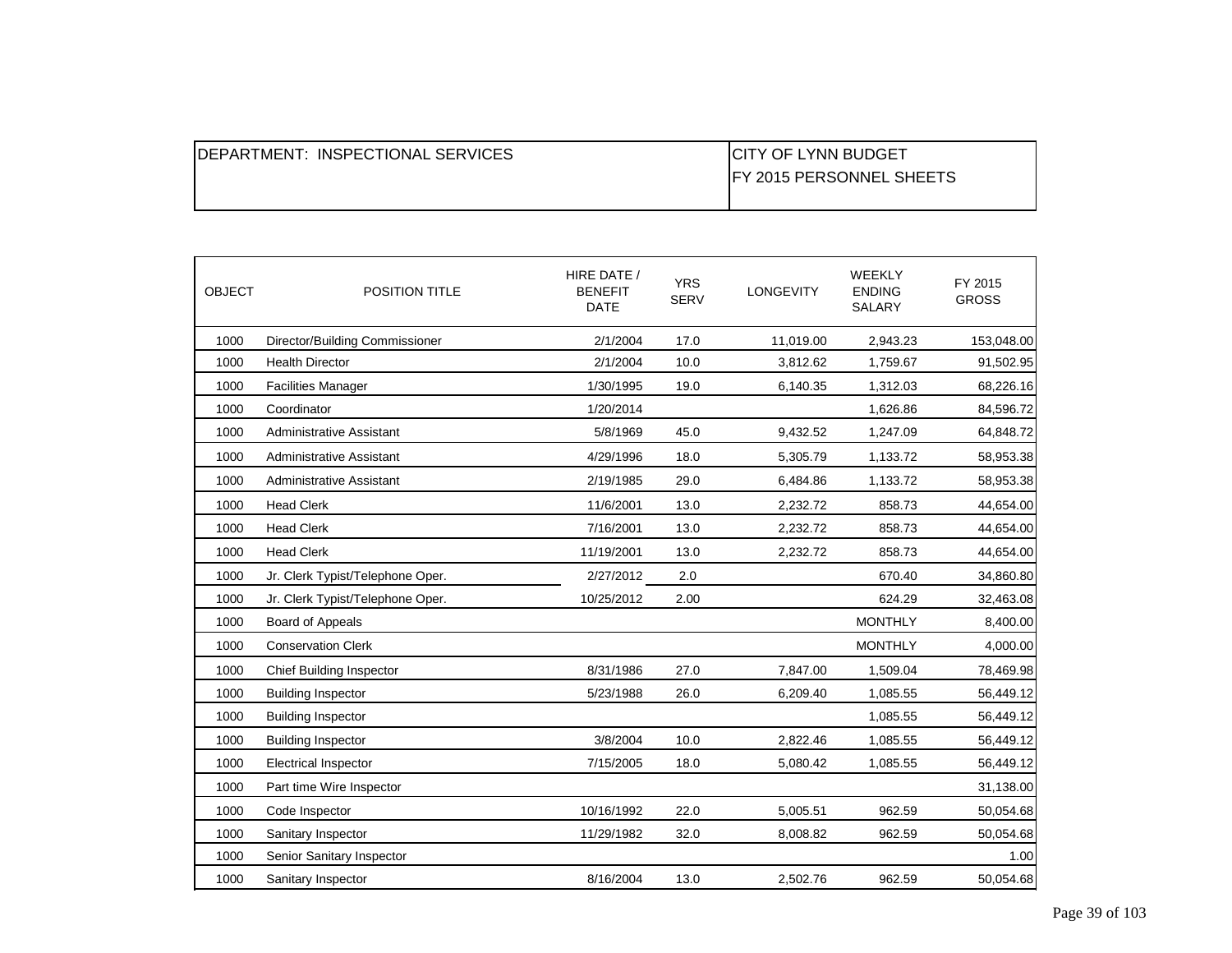| DEPARTMENT: INSPECTIONAL SERVICES | CITY OF LYNN BUDGET<br>FY 2015 PERSONNEL SHEETS |
|---|---|

| OBJECT | POSITION TITLE | HIRE DATE / BENEFIT DATE | YRS SERV | LONGEVITY | WEEKLY ENDING SALARY | FY 2015 GROSS |
|---|---|---|---|---|---|---|
| 1000 | Director/Building Commissioner | 2/1/2004 | 17.0 | 11,019.00 | 2,943.23 | 153,048.00 |
| 1000 | Health Director | 2/1/2004 | 10.0 | 3,812.62 | 1,759.67 | 91,502.95 |
| 1000 | Facilities Manager | 1/30/1995 | 19.0 | 6,140.35 | 1,312.03 | 68,226.16 |
| 1000 | Coordinator | 1/20/2014 | | | 1,626.86 | 84,596.72 |
| 1000 | Administrative Assistant | 5/8/1969 | 45.0 | 9,432.52 | 1,247.09 | 64,848.72 |
| 1000 | Administrative Assistant | 4/29/1996 | 18.0 | 5,305.79 | 1,133.72 | 58,953.38 |
| 1000 | Administrative Assistant | 2/19/1985 | 29.0 | 6,484.86 | 1,133.72 | 58,953.38 |
| 1000 | Head Clerk | 11/6/2001 | 13.0 | 2,232.72 | 858.73 | 44,654.00 |
| 1000 | Head Clerk | 7/16/2001 | 13.0 | 2,232.72 | 858.73 | 44,654.00 |
| 1000 | Head Clerk | 11/19/2001 | 13.0 | 2,232.72 | 858.73 | 44,654.00 |
| 1000 | Jr. Clerk Typist/Telephone Oper. | 2/27/2012 | 2.0 | | 670.40 | 34,860.80 |
| 1000 | Jr. Clerk Typist/Telephone Oper. | 10/25/2012 | 2.00 | | 624.29 | 32,463.08 |
| 1000 | Board of Appeals | | | | MONTHLY | 8,400.00 |
| 1000 | Conservation Clerk | | | | MONTHLY | 4,000.00 |
| 1000 | Chief Building Inspector | 8/31/1986 | 27.0 | 7,847.00 | 1,509.04 | 78,469.98 |
| 1000 | Building Inspector | 5/23/1988 | 26.0 | 6,209.40 | 1,085.55 | 56,449.12 |
| 1000 | Building Inspector | | | | 1,085.55 | 56,449.12 |
| 1000 | Building Inspector | 3/8/2004 | 10.0 | 2,822.46 | 1,085.55 | 56,449.12 |
| 1000 | Electrical Inspector | 7/15/2005 | 18.0 | 5,080.42 | 1,085.55 | 56,449.12 |
| 1000 | Part time Wire Inspector | | | | | 31,138.00 |
| 1000 | Code Inspector | 10/16/1992 | 22.0 | 5,005.51 | 962.59 | 50,054.68 |
| 1000 | Sanitary Inspector | 11/29/1982 | 32.0 | 8,008.82 | 962.59 | 50,054.68 |
| 1000 | Senior Sanitary Inspector | | | | | 1.00 |
| 1000 | Sanitary Inspector | 8/16/2004 | 13.0 | 2,502.76 | 962.59 | 50,054.68 |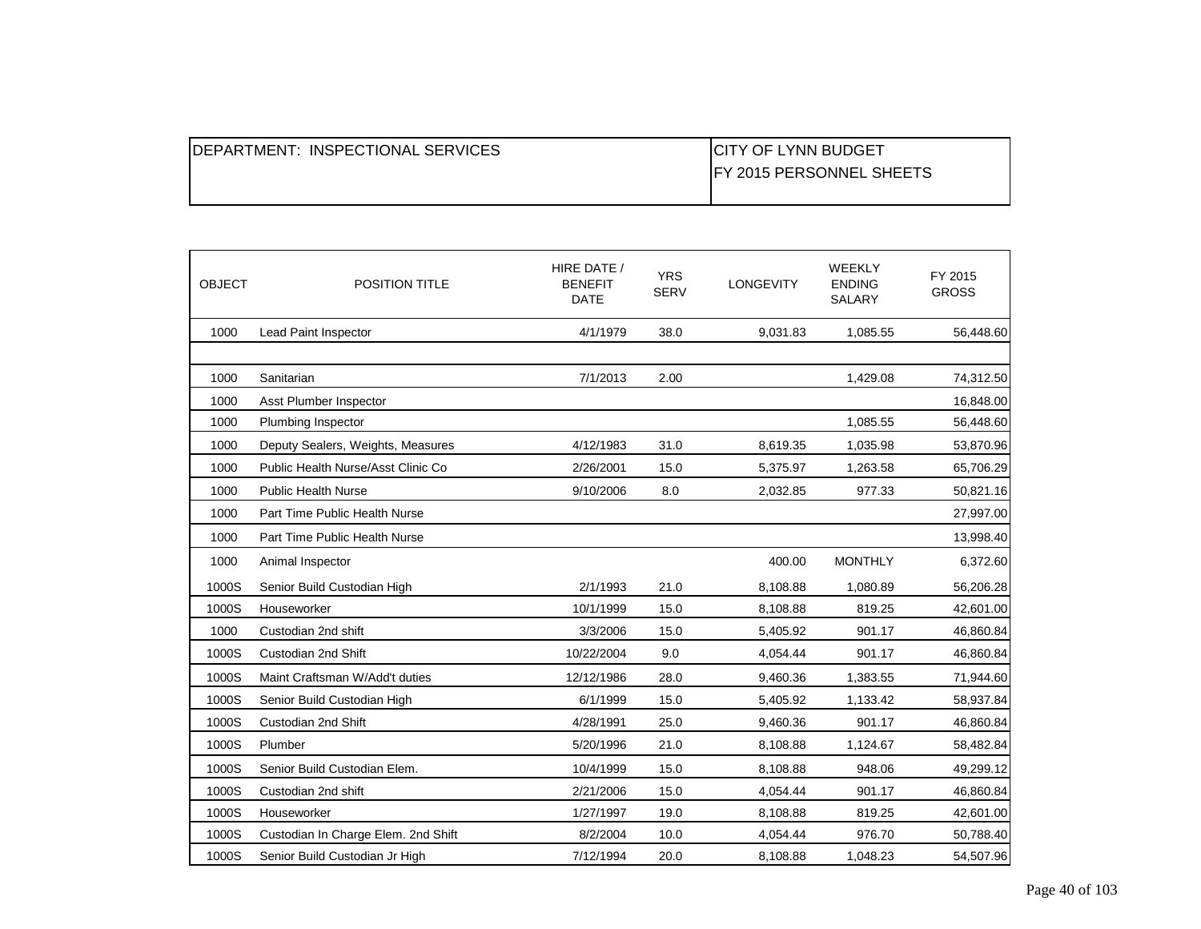| DEPARTMENT: INSPECTIONAL SERVICES | CITY OF LYNN BUDGET<br>FY 2015 PERSONNEL SHEETS |
|---|---|

| OBJECT | POSITION TITLE | HIRE DATE / BENEFIT DATE | YRS SERV | LONGEVITY | WEEKLY ENDING SALARY | FY 2015 GROSS |
|---|---|---|---|---|---|---|
| 1000 | Lead Paint Inspector | 4/1/1979 | 38.0 | 9,031.83 | 1,085.55 | 56,448.60 |
| | | | | | | |
| 1000 | Sanitarian | 7/1/2013 | 2.00 | | 1,429.08 | 74,312.50 |
| 1000 | Asst Plumber Inspector | | | | | 16,848.00 |
| 1000 | Plumbing Inspector | | | | 1,085.55 | 56,448.60 |
| 1000 | Deputy Sealers, Weights, Measures | 4/12/1983 | 31.0 | 8,619.35 | 1,035.98 | 53,870.96 |
| 1000 | Public Health Nurse/Asst Clinic Co | 2/26/2001 | 15.0 | 5,375.97 | 1,263.58 | 65,706.29 |
| 1000 | Public Health Nurse | 9/10/2006 | 8.0 | 2,032.85 | 977.33 | 50,821.16 |
| 1000 | Part Time Public Health Nurse | | | | | 27,997.00 |
| 1000 | Part Time Public Health Nurse | | | | | 13,998.40 |
| 1000 | Animal Inspector | | | 400.00 | MONTHLY | 6,372.60 |
| 1000S | Senior Build Custodian High | 2/1/1993 | 21.0 | 8,108.88 | 1,080.89 | 56,206.28 |
| 1000S | Houseworker | 10/1/1999 | 15.0 | 8,108.88 | 819.25 | 42,601.00 |
| 1000 | Custodian 2nd shift | 3/3/2006 | 15.0 | 5,405.92 | 901.17 | 46,860.84 |
| 1000S | Custodian 2nd Shift | 10/22/2004 | 9.0 | 4,054.44 | 901.17 | 46,860.84 |
| 1000S | Maint Craftsman W/Add't duties | 12/12/1986 | 28.0 | 9,460.36 | 1,383.55 | 71,944.60 |
| 1000S | Senior Build Custodian High | 6/1/1999 | 15.0 | 5,405.92 | 1,133.42 | 58,937.84 |
| 1000S | Custodian 2nd Shift | 4/28/1991 | 25.0 | 9,460.36 | 901.17 | 46,860.84 |
| 1000S | Plumber | 5/20/1996 | 21.0 | 8,108.88 | 1,124.67 | 58,482.84 |
| 1000S | Senior Build Custodian Elem. | 10/4/1999 | 15.0 | 8,108.88 | 948.06 | 49,299.12 |
| 1000S | Custodian 2nd shift | 2/21/2006 | 15.0 | 4,054.44 | 901.17 | 46,860.84 |
| 1000S | Houseworker | 1/27/1997 | 19.0 | 8,108.88 | 819.25 | 42,601.00 |
| 1000S | Custodian In Charge Elem. 2nd Shift | 8/2/2004 | 10.0 | 4,054.44 | 976.70 | 50,788.40 |
| 1000S | Senior Build Custodian Jr High | 7/12/1994 | 20.0 | 8,108.88 | 1,048.23 | 54,507.96 |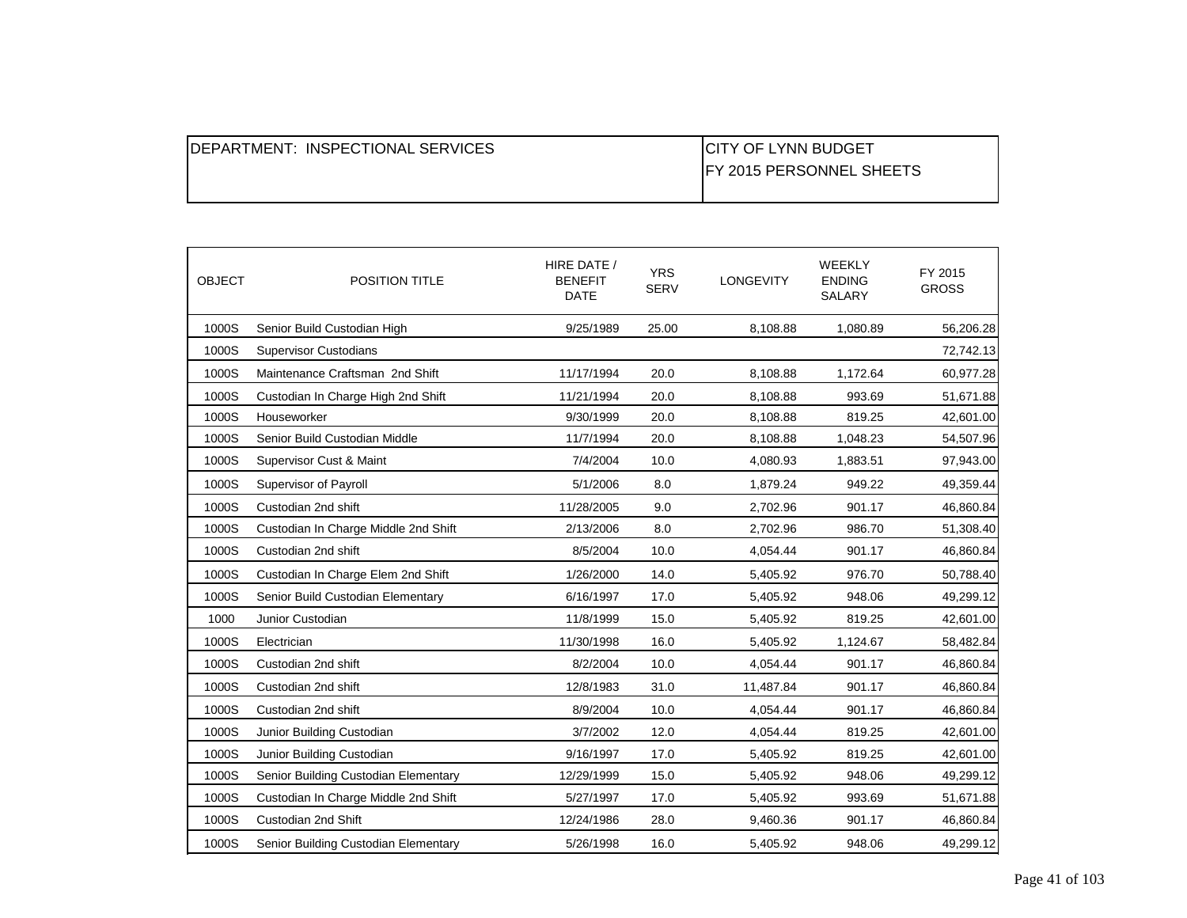| DEPARTMENT: INSPECTIONAL SERVICES | CITY OF LYNN BUDGET<br>FY 2015 PERSONNEL SHEETS |
|---|---|

| OBJECT | POSITION TITLE | HIRE DATE / BENEFIT DATE | YRS SERV | LONGEVITY | WEEKLY ENDING SALARY | FY 2015 GROSS |
|---|---|---|---|---|---|---|
| 1000S | Senior Build Custodian High | 9/25/1989 | 25.00 | 8,108.88 | 1,080.89 | 56,206.28 |
| 1000S | Supervisor Custodians | | | | | 72,742.13 |
| 1000S | Maintenance Craftsman 2nd Shift | 11/17/1994 | 20.0 | 8,108.88 | 1,172.64 | 60,977.28 |
| 1000S | Custodian In Charge High 2nd Shift | 11/21/1994 | 20.0 | 8,108.88 | 993.69 | 51,671.88 |
| 1000S | Houseworker | 9/30/1999 | 20.0 | 8,108.88 | 819.25 | 42,601.00 |
| 1000S | Senior Build Custodian Middle | 11/7/1994 | 20.0 | 8,108.88 | 1,048.23 | 54,507.96 |
| 1000S | Supervisor Cust & Maint | 7/4/2004 | 10.0 | 4,080.93 | 1,883.51 | 97,943.00 |
| 1000S | Supervisor of Payroll | 5/1/2006 | 8.0 | 1,879.24 | 949.22 | 49,359.44 |
| 1000S | Custodian 2nd shift | 11/28/2005 | 9.0 | 2,702.96 | 901.17 | 46,860.84 |
| 1000S | Custodian In Charge Middle 2nd Shift | 2/13/2006 | 8.0 | 2,702.96 | 986.70 | 51,308.40 |
| 1000S | Custodian 2nd shift | 8/5/2004 | 10.0 | 4,054.44 | 901.17 | 46,860.84 |
| 1000S | Custodian In Charge Elem 2nd Shift | 1/26/2000 | 14.0 | 5,405.92 | 976.70 | 50,788.40 |
| 1000S | Senior Build Custodian Elementary | 6/16/1997 | 17.0 | 5,405.92 | 948.06 | 49,299.12 |
| 1000 | Junior Custodian | 11/8/1999 | 15.0 | 5,405.92 | 819.25 | 42,601.00 |
| 1000S | Electrician | 11/30/1998 | 16.0 | 5,405.92 | 1,124.67 | 58,482.84 |
| 1000S | Custodian 2nd shift | 8/2/2004 | 10.0 | 4,054.44 | 901.17 | 46,860.84 |
| 1000S | Custodian 2nd shift | 12/8/1983 | 31.0 | 11,487.84 | 901.17 | 46,860.84 |
| 1000S | Custodian 2nd shift | 8/9/2004 | 10.0 | 4,054.44 | 901.17 | 46,860.84 |
| 1000S | Junior Building Custodian | 3/7/2002 | 12.0 | 4,054.44 | 819.25 | 42,601.00 |
| 1000S | Junior Building Custodian | 9/16/1997 | 17.0 | 5,405.92 | 819.25 | 42,601.00 |
| 1000S | Senior Building Custodian Elementary | 12/29/1999 | 15.0 | 5,405.92 | 948.06 | 49,299.12 |
| 1000S | Custodian In Charge Middle 2nd Shift | 5/27/1997 | 17.0 | 5,405.92 | 993.69 | 51,671.88 |
| 1000S | Custodian 2nd Shift | 12/24/1986 | 28.0 | 9,460.36 | 901.17 | 46,860.84 |
| 1000S | Senior Building Custodian Elementary | 5/26/1998 | 16.0 | 5,405.92 | 948.06 | 49,299.12 |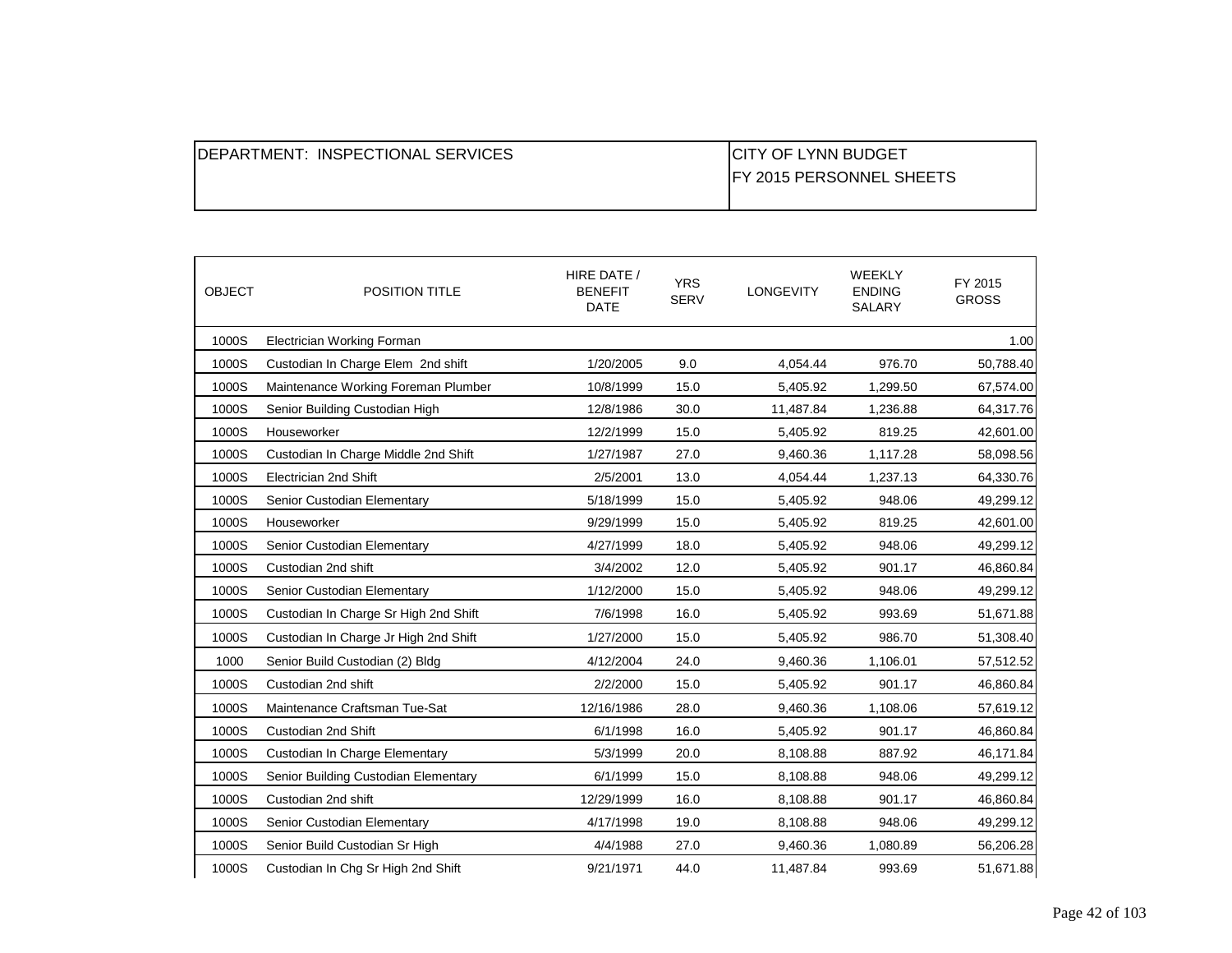| DEPARTMENT: INSPECTIONAL SERVICES | CITY OF LYNN BUDGET FY 2015 PERSONNEL SHEETS |
|---|---|

| OBJECT | POSITION TITLE | HIRE DATE / BENEFIT DATE | YRS SERV | LONGEVITY | WEEKLY ENDING SALARY | FY 2015 GROSS |
|---|---|---|---|---|---|---|
| 1000S | Electrician Working Forman | | | | | 1.00 |
| 1000S | Custodian In Charge Elem 2nd shift | 1/20/2005 | 9.0 | 4,054.44 | 976.70 | 50,788.40 |
| 1000S | Maintenance Working Foreman Plumber | 10/8/1999 | 15.0 | 5,405.92 | 1,299.50 | 67,574.00 |
| 1000S | Senior Building Custodian High | 12/8/1986 | 30.0 | 11,487.84 | 1,236.88 | 64,317.76 |
| 1000S | Houseworker | 12/2/1999 | 15.0 | 5,405.92 | 819.25 | 42,601.00 |
| 1000S | Custodian In Charge Middle 2nd Shift | 1/27/1987 | 27.0 | 9,460.36 | 1,117.28 | 58,098.56 |
| 1000S | Electrician 2nd Shift | 2/5/2001 | 13.0 | 4,054.44 | 1,237.13 | 64,330.76 |
| 1000S | Senior Custodian Elementary | 5/18/1999 | 15.0 | 5,405.92 | 948.06 | 49,299.12 |
| 1000S | Houseworker | 9/29/1999 | 15.0 | 5,405.92 | 819.25 | 42,601.00 |
| 1000S | Senior Custodian Elementary | 4/27/1999 | 18.0 | 5,405.92 | 948.06 | 49,299.12 |
| 1000S | Custodian 2nd shift | 3/4/2002 | 12.0 | 5,405.92 | 901.17 | 46,860.84 |
| 1000S | Senior Custodian Elementary | 1/12/2000 | 15.0 | 5,405.92 | 948.06 | 49,299.12 |
| 1000S | Custodian In Charge Sr High 2nd Shift | 7/6/1998 | 16.0 | 5,405.92 | 993.69 | 51,671.88 |
| 1000S | Custodian In Charge Jr High 2nd Shift | 1/27/2000 | 15.0 | 5,405.92 | 986.70 | 51,308.40 |
| 1000 | Senior Build Custodian (2) Bldg | 4/12/2004 | 24.0 | 9,460.36 | 1,106.01 | 57,512.52 |
| 1000S | Custodian 2nd shift | 2/2/2000 | 15.0 | 5,405.92 | 901.17 | 46,860.84 |
| 1000S | Maintenance Craftsman Tue-Sat | 12/16/1986 | 28.0 | 9,460.36 | 1,108.06 | 57,619.12 |
| 1000S | Custodian 2nd Shift | 6/1/1998 | 16.0 | 5,405.92 | 901.17 | 46,860.84 |
| 1000S | Custodian In Charge Elementary | 5/3/1999 | 20.0 | 8,108.88 | 887.92 | 46,171.84 |
| 1000S | Senior Building Custodian Elementary | 6/1/1999 | 15.0 | 8,108.88 | 948.06 | 49,299.12 |
| 1000S | Custodian 2nd shift | 12/29/1999 | 16.0 | 8,108.88 | 901.17 | 46,860.84 |
| 1000S | Senior Custodian Elementary | 4/17/1998 | 19.0 | 8,108.88 | 948.06 | 49,299.12 |
| 1000S | Senior Build Custodian Sr High | 4/4/1988 | 27.0 | 9,460.36 | 1,080.89 | 56,206.28 |
| 1000S | Custodian In Chg Sr High 2nd Shift | 9/21/1971 | 44.0 | 11,487.84 | 993.69 | 51,671.88 |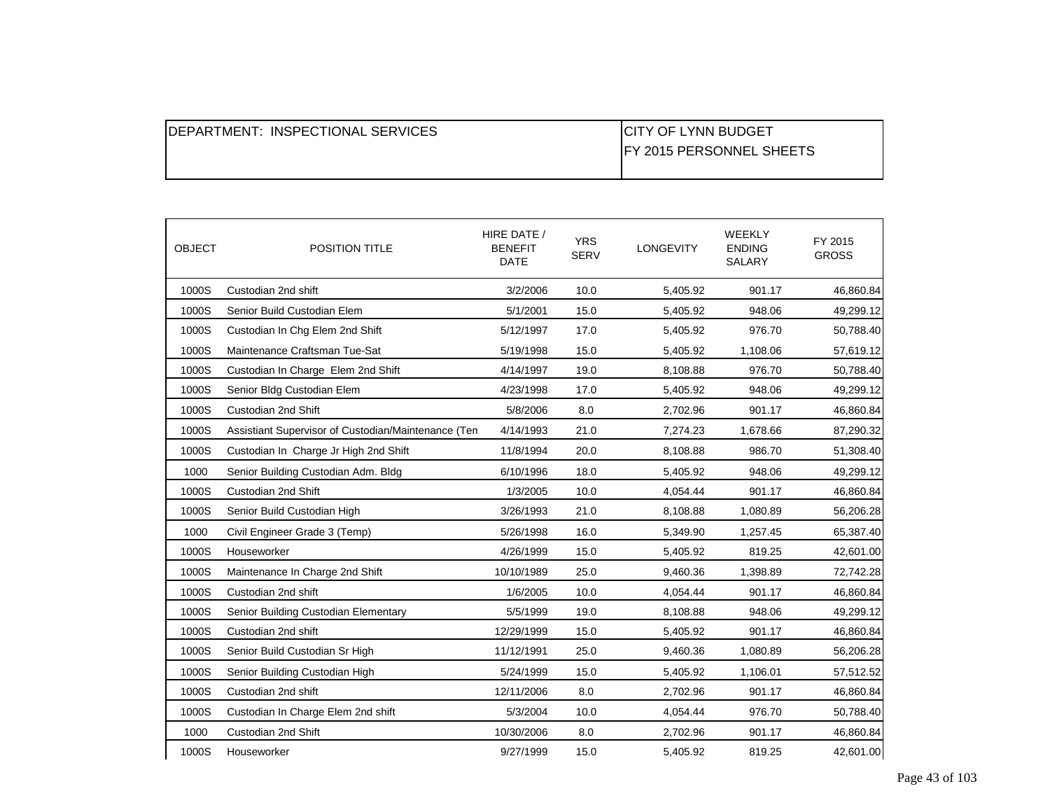| DEPARTMENT: INSPECTIONAL SERVICES | CITY OF LYNN BUDGET<br>FY 2015 PERSONNEL SHEETS |
|---|---|

| OBJECT | POSITION TITLE | HIRE DATE / BENEFIT DATE | YRS SERV | LONGEVITY | WEEKLY ENDING SALARY | FY 2015 GROSS |
|---|---|---|---|---|---|---|
| 1000S | Custodian 2nd shift | 3/2/2006 | 10.0 | 5,405.92 | 901.17 | 46,860.84 |
| 1000S | Senior Build Custodian Elem | 5/1/2001 | 15.0 | 5,405.92 | 948.06 | 49,299.12 |
| 1000S | Custodian In Chg Elem 2nd Shift | 5/12/1997 | 17.0 | 5,405.92 | 976.70 | 50,788.40 |
| 1000S | Maintenance Craftsman Tue-Sat | 5/19/1998 | 15.0 | 5,405.92 | 1,108.06 | 57,619.12 |
| 1000S | Custodian In Charge Elem 2nd Shift | 4/14/1997 | 19.0 | 8,108.88 | 976.70 | 50,788.40 |
| 1000S | Senior Bldg Custodian Elem | 4/23/1998 | 17.0 | 5,405.92 | 948.06 | 49,299.12 |
| 1000S | Custodian 2nd Shift | 5/8/2006 | 8.0 | 2,702.96 | 901.17 | 46,860.84 |
| 1000S | Assistiant Supervisor of Custodian/Maintenance (Ten | 4/14/1993 | 21.0 | 7,274.23 | 1,678.66 | 87,290.32 |
| 1000S | Custodian In Charge Jr High 2nd Shift | 11/8/1994 | 20.0 | 8,108.88 | 986.70 | 51,308.40 |
| 1000 | Senior Building Custodian Adm. Bldg | 6/10/1996 | 18.0 | 5,405.92 | 948.06 | 49,299.12 |
| 1000S | Custodian 2nd Shift | 1/3/2005 | 10.0 | 4,054.44 | 901.17 | 46,860.84 |
| 1000S | Senior Build Custodian High | 3/26/1993 | 21.0 | 8,108.88 | 1,080.89 | 56,206.28 |
| 1000 | Civil Engineer Grade 3 (Temp) | 5/26/1998 | 16.0 | 5,349.90 | 1,257.45 | 65,387.40 |
| 1000S | Houseworker | 4/26/1999 | 15.0 | 5,405.92 | 819.25 | 42,601.00 |
| 1000S | Maintenance In Charge 2nd Shift | 10/10/1989 | 25.0 | 9,460.36 | 1,398.89 | 72,742.28 |
| 1000S | Custodian 2nd shift | 1/6/2005 | 10.0 | 4,054.44 | 901.17 | 46,860.84 |
| 1000S | Senior Building Custodian Elementary | 5/5/1999 | 19.0 | 8,108.88 | 948.06 | 49,299.12 |
| 1000S | Custodian 2nd shift | 12/29/1999 | 15.0 | 5,405.92 | 901.17 | 46,860.84 |
| 1000S | Senior Build Custodian Sr High | 11/12/1991 | 25.0 | 9,460.36 | 1,080.89 | 56,206.28 |
| 1000S | Senior Building Custodian High | 5/24/1999 | 15.0 | 5,405.92 | 1,106.01 | 57,512.52 |
| 1000S | Custodian 2nd shift | 12/11/2006 | 8.0 | 2,702.96 | 901.17 | 46,860.84 |
| 1000S | Custodian In Charge Elem 2nd shift | 5/3/2004 | 10.0 | 4,054.44 | 976.70 | 50,788.40 |
| 1000 | Custodian 2nd Shift | 10/30/2006 | 8.0 | 2,702.96 | 901.17 | 46,860.84 |
| 1000S | Houseworker | 9/27/1999 | 15.0 | 5,405.92 | 819.25 | 42,601.00 |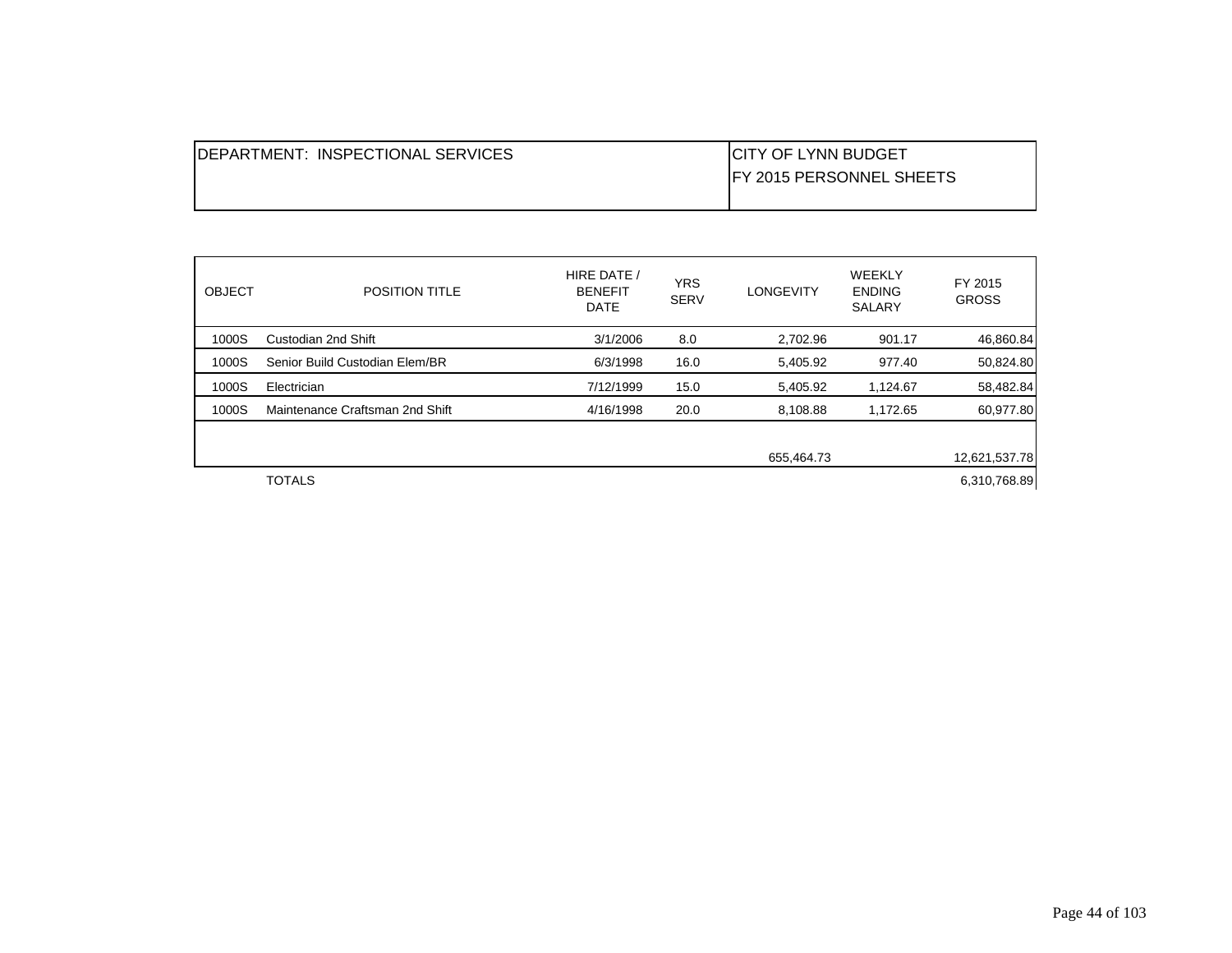| DEPARTMENT: INSPECTIONAL SERVICES | CITY OF LYNN BUDGET<br>FY 2015 PERSONNEL SHEETS |
|---|---|

| OBJECT | POSITION TITLE | HIRE DATE / BENEFIT DATE | YRS SERV | LONGEVITY | WEEKLY ENDING SALARY | FY 2015 GROSS |
|---|---|---|---|---|---|---|
| 1000S | Custodian 2nd Shift | 3/1/2006 | 8.0 | 2,702.96 | 901.17 | 46,860.84 |
| 1000S | Senior Build Custodian Elem/BR | 6/3/1998 | 16.0 | 5,405.92 | 977.40 | 50,824.80 |
| 1000S | Electrician | 7/12/1999 | 15.0 | 5,405.92 | 1,124.67 | 58,482.84 |
| 1000S | Maintenance Craftsman 2nd Shift | 4/16/1998 | 20.0 | 8,108.88 | 1,172.65 | 60,977.80 |
| | | | | 655,464.73 | | 12,621,537.78 |
| | TOTALS | | | | | 6,310,768.89 |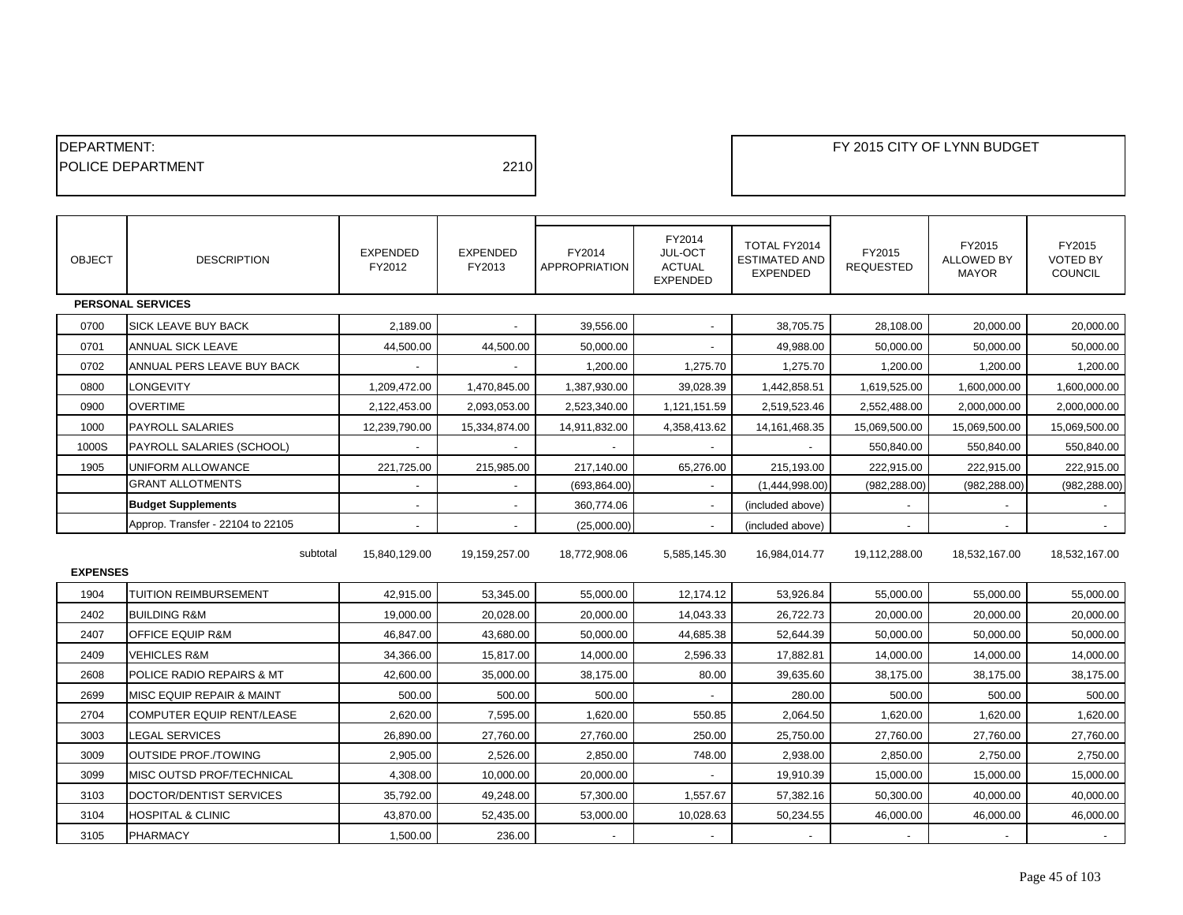| DEPARTMENT: | | FY 2015 CITY OF LYNN BUDGET |
|---|---|---|
| POLICE DEPARTMENT | 2210 | |

| OBJECT | DESCRIPTION | EXPENDED FY2012 | EXPENDED FY2013 | FY2014 APPROPRIATION | FY2014 JUL-OCT ACTUAL EXPENDED | TOTAL FY2014 ESTIMATED AND EXPENDED | FY2015 REQUESTED | FY2015 ALLOWED BY MAYOR | FY2015 VOTED BY COUNCIL |
|---|---|---|---|---|---|---|---|---|---|
| **PERSONAL SERVICES** | | | | | | | | | |
| 0700 | SICK LEAVE BUY BACK | 2,189.00 | - | 39,556.00 | - | 38,705.75 | 28,108.00 | 20,000.00 | 20,000.00 |
| 0701 | ANNUAL SICK LEAVE | 44,500.00 | 44,500.00 | 50,000.00 | - | 49,988.00 | 50,000.00 | 50,000.00 | 50,000.00 |
| 0702 | ANNUAL PERS LEAVE BUY BACK | - | - | 1,200.00 | 1,275.70 | 1,275.70 | 1,200.00 | 1,200.00 | 1,200.00 |
| 0800 | LONGEVITY | 1,209,472.00 | 1,470,845.00 | 1,387,930.00 | 39,028.39 | 1,442,858.51 | 1,619,525.00 | 1,600,000.00 | 1,600,000.00 |
| 0900 | OVERTIME | 2,122,453.00 | 2,093,053.00 | 2,523,340.00 | 1,121,151.59 | 2,519,523.46 | 2,552,488.00 | 2,000,000.00 | 2,000,000.00 |
| 1000 | PAYROLL SALARIES | 12,239,790.00 | 15,334,874.00 | 14,911,832.00 | 4,358,413.62 | 14,161,468.35 | 15,069,500.00 | 15,069,500.00 | 15,069,500.00 |
| 1000S | PAYROLL SALARIES (SCHOOL) | - | - | - | - | - | 550,840.00 | 550,840.00 | 550,840.00 |
| 1905 | UNIFORM ALLOWANCE | 221,725.00 | 215,985.00 | 217,140.00 | 65,276.00 | 215,193.00 | 222,915.00 | 222,915.00 | 222,915.00 |
| | GRANT ALLOTMENTS | - | - | (693,864.00) | - | (1,444,998.00) | (982,288.00) | (982,288.00) | (982,288.00) |
| | **Budget Supplements** | - | - | 360,774.06 | - | (included above) | - | - | - |
| | Approp. Transfer - 22104 to 22105 | - | - | (25,000.00) | - | (included above) | - | - | - |
| | subtotal | 15,840,129.00 | 19,159,257.00 | 18,772,908.06 | 5,585,145.30 | 16,984,014.77 | 19,112,288.00 | 18,532,167.00 | 18,532,167.00 |
| **EXPENSES** | | | | | | | | | |
| 1904 | TUITION REIMBURSEMENT | 42,915.00 | 53,345.00 | 55,000.00 | 12,174.12 | 53,926.84 | 55,000.00 | 55,000.00 | 55,000.00 |
| 2402 | BUILDING R&M | 19,000.00 | 20,028.00 | 20,000.00 | 14,043.33 | 26,722.73 | 20,000.00 | 20,000.00 | 20,000.00 |
| 2407 | OFFICE EQUIP R&M | 46,847.00 | 43,680.00 | 50,000.00 | 44,685.38 | 52,644.39 | 50,000.00 | 50,000.00 | 50,000.00 |
| 2409 | VEHICLES R&M | 34,366.00 | 15,817.00 | 14,000.00 | 2,596.33 | 17,882.81 | 14,000.00 | 14,000.00 | 14,000.00 |
| 2608 | POLICE RADIO REPAIRS & MT | 42,600.00 | 35,000.00 | 38,175.00 | 80.00 | 39,635.60 | 38,175.00 | 38,175.00 | 38,175.00 |
| 2699 | MISC EQUIP REPAIR & MAINT | 500.00 | 500.00 | 500.00 | - | 280.00 | 500.00 | 500.00 | 500.00 |
| 2704 | COMPUTER EQUIP RENT/LEASE | 2,620.00 | 7,595.00 | 1,620.00 | 550.85 | 2,064.50 | 1,620.00 | 1,620.00 | 1,620.00 |
| 3003 | LEGAL SERVICES | 26,890.00 | 27,760.00 | 27,760.00 | 250.00 | 25,750.00 | 27,760.00 | 27,760.00 | 27,760.00 |
| 3009 | OUTSIDE PROF./TOWING | 2,905.00 | 2,526.00 | 2,850.00 | 748.00 | 2,938.00 | 2,850.00 | 2,750.00 | 2,750.00 |
| 3099 | MISC OUTSD PROF/TECHNICAL | 4,308.00 | 10,000.00 | 20,000.00 | - | 19,910.39 | 15,000.00 | 15,000.00 | 15,000.00 |
| 3103 | DOCTOR/DENTIST SERVICES | 35,792.00 | 49,248.00 | 57,300.00 | 1,557.67 | 57,382.16 | 50,300.00 | 40,000.00 | 40,000.00 |
| 3104 | HOSPITAL & CLINIC | 43,870.00 | 52,435.00 | 53,000.00 | 10,028.63 | 50,234.55 | 46,000.00 | 46,000.00 | 46,000.00 |
| 3105 | PHARMACY | 1,500.00 | 236.00 | - | - | - | - | - | - |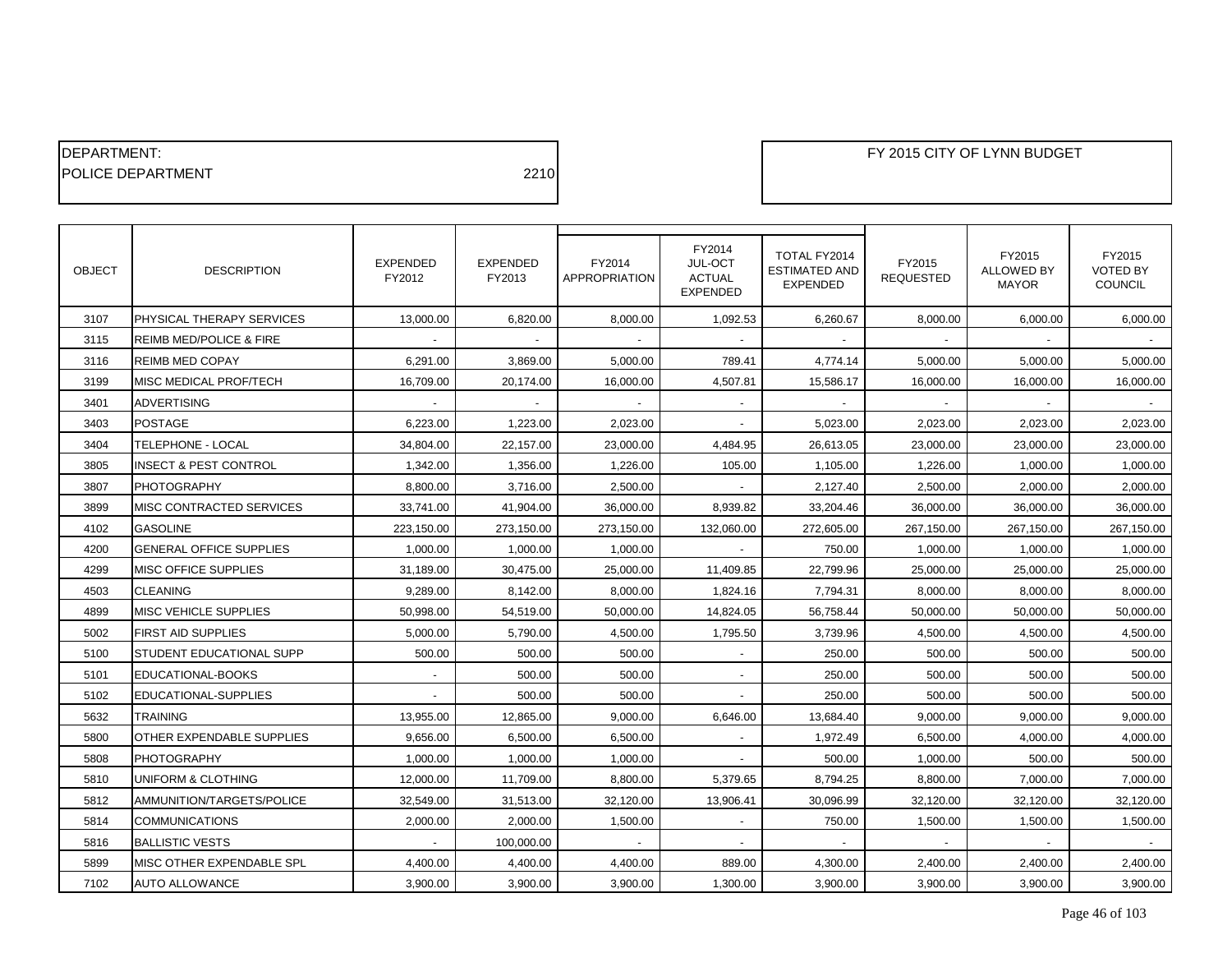DEPARTMENT:
POLICE DEPARTMENT 2210

FY 2015 CITY OF LYNN BUDGET

| OBJECT | DESCRIPTION | EXPENDED FY2012 | EXPENDED FY2013 | FY2014 APPROPRIATION | FY2014 JUL-OCT ACTUAL EXPENDED | TOTAL FY2014 ESTIMATED AND EXPENDED | FY2015 REQUESTED | FY2015 ALLOWED BY MAYOR | FY2015 VOTED BY COUNCIL |
|---|---|---|---|---|---|---|---|---|---|
| 3107 | PHYSICAL THERAPY SERVICES | 13,000.00 | 6,820.00 | 8,000.00 | 1,092.53 | 6,260.67 | 8,000.00 | 6,000.00 | 6,000.00 |
| 3115 | REIMB MED/POLICE & FIRE | - | - | - | - | - | - | - | - |
| 3116 | REIMB MED COPAY | 6,291.00 | 3,869.00 | 5,000.00 | 789.41 | 4,774.14 | 5,000.00 | 5,000.00 | 5,000.00 |
| 3199 | MISC MEDICAL PROF/TECH | 16,709.00 | 20,174.00 | 16,000.00 | 4,507.81 | 15,586.17 | 16,000.00 | 16,000.00 | 16,000.00 |
| 3401 | ADVERTISING | - | - | - | - | - | - | - | - |
| 3403 | POSTAGE | 6,223.00 | 1,223.00 | 2,023.00 | - | 5,023.00 | 2,023.00 | 2,023.00 | 2,023.00 |
| 3404 | TELEPHONE - LOCAL | 34,804.00 | 22,157.00 | 23,000.00 | 4,484.95 | 26,613.05 | 23,000.00 | 23,000.00 | 23,000.00 |
| 3805 | INSECT & PEST CONTROL | 1,342.00 | 1,356.00 | 1,226.00 | 105.00 | 1,105.00 | 1,226.00 | 1,000.00 | 1,000.00 |
| 3807 | PHOTOGRAPHY | 8,800.00 | 3,716.00 | 2,500.00 | - | 2,127.40 | 2,500.00 | 2,000.00 | 2,000.00 |
| 3899 | MISC CONTRACTED SERVICES | 33,741.00 | 41,904.00 | 36,000.00 | 8,939.82 | 33,204.46 | 36,000.00 | 36,000.00 | 36,000.00 |
| 4102 | GASOLINE | 223,150.00 | 273,150.00 | 273,150.00 | 132,060.00 | 272,605.00 | 267,150.00 | 267,150.00 | 267,150.00 |
| 4200 | GENERAL OFFICE SUPPLIES | 1,000.00 | 1,000.00 | 1,000.00 | - | 750.00 | 1,000.00 | 1,000.00 | 1,000.00 |
| 4299 | MISC OFFICE SUPPLIES | 31,189.00 | 30,475.00 | 25,000.00 | 11,409.85 | 22,799.96 | 25,000.00 | 25,000.00 | 25,000.00 |
| 4503 | CLEANING | 9,289.00 | 8,142.00 | 8,000.00 | 1,824.16 | 7,794.31 | 8,000.00 | 8,000.00 | 8,000.00 |
| 4899 | MISC VEHICLE SUPPLIES | 50,998.00 | 54,519.00 | 50,000.00 | 14,824.05 | 56,758.44 | 50,000.00 | 50,000.00 | 50,000.00 |
| 5002 | FIRST AID SUPPLIES | 5,000.00 | 5,790.00 | 4,500.00 | 1,795.50 | 3,739.96 | 4,500.00 | 4,500.00 | 4,500.00 |
| 5100 | STUDENT EDUCATIONAL SUPP | 500.00 | 500.00 | 500.00 | - | 250.00 | 500.00 | 500.00 | 500.00 |
| 5101 | EDUCATIONAL-BOOKS | - | 500.00 | 500.00 | - | 250.00 | 500.00 | 500.00 | 500.00 |
| 5102 | EDUCATIONAL-SUPPLIES | - | 500.00 | 500.00 | - | 250.00 | 500.00 | 500.00 | 500.00 |
| 5632 | TRAINING | 13,955.00 | 12,865.00 | 9,000.00 | 6,646.00 | 13,684.40 | 9,000.00 | 9,000.00 | 9,000.00 |
| 5800 | OTHER EXPENDABLE SUPPLIES | 9,656.00 | 6,500.00 | 6,500.00 | - | 1,972.49 | 6,500.00 | 4,000.00 | 4,000.00 |
| 5808 | PHOTOGRAPHY | 1,000.00 | 1,000.00 | 1,000.00 | - | 500.00 | 1,000.00 | 500.00 | 500.00 |
| 5810 | UNIFORM & CLOTHING | 12,000.00 | 11,709.00 | 8,800.00 | 5,379.65 | 8,794.25 | 8,800.00 | 7,000.00 | 7,000.00 |
| 5812 | AMMUNITION/TARGETS/POLICE | 32,549.00 | 31,513.00 | 32,120.00 | 13,906.41 | 30,096.99 | 32,120.00 | 32,120.00 | 32,120.00 |
| 5814 | COMMUNICATIONS | 2,000.00 | 2,000.00 | 1,500.00 | - | 750.00 | 1,500.00 | 1,500.00 | 1,500.00 |
| 5816 | BALLISTIC VESTS | - | 100,000.00 | - | - | - | - | - | - |
| 5899 | MISC OTHER EXPENDABLE SPL | 4,400.00 | 4,400.00 | 4,400.00 | 889.00 | 4,300.00 | 2,400.00 | 2,400.00 | 2,400.00 |
| 7102 | AUTO ALLOWANCE | 3,900.00 | 3,900.00 | 3,900.00 | 1,300.00 | 3,900.00 | 3,900.00 | 3,900.00 | 3,900.00 |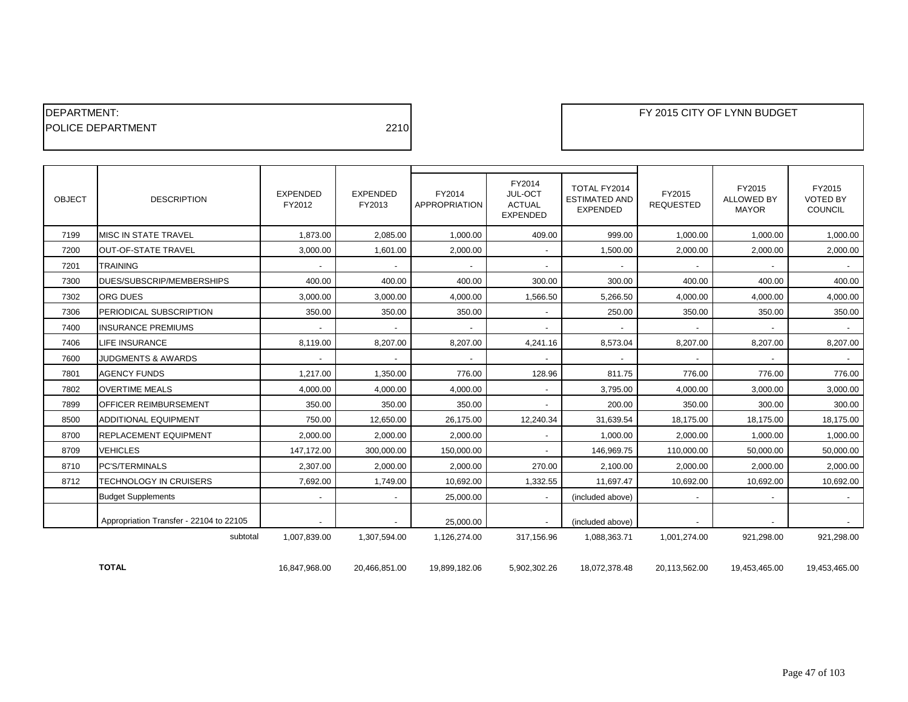| DEPARTMENT: | |
| --- | --- |
| POLICE DEPARTMENT | 2210 |

FY 2015 CITY OF LYNN BUDGET

| OBJECT | DESCRIPTION | EXPENDED FY2012 | EXPENDED FY2013 | FY2014 APPROPRIATION | FY2014 JUL-OCT ACTUAL EXPENDED | TOTAL FY2014 ESTIMATED AND EXPENDED | FY2015 REQUESTED | FY2015 ALLOWED BY MAYOR | FY2015 VOTED BY COUNCIL |
| --- | --- | --- | --- | --- | --- | --- | --- | --- | --- |
| 7199 | MISC IN STATE TRAVEL | 1,873.00 | 2,085.00 | 1,000.00 | 409.00 | 999.00 | 1,000.00 | 1,000.00 | 1,000.00 |
| 7200 | OUT-OF-STATE TRAVEL | 3,000.00 | 1,601.00 | 2,000.00 | - | 1,500.00 | 2,000.00 | 2,000.00 | 2,000.00 |
| 7201 | TRAINING | - | - | - | - | - | - | - | - |
| 7300 | DUES/SUBSCRIP/MEMBERSHIPS | 400.00 | 400.00 | 400.00 | 300.00 | 300.00 | 400.00 | 400.00 | 400.00 |
| 7302 | ORG DUES | 3,000.00 | 3,000.00 | 4,000.00 | 1,566.50 | 5,266.50 | 4,000.00 | 4,000.00 | 4,000.00 |
| 7306 | PERIODICAL SUBSCRIPTION | 350.00 | 350.00 | 350.00 | - | 250.00 | 350.00 | 350.00 | 350.00 |
| 7400 | INSURANCE PREMIUMS | - | - | - | - | - | - | - | - |
| 7406 | LIFE INSURANCE | 8,119.00 | 8,207.00 | 8,207.00 | 4,241.16 | 8,573.04 | 8,207.00 | 8,207.00 | 8,207.00 |
| 7600 | JUDGMENTS & AWARDS | - | - | - | - | - | - | - | - |
| 7801 | AGENCY FUNDS | 1,217.00 | 1,350.00 | 776.00 | 128.96 | 811.75 | 776.00 | 776.00 | 776.00 |
| 7802 | OVERTIME MEALS | 4,000.00 | 4,000.00 | 4,000.00 | - | 3,795.00 | 4,000.00 | 3,000.00 | 3,000.00 |
| 7899 | OFFICER REIMBURSEMENT | 350.00 | 350.00 | 350.00 | - | 200.00 | 350.00 | 300.00 | 300.00 |
| 8500 | ADDITIONAL EQUIPMENT | 750.00 | 12,650.00 | 26,175.00 | 12,240.34 | 31,639.54 | 18,175.00 | 18,175.00 | 18,175.00 |
| 8700 | REPLACEMENT EQUIPMENT | 2,000.00 | 2,000.00 | 2,000.00 | - | 1,000.00 | 2,000.00 | 1,000.00 | 1,000.00 |
| 8709 | VEHICLES | 147,172.00 | 300,000.00 | 150,000.00 | - | 146,969.75 | 110,000.00 | 50,000.00 | 50,000.00 |
| 8710 | PC'S/TERMINALS | 2,307.00 | 2,000.00 | 2,000.00 | 270.00 | 2,100.00 | 2,000.00 | 2,000.00 | 2,000.00 |
| 8712 | TECHNOLOGY IN CRUISERS | 7,692.00 | 1,749.00 | 10,692.00 | 1,332.55 | 11,697.47 | 10,692.00 | 10,692.00 | 10,692.00 |
| | Budget Supplements | - | - | 25,000.00 | - | (included above) | - | - | - |
| | Appropriation Transfer - 22104 to 22105 | - | - | 25,000.00 | - | (included above) | - | - | - |
| | subtotal | 1,007,839.00 | 1,307,594.00 | 1,126,274.00 | 317,156.96 | 1,088,363.71 | 1,001,274.00 | 921,298.00 | 921,298.00 |
| | **TOTAL** | 16,847,968.00 | 20,466,851.00 | 19,899,182.06 | 5,902,302.26 | 18,072,378.48 | 20,113,562.00 | 19,453,465.00 | 19,453,465.00 |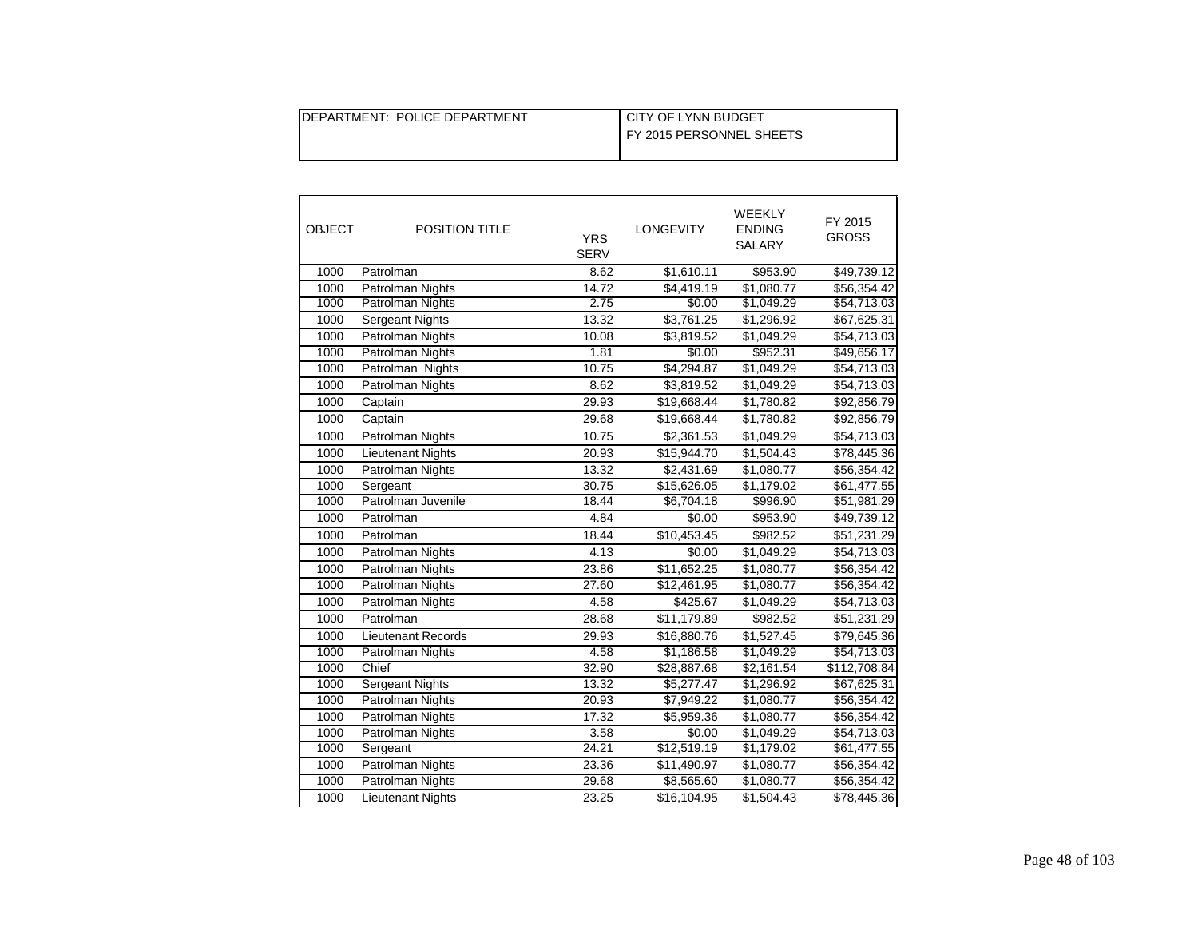| DEPARTMENT: POLICE DEPARTMENT | CITY OF LYNN BUDGET<br>FY 2015 PERSONNEL SHEETS |
| --- | --- |

| OBJECT | POSITION TITLE | YRS SERV | LONGEVITY | WEEKLY ENDING SALARY | FY 2015 GROSS |
| --- | --- | --- | --- | --- | --- |
| 1000 | Patrolman | 8.62 | $1,610.11 | $953.90 | $49,739.12 |
| 1000 | Patrolman Nights | 14.72 | $4,419.19 | $1,080.77 | $56,354.42 |
| 1000 | Patrolman Nights | 2.75 | $0.00 | $1,049.29 | $54,713.03 |
| 1000 | Sergeant Nights | 13.32 | $3,761.25 | $1,296.92 | $67,625.31 |
| 1000 | Patrolman Nights | 10.08 | $3,819.52 | $1,049.29 | $54,713.03 |
| 1000 | Patrolman Nights | 1.81 | $0.00 | $952.31 | $49,656.17 |
| 1000 | Patrolman Nights | 10.75 | $4,294.87 | $1,049.29 | $54,713.03 |
| 1000 | Patrolman Nights | 8.62 | $3,819.52 | $1,049.29 | $54,713.03 |
| 1000 | Captain | 29.93 | $19,668.44 | $1,780.82 | $92,856.79 |
| 1000 | Captain | 29.68 | $19,668.44 | $1,780.82 | $92,856.79 |
| 1000 | Patrolman Nights | 10.75 | $2,361.53 | $1,049.29 | $54,713.03 |
| 1000 | Lieutenant Nights | 20.93 | $15,944.70 | $1,504.43 | $78,445.36 |
| 1000 | Patrolman Nights | 13.32 | $2,431.69 | $1,080.77 | $56,354.42 |
| 1000 | Sergeant | 30.75 | $15,626.05 | $1,179.02 | $61,477.55 |
| 1000 | Patrolman Juvenile | 18.44 | $6,704.18 | $996.90 | $51,981.29 |
| 1000 | Patrolman | 4.84 | $0.00 | $953.90 | $49,739.12 |
| 1000 | Patrolman | 18.44 | $10,453.45 | $982.52 | $51,231.29 |
| 1000 | Patrolman Nights | 4.13 | $0.00 | $1,049.29 | $54,713.03 |
| 1000 | Patrolman Nights | 23.86 | $11,652.25 | $1,080.77 | $56,354.42 |
| 1000 | Patrolman Nights | 27.60 | $12,461.95 | $1,080.77 | $56,354.42 |
| 1000 | Patrolman Nights | 4.58 | $425.67 | $1,049.29 | $54,713.03 |
| 1000 | Patrolman | 28.68 | $11,179.89 | $982.52 | $51,231.29 |
| 1000 | Lieutenant Records | 29.93 | $16,880.76 | $1,527.45 | $79,645.36 |
| 1000 | Patrolman Nights | 4.58 | $1,186.58 | $1,049.29 | $54,713.03 |
| 1000 | Chief | 32.90 | $28,887.68 | $2,161.54 | $112,708.84 |
| 1000 | Sergeant Nights | 13.32 | $5,277.47 | $1,296.92 | $67,625.31 |
| 1000 | Patrolman Nights | 20.93 | $7,949.22 | $1,080.77 | $56,354.42 |
| 1000 | Patrolman Nights | 17.32 | $5,959.36 | $1,080.77 | $56,354.42 |
| 1000 | Patrolman Nights | 3.58 | $0.00 | $1,049.29 | $54,713.03 |
| 1000 | Sergeant | 24.21 | $12,519.19 | $1,179.02 | $61,477.55 |
| 1000 | Patrolman Nights | 23.36 | $11,490.97 | $1,080.77 | $56,354.42 |
| 1000 | Patrolman Nights | 29.68 | $8,565.60 | $1,080.77 | $56,354.42 |
| 1000 | Lieutenant Nights | 23.25 | $16,104.95 | $1,504.43 | $78,445.36 |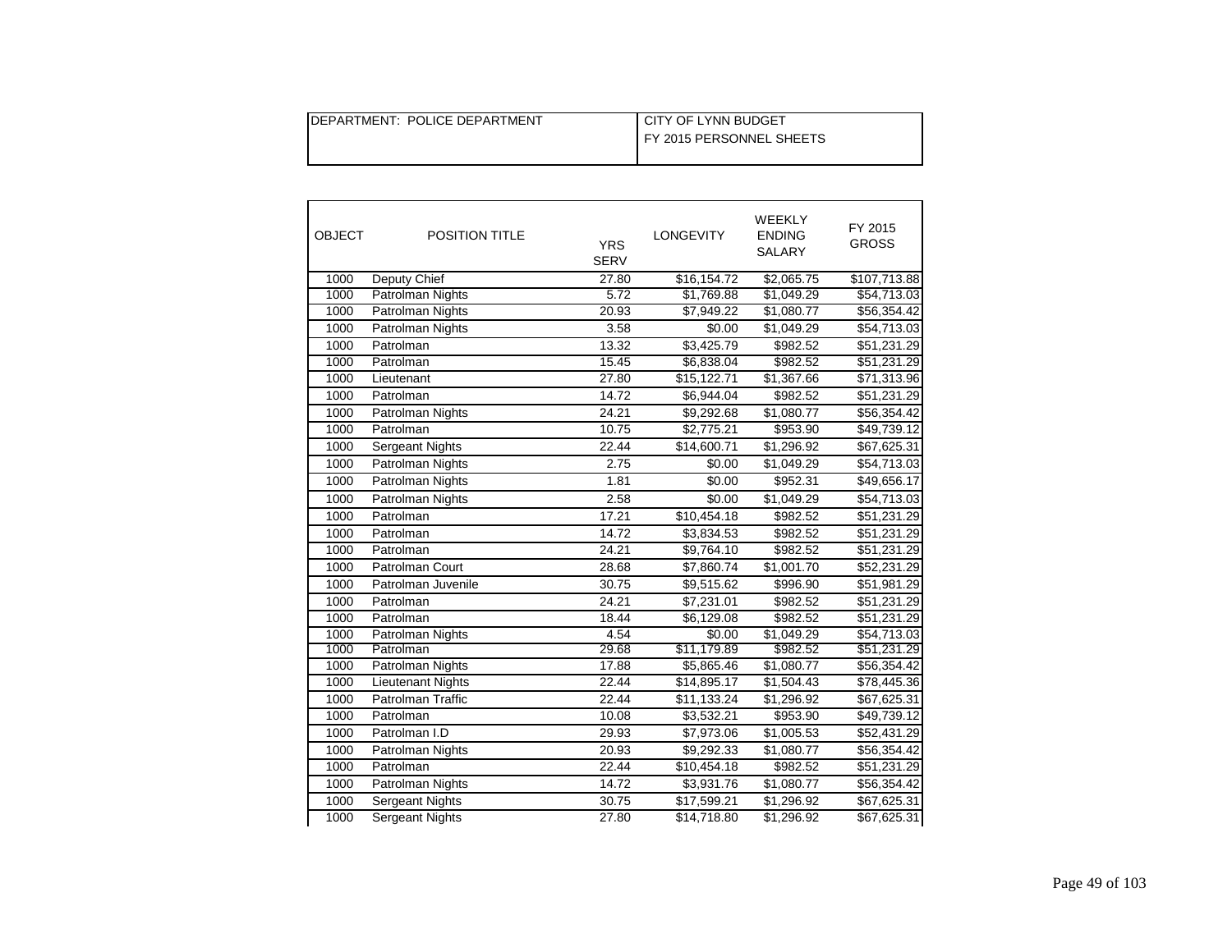| DEPARTMENT: POLICE DEPARTMENT | CITY OF LYNN BUDGET<br>FY 2015 PERSONNEL SHEETS |
| --- | --- |

| OBJECT | POSITION TITLE | YRS SERV | LONGEVITY | WEEKLY ENDING SALARY | FY 2015 GROSS |
| --- | --- | --- | --- | --- | --- |
| 1000 | Deputy Chief | 27.80 | $16,154.72 | $2,065.75 | $107,713.88 |
| 1000 | Patrolman Nights | 5.72 | $1,769.88 | $1,049.29 | $54,713.03 |
| 1000 | Patrolman Nights | 20.93 | $7,949.22 | $1,080.77 | $56,354.42 |
| 1000 | Patrolman Nights | 3.58 | $0.00 | $1,049.29 | $54,713.03 |
| 1000 | Patrolman | 13.32 | $3,425.79 | $982.52 | $51,231.29 |
| 1000 | Patrolman | 15.45 | $6,838.04 | $982.52 | $51,231.29 |
| 1000 | Lieutenant | 27.80 | $15,122.71 | $1,367.66 | $71,313.96 |
| 1000 | Patrolman | 14.72 | $6,944.04 | $982.52 | $51,231.29 |
| 1000 | Patrolman Nights | 24.21 | $9,292.68 | $1,080.77 | $56,354.42 |
| 1000 | Patrolman | 10.75 | $2,775.21 | $953.90 | $49,739.12 |
| 1000 | Sergeant Nights | 22.44 | $14,600.71 | $1,296.92 | $67,625.31 |
| 1000 | Patrolman Nights | 2.75 | $0.00 | $1,049.29 | $54,713.03 |
| 1000 | Patrolman Nights | 1.81 | $0.00 | $952.31 | $49,656.17 |
| 1000 | Patrolman Nights | 2.58 | $0.00 | $1,049.29 | $54,713.03 |
| 1000 | Patrolman | 17.21 | $10,454.18 | $982.52 | $51,231.29 |
| 1000 | Patrolman | 14.72 | $3,834.53 | $982.52 | $51,231.29 |
| 1000 | Patrolman | 24.21 | $9,764.10 | $982.52 | $51,231.29 |
| 1000 | Patrolman Court | 28.68 | $7,860.74 | $1,001.70 | $52,231.29 |
| 1000 | Patrolman Juvenile | 30.75 | $9,515.62 | $996.90 | $51,981.29 |
| 1000 | Patrolman | 24.21 | $7,231.01 | $982.52 | $51,231.29 |
| 1000 | Patrolman | 18.44 | $6,129.08 | $982.52 | $51,231.29 |
| 1000 | Patrolman Nights | 4.54 | $0.00 | $1,049.29 | $54,713.03 |
| 1000 | Patrolman | 29.68 | $11,179.89 | $982.52 | $51,231.29 |
| 1000 | Patrolman Nights | 17.88 | $5,865.46 | $1,080.77 | $56,354.42 |
| 1000 | Lieutenant Nights | 22.44 | $14,895.17 | $1,504.43 | $78,445.36 |
| 1000 | Patrolman Traffic | 22.44 | $11,133.24 | $1,296.92 | $67,625.31 |
| 1000 | Patrolman | 10.08 | $3,532.21 | $953.90 | $49,739.12 |
| 1000 | Patrolman I.D | 29.93 | $7,973.06 | $1,005.53 | $52,431.29 |
| 1000 | Patrolman Nights | 20.93 | $9,292.33 | $1,080.77 | $56,354.42 |
| 1000 | Patrolman | 22.44 | $10,454.18 | $982.52 | $51,231.29 |
| 1000 | Patrolman Nights | 14.72 | $3,931.76 | $1,080.77 | $56,354.42 |
| 1000 | Sergeant Nights | 30.75 | $17,599.21 | $1,296.92 | $67,625.31 |
| 1000 | Sergeant Nights | 27.80 | $14,718.80 | $1,296.92 | $67,625.31 |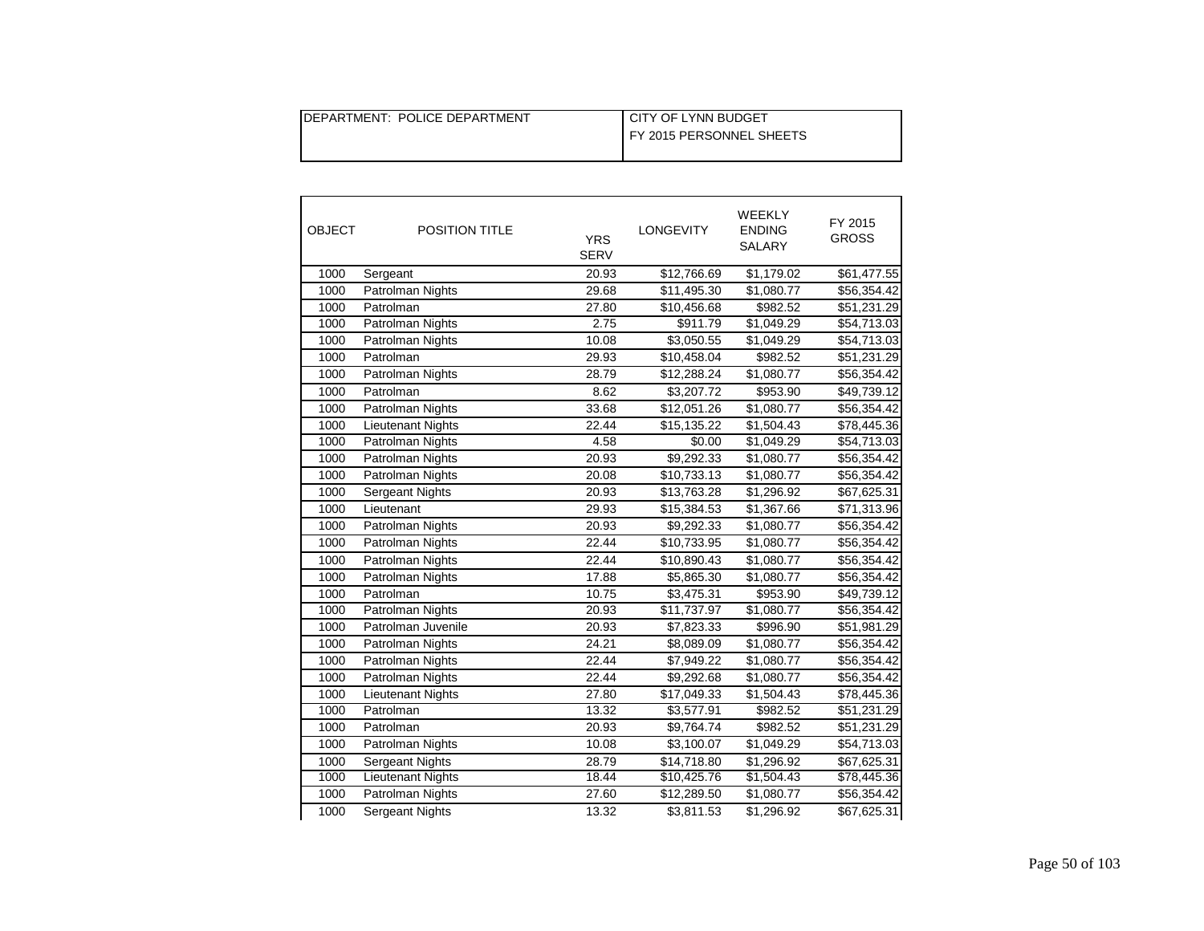| DEPARTMENT: POLICE DEPARTMENT | CITY OF LYNN BUDGET FY 2015 PERSONNEL SHEETS |
|---|---|

| OBJECT | POSITION TITLE | YRS SERV | LONGEVITY | WEEKLY ENDING SALARY | FY 2015 GROSS |
|---|---|---|---|---|---|
| 1000 | Sergeant | 20.93 | $12,766.69 | $1,179.02 | $61,477.55 |
| 1000 | Patrolman Nights | 29.68 | $11,495.30 | $1,080.77 | $56,354.42 |
| 1000 | Patrolman | 27.80 | $10,456.68 | $982.52 | $51,231.29 |
| 1000 | Patrolman Nights | 2.75 | $911.79 | $1,049.29 | $54,713.03 |
| 1000 | Patrolman Nights | 10.08 | $3,050.55 | $1,049.29 | $54,713.03 |
| 1000 | Patrolman | 29.93 | $10,458.04 | $982.52 | $51,231.29 |
| 1000 | Patrolman Nights | 28.79 | $12,288.24 | $1,080.77 | $56,354.42 |
| 1000 | Patrolman | 8.62 | $3,207.72 | $953.90 | $49,739.12 |
| 1000 | Patrolman Nights | 33.68 | $12,051.26 | $1,080.77 | $56,354.42 |
| 1000 | Lieutenant Nights | 22.44 | $15,135.22 | $1,504.43 | $78,445.36 |
| 1000 | Patrolman Nights | 4.58 | $0.00 | $1,049.29 | $54,713.03 |
| 1000 | Patrolman Nights | 20.93 | $9,292.33 | $1,080.77 | $56,354.42 |
| 1000 | Patrolman Nights | 20.08 | $10,733.13 | $1,080.77 | $56,354.42 |
| 1000 | Sergeant Nights | 20.93 | $13,763.28 | $1,296.92 | $67,625.31 |
| 1000 | Lieutenant | 29.93 | $15,384.53 | $1,367.66 | $71,313.96 |
| 1000 | Patrolman Nights | 20.93 | $9,292.33 | $1,080.77 | $56,354.42 |
| 1000 | Patrolman Nights | 22.44 | $10,733.95 | $1,080.77 | $56,354.42 |
| 1000 | Patrolman Nights | 22.44 | $10,890.43 | $1,080.77 | $56,354.42 |
| 1000 | Patrolman Nights | 17.88 | $5,865.30 | $1,080.77 | $56,354.42 |
| 1000 | Patrolman | 10.75 | $3,475.31 | $953.90 | $49,739.12 |
| 1000 | Patrolman Nights | 20.93 | $11,737.97 | $1,080.77 | $56,354.42 |
| 1000 | Patrolman Juvenile | 20.93 | $7,823.33 | $996.90 | $51,981.29 |
| 1000 | Patrolman Nights | 24.21 | $8,089.09 | $1,080.77 | $56,354.42 |
| 1000 | Patrolman Nights | 22.44 | $7,949.22 | $1,080.77 | $56,354.42 |
| 1000 | Patrolman Nights | 22.44 | $9,292.68 | $1,080.77 | $56,354.42 |
| 1000 | Lieutenant Nights | 27.80 | $17,049.33 | $1,504.43 | $78,445.36 |
| 1000 | Patrolman | 13.32 | $3,577.91 | $982.52 | $51,231.29 |
| 1000 | Patrolman | 20.93 | $9,764.74 | $982.52 | $51,231.29 |
| 1000 | Patrolman Nights | 10.08 | $3,100.07 | $1,049.29 | $54,713.03 |
| 1000 | Sergeant Nights | 28.79 | $14,718.80 | $1,296.92 | $67,625.31 |
| 1000 | Lieutenant Nights | 18.44 | $10,425.76 | $1,504.43 | $78,445.36 |
| 1000 | Patrolman Nights | 27.60 | $12,289.50 | $1,080.77 | $56,354.42 |
| 1000 | Sergeant Nights | 13.32 | $3,811.53 | $1,296.92 | $67,625.31 |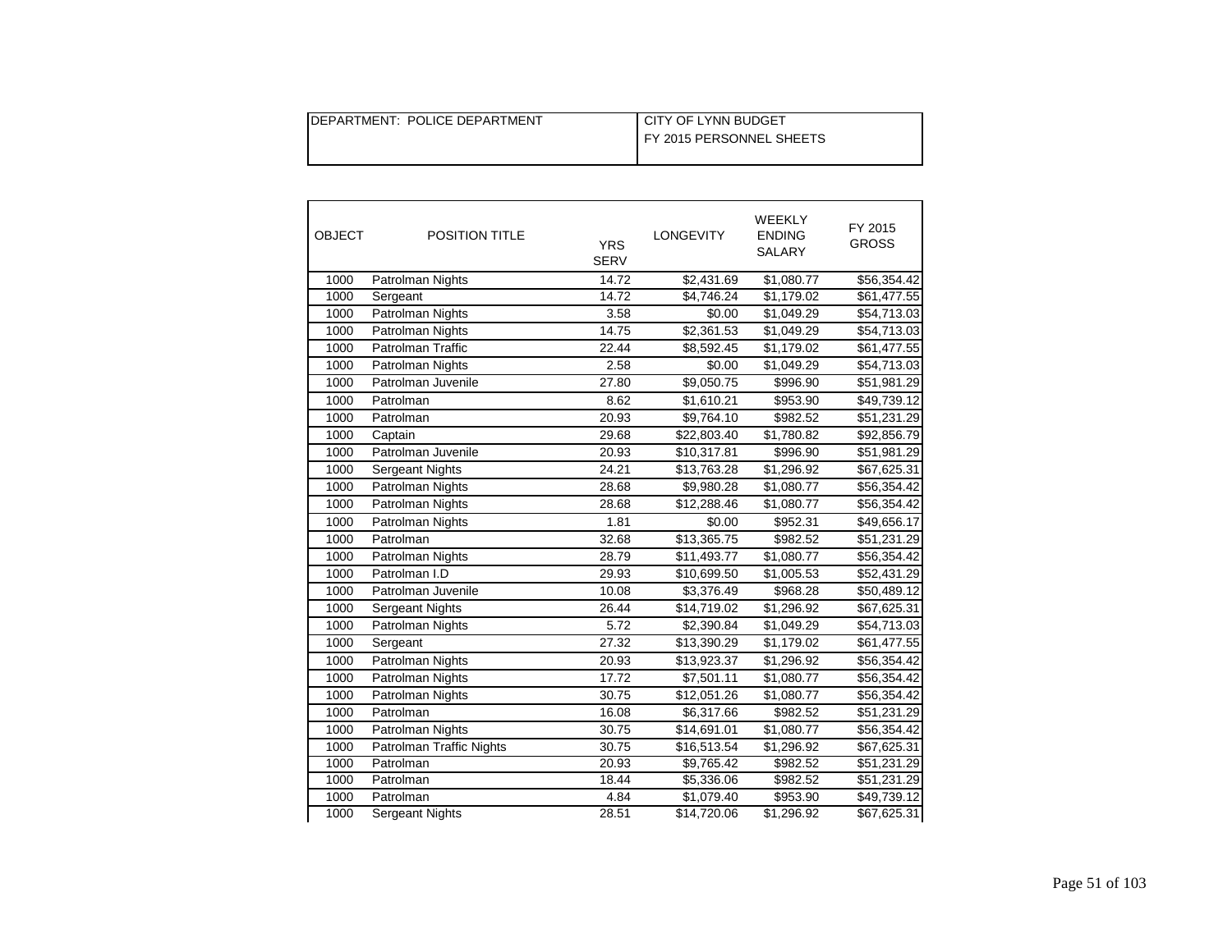| DEPARTMENT: POLICE DEPARTMENT | CITY OF LYNN BUDGET<br>FY 2015 PERSONNEL SHEETS |
|---|---|

| OBJECT | POSITION TITLE | YRS SERV | LONGEVITY | WEEKLY ENDING SALARY | FY 2015 GROSS |
|---|---|---|---|---|---|
| 1000 | Patrolman Nights | 14.72 | $2,431.69 | $1,080.77 | $56,354.42 |
| 1000 | Sergeant | 14.72 | $4,746.24 | $1,179.02 | $61,477.55 |
| 1000 | Patrolman Nights | 3.58 | $0.00 | $1,049.29 | $54,713.03 |
| 1000 | Patrolman Nights | 14.75 | $2,361.53 | $1,049.29 | $54,713.03 |
| 1000 | Patrolman Traffic | 22.44 | $8,592.45 | $1,179.02 | $61,477.55 |
| 1000 | Patrolman Nights | 2.58 | $0.00 | $1,049.29 | $54,713.03 |
| 1000 | Patrolman Juvenile | 27.80 | $9,050.75 | $996.90 | $51,981.29 |
| 1000 | Patrolman | 8.62 | $1,610.21 | $953.90 | $49,739.12 |
| 1000 | Patrolman | 20.93 | $9,764.10 | $982.52 | $51,231.29 |
| 1000 | Captain | 29.68 | $22,803.40 | $1,780.82 | $92,856.79 |
| 1000 | Patrolman Juvenile | 20.93 | $10,317.81 | $996.90 | $51,981.29 |
| 1000 | Sergeant Nights | 24.21 | $13,763.28 | $1,296.92 | $67,625.31 |
| 1000 | Patrolman Nights | 28.68 | $9,980.28 | $1,080.77 | $56,354.42 |
| 1000 | Patrolman Nights | 28.68 | $12,288.46 | $1,080.77 | $56,354.42 |
| 1000 | Patrolman Nights | 1.81 | $0.00 | $952.31 | $49,656.17 |
| 1000 | Patrolman | 32.68 | $13,365.75 | $982.52 | $51,231.29 |
| 1000 | Patrolman Nights | 28.79 | $11,493.77 | $1,080.77 | $56,354.42 |
| 1000 | Patrolman I.D | 29.93 | $10,699.50 | $1,005.53 | $52,431.29 |
| 1000 | Patrolman Juvenile | 10.08 | $3,376.49 | $968.28 | $50,489.12 |
| 1000 | Sergeant Nights | 26.44 | $14,719.02 | $1,296.92 | $67,625.31 |
| 1000 | Patrolman Nights | 5.72 | $2,390.84 | $1,049.29 | $54,713.03 |
| 1000 | Sergeant | 27.32 | $13,390.29 | $1,179.02 | $61,477.55 |
| 1000 | Patrolman Nights | 20.93 | $13,923.37 | $1,296.92 | $56,354.42 |
| 1000 | Patrolman Nights | 17.72 | $7,501.11 | $1,080.77 | $56,354.42 |
| 1000 | Patrolman Nights | 30.75 | $12,051.26 | $1,080.77 | $56,354.42 |
| 1000 | Patrolman | 16.08 | $6,317.66 | $982.52 | $51,231.29 |
| 1000 | Patrolman Nights | 30.75 | $14,691.01 | $1,080.77 | $56,354.42 |
| 1000 | Patrolman Traffic Nights | 30.75 | $16,513.54 | $1,296.92 | $67,625.31 |
| 1000 | Patrolman | 20.93 | $9,765.42 | $982.52 | $51,231.29 |
| 1000 | Patrolman | 18.44 | $5,336.06 | $982.52 | $51,231.29 |
| 1000 | Patrolman | 4.84 | $1,079.40 | $953.90 | $49,739.12 |
| 1000 | Sergeant Nights | 28.51 | $14,720.06 | $1,296.92 | $67,625.31 |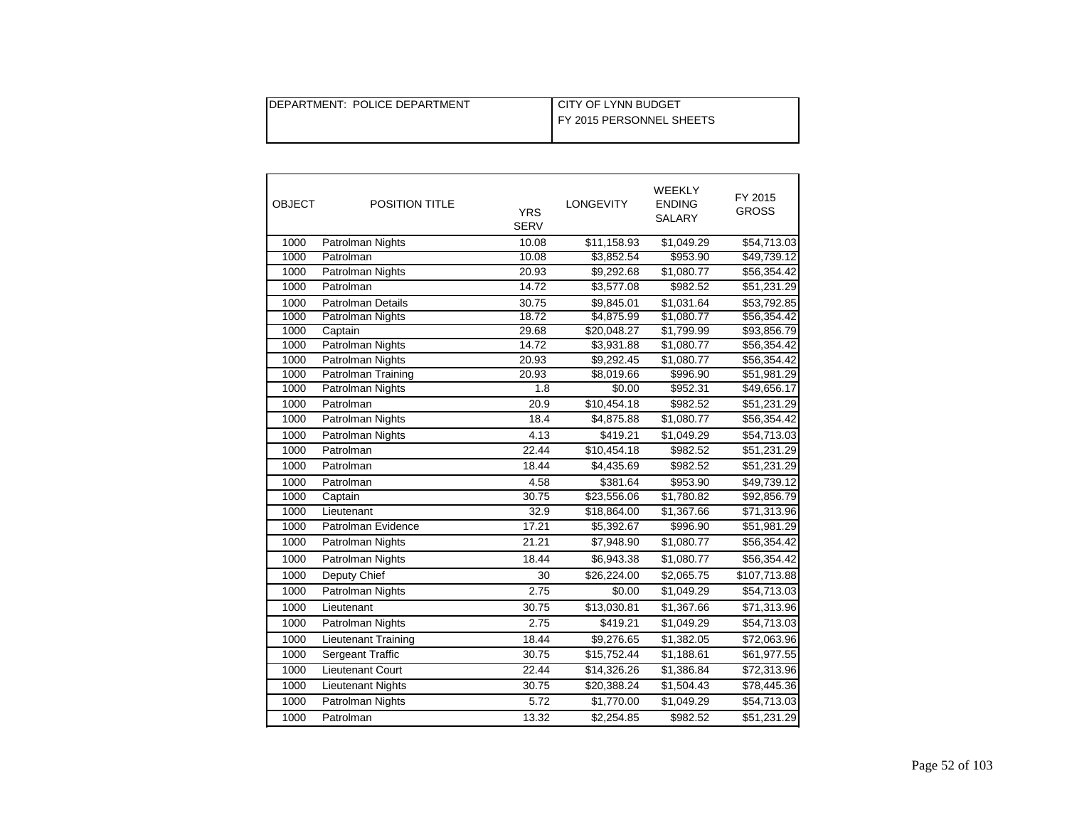| DEPARTMENT: POLICE DEPARTMENT | CITY OF LYNN BUDGET<br>FY 2015 PERSONNEL SHEETS |
|---|---|

| OBJECT | POSITION TITLE | YRS SERV | LONGEVITY | WEEKLY ENDING SALARY | FY 2015 GROSS |
|---|---|---|---|---|---|
| 1000 | Patrolman Nights | 10.08 | $11,158.93 | $1,049.29 | $54,713.03 |
| 1000 | Patrolman | 10.08 | $3,852.54 | $953.90 | $49,739.12 |
| 1000 | Patrolman Nights | 20.93 | $9,292.68 | $1,080.77 | $56,354.42 |
| 1000 | Patrolman | 14.72 | $3,577.08 | $982.52 | $51,231.29 |
| 1000 | Patrolman Details | 30.75 | $9,845.01 | $1,031.64 | $53,792.85 |
| 1000 | Patrolman Nights | 18.72 | $4,875.99 | $1,080.77 | $56,354.42 |
| 1000 | Captain | 29.68 | $20,048.27 | $1,799.99 | $93,856.79 |
| 1000 | Patrolman Nights | 14.72 | $3,931.88 | $1,080.77 | $56,354.42 |
| 1000 | Patrolman Nights | 20.93 | $9,292.45 | $1,080.77 | $56,354.42 |
| 1000 | Patrolman Training | 20.93 | $8,019.66 | $996.90 | $51,981.29 |
| 1000 | Patrolman Nights | 1.8 | $0.00 | $952.31 | $49,656.17 |
| 1000 | Patrolman | 20.9 | $10,454.18 | $982.52 | $51,231.29 |
| 1000 | Patrolman Nights | 18.4 | $4,875.88 | $1,080.77 | $56,354.42 |
| 1000 | Patrolman Nights | 4.13 | $419.21 | $1,049.29 | $54,713.03 |
| 1000 | Patrolman | 22.44 | $10,454.18 | $982.52 | $51,231.29 |
| 1000 | Patrolman | 18.44 | $4,435.69 | $982.52 | $51,231.29 |
| 1000 | Patrolman | 4.58 | $381.64 | $953.90 | $49,739.12 |
| 1000 | Captain | 30.75 | $23,556.06 | $1,780.82 | $92,856.79 |
| 1000 | Lieutenant | 32.9 | $18,864.00 | $1,367.66 | $71,313.96 |
| 1000 | Patrolman Evidence | 17.21 | $5,392.67 | $996.90 | $51,981.29 |
| 1000 | Patrolman Nights | 21.21 | $7,948.90 | $1,080.77 | $56,354.42 |
| 1000 | Patrolman Nights | 18.44 | $6,943.38 | $1,080.77 | $56,354.42 |
| 1000 | Deputy Chief | 30 | $26,224.00 | $2,065.75 | $107,713.88 |
| 1000 | Patrolman Nights | 2.75 | $0.00 | $1,049.29 | $54,713.03 |
| 1000 | Lieutenant | 30.75 | $13,030.81 | $1,367.66 | $71,313.96 |
| 1000 | Patrolman Nights | 2.75 | $419.21 | $1,049.29 | $54,713.03 |
| 1000 | Lieutenant Training | 18.44 | $9,276.65 | $1,382.05 | $72,063.96 |
| 1000 | Sergeant Traffic | 30.75 | $15,752.44 | $1,188.61 | $61,977.55 |
| 1000 | Lieutenant Court | 22.44 | $14,326.26 | $1,386.84 | $72,313.96 |
| 1000 | Lieutenant Nights | 30.75 | $20,388.24 | $1,504.43 | $78,445.36 |
| 1000 | Patrolman Nights | 5.72 | $1,770.00 | $1,049.29 | $54,713.03 |
| 1000 | Patrolman | 13.32 | $2,254.85 | $982.52 | $51,231.29 |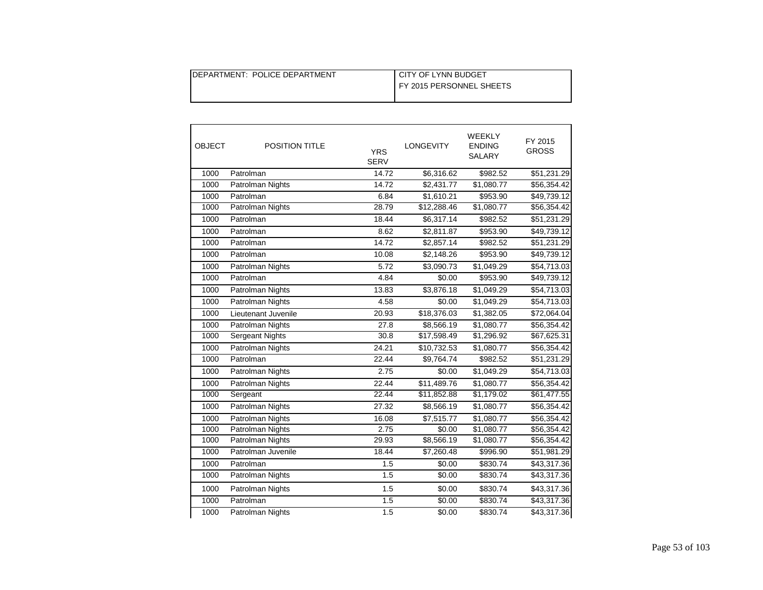| DEPARTMENT: POLICE DEPARTMENT | CITY OF LYNN BUDGET<br>FY 2015 PERSONNEL SHEETS |
|---|---|

| OBJECT | POSITION TITLE | YRS SERV | LONGEVITY | WEEKLY ENDING SALARY | FY 2015 GROSS |
|---|---|---|---|---|---|
| 1000 | Patrolman | 14.72 | $6,316.62 | $982.52 | $51,231.29 |
| 1000 | Patrolman Nights | 14.72 | $2,431.77 | $1,080.77 | $56,354.42 |
| 1000 | Patrolman | 6.84 | $1,610.21 | $953.90 | $49,739.12 |
| 1000 | Patrolman Nights | 28.79 | $12,288.46 | $1,080.77 | $56,354.42 |
| 1000 | Patrolman | 18.44 | $6,317.14 | $982.52 | $51,231.29 |
| 1000 | Patrolman | 8.62 | $2,811.87 | $953.90 | $49,739.12 |
| 1000 | Patrolman | 14.72 | $2,857.14 | $982.52 | $51,231.29 |
| 1000 | Patrolman | 10.08 | $2,148.26 | $953.90 | $49,739.12 |
| 1000 | Patrolman Nights | 5.72 | $3,090.73 | $1,049.29 | $54,713.03 |
| 1000 | Patrolman | 4.84 | $0.00 | $953.90 | $49,739.12 |
| 1000 | Patrolman Nights | 13.83 | $3,876.18 | $1,049.29 | $54,713.03 |
| 1000 | Patrolman Nights | 4.58 | $0.00 | $1,049.29 | $54,713.03 |
| 1000 | Lieutenant Juvenile | 20.93 | $18,376.03 | $1,382.05 | $72,064.04 |
| 1000 | Patrolman Nights | 27.8 | $8,566.19 | $1,080.77 | $56,354.42 |
| 1000 | Sergeant Nights | 30.8 | $17,598.49 | $1,296.92 | $67,625.31 |
| 1000 | Patrolman Nights | 24.21 | $10,732.53 | $1,080.77 | $56,354.42 |
| 1000 | Patrolman | 22.44 | $9,764.74 | $982.52 | $51,231.29 |
| 1000 | Patrolman Nights | 2.75 | $0.00 | $1,049.29 | $54,713.03 |
| 1000 | Patrolman Nights | 22.44 | $11,489.76 | $1,080.77 | $56,354.42 |
| 1000 | Sergeant | 22.44 | $11,852.88 | $1,179.02 | $61,477.55 |
| 1000 | Patrolman Nights | 27.32 | $8,566.19 | $1,080.77 | $56,354.42 |
| 1000 | Patrolman Nights | 16.08 | $7,515.77 | $1,080.77 | $56,354.42 |
| 1000 | Patrolman Nights | 2.75 | $0.00 | $1,080.77 | $56,354.42 |
| 1000 | Patrolman Nights | 29.93 | $8,566.19 | $1,080.77 | $56,354.42 |
| 1000 | Patrolman Juvenile | 18.44 | $7,260.48 | $996.90 | $51,981.29 |
| 1000 | Patrolman | 1.5 | $0.00 | $830.74 | $43,317.36 |
| 1000 | Patrolman Nights | 1.5 | $0.00 | $830.74 | $43,317.36 |
| 1000 | Patrolman Nights | 1.5 | $0.00 | $830.74 | $43,317.36 |
| 1000 | Patrolman | 1.5 | $0.00 | $830.74 | $43,317.36 |
| 1000 | Patrolman Nights | 1.5 | $0.00 | $830.74 | $43,317.36 |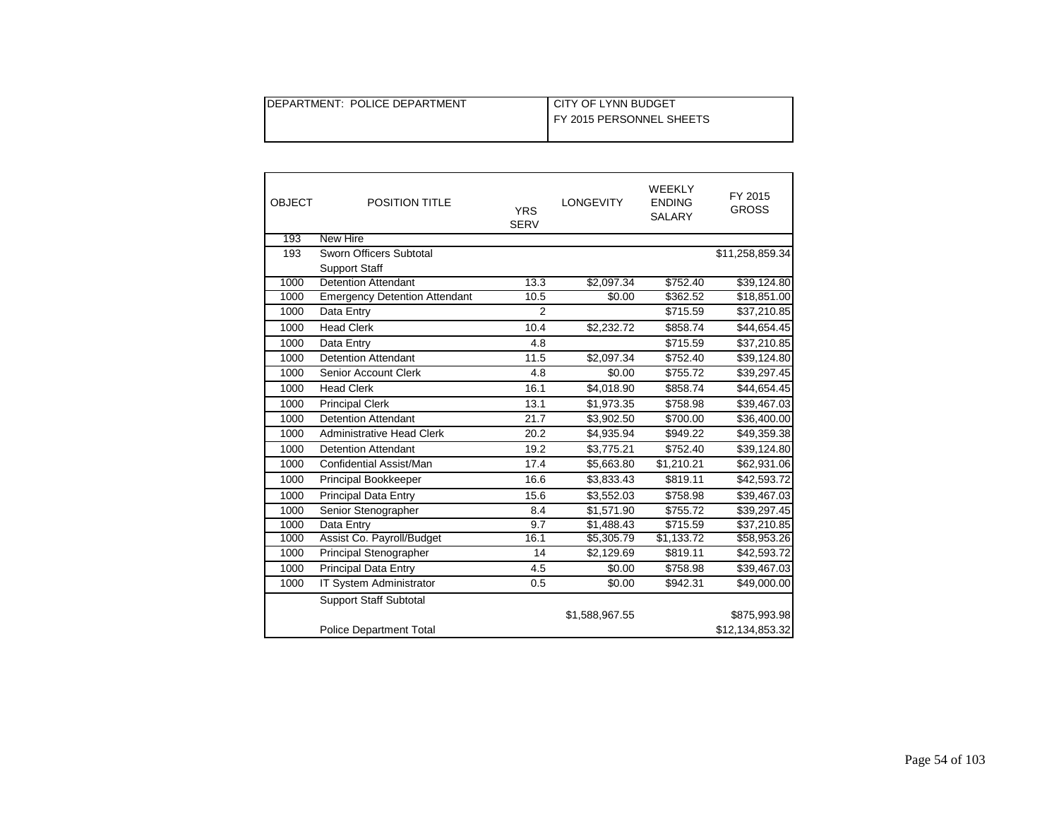| DEPARTMENT: POLICE DEPARTMENT | CITY OF LYNN BUDGET<br>FY 2015 PERSONNEL SHEETS |
|---|---|

| OBJECT | POSITION TITLE | YRS SERV | LONGEVITY | WEEKLY ENDING SALARY | FY 2015 GROSS |
|---|---|---|---|---|---|
| 193 | New Hire | | | | |
| 193 | Sworn Officers Subtotal | | | | $11,258,859.34 |
| | Support Staff | | | | |
| 1000 | Detention Attendant | 13.3 | $2,097.34 | $752.40 | $39,124.80 |
| 1000 | Emergency Detention Attendant | 10.5 | $0.00 | $362.52 | $18,851.00 |
| 1000 | Data Entry | 2 | | $715.59 | $37,210.85 |
| 1000 | Head Clerk | 10.4 | $2,232.72 | $858.74 | $44,654.45 |
| 1000 | Data Entry | 4.8 | | $715.59 | $37,210.85 |
| 1000 | Detention Attendant | 11.5 | $2,097.34 | $752.40 | $39,124.80 |
| 1000 | Senior Account Clerk | 4.8 | $0.00 | $755.72 | $39,297.45 |
| 1000 | Head Clerk | 16.1 | $4,018.90 | $858.74 | $44,654.45 |
| 1000 | Principal Clerk | 13.1 | $1,973.35 | $758.98 | $39,467.03 |
| 1000 | Detention Attendant | 21.7 | $3,902.50 | $700.00 | $36,400.00 |
| 1000 | Administrative Head Clerk | 20.2 | $4,935.94 | $949.22 | $49,359.38 |
| 1000 | Detention Attendant | 19.2 | $3,775.21 | $752.40 | $39,124.80 |
| 1000 | Confidential Assist/Man | 17.4 | $5,663.80 | $1,210.21 | $62,931.06 |
| 1000 | Principal Bookkeeper | 16.6 | $3,833.43 | $819.11 | $42,593.72 |
| 1000 | Principal Data Entry | 15.6 | $3,552.03 | $758.98 | $39,467.03 |
| 1000 | Senior Stenographer | 8.4 | $1,571.90 | $755.72 | $39,297.45 |
| 1000 | Data Entry | 9.7 | $1,488.43 | $715.59 | $37,210.85 |
| 1000 | Assist Co. Payroll/Budget | 16.1 | $5,305.79 | $1,133.72 | $58,953.26 |
| 1000 | Principal Stenographer | 14 | $2,129.69 | $819.11 | $42,593.72 |
| 1000 | Principal Data Entry | 4.5 | $0.00 | $758.98 | $39,467.03 |
| 1000 | IT System Administrator | 0.5 | $0.00 | $942.31 | $49,000.00 |
| | Support Staff Subtotal | | | | |
| | | | $1,588,967.55 | | $875,993.98 |
| | Police Department Total | | | | $12,134,853.32 |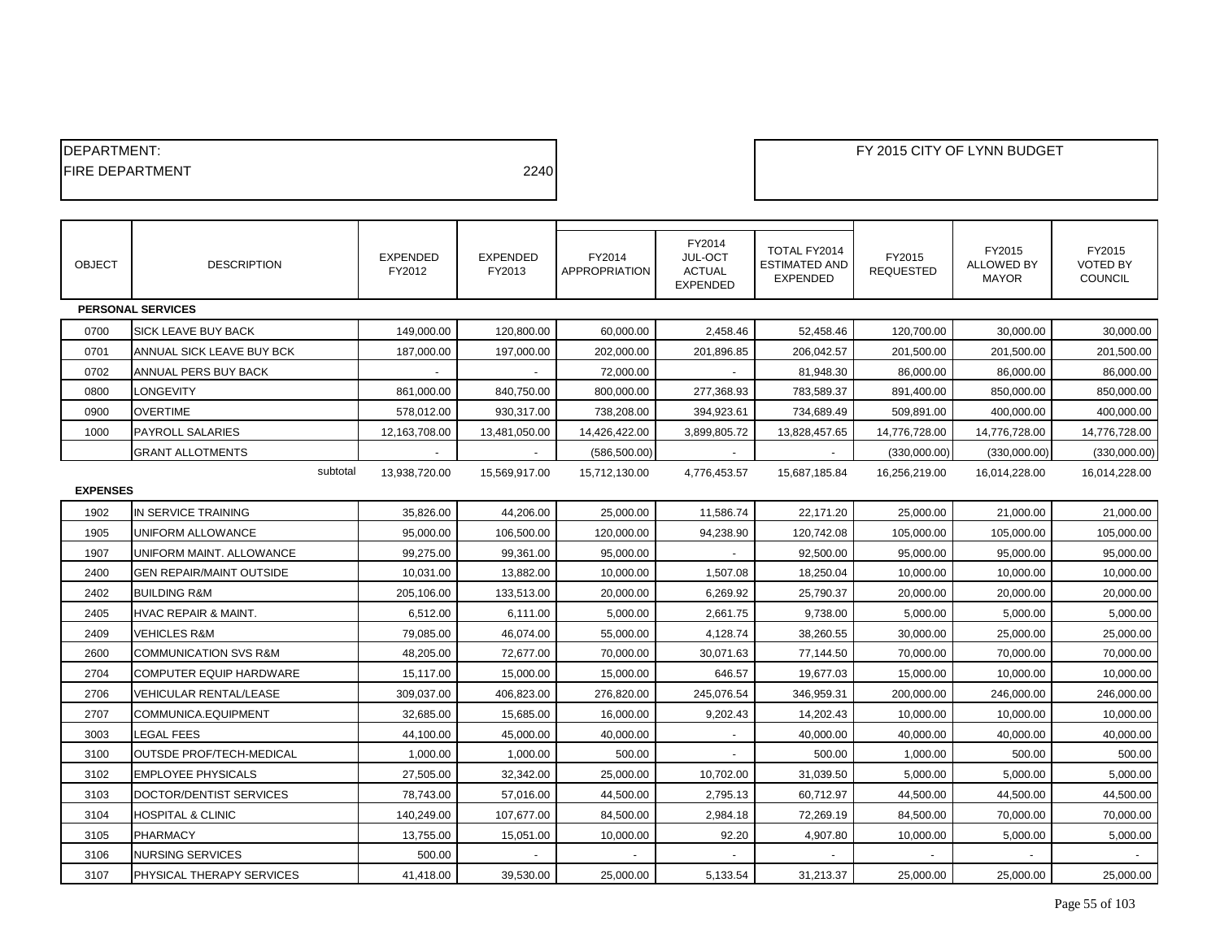DEPARTMENT:
FIRE DEPARTMENT 2240

FY 2015 CITY OF LYNN BUDGET

| OBJECT | DESCRIPTION | EXPENDED FY2012 | EXPENDED FY2013 | FY2014 APPROPRIATION | FY2014 JUL-OCT ACTUAL EXPENDED | TOTAL FY2014 ESTIMATED AND EXPENDED | FY2015 REQUESTED | FY2015 ALLOWED BY MAYOR | FY2015 VOTED BY COUNCIL |
|---|---|---|---|---|---|---|---|---|---|
| **PERSONAL SERVICES** | | | | | | | | | |
| 0700 | SICK LEAVE BUY BACK | 149,000.00 | 120,800.00 | 60,000.00 | 2,458.46 | 52,458.46 | 120,700.00 | 30,000.00 | 30,000.00 |
| 0701 | ANNUAL SICK LEAVE BUY BCK | 187,000.00 | 197,000.00 | 202,000.00 | 201,896.85 | 206,042.57 | 201,500.00 | 201,500.00 | 201,500.00 |
| 0702 | ANNUAL PERS BUY BACK | - | - | 72,000.00 | - | 81,948.30 | 86,000.00 | 86,000.00 | 86,000.00 |
| 0800 | LONGEVITY | 861,000.00 | 840,750.00 | 800,000.00 | 277,368.93 | 783,589.37 | 891,400.00 | 850,000.00 | 850,000.00 |
| 0900 | OVERTIME | 578,012.00 | 930,317.00 | 738,208.00 | 394,923.61 | 734,689.49 | 509,891.00 | 400,000.00 | 400,000.00 |
| 1000 | PAYROLL SALARIES | 12,163,708.00 | 13,481,050.00 | 14,426,422.00 | 3,899,805.72 | 13,828,457.65 | 14,776,728.00 | 14,776,728.00 | 14,776,728.00 |
| | GRANT ALLOTMENTS | - | - | (586,500.00) | - | - | (330,000.00) | (330,000.00) | (330,000.00) |
| | subtotal | 13,938,720.00 | 15,569,917.00 | 15,712,130.00 | 4,776,453.57 | 15,687,185.84 | 16,256,219.00 | 16,014,228.00 | 16,014,228.00 |
| **EXPENSES** | | | | | | | | | |
| 1902 | IN SERVICE TRAINING | 35,826.00 | 44,206.00 | 25,000.00 | 11,586.74 | 22,171.20 | 25,000.00 | 21,000.00 | 21,000.00 |
| 1905 | UNIFORM ALLOWANCE | 95,000.00 | 106,500.00 | 120,000.00 | 94,238.90 | 120,742.08 | 105,000.00 | 105,000.00 | 105,000.00 |
| 1907 | UNIFORM MAINT. ALLOWANCE | 99,275.00 | 99,361.00 | 95,000.00 | - | 92,500.00 | 95,000.00 | 95,000.00 | 95,000.00 |
| 2400 | GEN REPAIR/MAINT OUTSIDE | 10,031.00 | 13,882.00 | 10,000.00 | 1,507.08 | 18,250.04 | 10,000.00 | 10,000.00 | 10,000.00 |
| 2402 | BUILDING R&M | 205,106.00 | 133,513.00 | 20,000.00 | 6,269.92 | 25,790.37 | 20,000.00 | 20,000.00 | 20,000.00 |
| 2405 | HVAC REPAIR & MAINT. | 6,512.00 | 6,111.00 | 5,000.00 | 2,661.75 | 9,738.00 | 5,000.00 | 5,000.00 | 5,000.00 |
| 2409 | VEHICLES R&M | 79,085.00 | 46,074.00 | 55,000.00 | 4,128.74 | 38,260.55 | 30,000.00 | 25,000.00 | 25,000.00 |
| 2600 | COMMUNICATION SVS R&M | 48,205.00 | 72,677.00 | 70,000.00 | 30,071.63 | 77,144.50 | 70,000.00 | 70,000.00 | 70,000.00 |
| 2704 | COMPUTER EQUIP HARDWARE | 15,117.00 | 15,000.00 | 15,000.00 | 646.57 | 19,677.03 | 15,000.00 | 10,000.00 | 10,000.00 |
| 2706 | VEHICULAR RENTAL/LEASE | 309,037.00 | 406,823.00 | 276,820.00 | 245,076.54 | 346,959.31 | 200,000.00 | 246,000.00 | 246,000.00 |
| 2707 | COMMUNICA.EQUIPMENT | 32,685.00 | 15,685.00 | 16,000.00 | 9,202.43 | 14,202.43 | 10,000.00 | 10,000.00 | 10,000.00 |
| 3003 | LEGAL FEES | 44,100.00 | 45,000.00 | 40,000.00 | - | 40,000.00 | 40,000.00 | 40,000.00 | 40,000.00 |
| 3100 | OUTSDE PROF/TECH-MEDICAL | 1,000.00 | 1,000.00 | 500.00 | - | 500.00 | 1,000.00 | 500.00 | 500.00 |
| 3102 | EMPLOYEE PHYSICALS | 27,505.00 | 32,342.00 | 25,000.00 | 10,702.00 | 31,039.50 | 5,000.00 | 5,000.00 | 5,000.00 |
| 3103 | DOCTOR/DENTIST SERVICES | 78,743.00 | 57,016.00 | 44,500.00 | 2,795.13 | 60,712.97 | 44,500.00 | 44,500.00 | 44,500.00 |
| 3104 | HOSPITAL & CLINIC | 140,249.00 | 107,677.00 | 84,500.00 | 2,984.18 | 72,269.19 | 84,500.00 | 70,000.00 | 70,000.00 |
| 3105 | PHARMACY | 13,755.00 | 15,051.00 | 10,000.00 | 92.20 | 4,907.80 | 10,000.00 | 5,000.00 | 5,000.00 |
| 3106 | NURSING SERVICES | 500.00 | - | - | - | - | - | - | - |
| 3107 | PHYSICAL THERAPY SERVICES | 41,418.00 | 39,530.00 | 25,000.00 | 5,133.54 | 31,213.37 | 25,000.00 | 25,000.00 | 25,000.00 |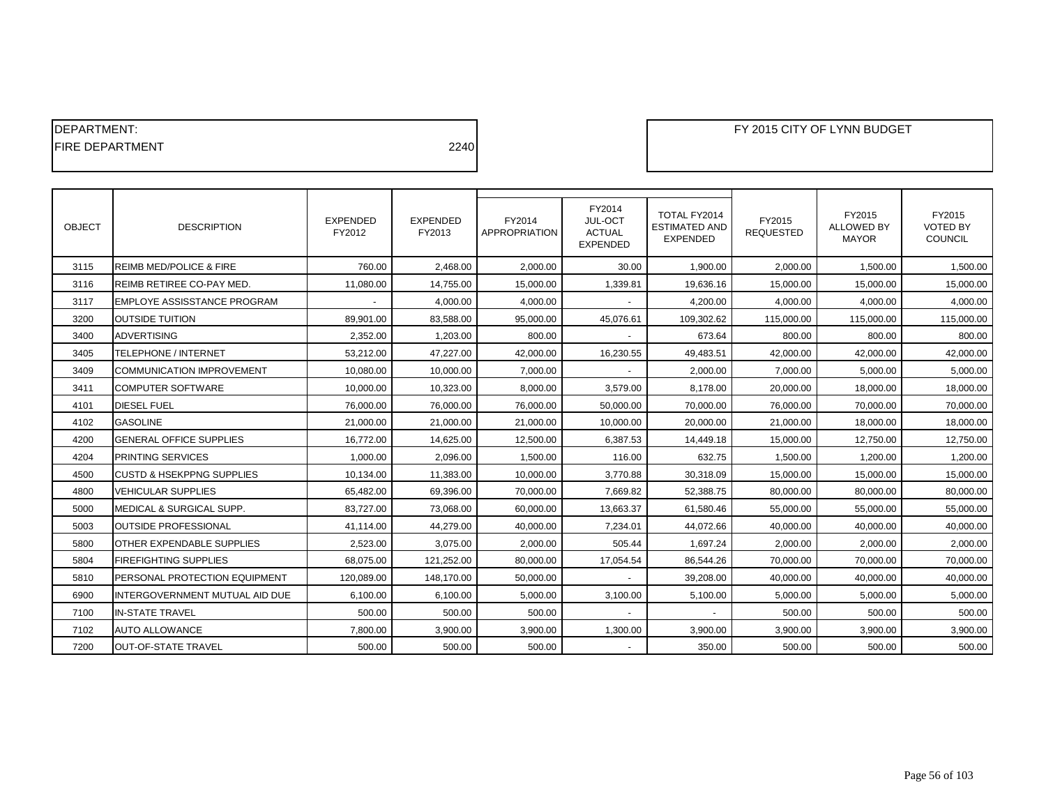DEPARTMENT:
FIRE DEPARTMENT 2240

FY 2015 CITY OF LYNN BUDGET

| OBJECT | DESCRIPTION | EXPENDED FY2012 | EXPENDED FY2013 | FY2014 APPROPRIATION | FY2014 JUL-OCT ACTUAL EXPENDED | TOTAL FY2014 ESTIMATED AND EXPENDED | FY2015 REQUESTED | FY2015 ALLOWED BY MAYOR | FY2015 VOTED BY COUNCIL |
|---|---|---|---|---|---|---|---|---|---|
| 3115 | REIMB MED/POLICE & FIRE | 760.00 | 2,468.00 | 2,000.00 | 30.00 | 1,900.00 | 2,000.00 | 1,500.00 | 1,500.00 |
| 3116 | REIMB RETIREE CO-PAY MED. | 11,080.00 | 14,755.00 | 15,000.00 | 1,339.81 | 19,636.16 | 15,000.00 | 15,000.00 | 15,000.00 |
| 3117 | EMPLOYE ASSISSTANCE PROGRAM | - | 4,000.00 | 4,000.00 | - | 4,200.00 | 4,000.00 | 4,000.00 | 4,000.00 |
| 3200 | OUTSIDE TUITION | 89,901.00 | 83,588.00 | 95,000.00 | 45,076.61 | 109,302.62 | 115,000.00 | 115,000.00 | 115,000.00 |
| 3400 | ADVERTISING | 2,352.00 | 1,203.00 | 800.00 | - | 673.64 | 800.00 | 800.00 | 800.00 |
| 3405 | TELEPHONE / INTERNET | 53,212.00 | 47,227.00 | 42,000.00 | 16,230.55 | 49,483.51 | 42,000.00 | 42,000.00 | 42,000.00 |
| 3409 | COMMUNICATION IMPROVEMENT | 10,080.00 | 10,000.00 | 7,000.00 | - | 2,000.00 | 7,000.00 | 5,000.00 | 5,000.00 |
| 3411 | COMPUTER SOFTWARE | 10,000.00 | 10,323.00 | 8,000.00 | 3,579.00 | 8,178.00 | 20,000.00 | 18,000.00 | 18,000.00 |
| 4101 | DIESEL FUEL | 76,000.00 | 76,000.00 | 76,000.00 | 50,000.00 | 70,000.00 | 76,000.00 | 70,000.00 | 70,000.00 |
| 4102 | GASOLINE | 21,000.00 | 21,000.00 | 21,000.00 | 10,000.00 | 20,000.00 | 21,000.00 | 18,000.00 | 18,000.00 |
| 4200 | GENERAL OFFICE SUPPLIES | 16,772.00 | 14,625.00 | 12,500.00 | 6,387.53 | 14,449.18 | 15,000.00 | 12,750.00 | 12,750.00 |
| 4204 | PRINTING SERVICES | 1,000.00 | 2,096.00 | 1,500.00 | 116.00 | 632.75 | 1,500.00 | 1,200.00 | 1,200.00 |
| 4500 | CUSTD & HSEKPPNG SUPPLIES | 10,134.00 | 11,383.00 | 10,000.00 | 3,770.88 | 30,318.09 | 15,000.00 | 15,000.00 | 15,000.00 |
| 4800 | VEHICULAR SUPPLIES | 65,482.00 | 69,396.00 | 70,000.00 | 7,669.82 | 52,388.75 | 80,000.00 | 80,000.00 | 80,000.00 |
| 5000 | MEDICAL & SURGICAL SUPP. | 83,727.00 | 73,068.00 | 60,000.00 | 13,663.37 | 61,580.46 | 55,000.00 | 55,000.00 | 55,000.00 |
| 5003 | OUTSIDE PROFESSIONAL | 41,114.00 | 44,279.00 | 40,000.00 | 7,234.01 | 44,072.66 | 40,000.00 | 40,000.00 | 40,000.00 |
| 5800 | OTHER EXPENDABLE SUPPLIES | 2,523.00 | 3,075.00 | 2,000.00 | 505.44 | 1,697.24 | 2,000.00 | 2,000.00 | 2,000.00 |
| 5804 | FIREFIGHTING SUPPLIES | 68,075.00 | 121,252.00 | 80,000.00 | 17,054.54 | 86,544.26 | 70,000.00 | 70,000.00 | 70,000.00 |
| 5810 | PERSONAL PROTECTION EQUIPMENT | 120,089.00 | 148,170.00 | 50,000.00 | - | 39,208.00 | 40,000.00 | 40,000.00 | 40,000.00 |
| 6900 | INTERGOVERNMENT MUTUAL AID DUE | 6,100.00 | 6,100.00 | 5,000.00 | 3,100.00 | 5,100.00 | 5,000.00 | 5,000.00 | 5,000.00 |
| 7100 | IN-STATE TRAVEL | 500.00 | 500.00 | 500.00 | - | - | 500.00 | 500.00 | 500.00 |
| 7102 | AUTO ALLOWANCE | 7,800.00 | 3,900.00 | 3,900.00 | 1,300.00 | 3,900.00 | 3,900.00 | 3,900.00 | 3,900.00 |
| 7200 | OUT-OF-STATE TRAVEL | 500.00 | 500.00 | 500.00 | - | 350.00 | 500.00 | 500.00 | 500.00 |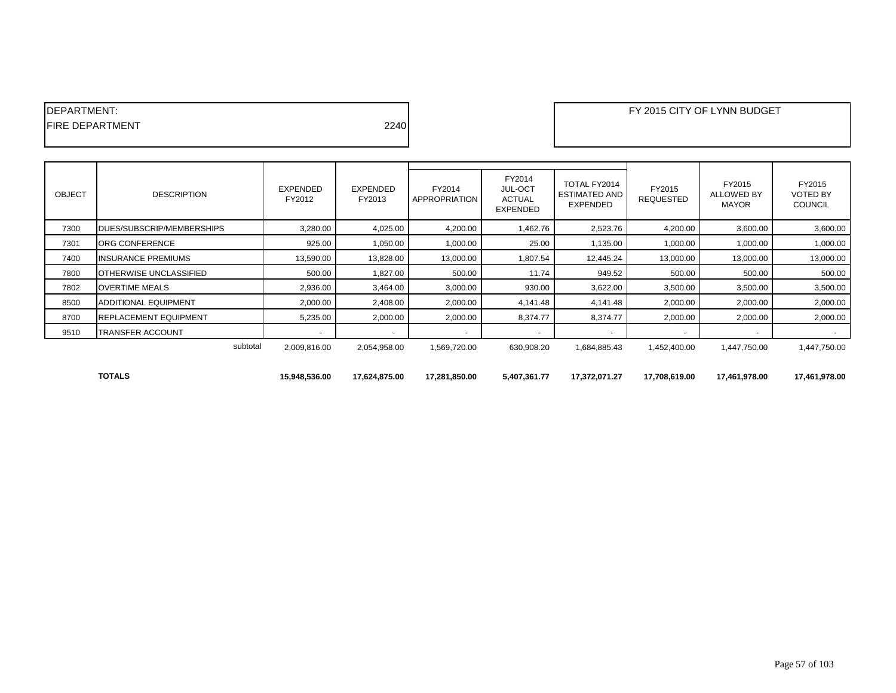DEPARTMENT:
FIRE DEPARTMENT 2240

FY 2015 CITY OF LYNN BUDGET

| OBJECT | DESCRIPTION | EXPENDED FY2012 | EXPENDED FY2013 | FY2014 APPROPRIATION | FY2014 JUL-OCT ACTUAL EXPENDED | TOTAL FY2014 ESTIMATED AND EXPENDED | FY2015 REQUESTED | FY2015 ALLOWED BY MAYOR | FY2015 VOTED BY COUNCIL |
|---|---|---|---|---|---|---|---|---|---|
| 7300 | DUES/SUBSCRIP/MEMBERSHIPS | 3,280.00 | 4,025.00 | 4,200.00 | 1,462.76 | 2,523.76 | 4,200.00 | 3,600.00 | 3,600.00 |
| 7301 | ORG CONFERENCE | 925.00 | 1,050.00 | 1,000.00 | 25.00 | 1,135.00 | 1,000.00 | 1,000.00 | 1,000.00 |
| 7400 | INSURANCE PREMIUMS | 13,590.00 | 13,828.00 | 13,000.00 | 1,807.54 | 12,445.24 | 13,000.00 | 13,000.00 | 13,000.00 |
| 7800 | OTHERWISE UNCLASSIFIED | 500.00 | 1,827.00 | 500.00 | 11.74 | 949.52 | 500.00 | 500.00 | 500.00 |
| 7802 | OVERTIME MEALS | 2,936.00 | 3,464.00 | 3,000.00 | 930.00 | 3,622.00 | 3,500.00 | 3,500.00 | 3,500.00 |
| 8500 | ADDITIONAL EQUIPMENT | 2,000.00 | 2,408.00 | 2,000.00 | 4,141.48 | 4,141.48 | 2,000.00 | 2,000.00 | 2,000.00 |
| 8700 | REPLACEMENT EQUIPMENT | 5,235.00 | 2,000.00 | 2,000.00 | 8,374.77 | 8,374.77 | 2,000.00 | 2,000.00 | 2,000.00 |
| 9510 | TRANSFER ACCOUNT | - | - | - | - | - | - | - | - |
| | subtotal | 2,009,816.00 | 2,054,958.00 | 1,569,720.00 | 630,908.20 | 1,684,885.43 | 1,452,400.00 | 1,447,750.00 | 1,447,750.00 |
| | **TOTALS** | **15,948,536.00** | **17,624,875.00** | **17,281,850.00** | **5,407,361.77** | **17,372,071.27** | **17,708,619.00** | **17,461,978.00** | **17,461,978.00** |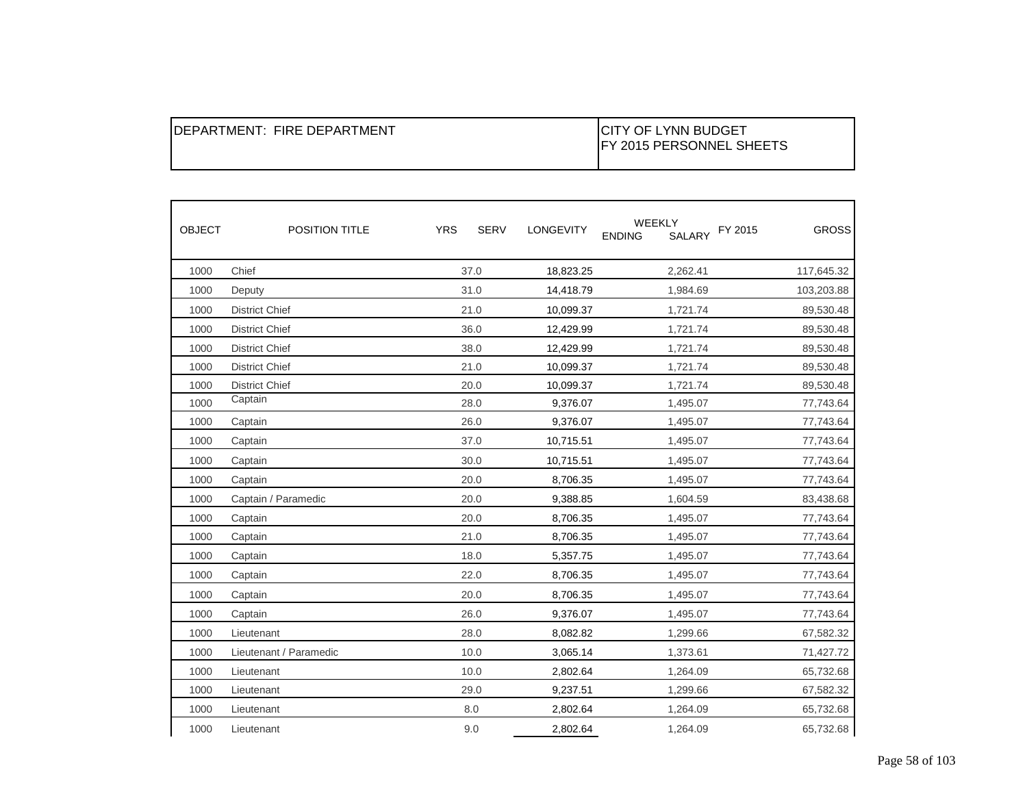| DEPARTMENT: FIRE DEPARTMENT | CITY OF LYNN BUDGET<br>FY 2015 PERSONNEL SHEETS |
|---|---|

| OBJECT | POSITION TITLE | YRS SERV | LONGEVITY | WEEKLY ENDING SALARY FY 2015 | GROSS |
|---|---|---|---|---|---|
| 1000 | Chief | 37.0 | 18,823.25 | 2,262.41 | 117,645.32 |
| 1000 | Deputy | 31.0 | 14,418.79 | 1,984.69 | 103,203.88 |
| 1000 | District Chief | 21.0 | 10,099.37 | 1,721.74 | 89,530.48 |
| 1000 | District Chief | 36.0 | 12,429.99 | 1,721.74 | 89,530.48 |
| 1000 | District Chief | 38.0 | 12,429.99 | 1,721.74 | 89,530.48 |
| 1000 | District Chief | 21.0 | 10,099.37 | 1,721.74 | 89,530.48 |
| 1000 | District Chief | 20.0 | 10,099.37 | 1,721.74 | 89,530.48 |
| 1000 | Captain | 28.0 | 9,376.07 | 1,495.07 | 77,743.64 |
| 1000 | Captain | 26.0 | 9,376.07 | 1,495.07 | 77,743.64 |
| 1000 | Captain | 37.0 | 10,715.51 | 1,495.07 | 77,743.64 |
| 1000 | Captain | 30.0 | 10,715.51 | 1,495.07 | 77,743.64 |
| 1000 | Captain | 20.0 | 8,706.35 | 1,495.07 | 77,743.64 |
| 1000 | Captain / Paramedic | 20.0 | 9,388.85 | 1,604.59 | 83,438.68 |
| 1000 | Captain | 20.0 | 8,706.35 | 1,495.07 | 77,743.64 |
| 1000 | Captain | 21.0 | 8,706.35 | 1,495.07 | 77,743.64 |
| 1000 | Captain | 18.0 | 5,357.75 | 1,495.07 | 77,743.64 |
| 1000 | Captain | 22.0 | 8,706.35 | 1,495.07 | 77,743.64 |
| 1000 | Captain | 20.0 | 8,706.35 | 1,495.07 | 77,743.64 |
| 1000 | Captain | 26.0 | 9,376.07 | 1,495.07 | 77,743.64 |
| 1000 | Lieutenant | 28.0 | 8,082.82 | 1,299.66 | 67,582.32 |
| 1000 | Lieutenant / Paramedic | 10.0 | 3,065.14 | 1,373.61 | 71,427.72 |
| 1000 | Lieutenant | 10.0 | 2,802.64 | 1,264.09 | 65,732.68 |
| 1000 | Lieutenant | 29.0 | 9,237.51 | 1,299.66 | 67,582.32 |
| 1000 | Lieutenant | 8.0 | 2,802.64 | 1,264.09 | 65,732.68 |
| 1000 | Lieutenant | 9.0 | 2,802.64 | 1,264.09 | 65,732.68 |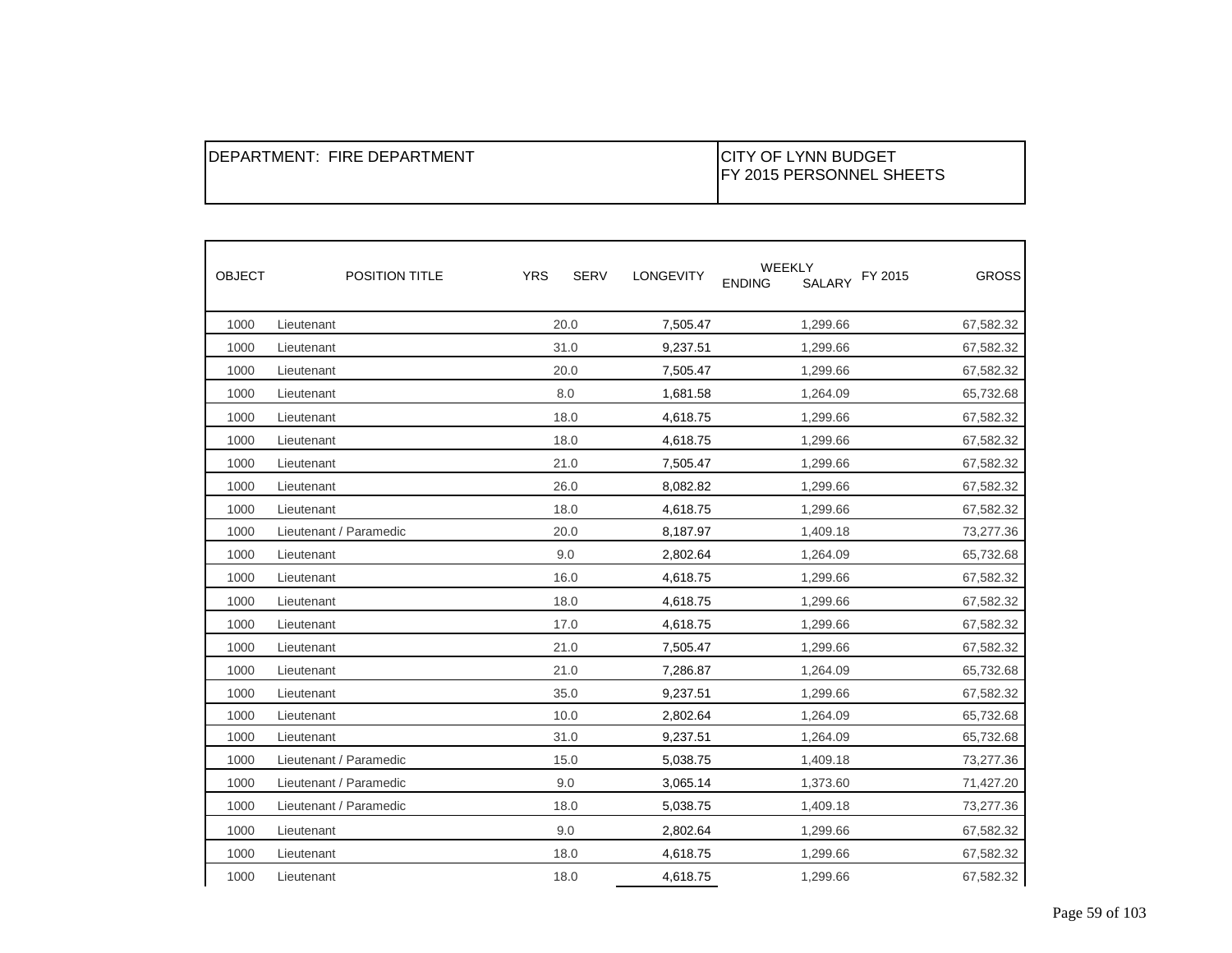| DEPARTMENT: FIRE DEPARTMENT | CITY OF LYNN BUDGET<br>FY 2015 PERSONNEL SHEETS |
|---|---|

| OBJECT | POSITION TITLE | YRS SERV | LONGEVITY | WEEKLY ENDING SALARY | FY 2015 GROSS |
|---|---|---|---|---|---|
| 1000 | Lieutenant | 20.0 | 7,505.47 | 1,299.66 | 67,582.32 |
| 1000 | Lieutenant | 31.0 | 9,237.51 | 1,299.66 | 67,582.32 |
| 1000 | Lieutenant | 20.0 | 7,505.47 | 1,299.66 | 67,582.32 |
| 1000 | Lieutenant | 8.0 | 1,681.58 | 1,264.09 | 65,732.68 |
| 1000 | Lieutenant | 18.0 | 4,618.75 | 1,299.66 | 67,582.32 |
| 1000 | Lieutenant | 18.0 | 4,618.75 | 1,299.66 | 67,582.32 |
| 1000 | Lieutenant | 21.0 | 7,505.47 | 1,299.66 | 67,582.32 |
| 1000 | Lieutenant | 26.0 | 8,082.82 | 1,299.66 | 67,582.32 |
| 1000 | Lieutenant | 18.0 | 4,618.75 | 1,299.66 | 67,582.32 |
| 1000 | Lieutenant / Paramedic | 20.0 | 8,187.97 | 1,409.18 | 73,277.36 |
| 1000 | Lieutenant | 9.0 | 2,802.64 | 1,264.09 | 65,732.68 |
| 1000 | Lieutenant | 16.0 | 4,618.75 | 1,299.66 | 67,582.32 |
| 1000 | Lieutenant | 18.0 | 4,618.75 | 1,299.66 | 67,582.32 |
| 1000 | Lieutenant | 17.0 | 4,618.75 | 1,299.66 | 67,582.32 |
| 1000 | Lieutenant | 21.0 | 7,505.47 | 1,299.66 | 67,582.32 |
| 1000 | Lieutenant | 21.0 | 7,286.87 | 1,264.09 | 65,732.68 |
| 1000 | Lieutenant | 35.0 | 9,237.51 | 1,299.66 | 67,582.32 |
| 1000 | Lieutenant | 10.0 | 2,802.64 | 1,264.09 | 65,732.68 |
| 1000 | Lieutenant | 31.0 | 9,237.51 | 1,264.09 | 65,732.68 |
| 1000 | Lieutenant / Paramedic | 15.0 | 5,038.75 | 1,409.18 | 73,277.36 |
| 1000 | Lieutenant / Paramedic | 9.0 | 3,065.14 | 1,373.60 | 71,427.20 |
| 1000 | Lieutenant / Paramedic | 18.0 | 5,038.75 | 1,409.18 | 73,277.36 |
| 1000 | Lieutenant | 9.0 | 2,802.64 | 1,299.66 | 67,582.32 |
| 1000 | Lieutenant | 18.0 | 4,618.75 | 1,299.66 | 67,582.32 |
| 1000 | Lieutenant | 18.0 | 4,618.75 | 1,299.66 | 67,582.32 |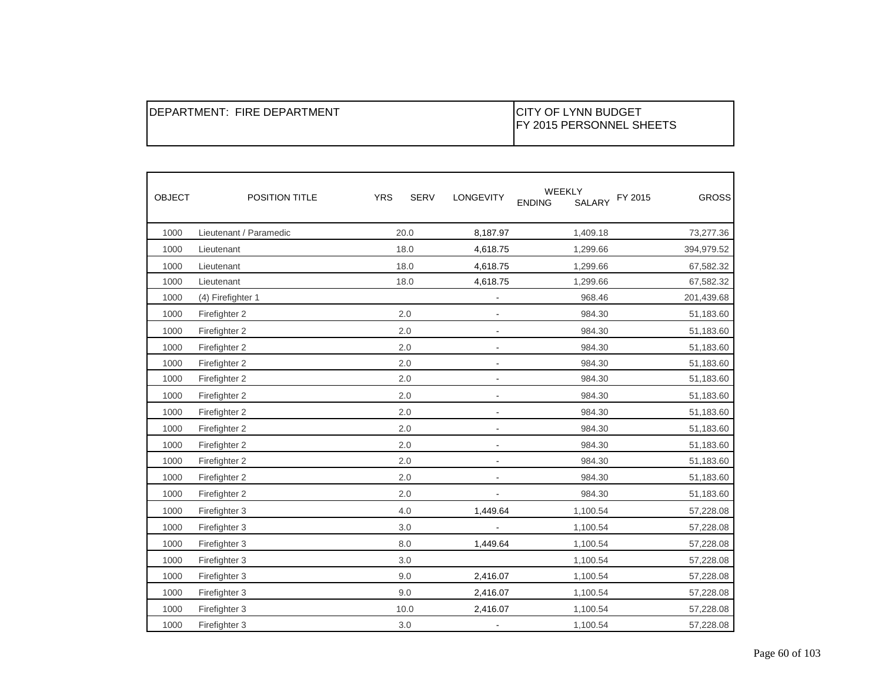| DEPARTMENT: FIRE DEPARTMENT | CITY OF LYNN BUDGET<br>FY 2015 PERSONNEL SHEETS |
|---|---|

| OBJECT | POSITION TITLE | YRS SERV | LONGEVITY | WEEKLY ENDING SALARY | FY 2015 GROSS |
|---|---|---|---|---|---|
| 1000 | Lieutenant / Paramedic | 20.0 | 8,187.97 | 1,409.18 | 73,277.36 |
| 1000 | Lieutenant | 18.0 | 4,618.75 | 1,299.66 | 394,979.52 |
| 1000 | Lieutenant | 18.0 | 4,618.75 | 1,299.66 | 67,582.32 |
| 1000 | Lieutenant | 18.0 | 4,618.75 | 1,299.66 | 67,582.32 |
| 1000 | (4) Firefighter 1 | | - | 968.46 | 201,439.68 |
| 1000 | Firefighter 2 | 2.0 | - | 984.30 | 51,183.60 |
| 1000 | Firefighter 2 | 2.0 | - | 984.30 | 51,183.60 |
| 1000 | Firefighter 2 | 2.0 | - | 984.30 | 51,183.60 |
| 1000 | Firefighter 2 | 2.0 | - | 984.30 | 51,183.60 |
| 1000 | Firefighter 2 | 2.0 | - | 984.30 | 51,183.60 |
| 1000 | Firefighter 2 | 2.0 | - | 984.30 | 51,183.60 |
| 1000 | Firefighter 2 | 2.0 | - | 984.30 | 51,183.60 |
| 1000 | Firefighter 2 | 2.0 | - | 984.30 | 51,183.60 |
| 1000 | Firefighter 2 | 2.0 | - | 984.30 | 51,183.60 |
| 1000 | Firefighter 2 | 2.0 | - | 984.30 | 51,183.60 |
| 1000 | Firefighter 2 | 2.0 | - | 984.30 | 51,183.60 |
| 1000 | Firefighter 2 | 2.0 | - | 984.30 | 51,183.60 |
| 1000 | Firefighter 3 | 4.0 | 1,449.64 | 1,100.54 | 57,228.08 |
| 1000 | Firefighter 3 | 3.0 | - | 1,100.54 | 57,228.08 |
| 1000 | Firefighter 3 | 8.0 | 1,449.64 | 1,100.54 | 57,228.08 |
| 1000 | Firefighter 3 | 3.0 | | 1,100.54 | 57,228.08 |
| 1000 | Firefighter 3 | 9.0 | 2,416.07 | 1,100.54 | 57,228.08 |
| 1000 | Firefighter 3 | 9.0 | 2,416.07 | 1,100.54 | 57,228.08 |
| 1000 | Firefighter 3 | 10.0 | 2,416.07 | 1,100.54 | 57,228.08 |
| 1000 | Firefighter 3 | 3.0 | - | 1,100.54 | 57,228.08 |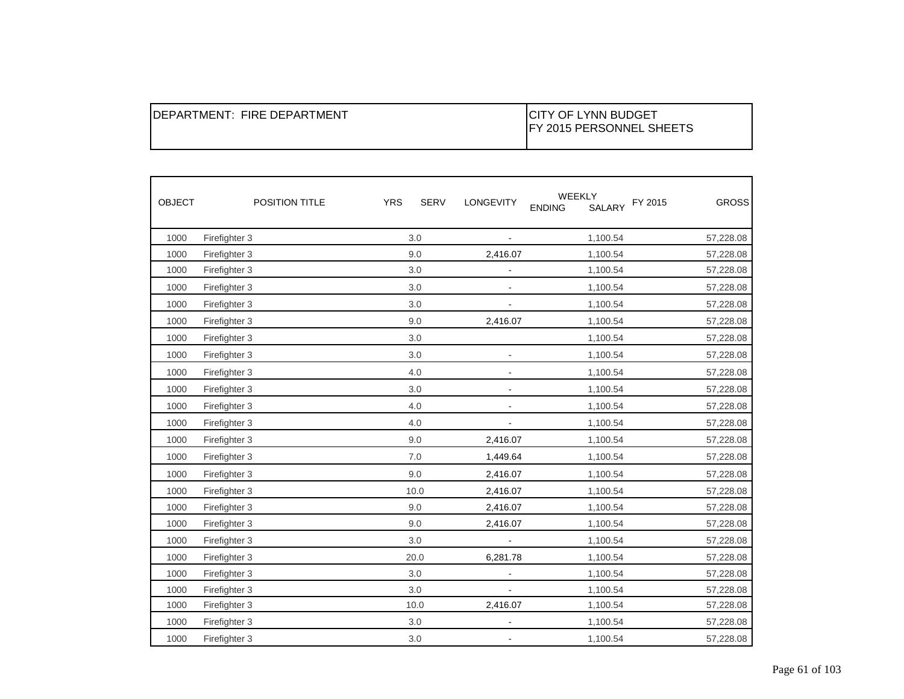| DEPARTMENT: FIRE DEPARTMENT | CITY OF LYNN BUDGET<br>FY 2015 PERSONNEL SHEETS |
|---|---|

| OBJECT | POSITION TITLE | YRS SERV | LONGEVITY | WEEKLY ENDING | SALARY | FY 2015 | GROSS |
|---|---|---|---|---|---|---|---|
| 1000 | Firefighter 3 | 3.0 | - | | 1,100.54 | | 57,228.08 |
| 1000 | Firefighter 3 | 9.0 | 2,416.07 | | 1,100.54 | | 57,228.08 |
| 1000 | Firefighter 3 | 3.0 | - | | 1,100.54 | | 57,228.08 |
| 1000 | Firefighter 3 | 3.0 | - | | 1,100.54 | | 57,228.08 |
| 1000 | Firefighter 3 | 3.0 | - | | 1,100.54 | | 57,228.08 |
| 1000 | Firefighter 3 | 9.0 | 2,416.07 | | 1,100.54 | | 57,228.08 |
| 1000 | Firefighter 3 | 3.0 | | | 1,100.54 | | 57,228.08 |
| 1000 | Firefighter 3 | 3.0 | - | | 1,100.54 | | 57,228.08 |
| 1000 | Firefighter 3 | 4.0 | - | | 1,100.54 | | 57,228.08 |
| 1000 | Firefighter 3 | 3.0 | - | | 1,100.54 | | 57,228.08 |
| 1000 | Firefighter 3 | 4.0 | - | | 1,100.54 | | 57,228.08 |
| 1000 | Firefighter 3 | 4.0 | - | | 1,100.54 | | 57,228.08 |
| 1000 | Firefighter 3 | 9.0 | 2,416.07 | | 1,100.54 | | 57,228.08 |
| 1000 | Firefighter 3 | 7.0 | 1,449.64 | | 1,100.54 | | 57,228.08 |
| 1000 | Firefighter 3 | 9.0 | 2,416.07 | | 1,100.54 | | 57,228.08 |
| 1000 | Firefighter 3 | 10.0 | 2,416.07 | | 1,100.54 | | 57,228.08 |
| 1000 | Firefighter 3 | 9.0 | 2,416.07 | | 1,100.54 | | 57,228.08 |
| 1000 | Firefighter 3 | 9.0 | 2,416.07 | | 1,100.54 | | 57,228.08 |
| 1000 | Firefighter 3 | 3.0 | - | | 1,100.54 | | 57,228.08 |
| 1000 | Firefighter 3 | 20.0 | 6,281.78 | | 1,100.54 | | 57,228.08 |
| 1000 | Firefighter 3 | 3.0 | - | | 1,100.54 | | 57,228.08 |
| 1000 | Firefighter 3 | 3.0 | - | | 1,100.54 | | 57,228.08 |
| 1000 | Firefighter 3 | 10.0 | 2,416.07 | | 1,100.54 | | 57,228.08 |
| 1000 | Firefighter 3 | 3.0 | - | | 1,100.54 | | 57,228.08 |
| 1000 | Firefighter 3 | 3.0 | - | | 1,100.54 | | 57,228.08 |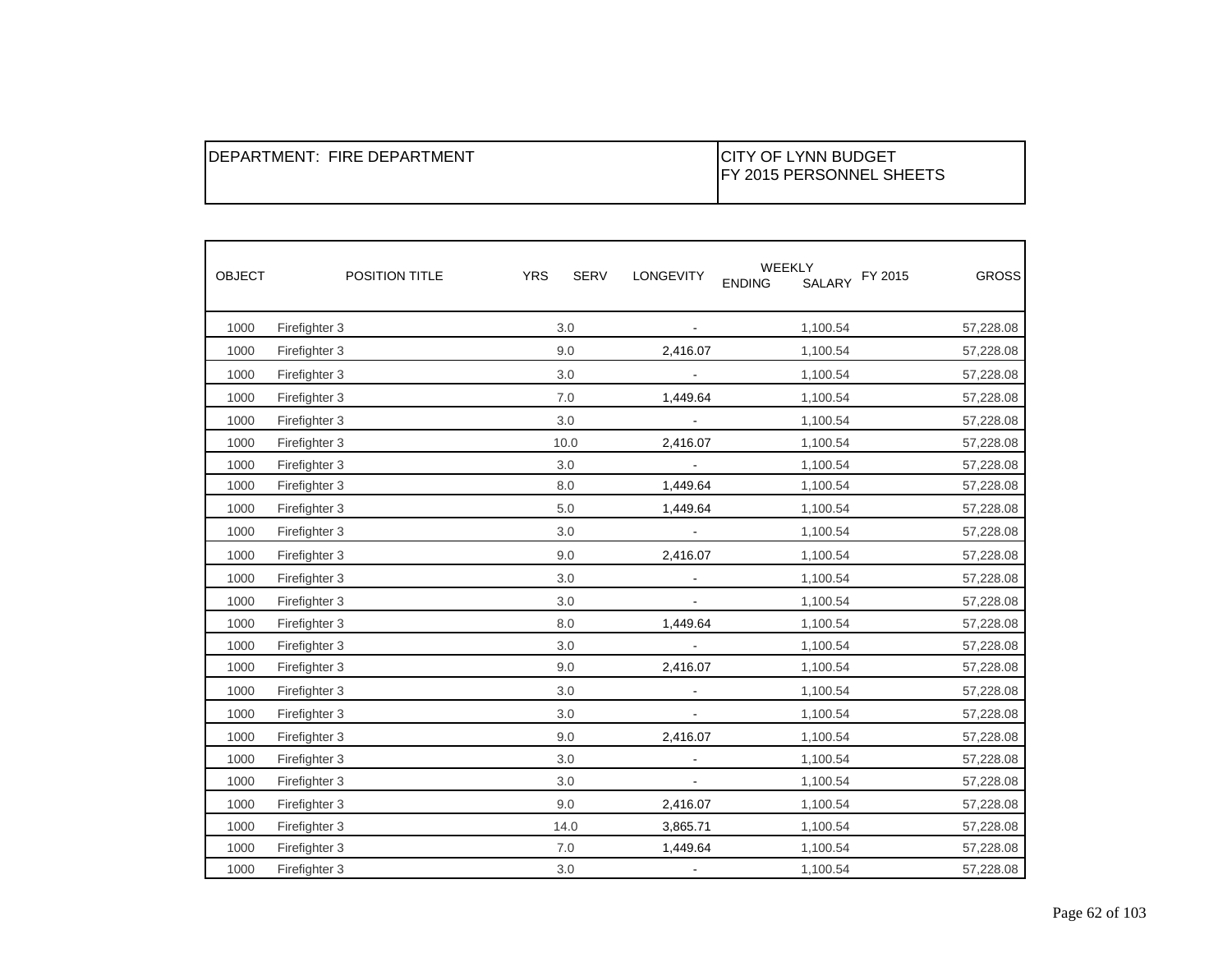| DEPARTMENT: FIRE DEPARTMENT | CITY OF LYNN BUDGET<br>FY 2015 PERSONNEL SHEETS |
|---|---|

| OBJECT | POSITION TITLE | YRS SERV | LONGEVITY | WEEKLY ENDING SALARY | FY 2015 GROSS |
|---|---|---|---|---|---|
| 1000 | Firefighter 3 | 3.0 | - | 1,100.54 | 57,228.08 |
| 1000 | Firefighter 3 | 9.0 | 2,416.07 | 1,100.54 | 57,228.08 |
| 1000 | Firefighter 3 | 3.0 | - | 1,100.54 | 57,228.08 |
| 1000 | Firefighter 3 | 7.0 | 1,449.64 | 1,100.54 | 57,228.08 |
| 1000 | Firefighter 3 | 3.0 | - | 1,100.54 | 57,228.08 |
| 1000 | Firefighter 3 | 10.0 | 2,416.07 | 1,100.54 | 57,228.08 |
| 1000 | Firefighter 3 | 3.0 | - | 1,100.54 | 57,228.08 |
| 1000 | Firefighter 3 | 8.0 | 1,449.64 | 1,100.54 | 57,228.08 |
| 1000 | Firefighter 3 | 5.0 | 1,449.64 | 1,100.54 | 57,228.08 |
| 1000 | Firefighter 3 | 3.0 | - | 1,100.54 | 57,228.08 |
| 1000 | Firefighter 3 | 9.0 | 2,416.07 | 1,100.54 | 57,228.08 |
| 1000 | Firefighter 3 | 3.0 | - | 1,100.54 | 57,228.08 |
| 1000 | Firefighter 3 | 3.0 | - | 1,100.54 | 57,228.08 |
| 1000 | Firefighter 3 | 8.0 | 1,449.64 | 1,100.54 | 57,228.08 |
| 1000 | Firefighter 3 | 3.0 | - | 1,100.54 | 57,228.08 |
| 1000 | Firefighter 3 | 9.0 | 2,416.07 | 1,100.54 | 57,228.08 |
| 1000 | Firefighter 3 | 3.0 | - | 1,100.54 | 57,228.08 |
| 1000 | Firefighter 3 | 3.0 | - | 1,100.54 | 57,228.08 |
| 1000 | Firefighter 3 | 9.0 | 2,416.07 | 1,100.54 | 57,228.08 |
| 1000 | Firefighter 3 | 3.0 | - | 1,100.54 | 57,228.08 |
| 1000 | Firefighter 3 | 3.0 | - | 1,100.54 | 57,228.08 |
| 1000 | Firefighter 3 | 9.0 | 2,416.07 | 1,100.54 | 57,228.08 |
| 1000 | Firefighter 3 | 14.0 | 3,865.71 | 1,100.54 | 57,228.08 |
| 1000 | Firefighter 3 | 7.0 | 1,449.64 | 1,100.54 | 57,228.08 |
| 1000 | Firefighter 3 | 3.0 | - | 1,100.54 | 57,228.08 |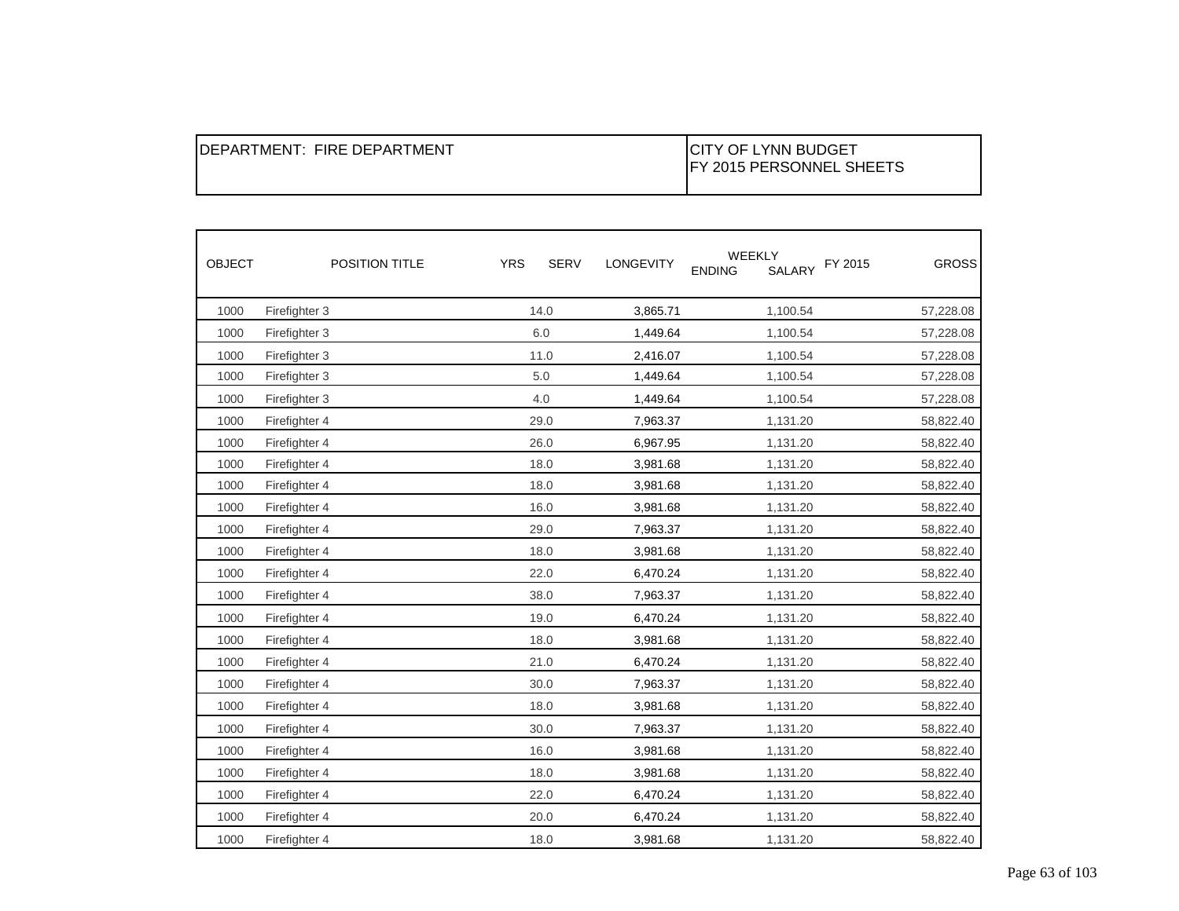| DEPARTMENT: FIRE DEPARTMENT | CITY OF LYNN BUDGET FY 2015 PERSONNEL SHEETS |
|---|---|

| OBJECT | POSITION TITLE | YRS SERV | LONGEVITY | WEEKLY ENDING SALARY | FY 2015 GROSS |
|---|---|---|---|---|---|
| 1000 | Firefighter 3 | 14.0 | 3,865.71 | 1,100.54 | 57,228.08 |
| 1000 | Firefighter 3 | 6.0 | 1,449.64 | 1,100.54 | 57,228.08 |
| 1000 | Firefighter 3 | 11.0 | 2,416.07 | 1,100.54 | 57,228.08 |
| 1000 | Firefighter 3 | 5.0 | 1,449.64 | 1,100.54 | 57,228.08 |
| 1000 | Firefighter 3 | 4.0 | 1,449.64 | 1,100.54 | 57,228.08 |
| 1000 | Firefighter 4 | 29.0 | 7,963.37 | 1,131.20 | 58,822.40 |
| 1000 | Firefighter 4 | 26.0 | 6,967.95 | 1,131.20 | 58,822.40 |
| 1000 | Firefighter 4 | 18.0 | 3,981.68 | 1,131.20 | 58,822.40 |
| 1000 | Firefighter 4 | 18.0 | 3,981.68 | 1,131.20 | 58,822.40 |
| 1000 | Firefighter 4 | 16.0 | 3,981.68 | 1,131.20 | 58,822.40 |
| 1000 | Firefighter 4 | 29.0 | 7,963.37 | 1,131.20 | 58,822.40 |
| 1000 | Firefighter 4 | 18.0 | 3,981.68 | 1,131.20 | 58,822.40 |
| 1000 | Firefighter 4 | 22.0 | 6,470.24 | 1,131.20 | 58,822.40 |
| 1000 | Firefighter 4 | 38.0 | 7,963.37 | 1,131.20 | 58,822.40 |
| 1000 | Firefighter 4 | 19.0 | 6,470.24 | 1,131.20 | 58,822.40 |
| 1000 | Firefighter 4 | 18.0 | 3,981.68 | 1,131.20 | 58,822.40 |
| 1000 | Firefighter 4 | 21.0 | 6,470.24 | 1,131.20 | 58,822.40 |
| 1000 | Firefighter 4 | 30.0 | 7,963.37 | 1,131.20 | 58,822.40 |
| 1000 | Firefighter 4 | 18.0 | 3,981.68 | 1,131.20 | 58,822.40 |
| 1000 | Firefighter 4 | 30.0 | 7,963.37 | 1,131.20 | 58,822.40 |
| 1000 | Firefighter 4 | 16.0 | 3,981.68 | 1,131.20 | 58,822.40 |
| 1000 | Firefighter 4 | 18.0 | 3,981.68 | 1,131.20 | 58,822.40 |
| 1000 | Firefighter 4 | 22.0 | 6,470.24 | 1,131.20 | 58,822.40 |
| 1000 | Firefighter 4 | 20.0 | 6,470.24 | 1,131.20 | 58,822.40 |
| 1000 | Firefighter 4 | 18.0 | 3,981.68 | 1,131.20 | 58,822.40 |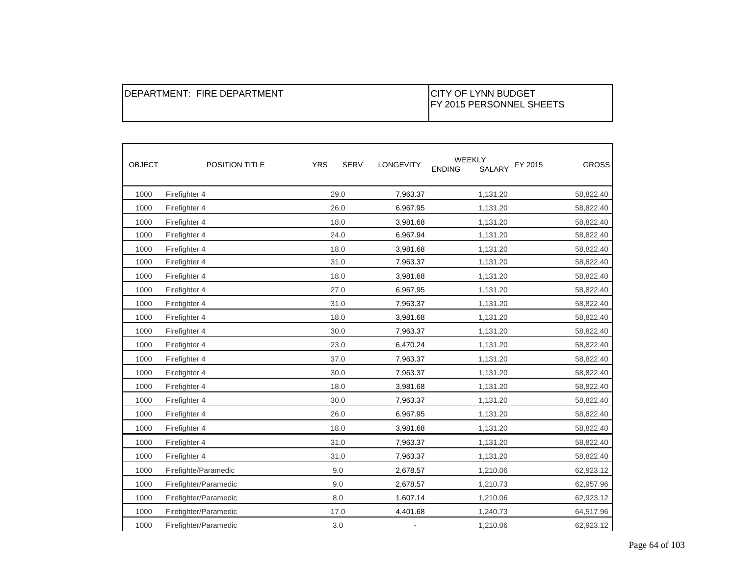| DEPARTMENT: FIRE DEPARTMENT | CITY OF LYNN BUDGET<br>FY 2015 PERSONNEL SHEETS |
|---|---|

| OBJECT | POSITION TITLE | YRS SERV | LONGEVITY | WEEKLY ENDING SALARY FY 2015 | GROSS |
|---|---|---|---|---|---|
| 1000 | Firefighter 4 | 29.0 | 7,963.37 | 1,131.20 | 58,822.40 |
| 1000 | Firefighter 4 | 26.0 | 6,967.95 | 1,131.20 | 58,822.40 |
| 1000 | Firefighter 4 | 18.0 | 3,981.68 | 1,131.20 | 58,822.40 |
| 1000 | Firefighter 4 | 24.0 | 6,967.94 | 1,131.20 | 58,822.40 |
| 1000 | Firefighter 4 | 18.0 | 3,981.68 | 1,131.20 | 58,822.40 |
| 1000 | Firefighter 4 | 31.0 | 7,963.37 | 1,131.20 | 58,822.40 |
| 1000 | Firefighter 4 | 18.0 | 3,981.68 | 1,131.20 | 58,822.40 |
| 1000 | Firefighter 4 | 27.0 | 6,967.95 | 1,131.20 | 58,822.40 |
| 1000 | Firefighter 4 | 31.0 | 7,963.37 | 1,131.20 | 58,822.40 |
| 1000 | Firefighter 4 | 18.0 | 3,981.68 | 1,131.20 | 58,822.40 |
| 1000 | Firefighter 4 | 30.0 | 7,963.37 | 1,131.20 | 58,822.40 |
| 1000 | Firefighter 4 | 23.0 | 6,470.24 | 1,131.20 | 58,822.40 |
| 1000 | Firefighter 4 | 37.0 | 7,963.37 | 1,131.20 | 58,822.40 |
| 1000 | Firefighter 4 | 30.0 | 7,963.37 | 1,131.20 | 58,822.40 |
| 1000 | Firefighter 4 | 18.0 | 3,981.68 | 1,131.20 | 58,822.40 |
| 1000 | Firefighter 4 | 30.0 | 7,963.37 | 1,131.20 | 58,822.40 |
| 1000 | Firefighter 4 | 26.0 | 6,967.95 | 1,131.20 | 58,822.40 |
| 1000 | Firefighter 4 | 18.0 | 3,981.68 | 1,131.20 | 58,822.40 |
| 1000 | Firefighter 4 | 31.0 | 7,963.37 | 1,131.20 | 58,822.40 |
| 1000 | Firefighter 4 | 31.0 | 7,963.37 | 1,131.20 | 58,822.40 |
| 1000 | Firefighte/Paramedic | 9.0 | 2,678.57 | 1,210.06 | 62,923.12 |
| 1000 | Firefighter/Paramedic | 9.0 | 2,678.57 | 1,210.73 | 62,957.96 |
| 1000 | Firefighter/Paramedic | 8.0 | 1,607.14 | 1,210.06 | 62,923.12 |
| 1000 | Firefighter/Paramedic | 17.0 | 4,401.68 | 1,240.73 | 64,517.96 |
| 1000 | Firefighter/Paramedic | 3.0 | - | 1,210.06 | 62,923.12 |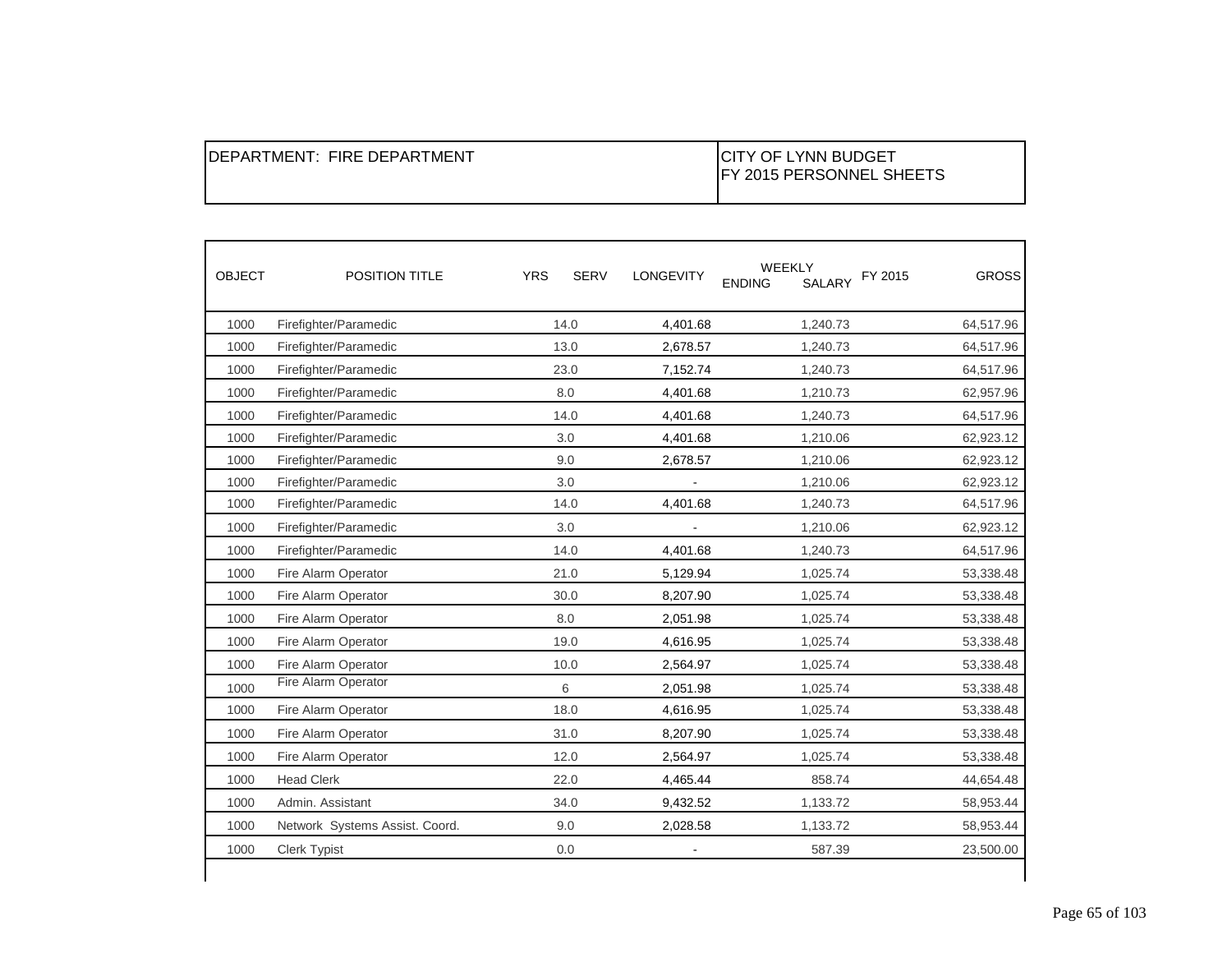| DEPARTMENT: FIRE DEPARTMENT | CITY OF LYNN BUDGET<br>FY 2015 PERSONNEL SHEETS |
|---|---|

| OBJECT | POSITION TITLE | YRS SERV | LONGEVITY | WEEKLY SALARY ENDING FY 2015 | GROSS |
|---|---|---|---|---|---|
| 1000 | Firefighter/Paramedic | 14.0 | 4,401.68 | 1,240.73 | 64,517.96 |
| 1000 | Firefighter/Paramedic | 13.0 | 2,678.57 | 1,240.73 | 64,517.96 |
| 1000 | Firefighter/Paramedic | 23.0 | 7,152.74 | 1,240.73 | 64,517.96 |
| 1000 | Firefighter/Paramedic | 8.0 | 4,401.68 | 1,210.73 | 62,957.96 |
| 1000 | Firefighter/Paramedic | 14.0 | 4,401.68 | 1,240.73 | 64,517.96 |
| 1000 | Firefighter/Paramedic | 3.0 | 4,401.68 | 1,210.06 | 62,923.12 |
| 1000 | Firefighter/Paramedic | 9.0 | 2,678.57 | 1,210.06 | 62,923.12 |
| 1000 | Firefighter/Paramedic | 3.0 | - | 1,210.06 | 62,923.12 |
| 1000 | Firefighter/Paramedic | 14.0 | 4,401.68 | 1,240.73 | 64,517.96 |
| 1000 | Firefighter/Paramedic | 3.0 | - | 1,210.06 | 62,923.12 |
| 1000 | Firefighter/Paramedic | 14.0 | 4,401.68 | 1,240.73 | 64,517.96 |
| 1000 | Fire Alarm Operator | 21.0 | 5,129.94 | 1,025.74 | 53,338.48 |
| 1000 | Fire Alarm Operator | 30.0 | 8,207.90 | 1,025.74 | 53,338.48 |
| 1000 | Fire Alarm Operator | 8.0 | 2,051.98 | 1,025.74 | 53,338.48 |
| 1000 | Fire Alarm Operator | 19.0 | 4,616.95 | 1,025.74 | 53,338.48 |
| 1000 | Fire Alarm Operator | 10.0 | 2,564.97 | 1,025.74 | 53,338.48 |
| 1000 | Fire Alarm Operator | 6 | 2,051.98 | 1,025.74 | 53,338.48 |
| 1000 | Fire Alarm Operator | 18.0 | 4,616.95 | 1,025.74 | 53,338.48 |
| 1000 | Fire Alarm Operator | 31.0 | 8,207.90 | 1,025.74 | 53,338.48 |
| 1000 | Fire Alarm Operator | 12.0 | 2,564.97 | 1,025.74 | 53,338.48 |
| 1000 | Head Clerk | 22.0 | 4,465.44 | 858.74 | 44,654.48 |
| 1000 | Admin. Assistant | 34.0 | 9,432.52 | 1,133.72 | 58,953.44 |
| 1000 | Network Systems Assist. Coord. | 9.0 | 2,028.58 | 1,133.72 | 58,953.44 |
| 1000 | Clerk Typist | 0.0 | - | 587.39 | 23,500.00 |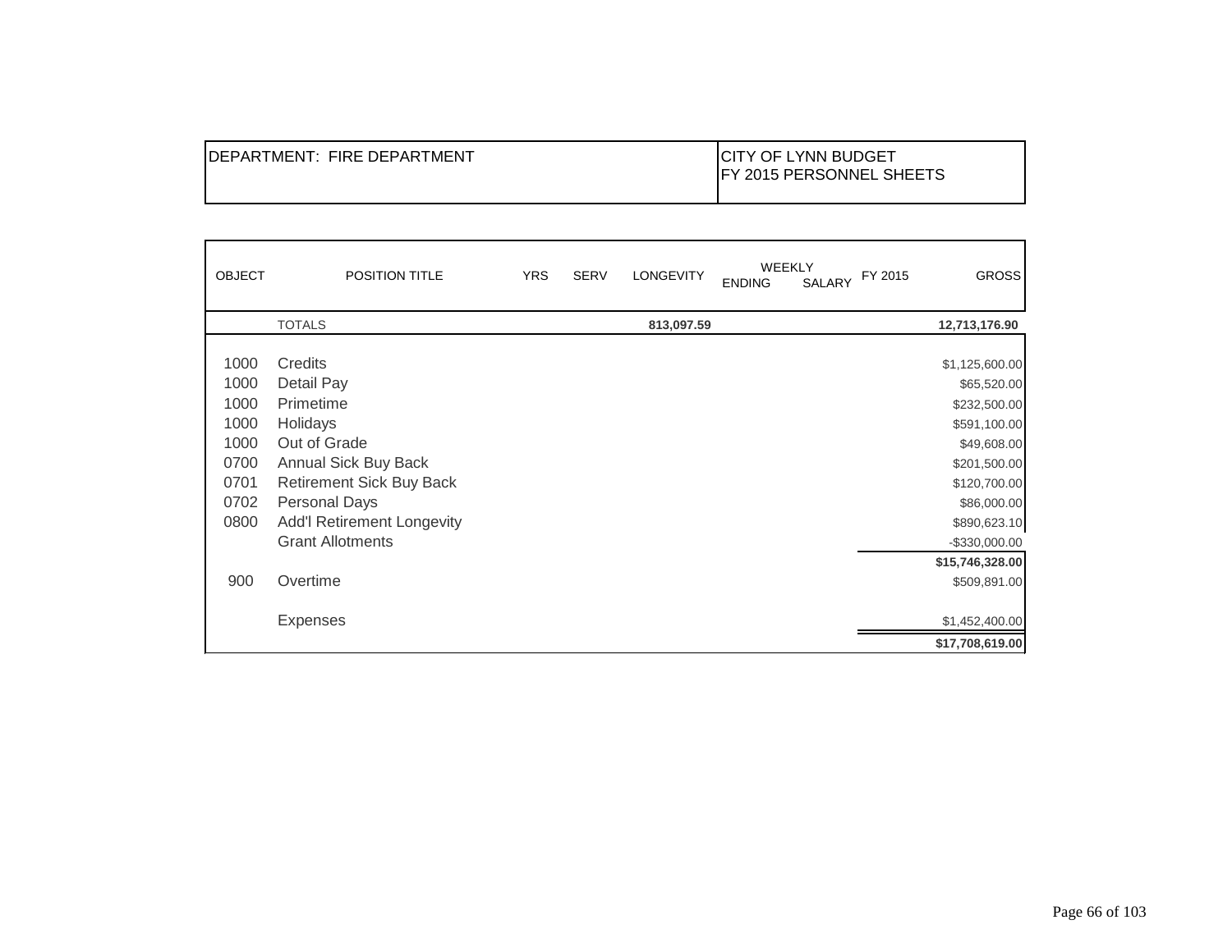| DEPARTMENT: FIRE DEPARTMENT | CITY OF LYNN BUDGET<br>FY 2015 PERSONNEL SHEETS |
|---|---|

| OBJECT | POSITION TITLE | YRS | SERV | LONGEVITY | WEEKLY<br>ENDING | SALARY | FY 2015 | GROSS |
|---|---|---|---|---|---|---|---|---|
| | TOTALS | | | **813,097.59** | | | | **12,713,176.90** |
| 1000 | Credits | | | | | | | $1,125,600.00 |
| 1000 | Detail Pay | | | | | | | $65,520.00 |
| 1000 | Primetime | | | | | | | $232,500.00 |
| 1000 | Holidays | | | | | | | $591,100.00 |
| 1000 | Out of Grade | | | | | | | $49,608.00 |
| 0700 | Annual Sick Buy Back | | | | | | | $201,500.00 |
| 0701 | Retirement Sick Buy Back | | | | | | | $120,700.00 |
| 0702 | Personal Days | | | | | | | $86,000.00 |
| 0800 | Add'l Retirement Longevity | | | | | | | $890,623.10 |
| | Grant Allotments | | | | | | | -$330,000.00 |
| | | | | | | | | **$15,746,328.00** |
| 900 | Overtime | | | | | | | $509,891.00 |
| | Expenses | | | | | | | $1,452,400.00 |
| | | | | | | | | **$17,708,619.00** |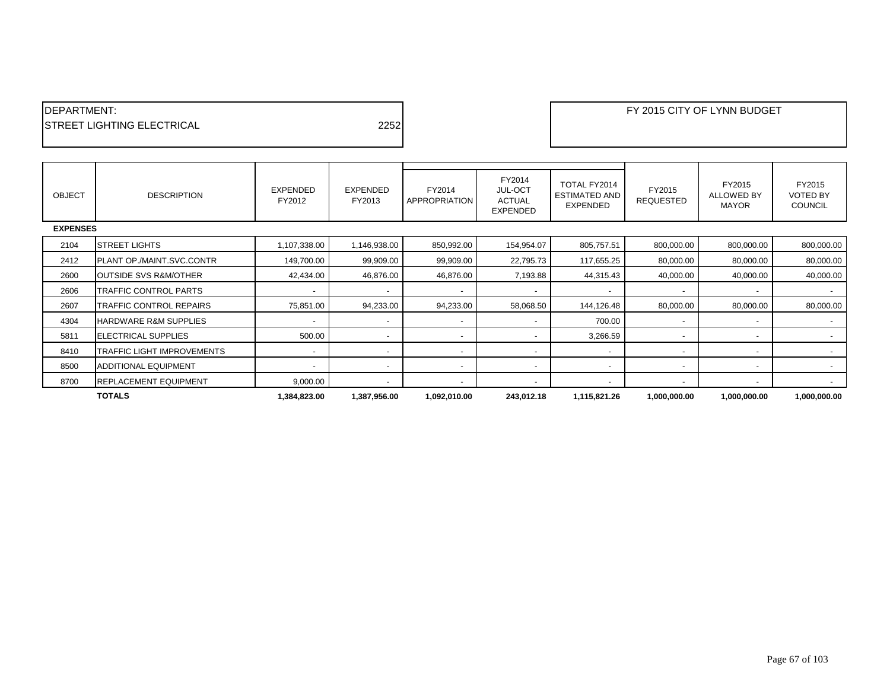DEPARTMENT:
STREET LIGHTING ELECTRICAL 2252

FY 2015 CITY OF LYNN BUDGET

| OBJECT | DESCRIPTION | EXPENDED FY2012 | EXPENDED FY2013 | FY2014 APPROPRIATION | FY2014 JUL-OCT ACTUAL EXPENDED | TOTAL FY2014 ESTIMATED AND EXPENDED | FY2015 REQUESTED | FY2015 ALLOWED BY MAYOR | FY2015 VOTED BY COUNCIL |
|---|---|---|---|---|---|---|---|---|---|
| **EXPENSES** | | | | | | | | | |
| 2104 | STREET LIGHTS | 1,107,338.00 | 1,146,938.00 | 850,992.00 | 154,954.07 | 805,757.51 | 800,000.00 | 800,000.00 | 800,000.00 |
| 2412 | PLANT OP./MAINT.SVC.CONTR | 149,700.00 | 99,909.00 | 99,909.00 | 22,795.73 | 117,655.25 | 80,000.00 | 80,000.00 | 80,000.00 |
| 2600 | OUTSIDE SVS R&M/OTHER | 42,434.00 | 46,876.00 | 46,876.00 | 7,193.88 | 44,315.43 | 40,000.00 | 40,000.00 | 40,000.00 |
| 2606 | TRAFFIC CONTROL PARTS | - | - | - | - | - | - | - | - |
| 2607 | TRAFFIC CONTROL REPAIRS | 75,851.00 | 94,233.00 | 94,233.00 | 58,068.50 | 144,126.48 | 80,000.00 | 80,000.00 | 80,000.00 |
| 4304 | HARDWARE R&M SUPPLIES | - | - | - | - | 700.00 | - | - | - |
| 5811 | ELECTRICAL SUPPLIES | 500.00 | - | - | - | 3,266.59 | - | - | - |
| 8410 | TRAFFIC LIGHT IMPROVEMENTS | - | - | - | - | - | - | - | - |
| 8500 | ADDITIONAL EQUIPMENT | - | - | - | - | - | - | - | - |
| 8700 | REPLACEMENT EQUIPMENT | 9,000.00 | - | - | - | - | - | - | - |
| | **TOTALS** | **1,384,823.00** | **1,387,956.00** | **1,092,010.00** | **243,012.18** | **1,115,821.26** | **1,000,000.00** | **1,000,000.00** | **1,000,000.00** |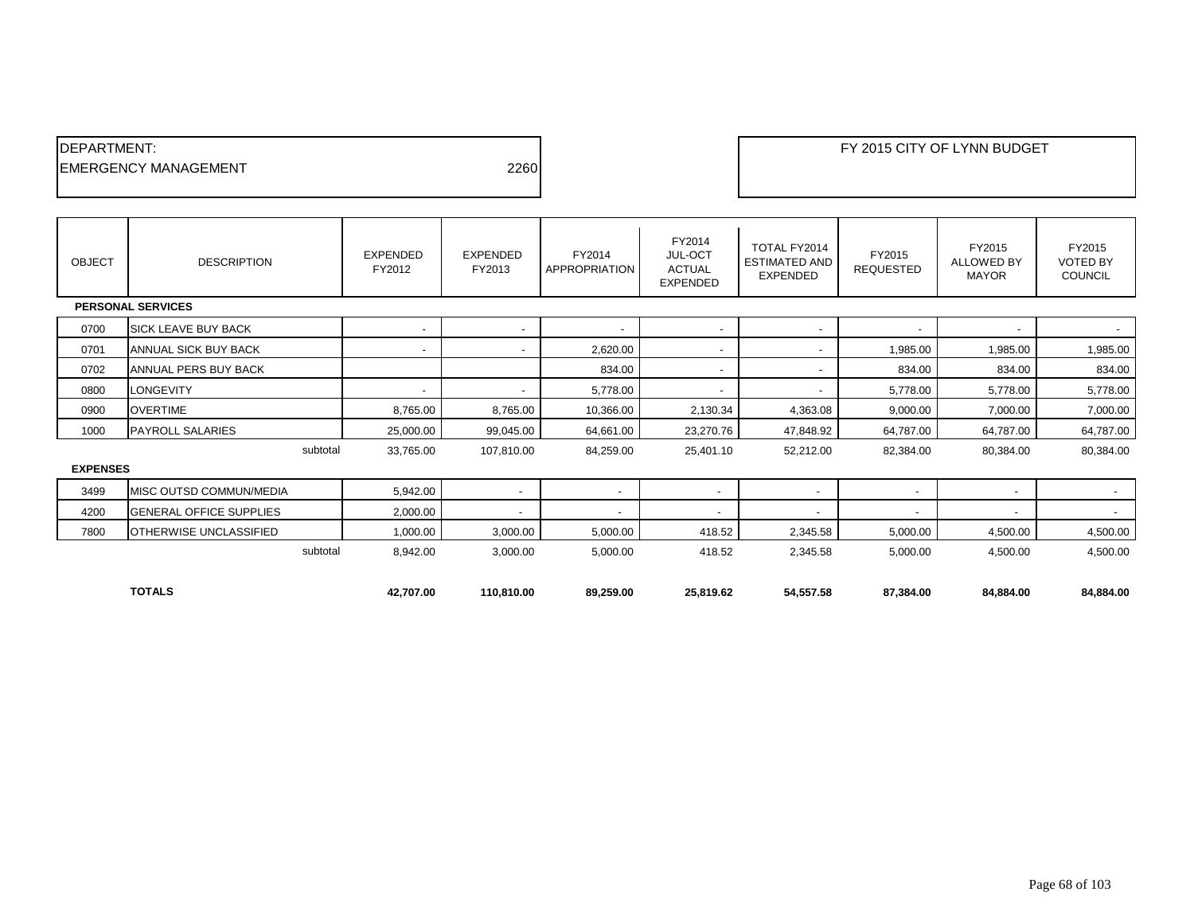DEPARTMENT:
EMERGENCY MANAGEMENT 2260

FY 2015 CITY OF LYNN BUDGET

| OBJECT | DESCRIPTION | EXPENDED FY2012 | EXPENDED FY2013 | FY2014 APPROPRIATION | FY2014 JUL-OCT ACTUAL EXPENDED | TOTAL FY2014 ESTIMATED AND EXPENDED | FY2015 REQUESTED | FY2015 ALLOWED BY MAYOR | FY2015 VOTED BY COUNCIL |
|---|---|---|---|---|---|---|---|---|---|
| **PERSONAL SERVICES** | | | | | | | | | |
| 0700 | SICK LEAVE BUY BACK | - | - | - | - | - | - | - | - |
| 0701 | ANNUAL SICK BUY BACK | - | - | 2,620.00 | - | - | 1,985.00 | 1,985.00 | 1,985.00 |
| 0702 | ANNUAL PERS BUY BACK | | | 834.00 | - | - | 834.00 | 834.00 | 834.00 |
| 0800 | LONGEVITY | - | - | 5,778.00 | - | - | 5,778.00 | 5,778.00 | 5,778.00 |
| 0900 | OVERTIME | 8,765.00 | 8,765.00 | 10,366.00 | 2,130.34 | 4,363.08 | 9,000.00 | 7,000.00 | 7,000.00 |
| 1000 | PAYROLL SALARIES | 25,000.00 | 99,045.00 | 64,661.00 | 23,270.76 | 47,848.92 | 64,787.00 | 64,787.00 | 64,787.00 |
| | subtotal | 33,765.00 | 107,810.00 | 84,259.00 | 25,401.10 | 52,212.00 | 82,384.00 | 80,384.00 | 80,384.00 |
| **EXPENSES** | | | | | | | | | |
| 3499 | MISC OUTSD COMMUN/MEDIA | 5,942.00 | - | - | - | - | - | - | - |
| 4200 | GENERAL OFFICE SUPPLIES | 2,000.00 | - | - | - | - | - | - | - |
| 7800 | OTHERWISE UNCLASSIFIED | 1,000.00 | 3,000.00 | 5,000.00 | 418.52 | 2,345.58 | 5,000.00 | 4,500.00 | 4,500.00 |
| | subtotal | 8,942.00 | 3,000.00 | 5,000.00 | 418.52 | 2,345.58 | 5,000.00 | 4,500.00 | 4,500.00 |
| | **TOTALS** | **42,707.00** | **110,810.00** | **89,259.00** | **25,819.62** | **54,557.58** | **87,384.00** | **84,884.00** | **84,884.00** |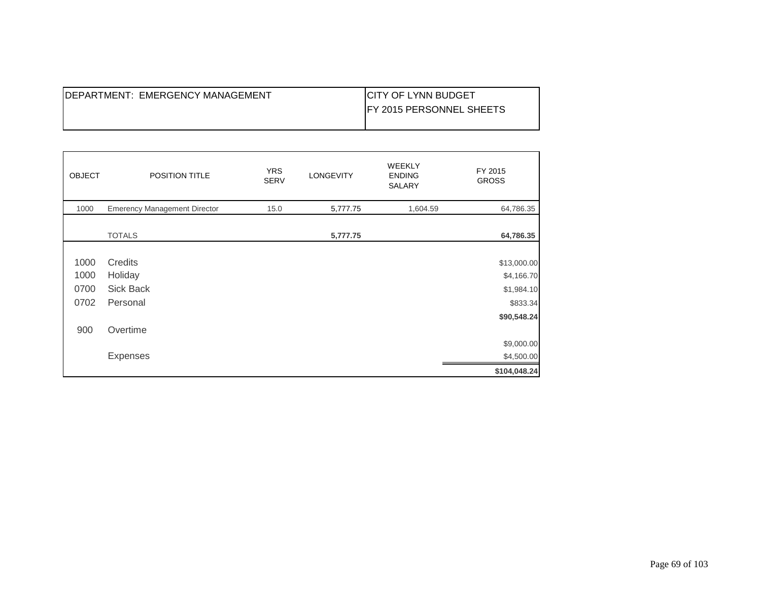| DEPARTMENT: EMERGENCY MANAGEMENT | CITY OF LYNN BUDGET<br>FY 2015 PERSONNEL SHEETS |
|---|---|

| OBJECT | POSITION TITLE | YRS SERV | LONGEVITY | WEEKLY ENDING SALARY | FY 2015 GROSS |
|---|---|---|---|---|---|
| 1000 | Emerency Management Director | 15.0 | 5,777.75 | 1,604.59 | 64,786.35 |
| | TOTALS | | **5,777.75** | | **64,786.35** |
| 1000 | Credits | | | | $13,000.00 |
| 1000 | Holiday | | | | $4,166.70 |
| 0700 | Sick Back | | | | $1,984.10 |
| 0702 | Personal | | | | $833.34 |
| | | | | | **$90,548.24** |
| 900 | Overtime | | | | |
| | | | | | $9,000.00 |
| | Expenses | | | | $4,500.00 |
| | | | | | **$104,048.24** |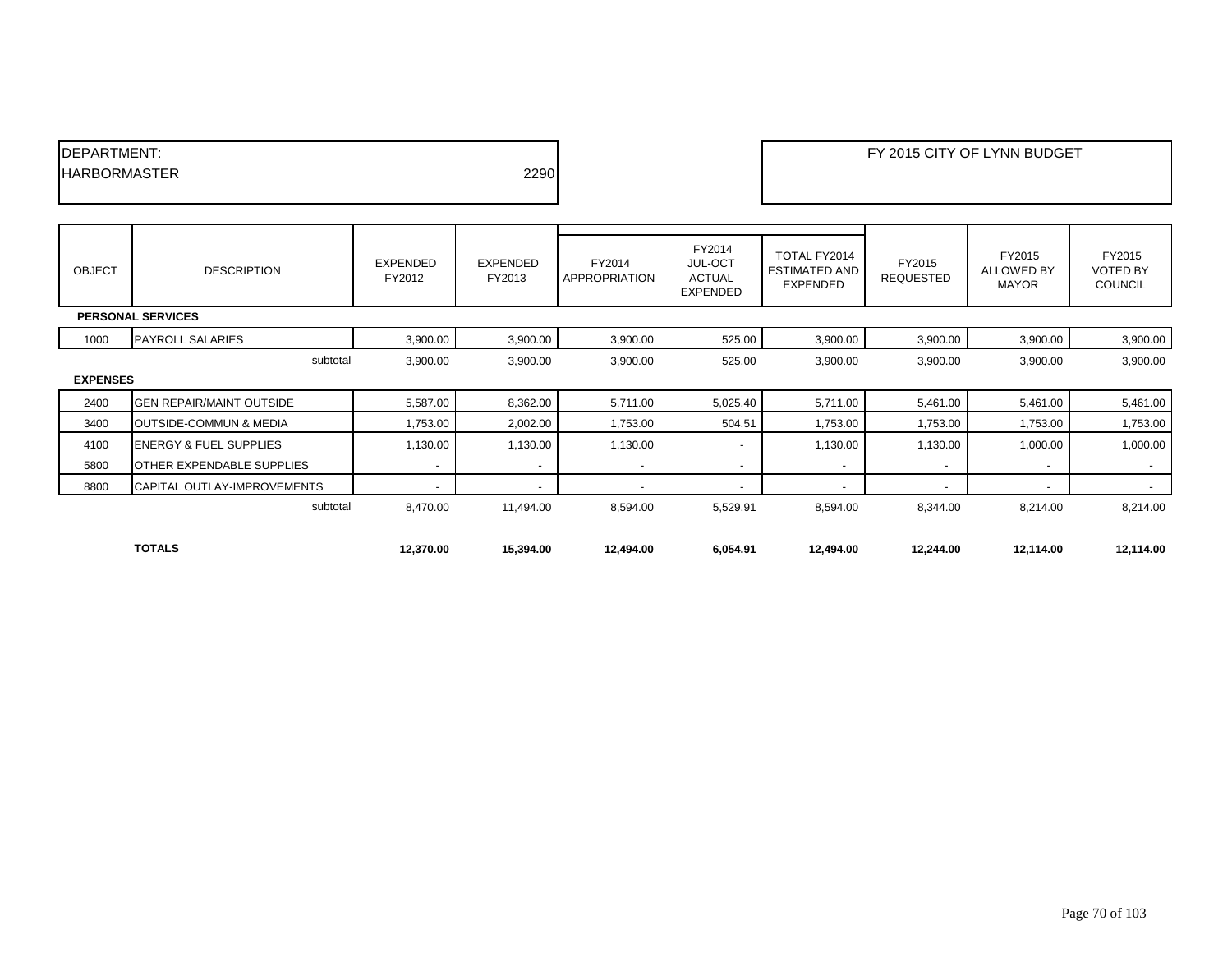DEPARTMENT:
HARBORMASTER 2290

FY 2015 CITY OF LYNN BUDGET

| OBJECT | DESCRIPTION | EXPENDED FY2012 | EXPENDED FY2013 | FY2014 APPROPRIATION | FY2014 JUL-OCT ACTUAL EXPENDED | TOTAL FY2014 ESTIMATED AND EXPENDED | FY2015 REQUESTED | FY2015 ALLOWED BY MAYOR | FY2015 VOTED BY COUNCIL |
|---|---|---|---|---|---|---|---|---|---|
| **PERSONAL SERVICES** | | | | | | | | | |
| 1000 | PAYROLL SALARIES | 3,900.00 | 3,900.00 | 3,900.00 | 525.00 | 3,900.00 | 3,900.00 | 3,900.00 | 3,900.00 |
| | subtotal | 3,900.00 | 3,900.00 | 3,900.00 | 525.00 | 3,900.00 | 3,900.00 | 3,900.00 | 3,900.00 |
| **EXPENSES** | | | | | | | | | |
| 2400 | GEN REPAIR/MAINT OUTSIDE | 5,587.00 | 8,362.00 | 5,711.00 | 5,025.40 | 5,711.00 | 5,461.00 | 5,461.00 | 5,461.00 |
| 3400 | OUTSIDE-COMMUN & MEDIA | 1,753.00 | 2,002.00 | 1,753.00 | 504.51 | 1,753.00 | 1,753.00 | 1,753.00 | 1,753.00 |
| 4100 | ENERGY & FUEL SUPPLIES | 1,130.00 | 1,130.00 | 1,130.00 | - | 1,130.00 | 1,130.00 | 1,000.00 | 1,000.00 |
| 5800 | OTHER EXPENDABLE SUPPLIES | - | - | - | - | - | - | - | - |
| 8800 | CAPITAL OUTLAY-IMPROVEMENTS | - | - | - | - | - | - | - | - |
| | subtotal | 8,470.00 | 11,494.00 | 8,594.00 | 5,529.91 | 8,594.00 | 8,344.00 | 8,214.00 | 8,214.00 |
| | **TOTALS** | **12,370.00** | **15,394.00** | **12,494.00** | **6,054.91** | **12,494.00** | **12,244.00** | **12,114.00** | **12,114.00** |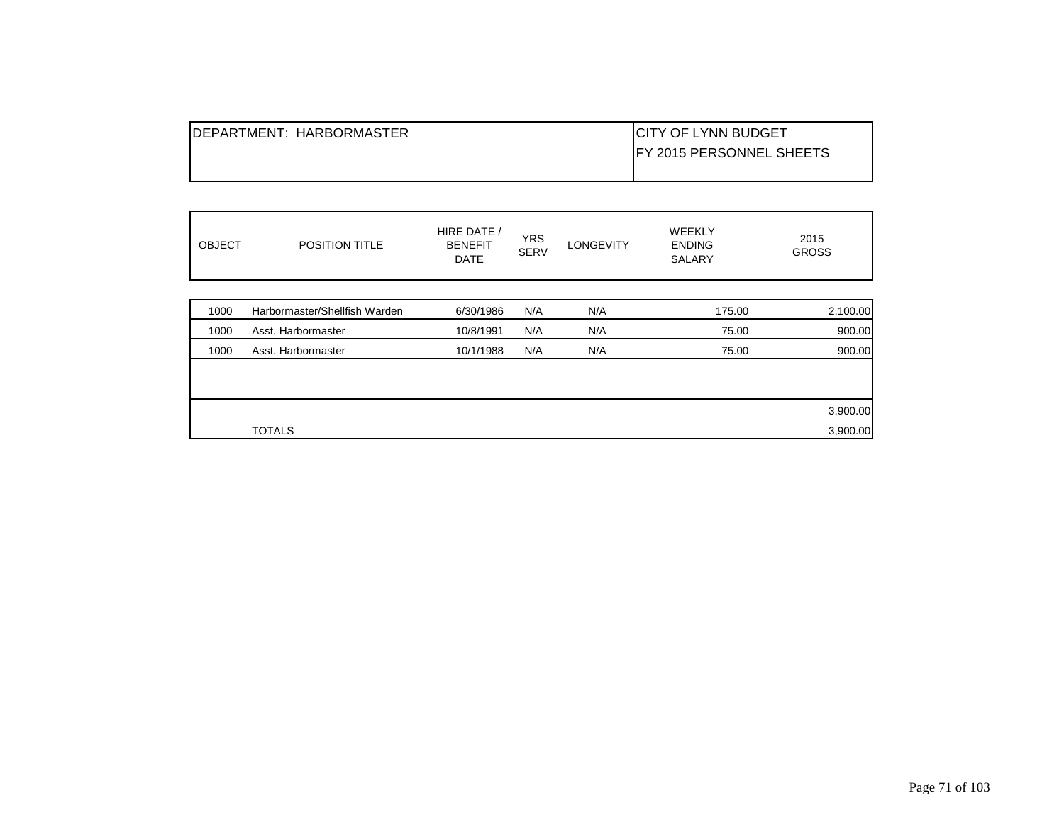| DEPARTMENT: HARBORMASTER | CITY OF LYNN BUDGET<br>FY 2015 PERSONNEL SHEETS |
|---|---|

| OBJECT | POSITION TITLE | HIRE DATE / BENEFIT DATE | YRS SERV | LONGEVITY | WEEKLY ENDING SALARY | 2015 GROSS |
|---|---|---|---|---|---|---|
| 1000 | Harbormaster/Shellfish Warden | 6/30/1986 | N/A | N/A | 175.00 | 2,100.00 |
| 1000 | Asst. Harbormaster | 10/8/1991 | N/A | N/A | 75.00 | 900.00 |
| 1000 | Asst. Harbormaster | 10/1/1988 | N/A | N/A | 75.00 | 900.00 |
| | | | | | | |
| | | | | | | 3,900.00 |
| | TOTALS | | | | | 3,900.00 |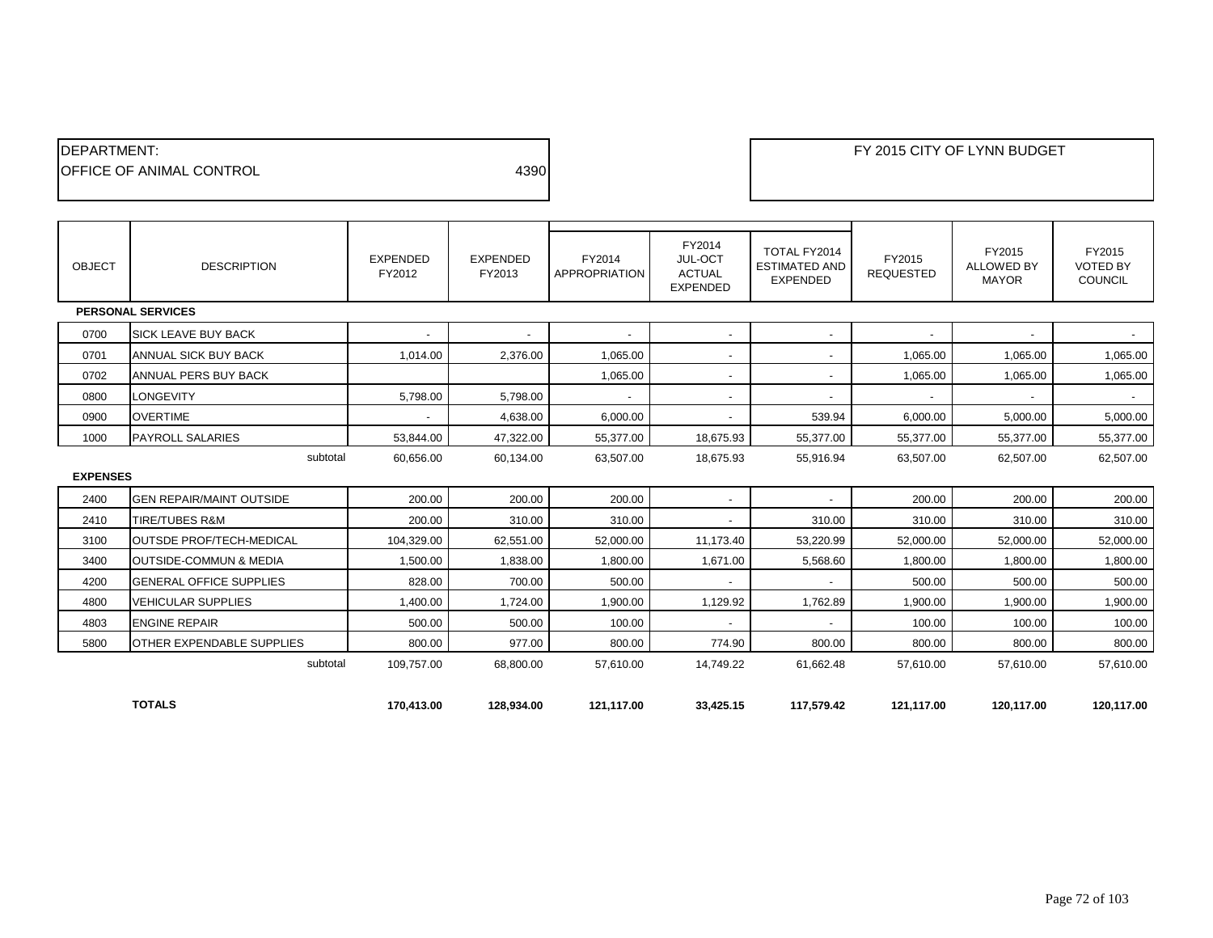| DEPARTMENT: | | FY 2015 CITY OF LYNN BUDGET |
|---|---|---|
| OFFICE OF ANIMAL CONTROL | 4390 | |

| OBJECT | DESCRIPTION | EXPENDED FY2012 | EXPENDED FY2013 | FY2014 APPROPRIATION | FY2014 JUL-OCT ACTUAL EXPENDED | TOTAL FY2014 ESTIMATED AND EXPENDED | FY2015 REQUESTED | FY2015 ALLOWED BY MAYOR | FY2015 VOTED BY COUNCIL |
|---|---|---|---|---|---|---|---|---|---|
| **PERSONAL SERVICES** | | | | | | | | | |
| 0700 | SICK LEAVE BUY BACK | - | - | - | - | - | - | - | - |
| 0701 | ANNUAL SICK BUY BACK | 1,014.00 | 2,376.00 | 1,065.00 | - | - | 1,065.00 | 1,065.00 | 1,065.00 |
| 0702 | ANNUAL PERS BUY BACK | | | 1,065.00 | - | - | 1,065.00 | 1,065.00 | 1,065.00 |
| 0800 | LONGEVITY | 5,798.00 | 5,798.00 | - | - | - | - | - | - |
| 0900 | OVERTIME | - | 4,638.00 | 6,000.00 | - | 539.94 | 6,000.00 | 5,000.00 | 5,000.00 |
| 1000 | PAYROLL SALARIES | 53,844.00 | 47,322.00 | 55,377.00 | 18,675.93 | 55,377.00 | 55,377.00 | 55,377.00 | 55,377.00 |
| | subtotal | 60,656.00 | 60,134.00 | 63,507.00 | 18,675.93 | 55,916.94 | 63,507.00 | 62,507.00 | 62,507.00 |
| **EXPENSES** | | | | | | | | | |
| 2400 | GEN REPAIR/MAINT OUTSIDE | 200.00 | 200.00 | 200.00 | - | - | 200.00 | 200.00 | 200.00 |
| 2410 | TIRE/TUBES R&M | 200.00 | 310.00 | 310.00 | - | 310.00 | 310.00 | 310.00 | 310.00 |
| 3100 | OUTSDE PROF/TECH-MEDICAL | 104,329.00 | 62,551.00 | 52,000.00 | 11,173.40 | 53,220.99 | 52,000.00 | 52,000.00 | 52,000.00 |
| 3400 | OUTSIDE-COMMUN & MEDIA | 1,500.00 | 1,838.00 | 1,800.00 | 1,671.00 | 5,568.60 | 1,800.00 | 1,800.00 | 1,800.00 |
| 4200 | GENERAL OFFICE SUPPLIES | 828.00 | 700.00 | 500.00 | - | - | 500.00 | 500.00 | 500.00 |
| 4800 | VEHICULAR SUPPLIES | 1,400.00 | 1,724.00 | 1,900.00 | 1,129.92 | 1,762.89 | 1,900.00 | 1,900.00 | 1,900.00 |
| 4803 | ENGINE REPAIR | 500.00 | 500.00 | 100.00 | - | - | 100.00 | 100.00 | 100.00 |
| 5800 | OTHER EXPENDABLE SUPPLIES | 800.00 | 977.00 | 800.00 | 774.90 | 800.00 | 800.00 | 800.00 | 800.00 |
| | subtotal | 109,757.00 | 68,800.00 | 57,610.00 | 14,749.22 | 61,662.48 | 57,610.00 | 57,610.00 | 57,610.00 |
| | **TOTALS** | **170,413.00** | **128,934.00** | **121,117.00** | **33,425.15** | **117,579.42** | **121,117.00** | **120,117.00** | **120,117.00** |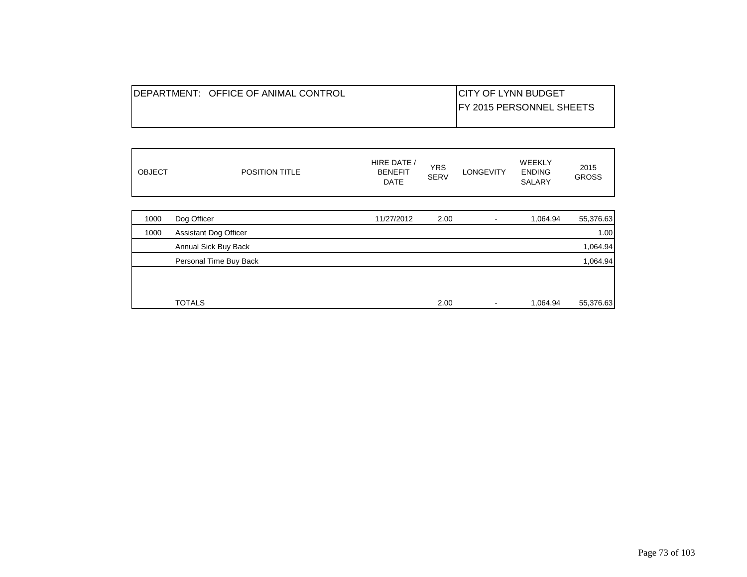| DEPARTMENT: OFFICE OF ANIMAL CONTROL | CITY OF LYNN BUDGET<br>FY 2015 PERSONNEL SHEETS |
|---|---|

| OBJECT | POSITION TITLE | HIRE DATE / BENEFIT DATE | YRS SERV | LONGEVITY | WEEKLY ENDING SALARY | 2015 GROSS |
|---|---|---|---|---|---|---|
| 1000 | Dog Officer | 11/27/2012 | 2.00 | - | 1,064.94 | 55,376.63 |
| 1000 | Assistant Dog Officer | | | | | 1.00 |
| | Annual Sick Buy Back | | | | | 1,064.94 |
| | Personal Time Buy Back | | | | | 1,064.94 |
| | TOTALS | | 2.00 | - | 1,064.94 | 55,376.63 |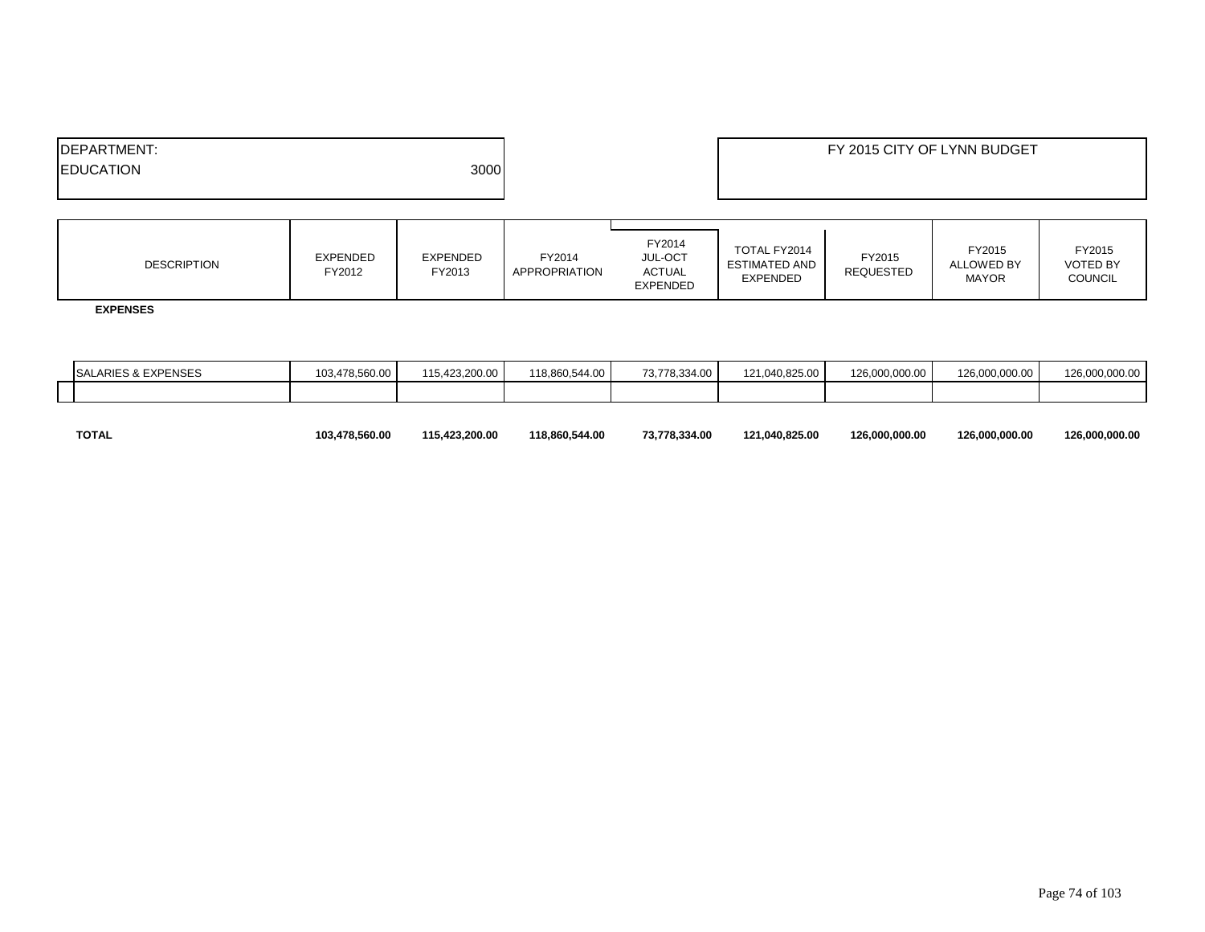| DEPARTMENT: | |
|---|---|
| EDUCATION | 3000 |

**FY 2015 CITY OF LYNN BUDGET**

| DESCRIPTION | EXPENDED FY2012 | EXPENDED FY2013 | FY2014 APPROPRIATION | FY2014 JUL-OCT ACTUAL EXPENDED | TOTAL FY2014 ESTIMATED AND EXPENDED | FY2015 REQUESTED | FY2015 ALLOWED BY MAYOR | FY2015 VOTED BY COUNCIL |
|---|---|---|---|---|---|---|---|---|
| **EXPENSES** | | | | | | | | |
| SALARIES & EXPENSES | 103,478,560.00 | 115,423,200.00 | 118,860,544.00 | 73,778,334.00 | 121,040,825.00 | 126,000,000.00 | 126,000,000.00 | 126,000,000.00 |
| | | | | | | | | |
| **TOTAL** | **103,478,560.00** | **115,423,200.00** | **118,860,544.00** | **73,778,334.00** | **121,040,825.00** | **126,000,000.00** | **126,000,000.00** | **126,000,000.00** |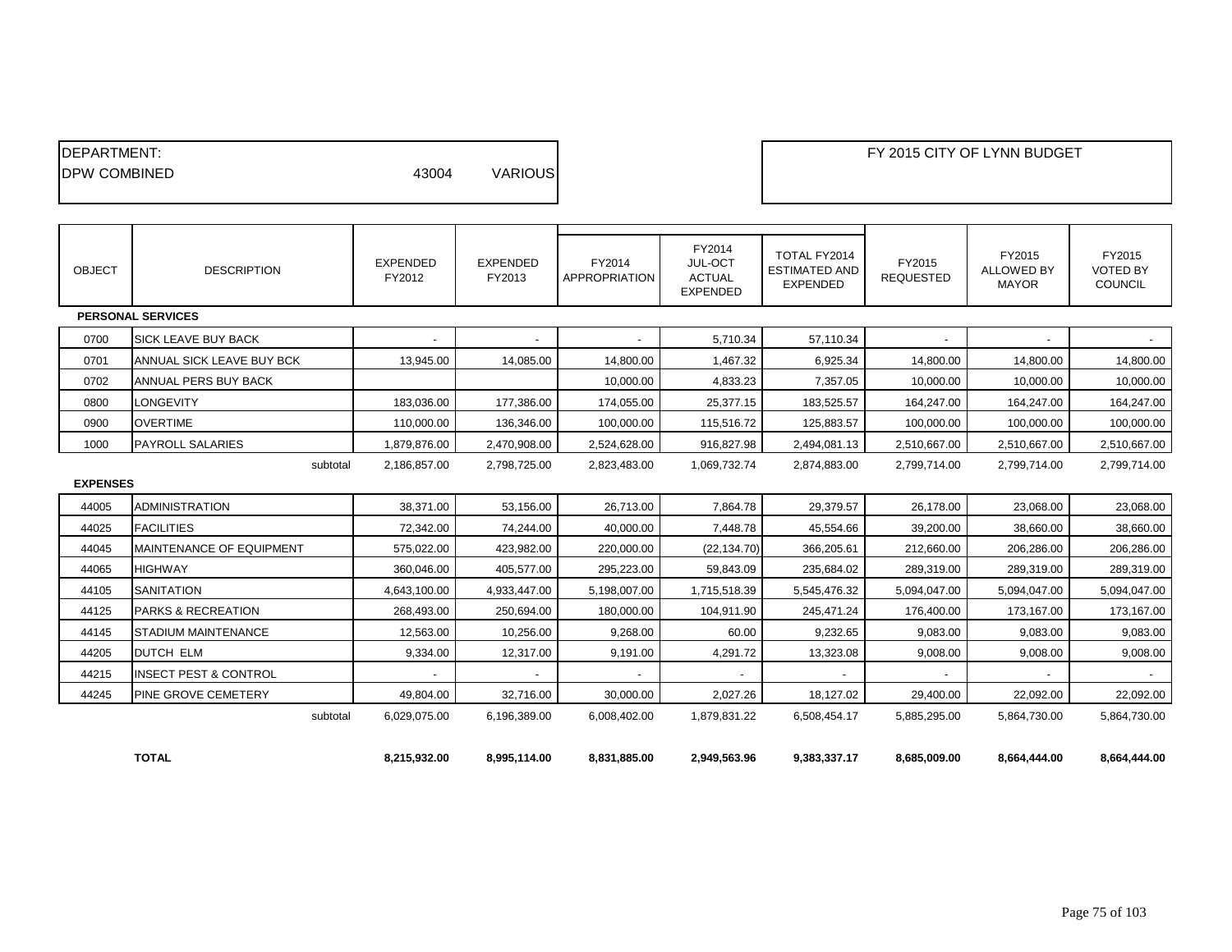| DEPARTMENT: | | |
|---|---|---|
| DPW COMBINED | 43004 | VARIOUS |

FY 2015 CITY OF LYNN BUDGET

| OBJECT | DESCRIPTION | EXPENDED FY2012 | EXPENDED FY2013 | FY2014 APPROPRIATION | FY2014 JUL-OCT ACTUAL EXPENDED | TOTAL FY2014 ESTIMATED AND EXPENDED | FY2015 REQUESTED | FY2015 ALLOWED BY MAYOR | FY2015 VOTED BY COUNCIL |
|---|---|---|---|---|---|---|---|---|---|
| **PERSONAL SERVICES** | | | | | | | | | |
| 0700 | SICK LEAVE BUY BACK | - | - | - | 5,710.34 | 57,110.34 | - | - | - |
| 0701 | ANNUAL SICK LEAVE BUY BCK | 13,945.00 | 14,085.00 | 14,800.00 | 1,467.32 | 6,925.34 | 14,800.00 | 14,800.00 | 14,800.00 |
| 0702 | ANNUAL PERS BUY BACK | | | 10,000.00 | 4,833.23 | 7,357.05 | 10,000.00 | 10,000.00 | 10,000.00 |
| 0800 | LONGEVITY | 183,036.00 | 177,386.00 | 174,055.00 | 25,377.15 | 183,525.57 | 164,247.00 | 164,247.00 | 164,247.00 |
| 0900 | OVERTIME | 110,000.00 | 136,346.00 | 100,000.00 | 115,516.72 | 125,883.57 | 100,000.00 | 100,000.00 | 100,000.00 |
| 1000 | PAYROLL SALARIES | 1,879,876.00 | 2,470,908.00 | 2,524,628.00 | 916,827.98 | 2,494,081.13 | 2,510,667.00 | 2,510,667.00 | 2,510,667.00 |
| | subtotal | 2,186,857.00 | 2,798,725.00 | 2,823,483.00 | 1,069,732.74 | 2,874,883.00 | 2,799,714.00 | 2,799,714.00 | 2,799,714.00 |
| **EXPENSES** | | | | | | | | | |
| 44005 | ADMINISTRATION | 38,371.00 | 53,156.00 | 26,713.00 | 7,864.78 | 29,379.57 | 26,178.00 | 23,068.00 | 23,068.00 |
| 44025 | FACILITIES | 72,342.00 | 74,244.00 | 40,000.00 | 7,448.78 | 45,554.66 | 39,200.00 | 38,660.00 | 38,660.00 |
| 44045 | MAINTENANCE OF EQUIPMENT | 575,022.00 | 423,982.00 | 220,000.00 | (22,134.70) | 366,205.61 | 212,660.00 | 206,286.00 | 206,286.00 |
| 44065 | HIGHWAY | 360,046.00 | 405,577.00 | 295,223.00 | 59,843.09 | 235,684.02 | 289,319.00 | 289,319.00 | 289,319.00 |
| 44105 | SANITATION | 4,643,100.00 | 4,933,447.00 | 5,198,007.00 | 1,715,518.39 | 5,545,476.32 | 5,094,047.00 | 5,094,047.00 | 5,094,047.00 |
| 44125 | PARKS & RECREATION | 268,493.00 | 250,694.00 | 180,000.00 | 104,911.90 | 245,471.24 | 176,400.00 | 173,167.00 | 173,167.00 |
| 44145 | STADIUM MAINTENANCE | 12,563.00 | 10,256.00 | 9,268.00 | 60.00 | 9,232.65 | 9,083.00 | 9,083.00 | 9,083.00 |
| 44205 | DUTCH ELM | 9,334.00 | 12,317.00 | 9,191.00 | 4,291.72 | 13,323.08 | 9,008.00 | 9,008.00 | 9,008.00 |
| 44215 | INSECT PEST & CONTROL | - | - | - | - | - | - | - | - |
| 44245 | PINE GROVE CEMETERY | 49,804.00 | 32,716.00 | 30,000.00 | 2,027.26 | 18,127.02 | 29,400.00 | 22,092.00 | 22,092.00 |
| | subtotal | 6,029,075.00 | 6,196,389.00 | 6,008,402.00 | 1,879,831.22 | 6,508,454.17 | 5,885,295.00 | 5,864,730.00 | 5,864,730.00 |
| | **TOTAL** | **8,215,932.00** | **8,995,114.00** | **8,831,885.00** | **2,949,563.96** | **9,383,337.17** | **8,685,009.00** | **8,664,444.00** | **8,664,444.00** |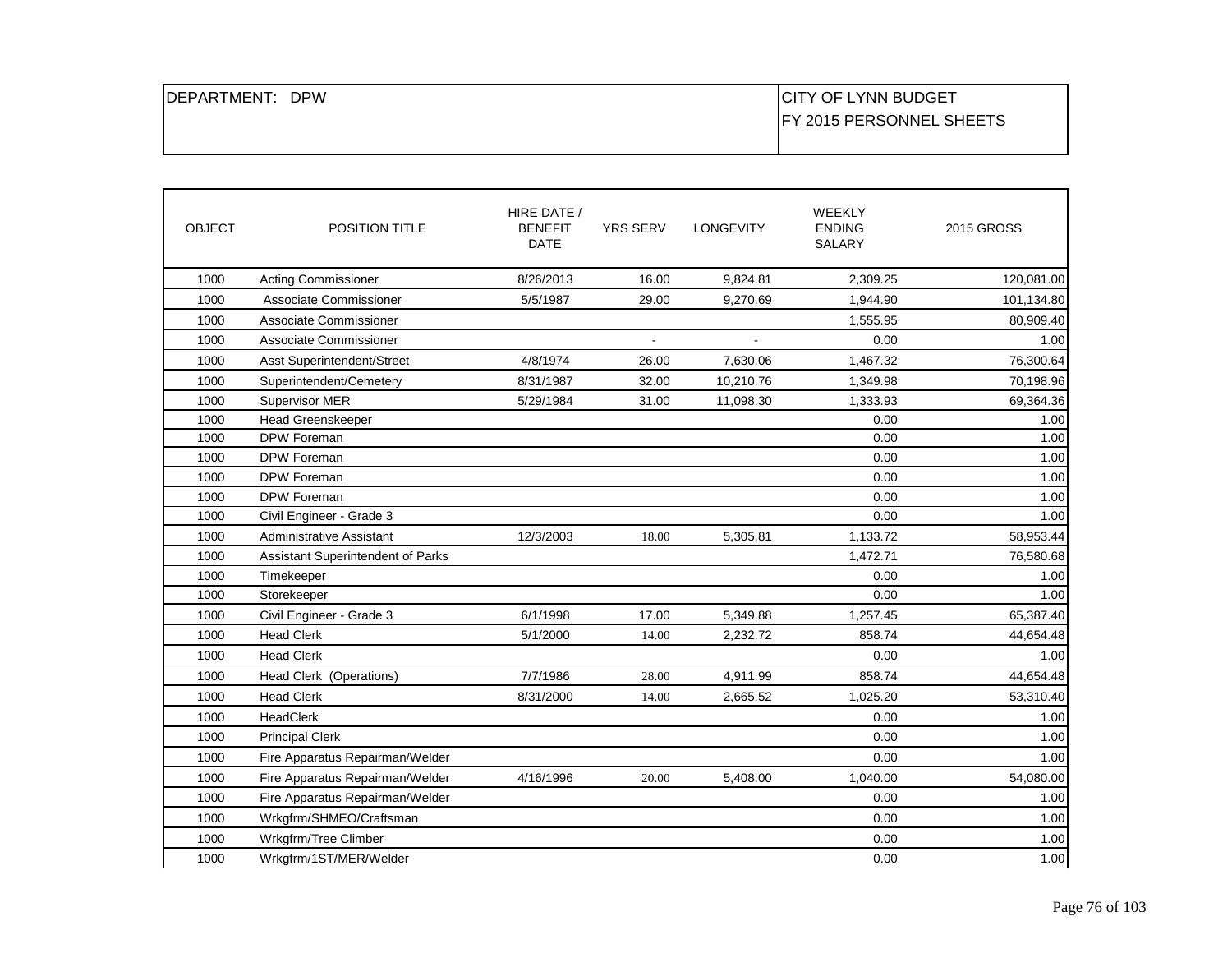| DEPARTMENT: DPW | CITY OF LYNN BUDGET<br>FY 2015 PERSONNEL SHEETS |
|---|---|

| OBJECT | POSITION TITLE | HIRE DATE / BENEFIT DATE | YRS SERV | LONGEVITY | WEEKLY ENDING SALARY | 2015 GROSS |
|---|---|---|---|---|---|---|
| 1000 | Acting Commissioner | 8/26/2013 | 16.00 | 9,824.81 | 2,309.25 | 120,081.00 |
| 1000 | Associate Commissioner | 5/5/1987 | 29.00 | 9,270.69 | 1,944.90 | 101,134.80 |
| 1000 | Associate Commissioner | | | | 1,555.95 | 80,909.40 |
| 1000 | Associate Commissioner | | - | - | 0.00 | 1.00 |
| 1000 | Asst Superintendent/Street | 4/8/1974 | 26.00 | 7,630.06 | 1,467.32 | 76,300.64 |
| 1000 | Superintendent/Cemetery | 8/31/1987 | 32.00 | 10,210.76 | 1,349.98 | 70,198.96 |
| 1000 | Supervisor MER | 5/29/1984 | 31.00 | 11,098.30 | 1,333.93 | 69,364.36 |
| 1000 | Head Greenskeeper | | | | 0.00 | 1.00 |
| 1000 | DPW Foreman | | | | 0.00 | 1.00 |
| 1000 | DPW Foreman | | | | 0.00 | 1.00 |
| 1000 | DPW Foreman | | | | 0.00 | 1.00 |
| 1000 | DPW Foreman | | | | 0.00 | 1.00 |
| 1000 | Civil Engineer - Grade 3 | | | | 0.00 | 1.00 |
| 1000 | Administrative Assistant | 12/3/2003 | 18.00 | 5,305.81 | 1,133.72 | 58,953.44 |
| 1000 | Assistant Superintendent of Parks | | | | 1,472.71 | 76,580.68 |
| 1000 | Timekeeper | | | | 0.00 | 1.00 |
| 1000 | Storekeeper | | | | 0.00 | 1.00 |
| 1000 | Civil Engineer - Grade 3 | 6/1/1998 | 17.00 | 5,349.88 | 1,257.45 | 65,387.40 |
| 1000 | Head Clerk | 5/1/2000 | 14.00 | 2,232.72 | 858.74 | 44,654.48 |
| 1000 | Head Clerk | | | | 0.00 | 1.00 |
| 1000 | Head Clerk (Operations) | 7/7/1986 | 28.00 | 4,911.99 | 858.74 | 44,654.48 |
| 1000 | Head Clerk | 8/31/2000 | 14.00 | 2,665.52 | 1,025.20 | 53,310.40 |
| 1000 | HeadClerk | | | | 0.00 | 1.00 |
| 1000 | Principal Clerk | | | | 0.00 | 1.00 |
| 1000 | Fire Apparatus Repairman/Welder | | | | 0.00 | 1.00 |
| 1000 | Fire Apparatus Repairman/Welder | 4/16/1996 | 20.00 | 5,408.00 | 1,040.00 | 54,080.00 |
| 1000 | Fire Apparatus Repairman/Welder | | | | 0.00 | 1.00 |
| 1000 | Wrkgfrm/SHMEO/Craftsman | | | | 0.00 | 1.00 |
| 1000 | Wrkgfrm/Tree Climber | | | | 0.00 | 1.00 |
| 1000 | Wrkgfrm/1ST/MER/Welder | | | | 0.00 | 1.00 |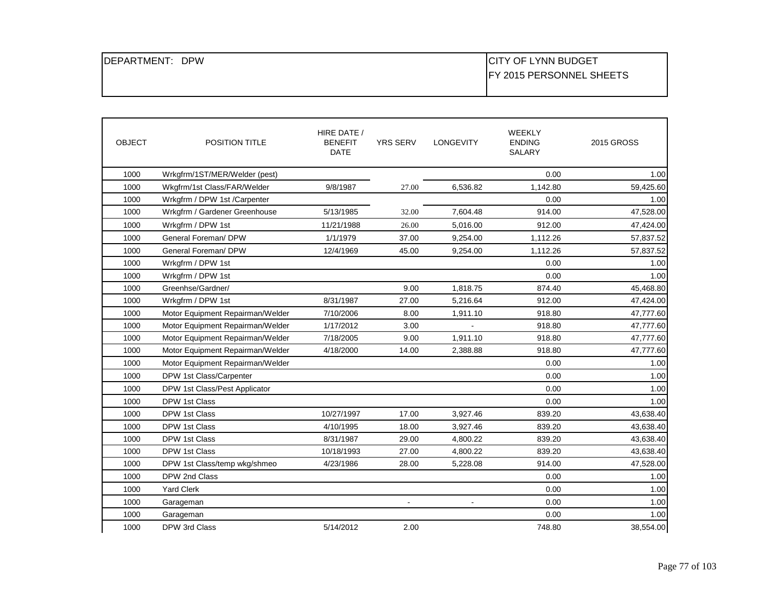| DEPARTMENT: DPW | CITY OF LYNN BUDGET<br>FY 2015 PERSONNEL SHEETS |
|---|---|

| OBJECT | POSITION TITLE | HIRE DATE / BENEFIT DATE | YRS SERV | LONGEVITY | WEEKLY ENDING SALARY | 2015 GROSS |
|---|---|---|---|---|---|---|
| 1000 | Wrkgfrm/1ST/MER/Welder (pest) | | | | 0.00 | 1.00 |
| 1000 | Wkgfrm/1st Class/FAR/Welder | 9/8/1987 | 27.00 | 6,536.82 | 1,142.80 | 59,425.60 |
| 1000 | Wrkgfrm / DPW 1st /Carpenter | | | | 0.00 | 1.00 |
| 1000 | Wrkgfrm / Gardener Greenhouse | 5/13/1985 | 32.00 | 7,604.48 | 914.00 | 47,528.00 |
| 1000 | Wrkgfrm / DPW 1st | 11/21/1988 | 26.00 | 5,016.00 | 912.00 | 47,424.00 |
| 1000 | General Foreman/ DPW | 1/1/1979 | 37.00 | 9,254.00 | 1,112.26 | 57,837.52 |
| 1000 | General Foreman/ DPW | 12/4/1969 | 45.00 | 9,254.00 | 1,112.26 | 57,837.52 |
| 1000 | Wrkgfrm / DPW 1st | | | | 0.00 | 1.00 |
| 1000 | Wrkgfrm / DPW 1st | | | | 0.00 | 1.00 |
| 1000 | Greenhse/Gardner/ | | 9.00 | 1,818.75 | 874.40 | 45,468.80 |
| 1000 | Wrkgfrm / DPW 1st | 8/31/1987 | 27.00 | 5,216.64 | 912.00 | 47,424.00 |
| 1000 | Motor Equipment Repairman/Welder | 7/10/2006 | 8.00 | 1,911.10 | 918.80 | 47,777.60 |
| 1000 | Motor Equipment Repairman/Welder | 1/17/2012 | 3.00 | - | 918.80 | 47,777.60 |
| 1000 | Motor Equipment Repairman/Welder | 7/18/2005 | 9.00 | 1,911.10 | 918.80 | 47,777.60 |
| 1000 | Motor Equipment Repairman/Welder | 4/18/2000 | 14.00 | 2,388.88 | 918.80 | 47,777.60 |
| 1000 | Motor Equipment Repairman/Welder | | | | 0.00 | 1.00 |
| 1000 | DPW 1st Class/Carpenter | | | | 0.00 | 1.00 |
| 1000 | DPW 1st Class/Pest Applicator | | | | 0.00 | 1.00 |
| 1000 | DPW 1st Class | | | | 0.00 | 1.00 |
| 1000 | DPW 1st Class | 10/27/1997 | 17.00 | 3,927.46 | 839.20 | 43,638.40 |
| 1000 | DPW 1st Class | 4/10/1995 | 18.00 | 3,927.46 | 839.20 | 43,638.40 |
| 1000 | DPW 1st Class | 8/31/1987 | 29.00 | 4,800.22 | 839.20 | 43,638.40 |
| 1000 | DPW 1st Class | 10/18/1993 | 27.00 | 4,800.22 | 839.20 | 43,638.40 |
| 1000 | DPW 1st Class/temp wkg/shmeo | 4/23/1986 | 28.00 | 5,228.08 | 914.00 | 47,528.00 |
| 1000 | DPW 2nd Class | | | | 0.00 | 1.00 |
| 1000 | Yard Clerk | | | | 0.00 | 1.00 |
| 1000 | Garageman | | - | - | 0.00 | 1.00 |
| 1000 | Garageman | | | | 0.00 | 1.00 |
| 1000 | DPW 3rd Class | 5/14/2012 | 2.00 | | 748.80 | 38,554.00 |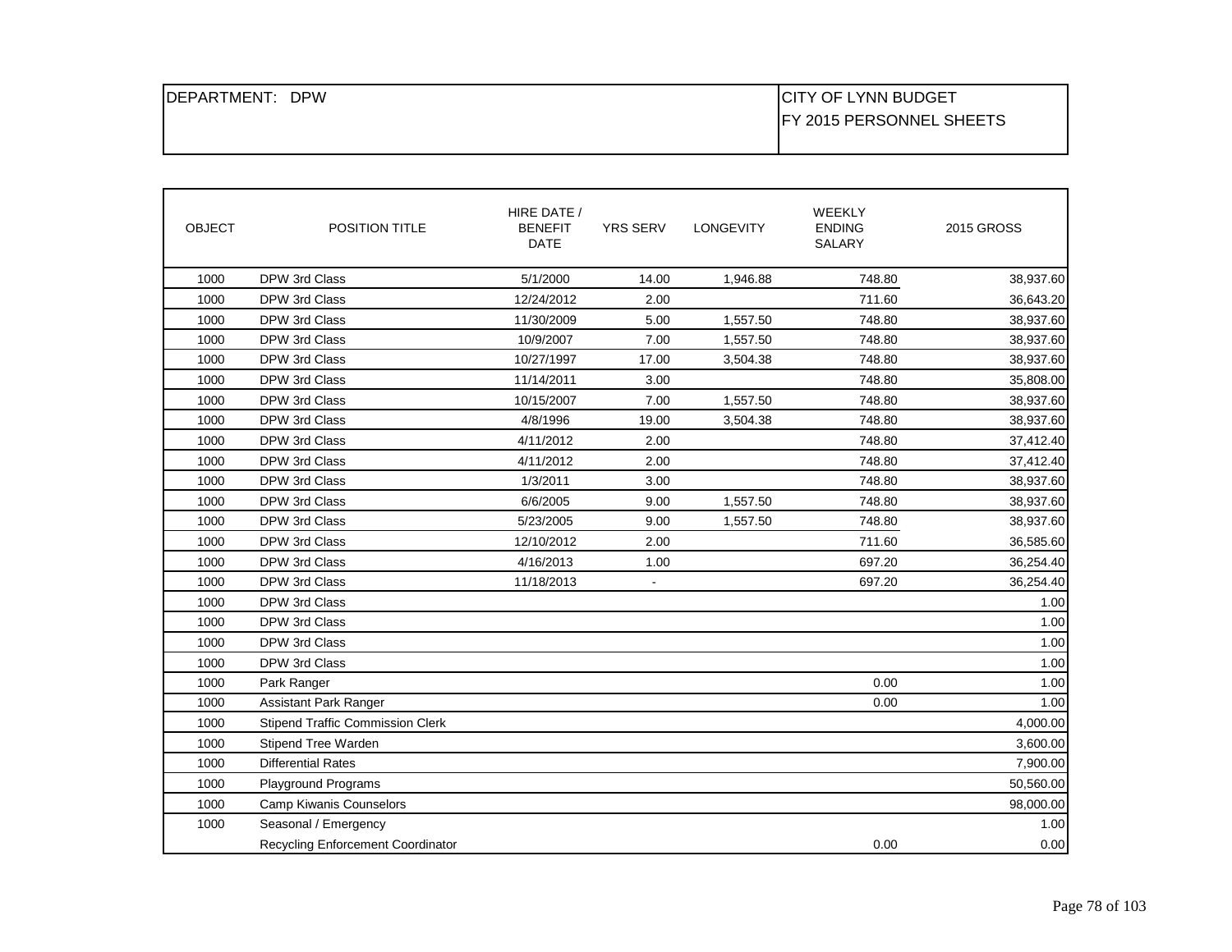| DEPARTMENT: DPW | CITY OF LYNN BUDGET<br>FY 2015 PERSONNEL SHEETS |
|---|---|

| OBJECT | POSITION TITLE | HIRE DATE / BENEFIT DATE | YRS SERV | LONGEVITY | WEEKLY ENDING SALARY | 2015 GROSS |
|---|---|---|---|---|---|---|
| 1000 | DPW 3rd Class | 5/1/2000 | 14.00 | 1,946.88 | 748.80 | 38,937.60 |
| 1000 | DPW 3rd Class | 12/24/2012 | 2.00 | | 711.60 | 36,643.20 |
| 1000 | DPW 3rd Class | 11/30/2009 | 5.00 | 1,557.50 | 748.80 | 38,937.60 |
| 1000 | DPW 3rd Class | 10/9/2007 | 7.00 | 1,557.50 | 748.80 | 38,937.60 |
| 1000 | DPW 3rd Class | 10/27/1997 | 17.00 | 3,504.38 | 748.80 | 38,937.60 |
| 1000 | DPW 3rd Class | 11/14/2011 | 3.00 | | 748.80 | 35,808.00 |
| 1000 | DPW 3rd Class | 10/15/2007 | 7.00 | 1,557.50 | 748.80 | 38,937.60 |
| 1000 | DPW 3rd Class | 4/8/1996 | 19.00 | 3,504.38 | 748.80 | 38,937.60 |
| 1000 | DPW 3rd Class | 4/11/2012 | 2.00 | | 748.80 | 37,412.40 |
| 1000 | DPW 3rd Class | 4/11/2012 | 2.00 | | 748.80 | 37,412.40 |
| 1000 | DPW 3rd Class | 1/3/2011 | 3.00 | | 748.80 | 38,937.60 |
| 1000 | DPW 3rd Class | 6/6/2005 | 9.00 | 1,557.50 | 748.80 | 38,937.60 |
| 1000 | DPW 3rd Class | 5/23/2005 | 9.00 | 1,557.50 | 748.80 | 38,937.60 |
| 1000 | DPW 3rd Class | 12/10/2012 | 2.00 | | 711.60 | 36,585.60 |
| 1000 | DPW 3rd Class | 4/16/2013 | 1.00 | | 697.20 | 36,254.40 |
| 1000 | DPW 3rd Class | 11/18/2013 | - | | 697.20 | 36,254.40 |
| 1000 | DPW 3rd Class | | | | | 1.00 |
| 1000 | DPW 3rd Class | | | | | 1.00 |
| 1000 | DPW 3rd Class | | | | | 1.00 |
| 1000 | DPW 3rd Class | | | | | 1.00 |
| 1000 | Park Ranger | | | | 0.00 | 1.00 |
| 1000 | Assistant Park Ranger | | | | 0.00 | 1.00 |
| 1000 | Stipend Traffic Commission Clerk | | | | | 4,000.00 |
| 1000 | Stipend Tree Warden | | | | | 3,600.00 |
| 1000 | Differential Rates | | | | | 7,900.00 |
| 1000 | Playground Programs | | | | | 50,560.00 |
| 1000 | Camp Kiwanis Counselors | | | | | 98,000.00 |
| 1000 | Seasonal / Emergency | | | | | 1.00 |
| | Recycling Enforcement Coordinator | | | | 0.00 | 0.00 |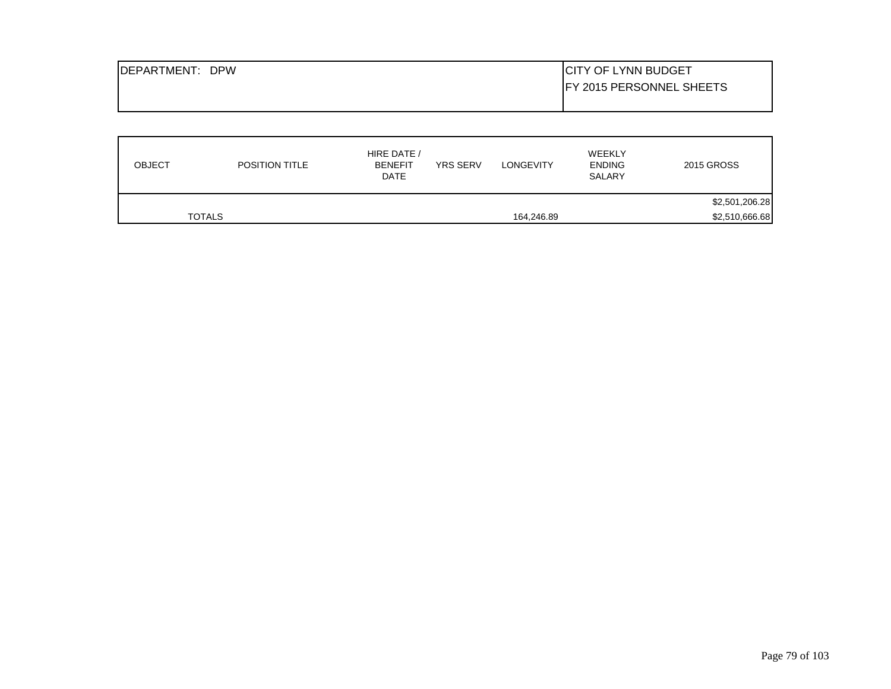| DEPARTMENT: DPW | CITY OF LYNN BUDGET<br>FY 2015 PERSONNEL SHEETS |
|---|---|

| OBJECT | POSITION TITLE | HIRE DATE / BENEFIT DATE | YRS SERV | LONGEVITY | WEEKLY ENDING SALARY | 2015 GROSS |
|---|---|---|---|---|---|---|
| | | | | | | $2,501,206.28 |
| | TOTALS | | | 164,246.89 | | $2,510,666.68 |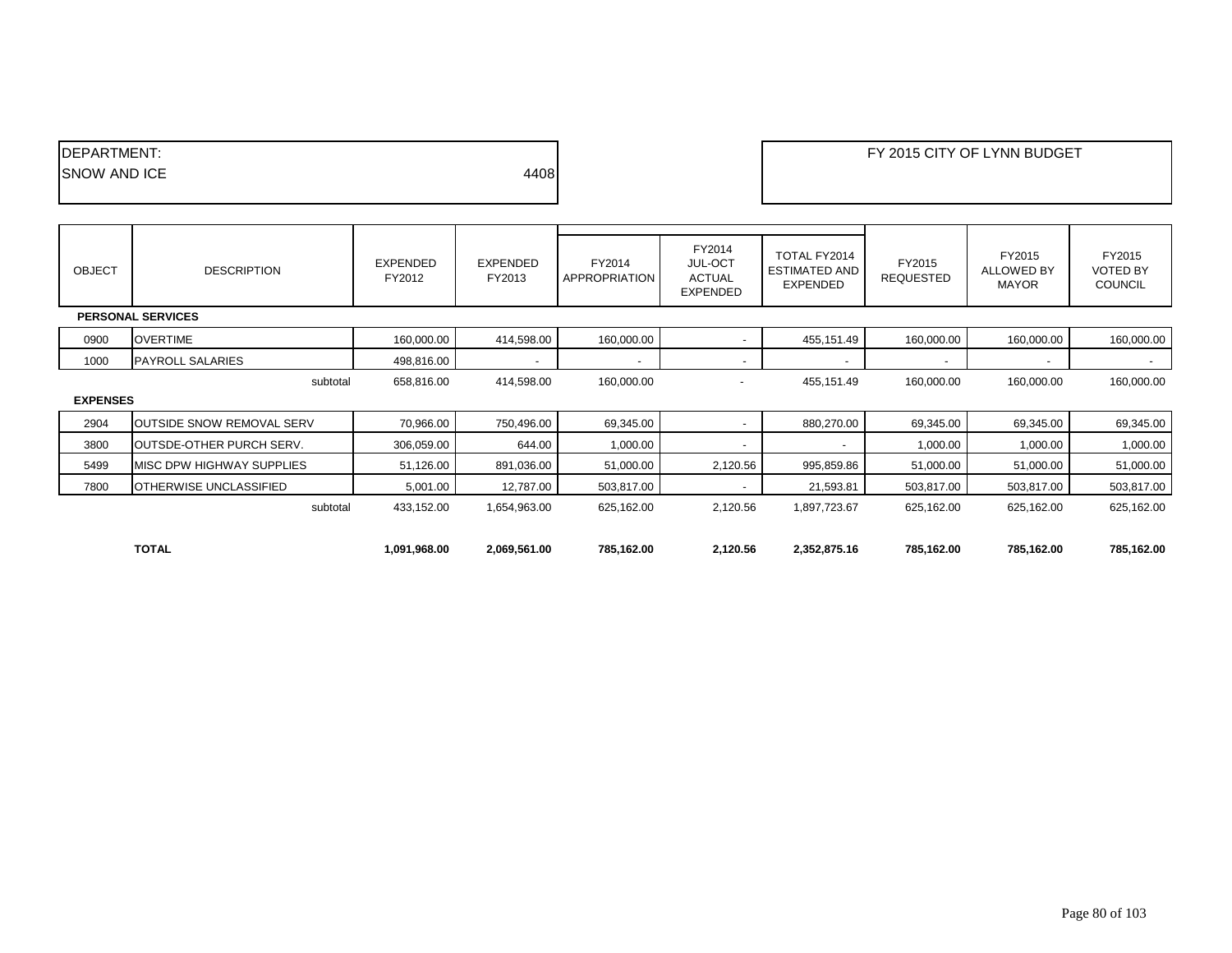| DEPARTMENT: | | FY 2015 CITY OF LYNN BUDGET |
|---|---|---|
| SNOW AND ICE | 4408 | |

| OBJECT | DESCRIPTION | EXPENDED FY2012 | EXPENDED FY2013 | FY2014 APPROPRIATION | FY2014 JUL-OCT ACTUAL EXPENDED | TOTAL FY2014 ESTIMATED AND EXPENDED | FY2015 REQUESTED | FY2015 ALLOWED BY MAYOR | FY2015 VOTED BY COUNCIL |
|---|---|---|---|---|---|---|---|---|---|
| **PERSONAL SERVICES** | | | | | | | | | |
| 0900 | OVERTIME | 160,000.00 | 414,598.00 | 160,000.00 | - | 455,151.49 | 160,000.00 | 160,000.00 | 160,000.00 |
| 1000 | PAYROLL SALARIES | 498,816.00 | - | - | - | - | - | - | - |
| | subtotal | 658,816.00 | 414,598.00 | 160,000.00 | - | 455,151.49 | 160,000.00 | 160,000.00 | 160,000.00 |
| **EXPENSES** | | | | | | | | | |
| 2904 | OUTSIDE SNOW REMOVAL SERV | 70,966.00 | 750,496.00 | 69,345.00 | - | 880,270.00 | 69,345.00 | 69,345.00 | 69,345.00 |
| 3800 | OUTSDE-OTHER PURCH SERV. | 306,059.00 | 644.00 | 1,000.00 | - | - | 1,000.00 | 1,000.00 | 1,000.00 |
| 5499 | MISC DPW HIGHWAY SUPPLIES | 51,126.00 | 891,036.00 | 51,000.00 | 2,120.56 | 995,859.86 | 51,000.00 | 51,000.00 | 51,000.00 |
| 7800 | OTHERWISE UNCLASSIFIED | 5,001.00 | 12,787.00 | 503,817.00 | - | 21,593.81 | 503,817.00 | 503,817.00 | 503,817.00 |
| | subtotal | 433,152.00 | 1,654,963.00 | 625,162.00 | 2,120.56 | 1,897,723.67 | 625,162.00 | 625,162.00 | 625,162.00 |
| | **TOTAL** | **1,091,968.00** | **2,069,561.00** | **785,162.00** | **2,120.56** | **2,352,875.16** | **785,162.00** | **785,162.00** | **785,162.00** |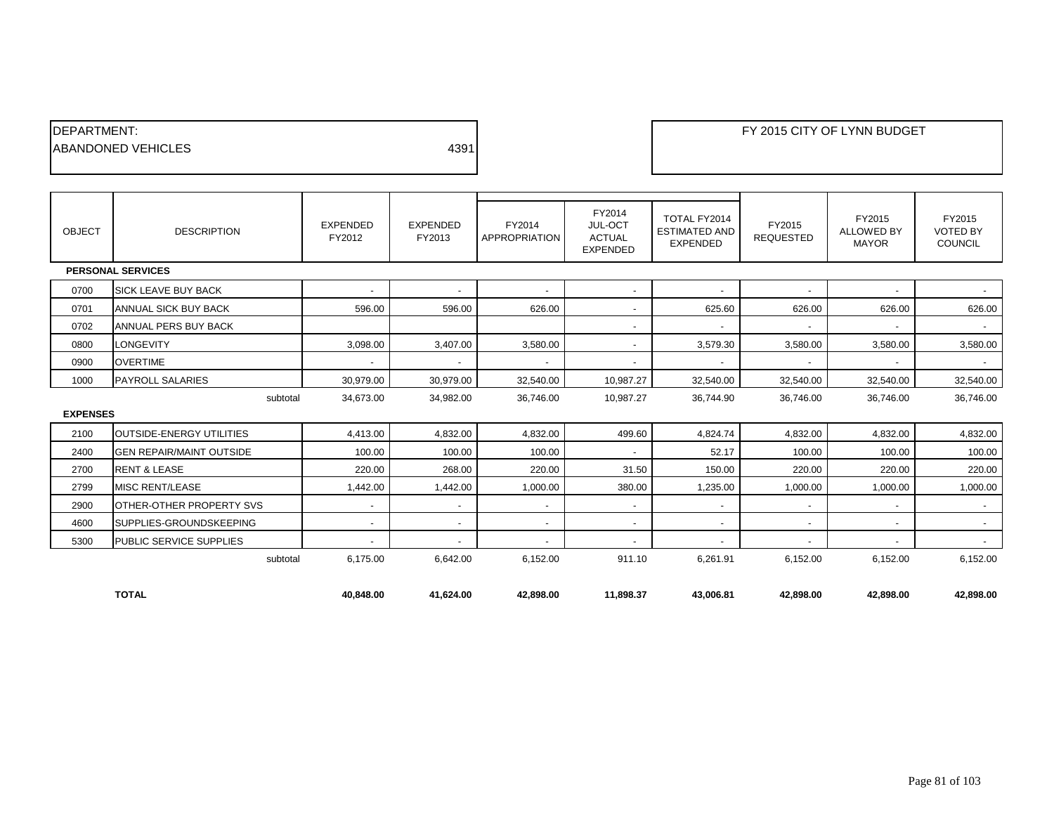DEPARTMENT:
ABANDONED VEHICLES 4391

FY 2015 CITY OF LYNN BUDGET

| OBJECT | DESCRIPTION | EXPENDED FY2012 | EXPENDED FY2013 | FY2014 APPROPRIATION | FY2014 JUL-OCT ACTUAL EXPENDED | TOTAL FY2014 ESTIMATED AND EXPENDED | FY2015 REQUESTED | FY2015 ALLOWED BY MAYOR | FY2015 VOTED BY COUNCIL |
|---|---|---|---|---|---|---|---|---|---|
| **PERSONAL SERVICES** | | | | | | | | | |
| 0700 | SICK LEAVE BUY BACK | - | - | - | - | - | - | - | - |
| 0701 | ANNUAL SICK BUY BACK | 596.00 | 596.00 | 626.00 | - | 625.60 | 626.00 | 626.00 | 626.00 |
| 0702 | ANNUAL PERS BUY BACK | | | | - | - | - | - | - |
| 0800 | LONGEVITY | 3,098.00 | 3,407.00 | 3,580.00 | - | 3,579.30 | 3,580.00 | 3,580.00 | 3,580.00 |
| 0900 | OVERTIME | - | - | - | - | - | - | - | - |
| 1000 | PAYROLL SALARIES | 30,979.00 | 30,979.00 | 32,540.00 | 10,987.27 | 32,540.00 | 32,540.00 | 32,540.00 | 32,540.00 |
| | subtotal | 34,673.00 | 34,982.00 | 36,746.00 | 10,987.27 | 36,744.90 | 36,746.00 | 36,746.00 | 36,746.00 |
| **EXPENSES** | | | | | | | | | |
| 2100 | OUTSIDE-ENERGY UTILITIES | 4,413.00 | 4,832.00 | 4,832.00 | 499.60 | 4,824.74 | 4,832.00 | 4,832.00 | 4,832.00 |
| 2400 | GEN REPAIR/MAINT OUTSIDE | 100.00 | 100.00 | 100.00 | - | 52.17 | 100.00 | 100.00 | 100.00 |
| 2700 | RENT & LEASE | 220.00 | 268.00 | 220.00 | 31.50 | 150.00 | 220.00 | 220.00 | 220.00 |
| 2799 | MISC RENT/LEASE | 1,442.00 | 1,442.00 | 1,000.00 | 380.00 | 1,235.00 | 1,000.00 | 1,000.00 | 1,000.00 |
| 2900 | OTHER-OTHER PROPERTY SVS | - | - | - | - | - | - | - | - |
| 4600 | SUPPLIES-GROUNDSKEEPING | - | - | - | - | - | - | - | - |
| 5300 | PUBLIC SERVICE SUPPLIES | - | - | - | - | - | - | - | - |
| | subtotal | 6,175.00 | 6,642.00 | 6,152.00 | 911.10 | 6,261.91 | 6,152.00 | 6,152.00 | 6,152.00 |
| | **TOTAL** | **40,848.00** | **41,624.00** | **42,898.00** | **11,898.37** | **43,006.81** | **42,898.00** | **42,898.00** | **42,898.00** |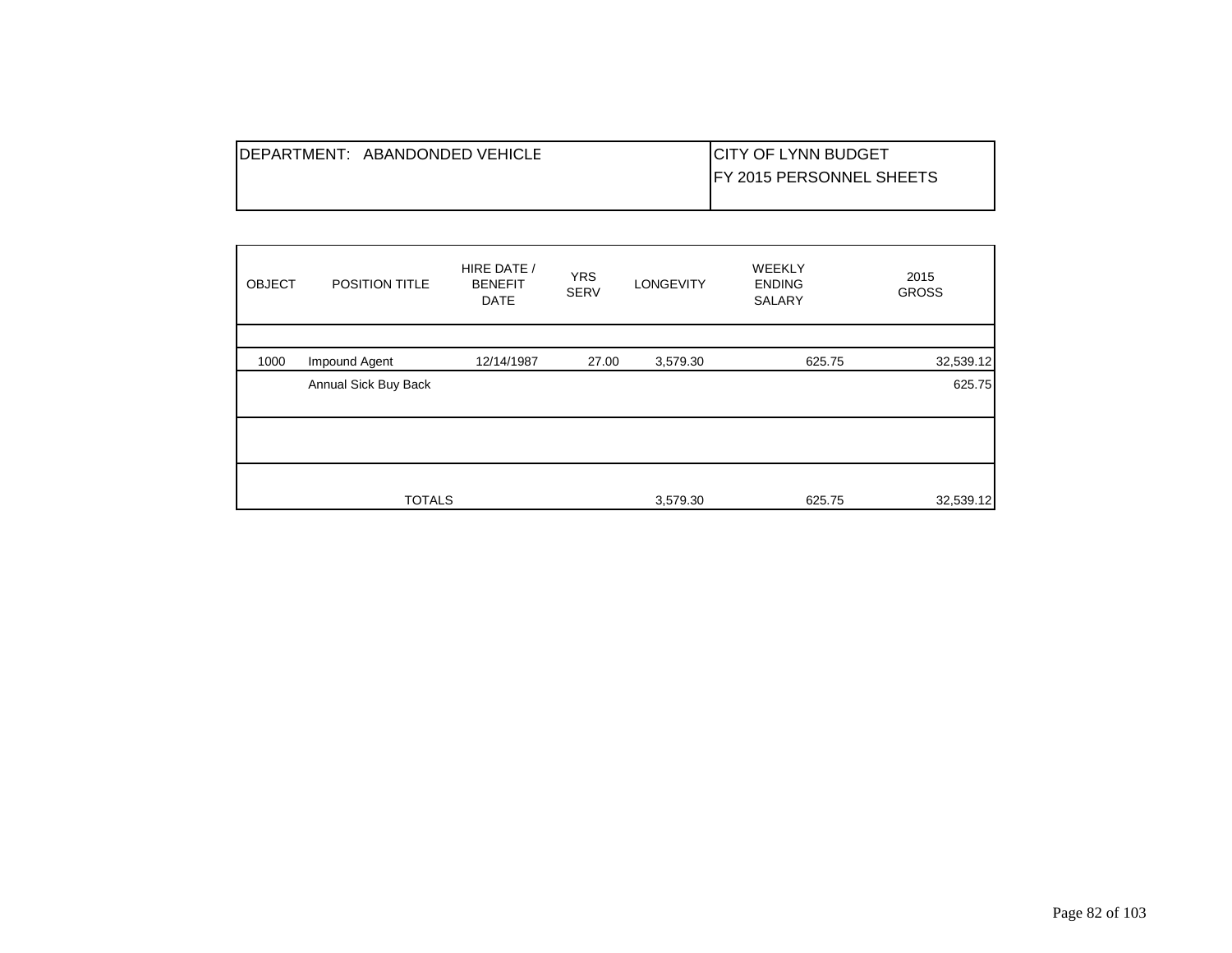| DEPARTMENT: ABANDONDED VEHICLE | CITY OF LYNN BUDGET<br>FY 2015 PERSONNEL SHEETS |
|---|---|

| OBJECT | POSITION TITLE | HIRE DATE / BENEFIT DATE | YRS SERV | LONGEVITY | WEEKLY ENDING SALARY | 2015 GROSS |
|---|---|---|---|---|---|---|
| 1000 | Impound Agent | 12/14/1987 | 27.00 | 3,579.30 | 625.75 | 32,539.12 |
| | Annual Sick Buy Back | | | | | 625.75 |
| | TOTALS | | | 3,579.30 | 625.75 | 32,539.12 |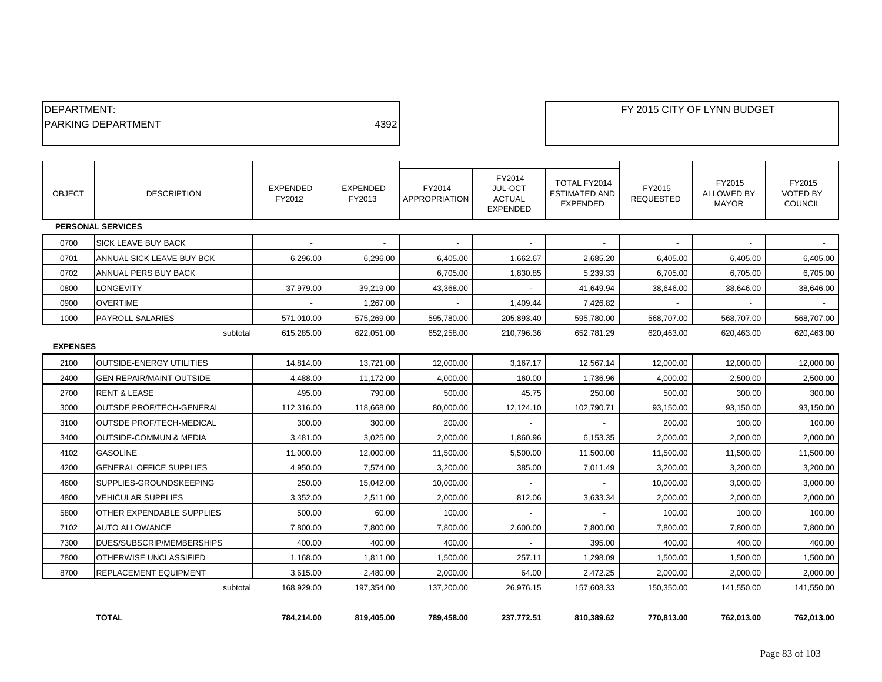DEPARTMENT:
PARKING DEPARTMENT 4392

FY 2015 CITY OF LYNN BUDGET

| OBJECT | DESCRIPTION | EXPENDED FY2012 | EXPENDED FY2013 | FY2014 APPROPRIATION | FY2014 JUL-OCT ACTUAL EXPENDED | TOTAL FY2014 ESTIMATED AND EXPENDED | FY2015 REQUESTED | FY2015 ALLOWED BY MAYOR | FY2015 VOTED BY COUNCIL |
|---|---|---|---|---|---|---|---|---|---|
| **PERSONAL SERVICES** | | | | | | | | | |
| 0700 | SICK LEAVE BUY BACK | - | - | - | - | - | - | - | - |
| 0701 | ANNUAL SICK LEAVE BUY BCK | 6,296.00 | 6,296.00 | 6,405.00 | 1,662.67 | 2,685.20 | 6,405.00 | 6,405.00 | 6,405.00 |
| 0702 | ANNUAL PERS BUY BACK | | | 6,705.00 | 1,830.85 | 5,239.33 | 6,705.00 | 6,705.00 | 6,705.00 |
| 0800 | LONGEVITY | 37,979.00 | 39,219.00 | 43,368.00 | - | 41,649.94 | 38,646.00 | 38,646.00 | 38,646.00 |
| 0900 | OVERTIME | - | 1,267.00 | - | 1,409.44 | 7,426.82 | - | - | - |
| 1000 | PAYROLL SALARIES | 571,010.00 | 575,269.00 | 595,780.00 | 205,893.40 | 595,780.00 | 568,707.00 | 568,707.00 | 568,707.00 |
| | subtotal | 615,285.00 | 622,051.00 | 652,258.00 | 210,796.36 | 652,781.29 | 620,463.00 | 620,463.00 | 620,463.00 |
| **EXPENSES** | | | | | | | | | |
| 2100 | OUTSIDE-ENERGY UTILITIES | 14,814.00 | 13,721.00 | 12,000.00 | 3,167.17 | 12,567.14 | 12,000.00 | 12,000.00 | 12,000.00 |
| 2400 | GEN REPAIR/MAINT OUTSIDE | 4,488.00 | 11,172.00 | 4,000.00 | 160.00 | 1,736.96 | 4,000.00 | 2,500.00 | 2,500.00 |
| 2700 | RENT & LEASE | 495.00 | 790.00 | 500.00 | 45.75 | 250.00 | 500.00 | 300.00 | 300.00 |
| 3000 | OUTSDE PROF/TECH-GENERAL | 112,316.00 | 118,668.00 | 80,000.00 | 12,124.10 | 102,790.71 | 93,150.00 | 93,150.00 | 93,150.00 |
| 3100 | OUTSDE PROF/TECH-MEDICAL | 300.00 | 300.00 | 200.00 | - | - | 200.00 | 100.00 | 100.00 |
| 3400 | OUTSIDE-COMMUN & MEDIA | 3,481.00 | 3,025.00 | 2,000.00 | 1,860.96 | 6,153.35 | 2,000.00 | 2,000.00 | 2,000.00 |
| 4102 | GASOLINE | 11,000.00 | 12,000.00 | 11,500.00 | 5,500.00 | 11,500.00 | 11,500.00 | 11,500.00 | 11,500.00 |
| 4200 | GENERAL OFFICE SUPPLIES | 4,950.00 | 7,574.00 | 3,200.00 | 385.00 | 7,011.49 | 3,200.00 | 3,200.00 | 3,200.00 |
| 4600 | SUPPLIES-GROUNDSKEEPING | 250.00 | 15,042.00 | 10,000.00 | - | - | 10,000.00 | 3,000.00 | 3,000.00 |
| 4800 | VEHICULAR SUPPLIES | 3,352.00 | 2,511.00 | 2,000.00 | 812.06 | 3,633.34 | 2,000.00 | 2,000.00 | 2,000.00 |
| 5800 | OTHER EXPENDABLE SUPPLIES | 500.00 | 60.00 | 100.00 | - | - | 100.00 | 100.00 | 100.00 |
| 7102 | AUTO ALLOWANCE | 7,800.00 | 7,800.00 | 7,800.00 | 2,600.00 | 7,800.00 | 7,800.00 | 7,800.00 | 7,800.00 |
| 7300 | DUES/SUBSCRIP/MEMBERSHIPS | 400.00 | 400.00 | 400.00 | - | 395.00 | 400.00 | 400.00 | 400.00 |
| 7800 | OTHERWISE UNCLASSIFIED | 1,168.00 | 1,811.00 | 1,500.00 | 257.11 | 1,298.09 | 1,500.00 | 1,500.00 | 1,500.00 |
| 8700 | REPLACEMENT EQUIPMENT | 3,615.00 | 2,480.00 | 2,000.00 | 64.00 | 2,472.25 | 2,000.00 | 2,000.00 | 2,000.00 |
| | subtotal | 168,929.00 | 197,354.00 | 137,200.00 | 26,976.15 | 157,608.33 | 150,350.00 | 141,550.00 | 141,550.00 |
| | **TOTAL** | **784,214.00** | **819,405.00** | **789,458.00** | **237,772.51** | **810,389.62** | **770,813.00** | **762,013.00** | **762,013.00** |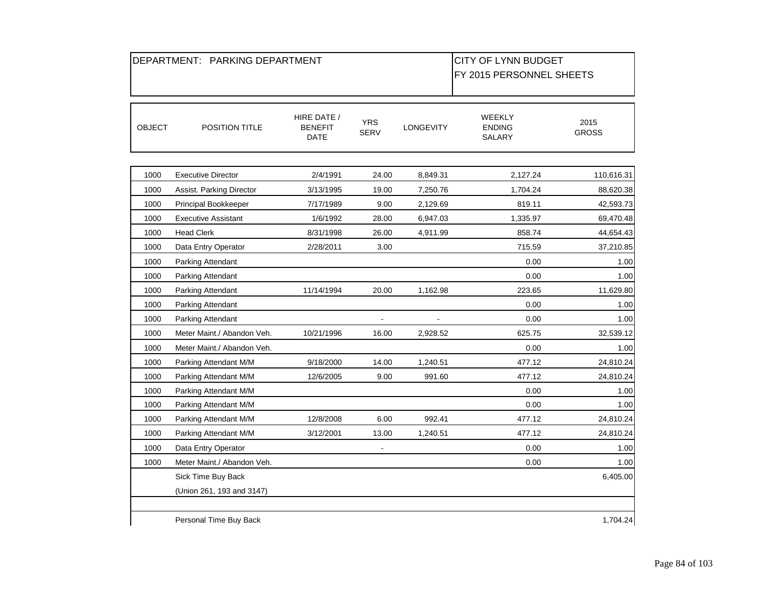| DEPARTMENT: PARKING DEPARTMENT | CITY OF LYNN BUDGET FY 2015 PERSONNEL SHEETS |
|---|---|

| OBJECT | POSITION TITLE | HIRE DATE / BENEFIT DATE | YRS SERV | LONGEVITY | WEEKLY ENDING SALARY | 2015 GROSS |
|---|---|---|---|---|---|---|
| 1000 | Executive Director | 2/4/1991 | 24.00 | 8,849.31 | 2,127.24 | 110,616.31 |
| 1000 | Assist. Parking Director | 3/13/1995 | 19.00 | 7,250.76 | 1,704.24 | 88,620.38 |
| 1000 | Principal Bookkeeper | 7/17/1989 | 9.00 | 2,129.69 | 819.11 | 42,593.73 |
| 1000 | Executive Assistant | 1/6/1992 | 28.00 | 6,947.03 | 1,335.97 | 69,470.48 |
| 1000 | Head Clerk | 8/31/1998 | 26.00 | 4,911.99 | 858.74 | 44,654.43 |
| 1000 | Data Entry Operator | 2/28/2011 | 3.00 | | 715.59 | 37,210.85 |
| 1000 | Parking Attendant | | | | 0.00 | 1.00 |
| 1000 | Parking Attendant | | | | 0.00 | 1.00 |
| 1000 | Parking Attendant | 11/14/1994 | 20.00 | 1,162.98 | 223.65 | 11,629.80 |
| 1000 | Parking Attendant | | | | 0.00 | 1.00 |
| 1000 | Parking Attendant | | - | - | 0.00 | 1.00 |
| 1000 | Meter Maint./ Abandon Veh. | 10/21/1996 | 16.00 | 2,928.52 | 625.75 | 32,539.12 |
| 1000 | Meter Maint./ Abandon Veh. | | | | 0.00 | 1.00 |
| 1000 | Parking Attendant M/M | 9/18/2000 | 14.00 | 1,240.51 | 477.12 | 24,810.24 |
| 1000 | Parking Attendant M/M | 12/6/2005 | 9.00 | 991.60 | 477.12 | 24,810.24 |
| 1000 | Parking Attendant M/M | | | | 0.00 | 1.00 |
| 1000 | Parking Attendant M/M | | | | 0.00 | 1.00 |
| 1000 | Parking Attendant M/M | 12/8/2008 | 6.00 | 992.41 | 477.12 | 24,810.24 |
| 1000 | Parking Attendant M/M | 3/12/2001 | 13.00 | 1,240.51 | 477.12 | 24,810.24 |
| 1000 | Data Entry Operator | | - | | 0.00 | 1.00 |
| 1000 | Meter Maint./ Abandon Veh. | | | | 0.00 | 1.00 |
| | Sick Time Buy Back | | | | | 6,405.00 |
| | (Union 261, 193 and 3147) | | | | | |
| | | | | | | |
| | Personal Time Buy Back | | | | | 1,704.24 |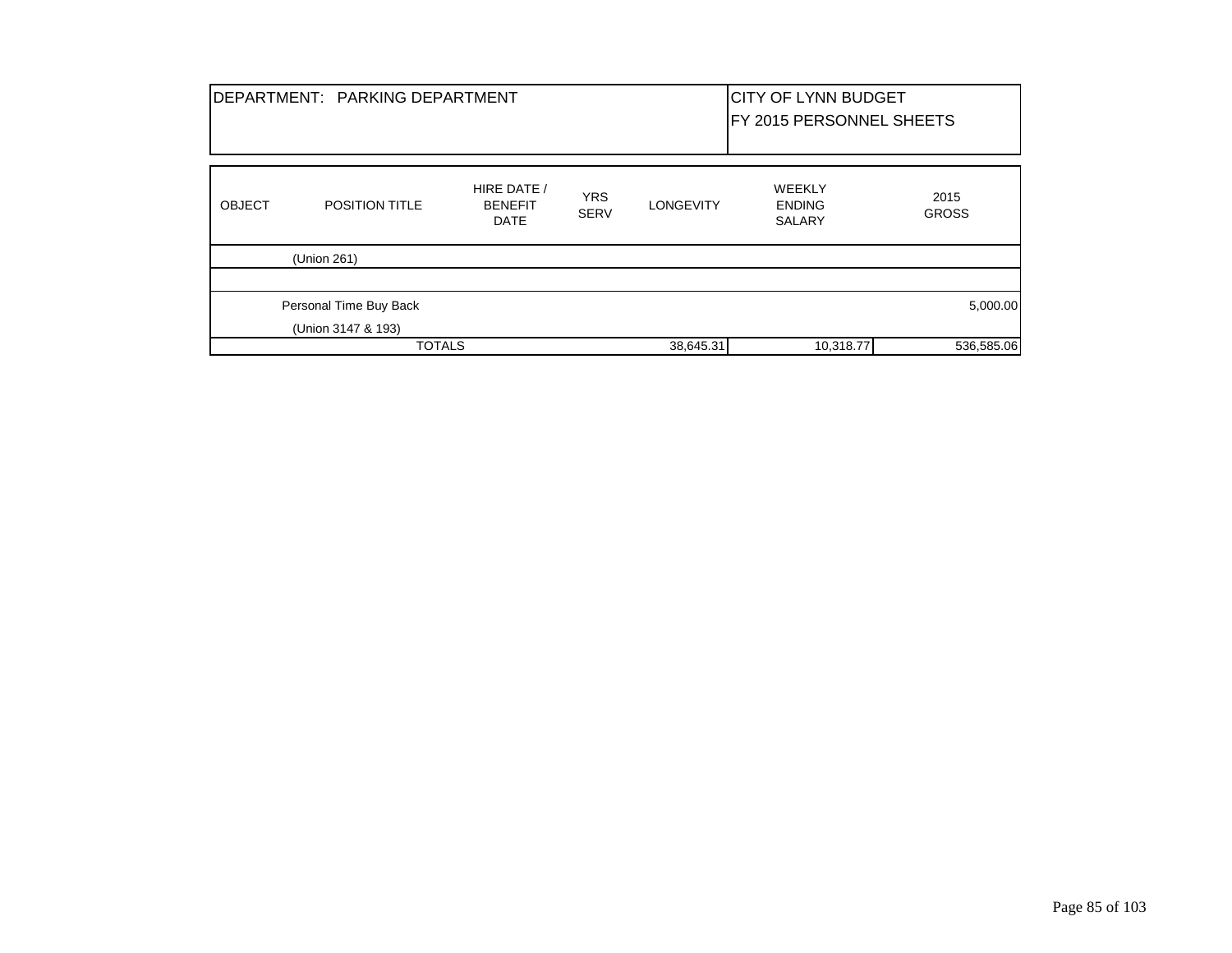| DEPARTMENT: PARKING DEPARTMENT | CITY OF LYNN BUDGET<br>FY 2015 PERSONNEL SHEETS |
|---|---|

| OBJECT | POSITION TITLE | HIRE DATE / BENEFIT DATE | YRS SERV | LONGEVITY | WEEKLY ENDING SALARY | 2015 GROSS |
|---|---|---|---|---|---|---|
| | (Union 261) | | | | | |
| | | | | | | |
| | Personal Time Buy Back | | | | | 5,000.00 |
| | (Union 3147 & 193) | | | | | |
| | TOTALS | | | 38,645.31 | 10,318.77 | 536,585.06 |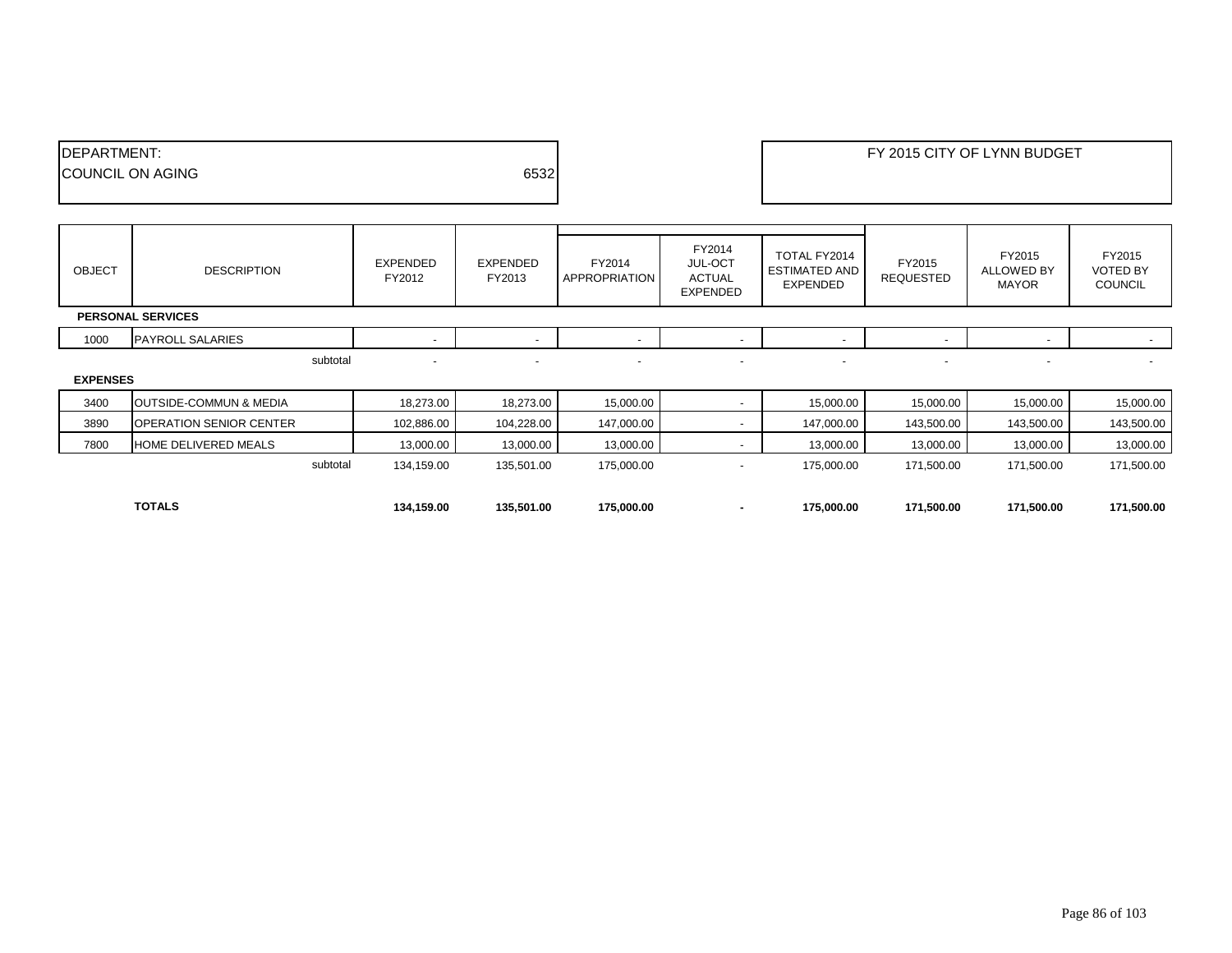DEPARTMENT:
COUNCIL ON AGING 6532

FY 2015 CITY OF LYNN BUDGET

| OBJECT | DESCRIPTION | EXPENDED FY2012 | EXPENDED FY2013 | FY2014 APPROPRIATION | FY2014 JUL-OCT ACTUAL EXPENDED | TOTAL FY2014 ESTIMATED AND EXPENDED | FY2015 REQUESTED | FY2015 ALLOWED BY MAYOR | FY2015 VOTED BY COUNCIL |
|---|---|---|---|---|---|---|---|---|---|
| **PERSONAL SERVICES** | | | | | | | | | |
| 1000 | PAYROLL SALARIES | - | - | - | - | - | - | - | - |
| | subtotal | - | - | - | - | - | - | - | - |
| **EXPENSES** | | | | | | | | | |
| 3400 | OUTSIDE-COMMUN & MEDIA | 18,273.00 | 18,273.00 | 15,000.00 | - | 15,000.00 | 15,000.00 | 15,000.00 | 15,000.00 |
| 3890 | OPERATION SENIOR CENTER | 102,886.00 | 104,228.00 | 147,000.00 | - | 147,000.00 | 143,500.00 | 143,500.00 | 143,500.00 |
| 7800 | HOME DELIVERED MEALS | 13,000.00 | 13,000.00 | 13,000.00 | - | 13,000.00 | 13,000.00 | 13,000.00 | 13,000.00 |
| | subtotal | 134,159.00 | 135,501.00 | 175,000.00 | - | 175,000.00 | 171,500.00 | 171,500.00 | 171,500.00 |
| | **TOTALS** | **134,159.00** | **135,501.00** | **175,000.00** | **-** | **175,000.00** | **171,500.00** | **171,500.00** | **171,500.00** |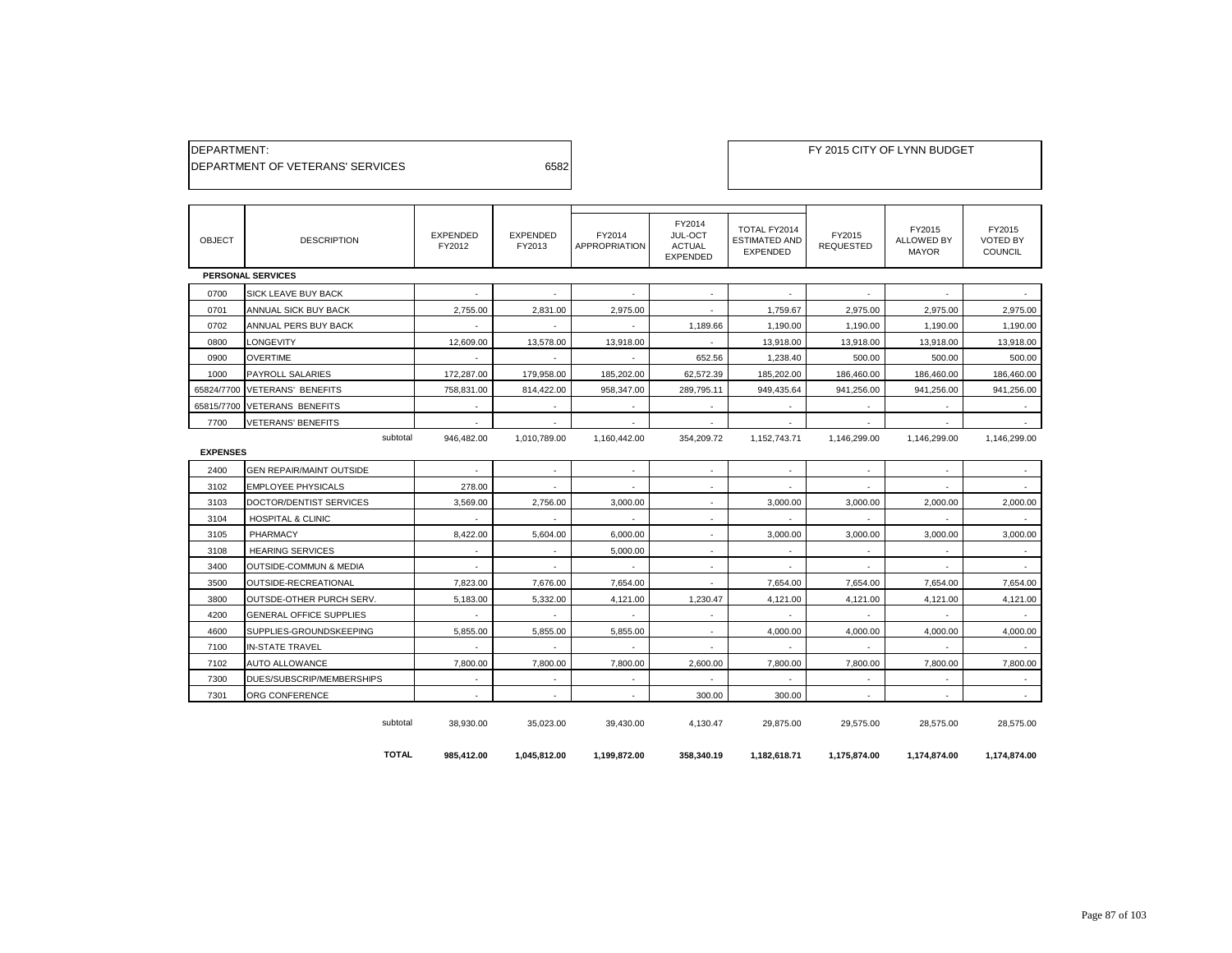DEPARTMENT:
DEPARTMENT OF VETERANS' SERVICES 6582

FY 2015 CITY OF LYNN BUDGET

| OBJECT | DESCRIPTION | EXPENDED FY2012 | EXPENDED FY2013 | FY2014 APPROPRIATION | FY2014 JUL-OCT ACTUAL EXPENDED | TOTAL FY2014 ESTIMATED AND EXPENDED | FY2015 REQUESTED | FY2015 ALLOWED BY MAYOR | FY2015 VOTED BY COUNCIL |
|---|---|---|---|---|---|---|---|---|---|
| **PERSONAL SERVICES** | | | | | | | | | |
| 0700 | SICK LEAVE BUY BACK | - | - | - | - | - | - | - | - |
| 0701 | ANNUAL SICK BUY BACK | 2,755.00 | 2,831.00 | 2,975.00 | - | 1,759.67 | 2,975.00 | 2,975.00 | 2,975.00 |
| 0702 | ANNUAL PERS BUY BACK | - | - | - | 1,189.66 | 1,190.00 | 1,190.00 | 1,190.00 | 1,190.00 |
| 0800 | LONGEVITY | 12,609.00 | 13,578.00 | 13,918.00 | - | 13,918.00 | 13,918.00 | 13,918.00 | 13,918.00 |
| 0900 | OVERTIME | - | - | - | 652.56 | 1,238.40 | 500.00 | 500.00 | 500.00 |
| 1000 | PAYROLL SALARIES | 172,287.00 | 179,958.00 | 185,202.00 | 62,572.39 | 185,202.00 | 186,460.00 | 186,460.00 | 186,460.00 |
| 65824/7700 | VETERANS' BENEFITS | 758,831.00 | 814,422.00 | 958,347.00 | 289,795.11 | 949,435.64 | 941,256.00 | 941,256.00 | 941,256.00 |
| 65815/7700 | VETERANS BENEFITS | - | - | - | - | - | - | - | - |
| 7700 | VETERANS' BENEFITS | - | - | - | - | - | - | - | - |
| | subtotal | 946,482.00 | 1,010,789.00 | 1,160,442.00 | 354,209.72 | 1,152,743.71 | 1,146,299.00 | 1,146,299.00 | 1,146,299.00 |
| **EXPENSES** | | | | | | | | | |
| 2400 | GEN REPAIR/MAINT OUTSIDE | - | - | - | - | - | - | - | - |
| 3102 | EMPLOYEE PHYSICALS | 278.00 | - | - | - | - | - | - | - |
| 3103 | DOCTOR/DENTIST SERVICES | 3,569.00 | 2,756.00 | 3,000.00 | - | 3,000.00 | 3,000.00 | 2,000.00 | 2,000.00 |
| 3104 | HOSPITAL & CLINIC | - | - | - | - | - | - | - | - |
| 3105 | PHARMACY | 8,422.00 | 5,604.00 | 6,000.00 | - | 3,000.00 | 3,000.00 | 3,000.00 | 3,000.00 |
| 3108 | HEARING SERVICES | - | - | 5,000.00 | - | - | - | - | - |
| 3400 | OUTSIDE-COMMUN & MEDIA | - | - | - | - | - | - | - | - |
| 3500 | OUTSIDE-RECREATIONAL | 7,823.00 | 7,676.00 | 7,654.00 | - | 7,654.00 | 7,654.00 | 7,654.00 | 7,654.00 |
| 3800 | OUTSDE-OTHER PURCH SERV. | 5,183.00 | 5,332.00 | 4,121.00 | 1,230.47 | 4,121.00 | 4,121.00 | 4,121.00 | 4,121.00 |
| 4200 | GENERAL OFFICE SUPPLIES | - | - | - | - | - | - | - | - |
| 4600 | SUPPLIES-GROUNDSKEEPING | 5,855.00 | 5,855.00 | 5,855.00 | - | 4,000.00 | 4,000.00 | 4,000.00 | 4,000.00 |
| 7100 | IN-STATE TRAVEL | - | - | - | - | - | - | - | - |
| 7102 | AUTO ALLOWANCE | 7,800.00 | 7,800.00 | 7,800.00 | 2,600.00 | 7,800.00 | 7,800.00 | 7,800.00 | 7,800.00 |
| 7300 | DUES/SUBSCRIP/MEMBERSHIPS | - | - | - | - | - | - | - | - |
| 7301 | ORG CONFERENCE | - | - | - | 300.00 | 300.00 | - | - | - |
| | subtotal | 38,930.00 | 35,023.00 | 39,430.00 | 4,130.47 | 29,875.00 | 29,575.00 | 28,575.00 | 28,575.00 |
| | **TOTAL** | **985,412.00** | **1,045,812.00** | **1,199,872.00** | **358,340.19** | **1,182,618.71** | **1,175,874.00** | **1,174,874.00** | **1,174,874.00** |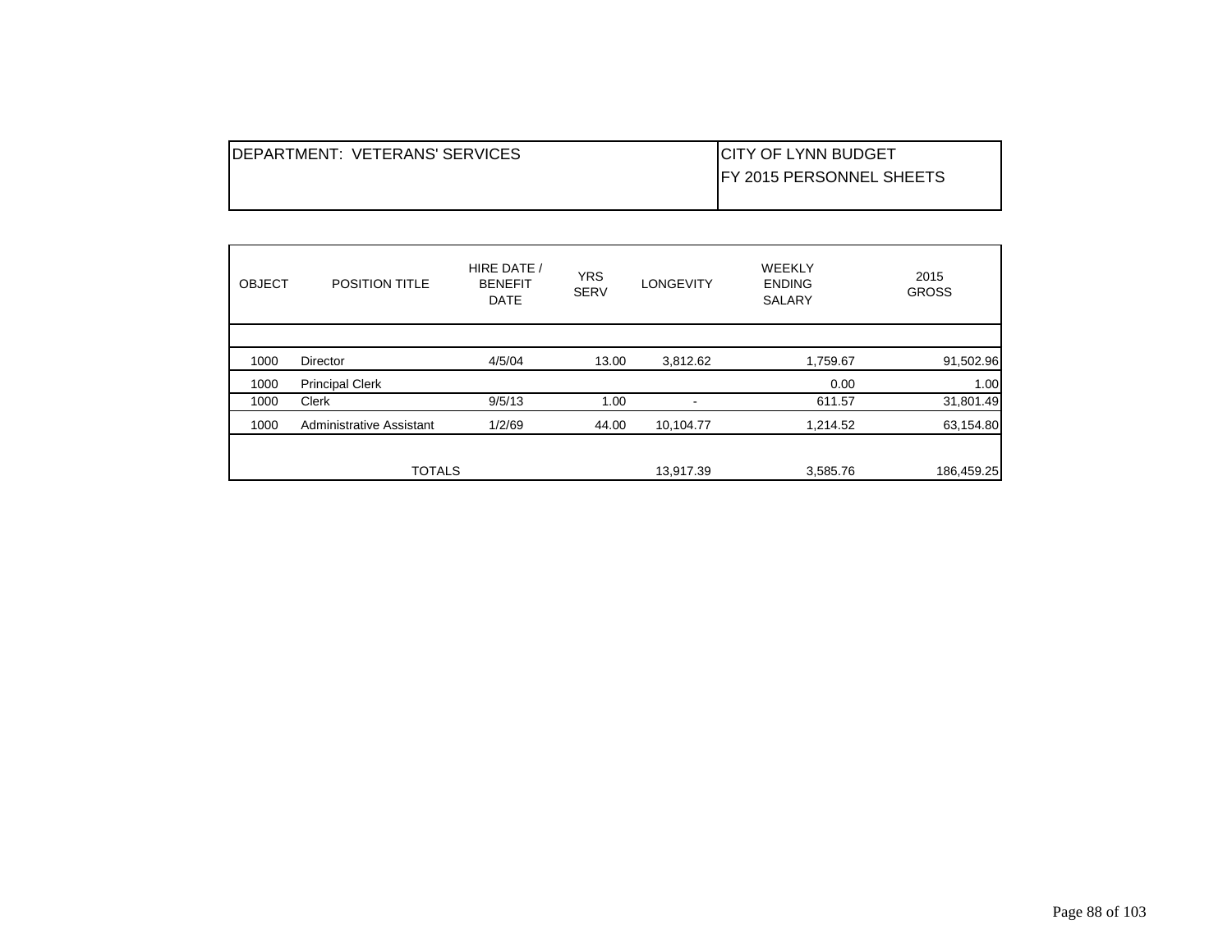| DEPARTMENT: VETERANS' SERVICES | CITY OF LYNN BUDGET<br>FY 2015 PERSONNEL SHEETS |
|---|---|

| OBJECT | POSITION TITLE | HIRE DATE / BENEFIT DATE | YRS SERV | LONGEVITY | WEEKLY ENDING SALARY | 2015 GROSS |
|---|---|---|---|---|---|---|
| 1000 | Director | 4/5/04 | 13.00 | 3,812.62 | 1,759.67 | 91,502.96 |
| 1000 | Principal Clerk | | | | 0.00 | 1.00 |
| 1000 | Clerk | 9/5/13 | 1.00 | - | 611.57 | 31,801.49 |
| 1000 | Administrative Assistant | 1/2/69 | 44.00 | 10,104.77 | 1,214.52 | 63,154.80 |
| | TOTALS | | | 13,917.39 | 3,585.76 | 186,459.25 |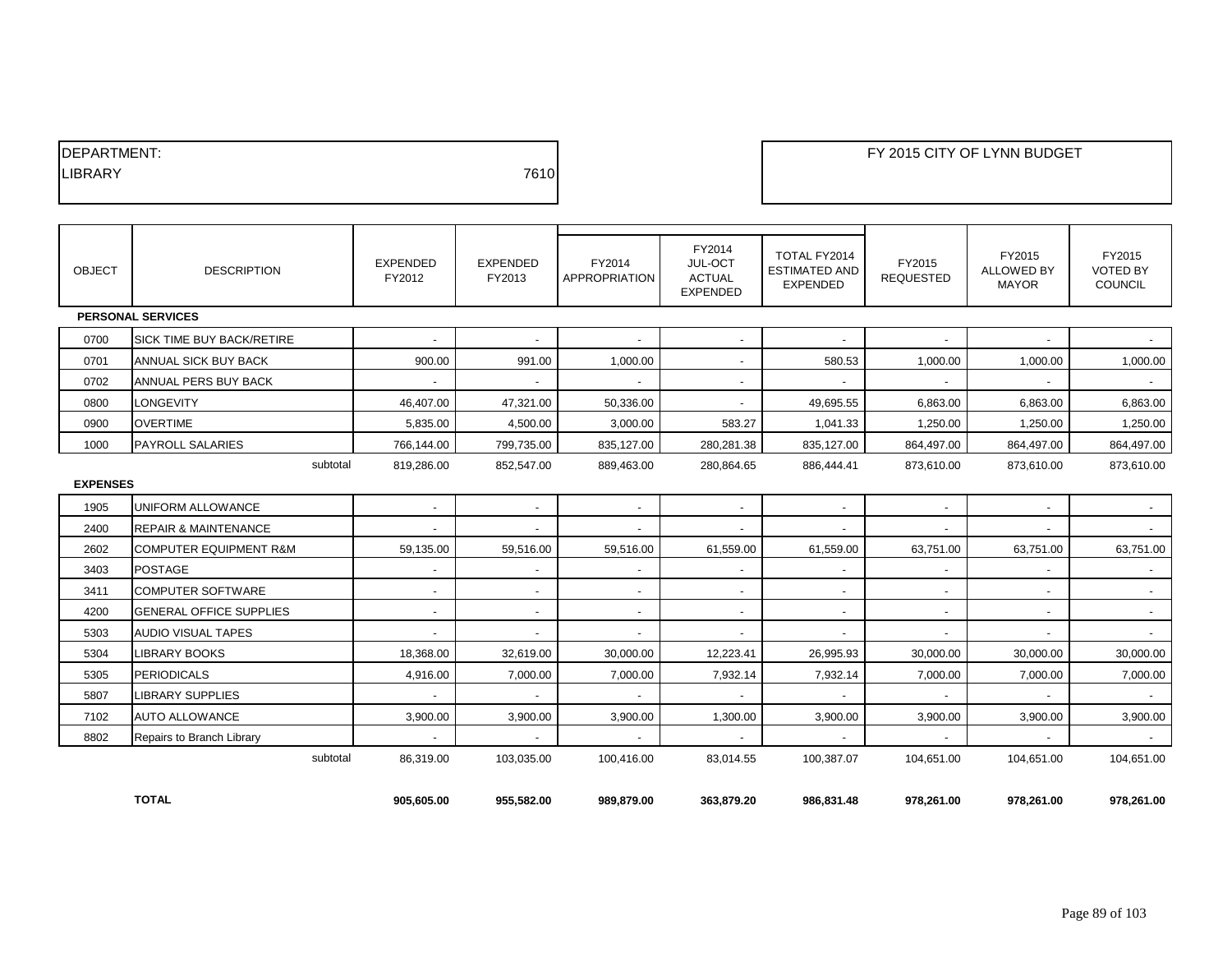| DEPARTMENT: | |
|---|---|
| LIBRARY | 7610 |

FY 2015 CITY OF LYNN BUDGET

| OBJECT | DESCRIPTION | EXPENDED FY2012 | EXPENDED FY2013 | FY2014 APPROPRIATION | FY2014 JUL-OCT ACTUAL EXPENDED | TOTAL FY2014 ESTIMATED AND EXPENDED | FY2015 REQUESTED | FY2015 ALLOWED BY MAYOR | FY2015 VOTED BY COUNCIL |
|---|---|---|---|---|---|---|---|---|---|
| **PERSONAL SERVICES** | | | | | | | | | |
| 0700 | SICK TIME BUY BACK/RETIRE | - | - | - | - | - | - | - | - |
| 0701 | ANNUAL SICK BUY BACK | 900.00 | 991.00 | 1,000.00 | - | 580.53 | 1,000.00 | 1,000.00 | 1,000.00 |
| 0702 | ANNUAL PERS BUY BACK | - | - | - | - | - | - | - | - |
| 0800 | LONGEVITY | 46,407.00 | 47,321.00 | 50,336.00 | - | 49,695.55 | 6,863.00 | 6,863.00 | 6,863.00 |
| 0900 | OVERTIME | 5,835.00 | 4,500.00 | 3,000.00 | 583.27 | 1,041.33 | 1,250.00 | 1,250.00 | 1,250.00 |
| 1000 | PAYROLL SALARIES | 766,144.00 | 799,735.00 | 835,127.00 | 280,281.38 | 835,127.00 | 864,497.00 | 864,497.00 | 864,497.00 |
| | subtotal | 819,286.00 | 852,547.00 | 889,463.00 | 280,864.65 | 886,444.41 | 873,610.00 | 873,610.00 | 873,610.00 |
| **EXPENSES** | | | | | | | | | |
| 1905 | UNIFORM ALLOWANCE | - | - | - | - | - | - | - | - |
| 2400 | REPAIR & MAINTENANCE | - | - | - | - | - | - | - | - |
| 2602 | COMPUTER EQUIPMENT R&M | 59,135.00 | 59,516.00 | 59,516.00 | 61,559.00 | 61,559.00 | 63,751.00 | 63,751.00 | 63,751.00 |
| 3403 | POSTAGE | - | - | - | - | - | - | - | - |
| 3411 | COMPUTER SOFTWARE | - | - | - | - | - | - | - | - |
| 4200 | GENERAL OFFICE SUPPLIES | - | - | - | - | - | - | - | - |
| 5303 | AUDIO VISUAL TAPES | - | - | - | - | - | - | - | - |
| 5304 | LIBRARY BOOKS | 18,368.00 | 32,619.00 | 30,000.00 | 12,223.41 | 26,995.93 | 30,000.00 | 30,000.00 | 30,000.00 |
| 5305 | PERIODICALS | 4,916.00 | 7,000.00 | 7,000.00 | 7,932.14 | 7,932.14 | 7,000.00 | 7,000.00 | 7,000.00 |
| 5807 | LIBRARY SUPPLIES | - | - | - | - | - | - | - | - |
| 7102 | AUTO ALLOWANCE | 3,900.00 | 3,900.00 | 3,900.00 | 1,300.00 | 3,900.00 | 3,900.00 | 3,900.00 | 3,900.00 |
| 8802 | Repairs to Branch Library | - | - | - | - | - | - | - | - |
| | subtotal | 86,319.00 | 103,035.00 | 100,416.00 | 83,014.55 | 100,387.07 | 104,651.00 | 104,651.00 | 104,651.00 |
| | **TOTAL** | **905,605.00** | **955,582.00** | **989,879.00** | **363,879.20** | **986,831.48** | **978,261.00** | **978,261.00** | **978,261.00** |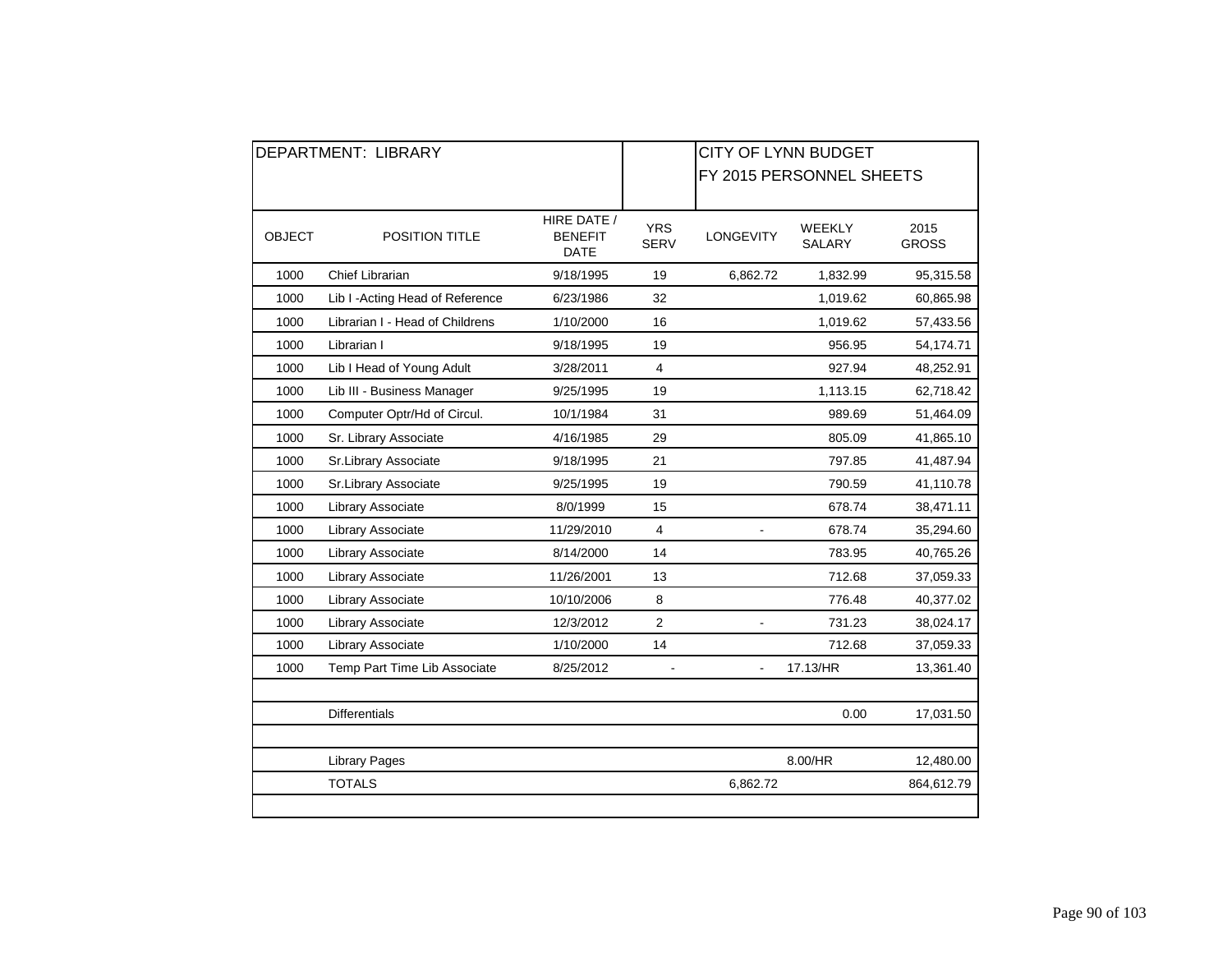| DEPARTMENT: LIBRARY | | | | CITY OF LYNN BUDGET<br>FY 2015 PERSONNEL SHEETS | | |
|---|---|---|---|---|---|---|
| OBJECT | POSITION TITLE | HIRE DATE / BENEFIT DATE | YRS SERV | LONGEVITY | WEEKLY SALARY | 2015 GROSS |
| 1000 | Chief Librarian | 9/18/1995 | 19 | 6,862.72 | 1,832.99 | 95,315.58 |
| 1000 | Lib I -Acting Head of Reference | 6/23/1986 | 32 | | 1,019.62 | 60,865.98 |
| 1000 | Librarian I - Head of Childrens | 1/10/2000 | 16 | | 1,019.62 | 57,433.56 |
| 1000 | Librarian I | 9/18/1995 | 19 | | 956.95 | 54,174.71 |
| 1000 | Lib I Head of Young Adult | 3/28/2011 | 4 | | 927.94 | 48,252.91 |
| 1000 | Lib III - Business Manager | 9/25/1995 | 19 | | 1,113.15 | 62,718.42 |
| 1000 | Computer Optr/Hd of Circul. | 10/1/1984 | 31 | | 989.69 | 51,464.09 |
| 1000 | Sr. Library Associate | 4/16/1985 | 29 | | 805.09 | 41,865.10 |
| 1000 | Sr.Library Associate | 9/18/1995 | 21 | | 797.85 | 41,487.94 |
| 1000 | Sr.Library Associate | 9/25/1995 | 19 | | 790.59 | 41,110.78 |
| 1000 | Library Associate | 8/0/1999 | 15 | | 678.74 | 38,471.11 |
| 1000 | Library Associate | 11/29/2010 | 4 | - | 678.74 | 35,294.60 |
| 1000 | Library Associate | 8/14/2000 | 14 | | 783.95 | 40,765.26 |
| 1000 | Library Associate | 11/26/2001 | 13 | | 712.68 | 37,059.33 |
| 1000 | Library Associate | 10/10/2006 | 8 | | 776.48 | 40,377.02 |
| 1000 | Library Associate | 12/3/2012 | 2 | - | 731.23 | 38,024.17 |
| 1000 | Library Associate | 1/10/2000 | 14 | | 712.68 | 37,059.33 |
| 1000 | Temp Part Time Lib Associate | 8/25/2012 | - | - | 17.13/HR | 13,361.40 |
| | | | | | | |
| | Differentials | | | | 0.00 | 17,031.50 |
| | | | | | | |
| | Library Pages | | | | 8.00/HR | 12,480.00 |
| | TOTALS | | | 6,862.72 | | 864,612.79 |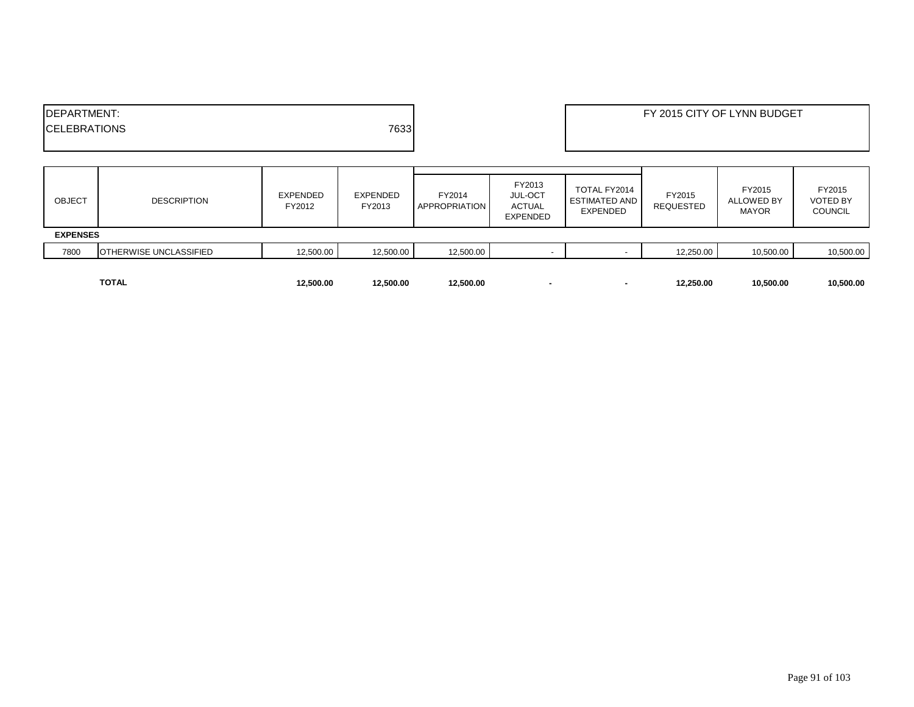| DEPARTMENT: | |
| --- | --- |
| CELEBRATIONS | 7633 |

FY 2015 CITY OF LYNN BUDGET

| OBJECT | DESCRIPTION | EXPENDED FY2012 | EXPENDED FY2013 | FY2014 APPROPRIATION | FY2013 JUL-OCT ACTUAL EXPENDED | TOTAL FY2014 ESTIMATED AND EXPENDED | FY2015 REQUESTED | FY2015 ALLOWED BY MAYOR | FY2015 VOTED BY COUNCIL |
| --- | --- | --- | --- | --- | --- | --- | --- | --- | --- |
| **EXPENSES** | | | | | | | | | |
| 7800 | OTHERWISE UNCLASSIFIED | 12,500.00 | 12,500.00 | 12,500.00 | - | - | 12,250.00 | 10,500.00 | 10,500.00 |
| | **TOTAL** | **12,500.00** | **12,500.00** | **12,500.00** | **-** | **-** | **12,250.00** | **10,500.00** | **10,500.00** |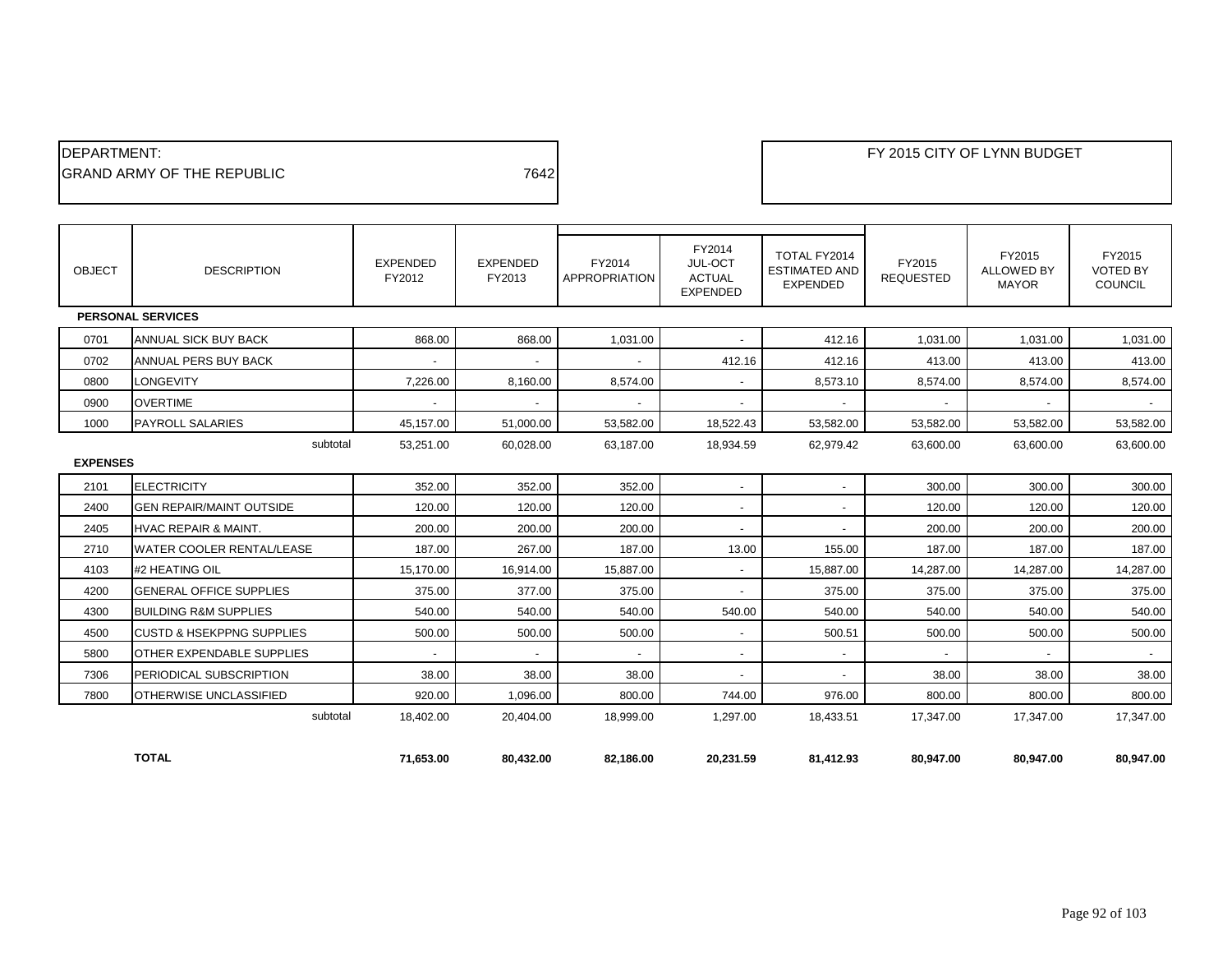DEPARTMENT:
GRAND ARMY OF THE REPUBLIC 7642

FY 2015 CITY OF LYNN BUDGET

| OBJECT | DESCRIPTION | EXPENDED FY2012 | EXPENDED FY2013 | FY2014 APPROPRIATION | FY2014 JUL-OCT ACTUAL EXPENDED | TOTAL FY2014 ESTIMATED AND EXPENDED | FY2015 REQUESTED | FY2015 ALLOWED BY MAYOR | FY2015 VOTED BY COUNCIL |
|---|---|---|---|---|---|---|---|---|---|
| **PERSONAL SERVICES** | | | | | | | | | |
| 0701 | ANNUAL SICK BUY BACK | 868.00 | 868.00 | 1,031.00 | - | 412.16 | 1,031.00 | 1,031.00 | 1,031.00 |
| 0702 | ANNUAL PERS BUY BACK | - | - | - | 412.16 | 412.16 | 413.00 | 413.00 | 413.00 |
| 0800 | LONGEVITY | 7,226.00 | 8,160.00 | 8,574.00 | - | 8,573.10 | 8,574.00 | 8,574.00 | 8,574.00 |
| 0900 | OVERTIME | - | - | - | - | - | - | - | - |
| 1000 | PAYROLL SALARIES | 45,157.00 | 51,000.00 | 53,582.00 | 18,522.43 | 53,582.00 | 53,582.00 | 53,582.00 | 53,582.00 |
| | subtotal | 53,251.00 | 60,028.00 | 63,187.00 | 18,934.59 | 62,979.42 | 63,600.00 | 63,600.00 | 63,600.00 |
| **EXPENSES** | | | | | | | | | |
| 2101 | ELECTRICITY | 352.00 | 352.00 | 352.00 | - | - | 300.00 | 300.00 | 300.00 |
| 2400 | GEN REPAIR/MAINT OUTSIDE | 120.00 | 120.00 | 120.00 | - | - | 120.00 | 120.00 | 120.00 |
| 2405 | HVAC REPAIR & MAINT. | 200.00 | 200.00 | 200.00 | - | - | 200.00 | 200.00 | 200.00 |
| 2710 | WATER COOLER RENTAL/LEASE | 187.00 | 267.00 | 187.00 | 13.00 | 155.00 | 187.00 | 187.00 | 187.00 |
| 4103 | #2 HEATING OIL | 15,170.00 | 16,914.00 | 15,887.00 | - | 15,887.00 | 14,287.00 | 14,287.00 | 14,287.00 |
| 4200 | GENERAL OFFICE SUPPLIES | 375.00 | 377.00 | 375.00 | - | 375.00 | 375.00 | 375.00 | 375.00 |
| 4300 | BUILDING R&M SUPPLIES | 540.00 | 540.00 | 540.00 | 540.00 | 540.00 | 540.00 | 540.00 | 540.00 |
| 4500 | CUSTD & HSEKPPNG SUPPLIES | 500.00 | 500.00 | 500.00 | - | 500.51 | 500.00 | 500.00 | 500.00 |
| 5800 | OTHER EXPENDABLE SUPPLIES | - | - | - | - | - | - | - | - |
| 7306 | PERIODICAL SUBSCRIPTION | 38.00 | 38.00 | 38.00 | - | - | 38.00 | 38.00 | 38.00 |
| 7800 | OTHERWISE UNCLASSIFIED | 920.00 | 1,096.00 | 800.00 | 744.00 | 976.00 | 800.00 | 800.00 | 800.00 |
| | subtotal | 18,402.00 | 20,404.00 | 18,999.00 | 1,297.00 | 18,433.51 | 17,347.00 | 17,347.00 | 17,347.00 |
| | **TOTAL** | **71,653.00** | **80,432.00** | **82,186.00** | **20,231.59** | **81,412.93** | **80,947.00** | **80,947.00** | **80,947.00** |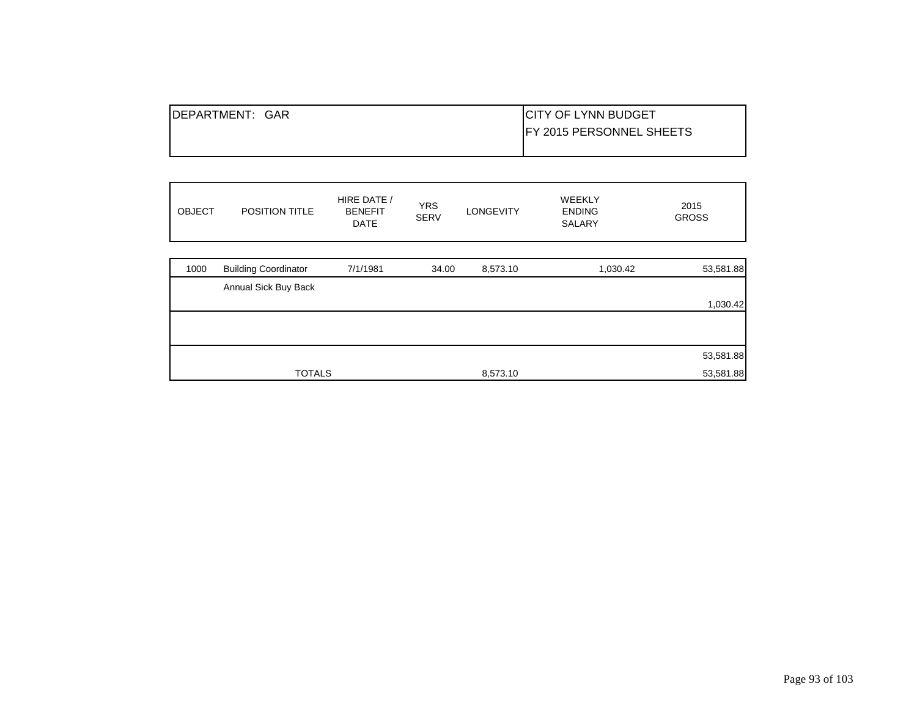| DEPARTMENT: GAR | CITY OF LYNN BUDGET<br>FY 2015 PERSONNEL SHEETS |
|---|---|

| OBJECT | POSITION TITLE | HIRE DATE / BENEFIT DATE | YRS SERV | LONGEVITY | WEEKLY ENDING SALARY | 2015 GROSS |
|---|---|---|---|---|---|---|
| 1000 | Building Coordinator | 7/1/1981 | 34.00 | 8,573.10 | 1,030.42 | 53,581.88 |
| | Annual Sick Buy Back | | | | | |
| | | | | | | 1,030.42 |
| | | | | | | |
| | | | | | | 53,581.88 |
| | TOTALS | | | 8,573.10 | | 53,581.88 |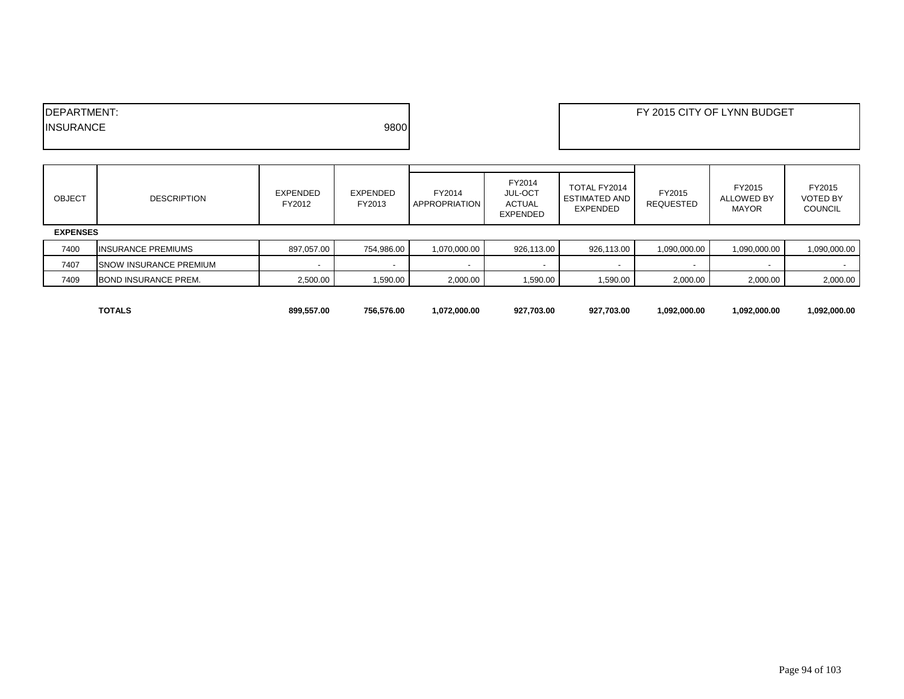| DEPARTMENT: | |
|---|---|
| INSURANCE | 9800 |

FY 2015 CITY OF LYNN BUDGET

| OBJECT | DESCRIPTION | EXPENDED FY2012 | EXPENDED FY2013 | FY2014 APPROPRIATION | FY2014 JUL-OCT ACTUAL EXPENDED | TOTAL FY2014 ESTIMATED AND EXPENDED | FY2015 REQUESTED | FY2015 ALLOWED BY MAYOR | FY2015 VOTED BY COUNCIL |
|---|---|---|---|---|---|---|---|---|---|
| **EXPENSES** | | | | | | | | | |
| 7400 | INSURANCE PREMIUMS | 897,057.00 | 754,986.00 | 1,070,000.00 | 926,113.00 | 926,113.00 | 1,090,000.00 | 1,090,000.00 | 1,090,000.00 |
| 7407 | SNOW INSURANCE PREMIUM | - | - | - | - | - | - | - | - |
| 7409 | BOND INSURANCE PREM. | 2,500.00 | 1,590.00 | 2,000.00 | 1,590.00 | 1,590.00 | 2,000.00 | 2,000.00 | 2,000.00 |
| | **TOTALS** | **899,557.00** | **756,576.00** | **1,072,000.00** | **927,703.00** | **927,703.00** | **1,092,000.00** | **1,092,000.00** | **1,092,000.00** |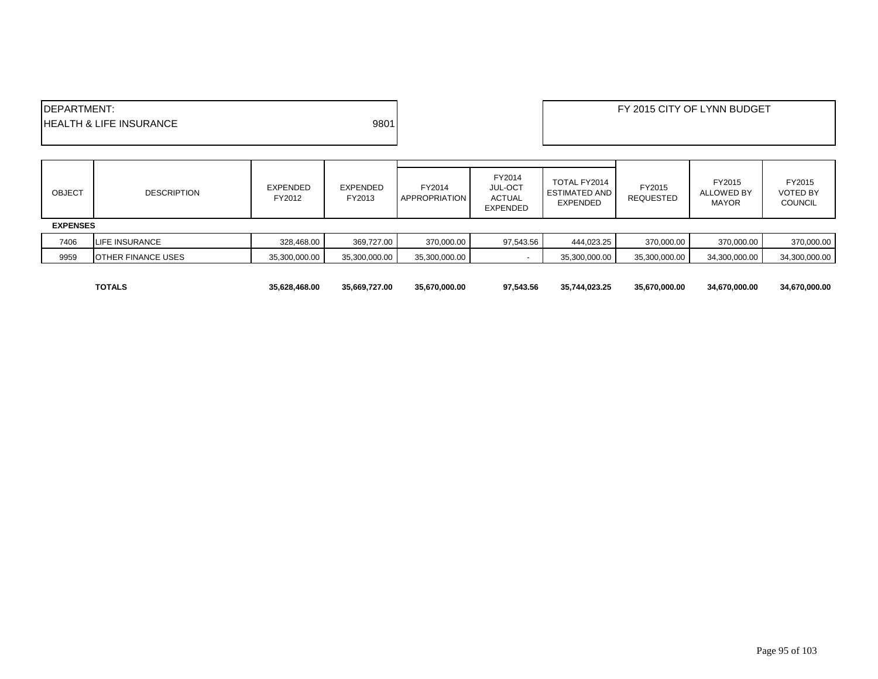| DEPARTMENT: | |
| --- | --- |
| HEALTH & LIFE INSURANCE | 9801 |

FY 2015 CITY OF LYNN BUDGET

| OBJECT | DESCRIPTION | EXPENDED FY2012 | EXPENDED FY2013 | FY2014 APPROPRIATION | FY2014 JUL-OCT ACTUAL EXPENDED | TOTAL FY2014 ESTIMATED AND EXPENDED | FY2015 REQUESTED | FY2015 ALLOWED BY MAYOR | FY2015 VOTED BY COUNCIL |
| --- | --- | --- | --- | --- | --- | --- | --- | --- | --- |
| **EXPENSES** | | | | | | | | | |
| 7406 | LIFE INSURANCE | 328,468.00 | 369,727.00 | 370,000.00 | 97,543.56 | 444,023.25 | 370,000.00 | 370,000.00 | 370,000.00 |
| 9959 | OTHER FINANCE USES | 35,300,000.00 | 35,300,000.00 | 35,300,000.00 | - | 35,300,000.00 | 35,300,000.00 | 34,300,000.00 | 34,300,000.00 |
| | **TOTALS** | **35,628,468.00** | **35,669,727.00** | **35,670,000.00** | **97,543.56** | **35,744,023.25** | **35,670,000.00** | **34,670,000.00** | **34,670,000.00** |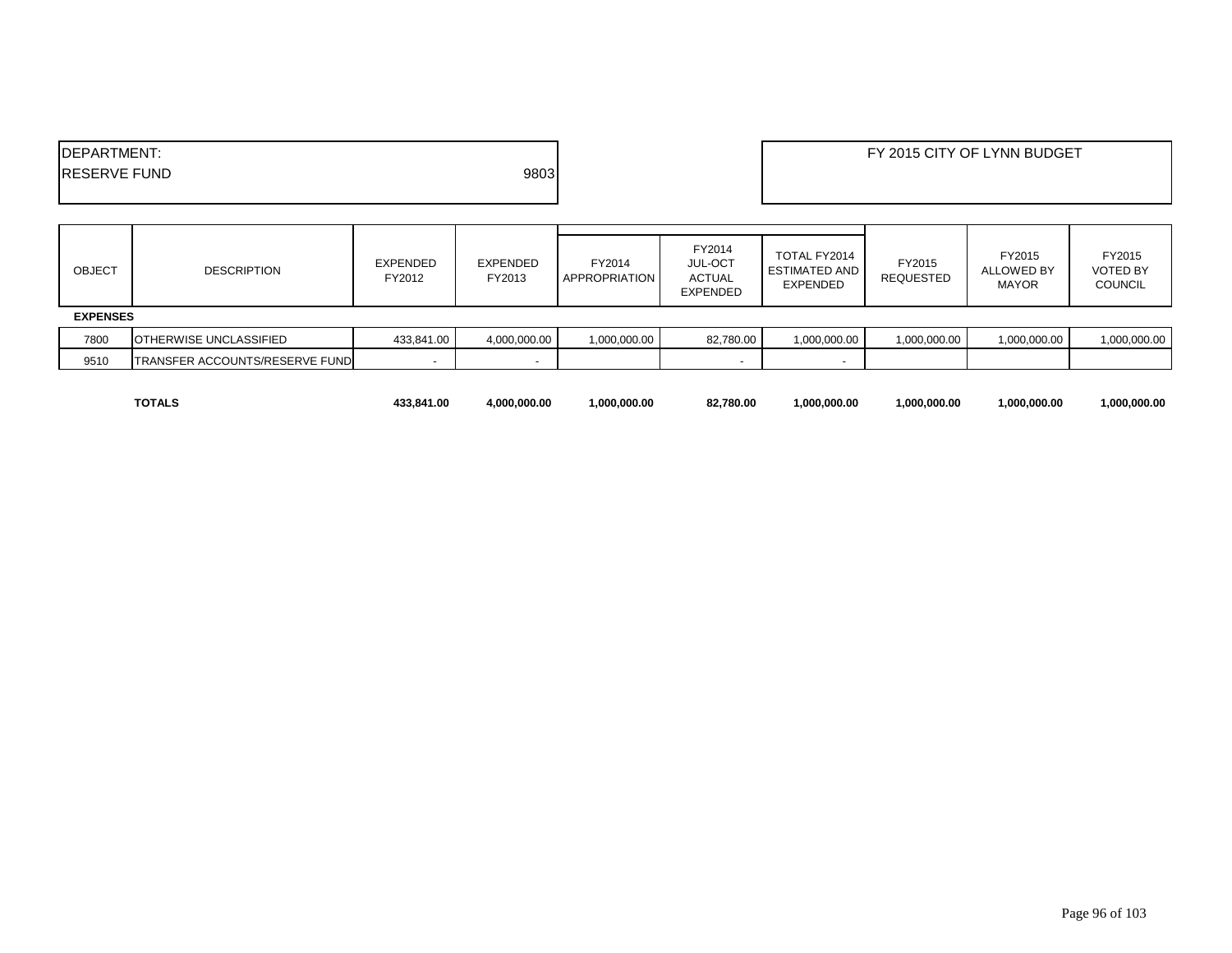| DEPARTMENT: | | FY 2015 CITY OF LYNN BUDGET |
|---|---|---|
| RESERVE FUND | 9803 | |

| OBJECT | DESCRIPTION | EXPENDED FY2012 | EXPENDED FY2013 | FY2014 APPROPRIATION | FY2014 JUL-OCT ACTUAL EXPENDED | TOTAL FY2014 ESTIMATED AND EXPENDED | FY2015 REQUESTED | FY2015 ALLOWED BY MAYOR | FY2015 VOTED BY COUNCIL |
|---|---|---|---|---|---|---|---|---|---|
| **EXPENSES** | | | | | | | | | |
| 7800 | OTHERWISE UNCLASSIFIED | 433,841.00 | 4,000,000.00 | 1,000,000.00 | 82,780.00 | 1,000,000.00 | 1,000,000.00 | 1,000,000.00 | 1,000,000.00 |
| 9510 | TRANSFER ACCOUNTS/RESERVE FUND | - | - | | - | - | | | |
| | **TOTALS** | **433,841.00** | **4,000,000.00** | **1,000,000.00** | **82,780.00** | **1,000,000.00** | **1,000,000.00** | **1,000,000.00** | **1,000,000.00** |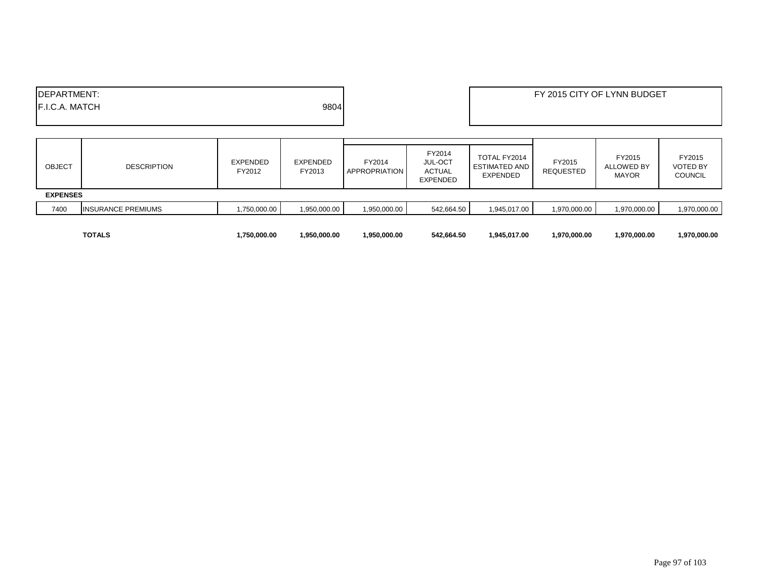DEPARTMENT:
F.I.C.A. MATCH 9804

FY 2015 CITY OF LYNN BUDGET

| OBJECT | DESCRIPTION | EXPENDED FY2012 | EXPENDED FY2013 | FY2014 APPROPRIATION | FY2014 JUL-OCT ACTUAL EXPENDED | TOTAL FY2014 ESTIMATED AND EXPENDED | FY2015 REQUESTED | FY2015 ALLOWED BY MAYOR | FY2015 VOTED BY COUNCIL |
|---|---|---|---|---|---|---|---|---|---|
| **EXPENSES** | | | | | | | | | |
| 7400 | INSURANCE PREMIUMS | 1,750,000.00 | 1,950,000.00 | 1,950,000.00 | 542,664.50 | 1,945,017.00 | 1,970,000.00 | 1,970,000.00 | 1,970,000.00 |
| | **TOTALS** | **1,750,000.00** | **1,950,000.00** | **1,950,000.00** | **542,664.50** | **1,945,017.00** | **1,970,000.00** | **1,970,000.00** | **1,970,000.00** |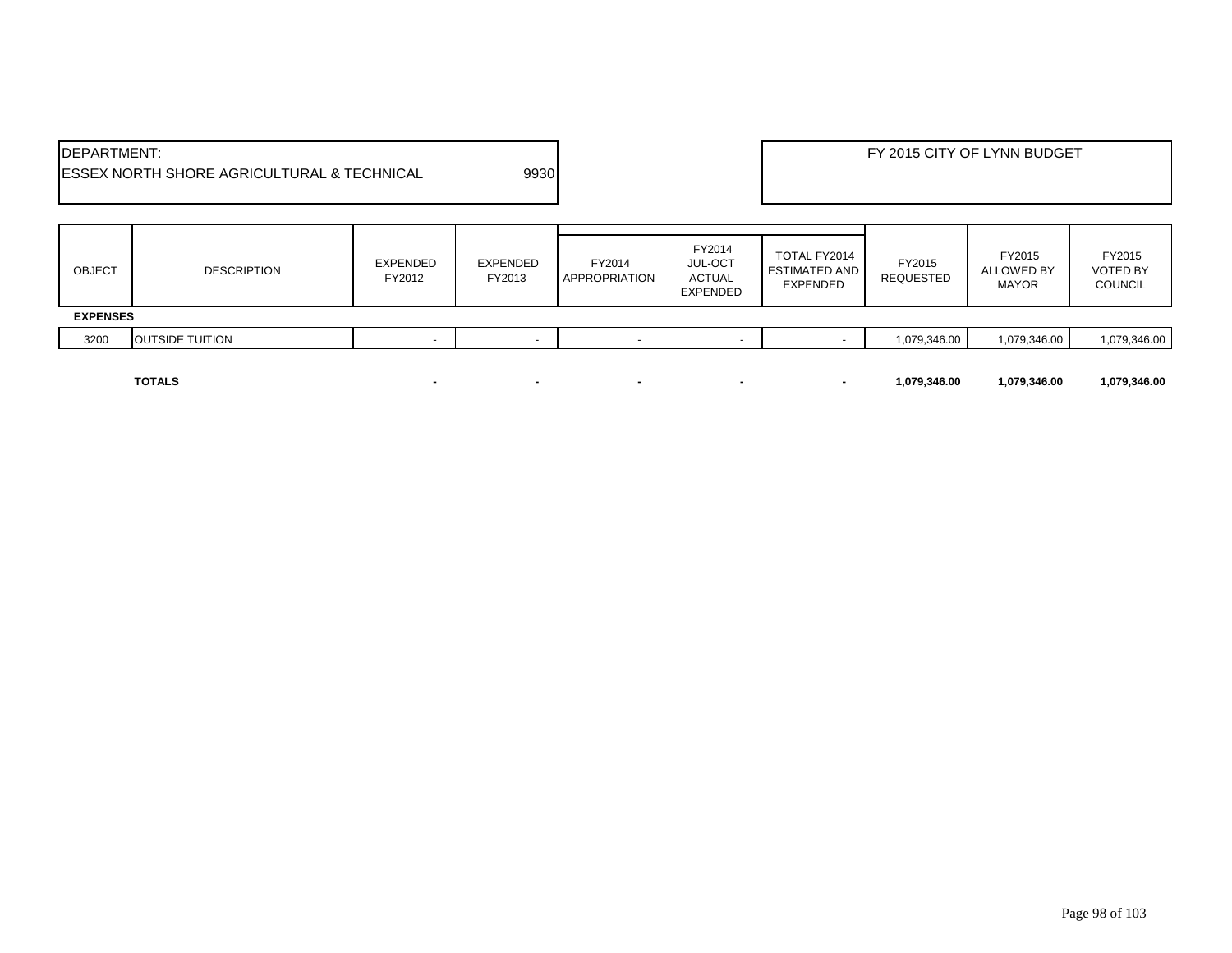DEPARTMENT:
ESSEX NORTH SHORE AGRICULTURAL & TECHNICAL 9930

FY 2015 CITY OF LYNN BUDGET

| OBJECT | DESCRIPTION | EXPENDED FY2012 | EXPENDED FY2013 | FY2014 APPROPRIATION | FY2014 JUL-OCT ACTUAL EXPENDED | TOTAL FY2014 ESTIMATED AND EXPENDED | FY2015 REQUESTED | FY2015 ALLOWED BY MAYOR | FY2015 VOTED BY COUNCIL |
|---|---|---|---|---|---|---|---|---|---|
| **EXPENSES** | | | | | | | | | |
| 3200 | OUTSIDE TUITION | - | - | - | - | - | 1,079,346.00 | 1,079,346.00 | 1,079,346.00 |
| | **TOTALS** | **-** | **-** | **-** | **-** | **-** | **1,079,346.00** | **1,079,346.00** | **1,079,346.00** |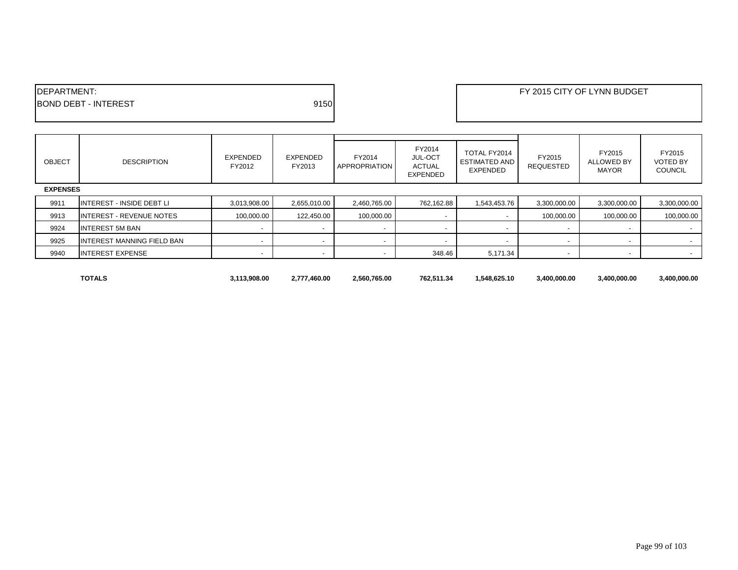DEPARTMENT:
BOND DEBT - INTEREST 9150

FY 2015 CITY OF LYNN BUDGET

| OBJECT | DESCRIPTION | EXPENDED FY2012 | EXPENDED FY2013 | FY2014 APPROPRIATION | FY2014 JUL-OCT ACTUAL EXPENDED | TOTAL FY2014 ESTIMATED AND EXPENDED | FY2015 REQUESTED | FY2015 ALLOWED BY MAYOR | FY2015 VOTED BY COUNCIL |
|---|---|---|---|---|---|---|---|---|---|
| **EXPENSES** | | | | | | | | | |
| 9911 | INTEREST - INSIDE DEBT LI | 3,013,908.00 | 2,655,010.00 | 2,460,765.00 | 762,162.88 | 1,543,453.76 | 3,300,000.00 | 3,300,000.00 | 3,300,000.00 |
| 9913 | INTEREST - REVENUE NOTES | 100,000.00 | 122,450.00 | 100,000.00 | - | - | 100,000.00 | 100,000.00 | 100,000.00 |
| 9924 | INTEREST 5M BAN | - | - | - | - | - | - | - | - |
| 9925 | INTEREST MANNING FIELD BAN | - | - | - | - | - | - | - | - |
| 9940 | INTEREST EXPENSE | - | - | - | 348.46 | 5,171.34 | - | - | - |
| | **TOTALS** | **3,113,908.00** | **2,777,460.00** | **2,560,765.00** | **762,511.34** | **1,548,625.10** | **3,400,000.00** | **3,400,000.00** | **3,400,000.00** |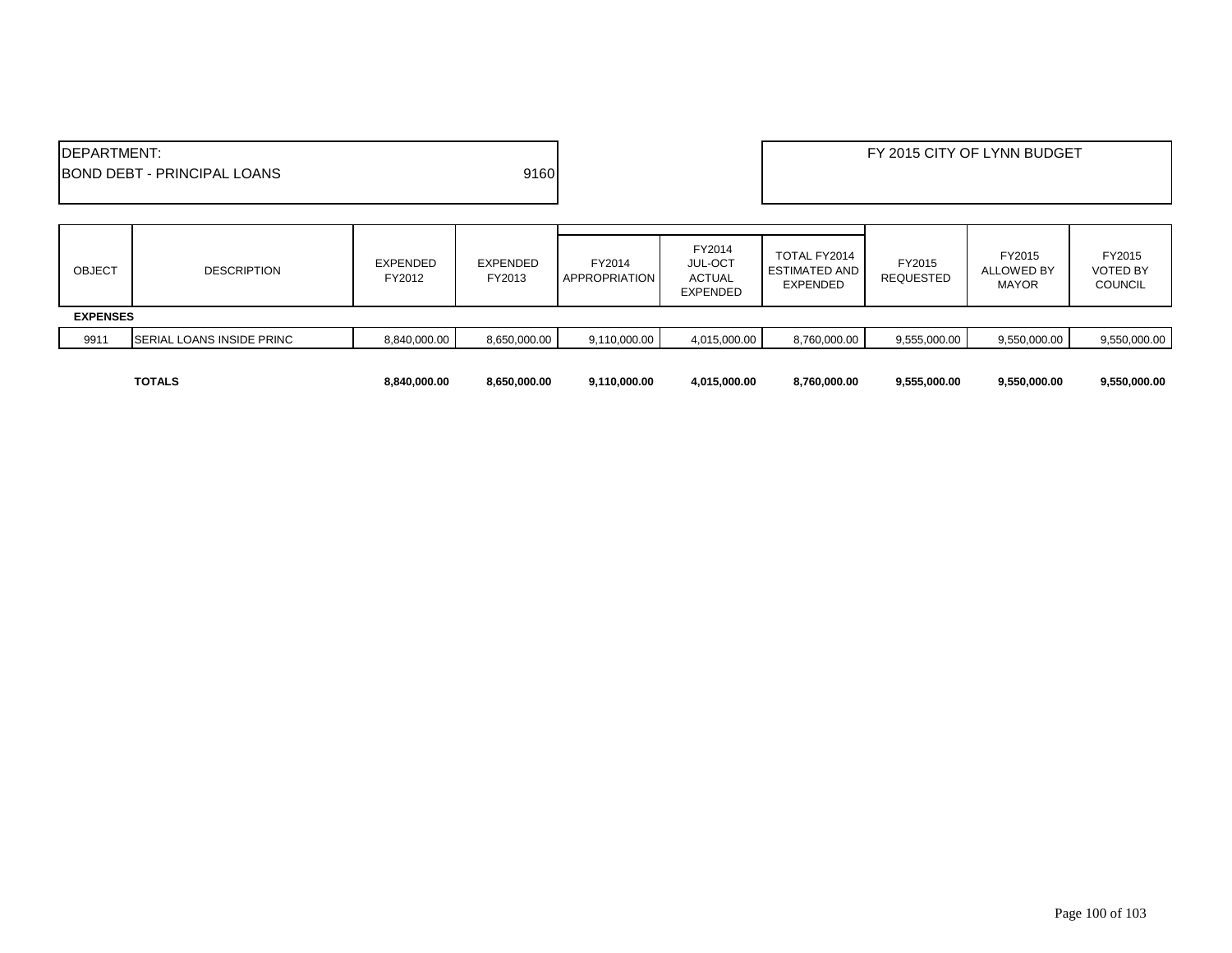| DEPARTMENT: | | FY 2015 CITY OF LYNN BUDGET |
|---|---|---|
| BOND DEBT - PRINCIPAL LOANS | 9160 | |

| OBJECT | DESCRIPTION | EXPENDED FY2012 | EXPENDED FY2013 | FY2014 APPROPRIATION | FY2014 JUL-OCT ACTUAL EXPENDED | TOTAL FY2014 ESTIMATED AND EXPENDED | FY2015 REQUESTED | FY2015 ALLOWED BY MAYOR | FY2015 VOTED BY COUNCIL |
|---|---|---|---|---|---|---|---|---|---|
| **EXPENSES** | | | | | | | | | |
| 9911 | SERIAL LOANS INSIDE PRINC | 8,840,000.00 | 8,650,000.00 | 9,110,000.00 | 4,015,000.00 | 8,760,000.00 | 9,555,000.00 | 9,550,000.00 | 9,550,000.00 |
| | **TOTALS** | **8,840,000.00** | **8,650,000.00** | **9,110,000.00** | **4,015,000.00** | **8,760,000.00** | **9,555,000.00** | **9,550,000.00** | **9,550,000.00** |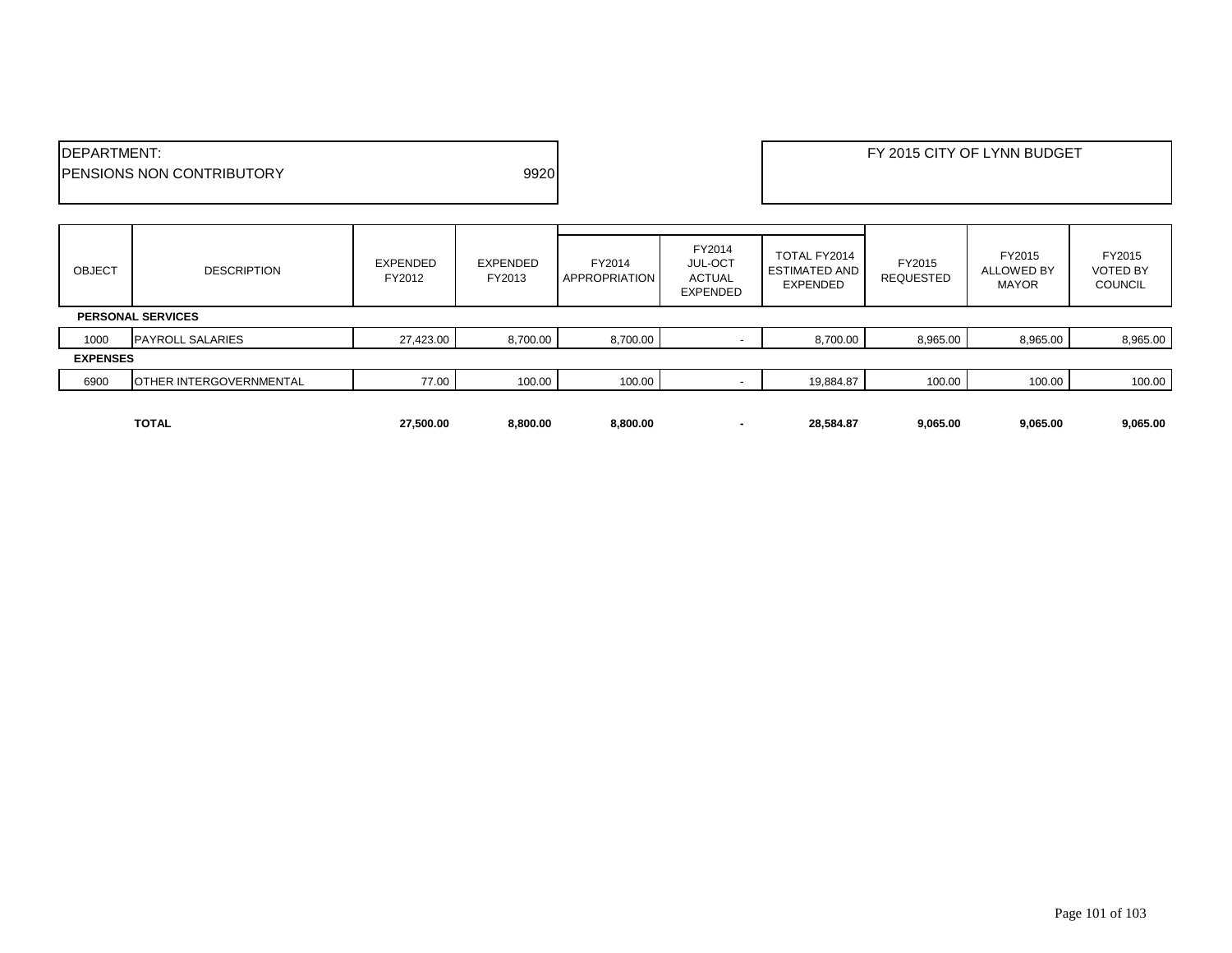| DEPARTMENT: | | FY 2015 CITY OF LYNN BUDGET |
|---|---|---|
| PENSIONS NON CONTRIBUTORY | 9920 | |

| OBJECT | DESCRIPTION | EXPENDED FY2012 | EXPENDED FY2013 | FY2014 APPROPRIATION | FY2014 JUL-OCT ACTUAL EXPENDED | TOTAL FY2014 ESTIMATED AND EXPENDED | FY2015 REQUESTED | FY2015 ALLOWED BY MAYOR | FY2015 VOTED BY COUNCIL |
|---|---|---|---|---|---|---|---|---|---|
| **PERSONAL SERVICES** | | | | | | | | | |
| 1000 | PAYROLL SALARIES | 27,423.00 | 8,700.00 | 8,700.00 | - | 8,700.00 | 8,965.00 | 8,965.00 | 8,965.00 |
| **EXPENSES** | | | | | | | | | |
| 6900 | OTHER INTERGOVERNMENTAL | 77.00 | 100.00 | 100.00 | - | 19,884.87 | 100.00 | 100.00 | 100.00 |
| | **TOTAL** | **27,500.00** | **8,800.00** | **8,800.00** | **-** | **28,584.87** | **9,065.00** | **9,065.00** | **9,065.00** |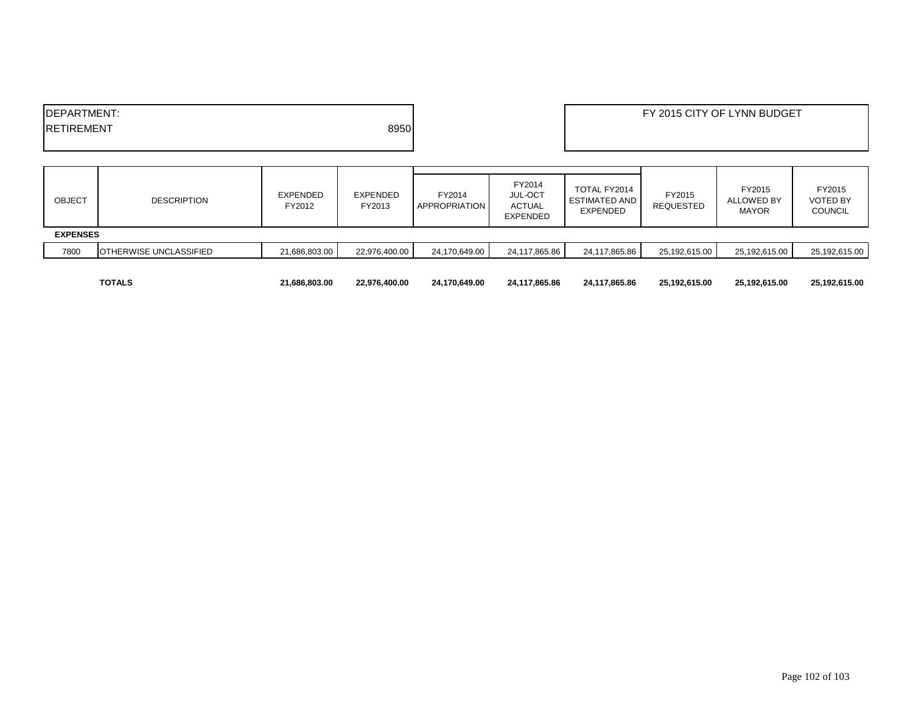| DEPARTMENT: | | FY 2015 CITY OF LYNN BUDGET |
|---|---|---|
| RETIREMENT | 8950 | |

| OBJECT | DESCRIPTION | EXPENDED FY2012 | EXPENDED FY2013 | FY2014 APPROPRIATION | FY2014 JUL-OCT ACTUAL EXPENDED | TOTAL FY2014 ESTIMATED AND EXPENDED | FY2015 REQUESTED | FY2015 ALLOWED BY MAYOR | FY2015 VOTED BY COUNCIL |
|---|---|---|---|---|---|---|---|---|---|
| **EXPENSES** | | | | | | | | | |
| 7800 | OTHERWISE UNCLASSIFIED | 21,686,803.00 | 22,976,400.00 | 24,170,649.00 | 24,117,865.86 | 24,117,865.86 | 25,192,615.00 | 25,192,615.00 | 25,192,615.00 |
| | **TOTALS** | **21,686,803.00** | **22,976,400.00** | **24,170,649.00** | **24,117,865.86** | **24,117,865.86** | **25,192,615.00** | **25,192,615.00** | **25,192,615.00** |